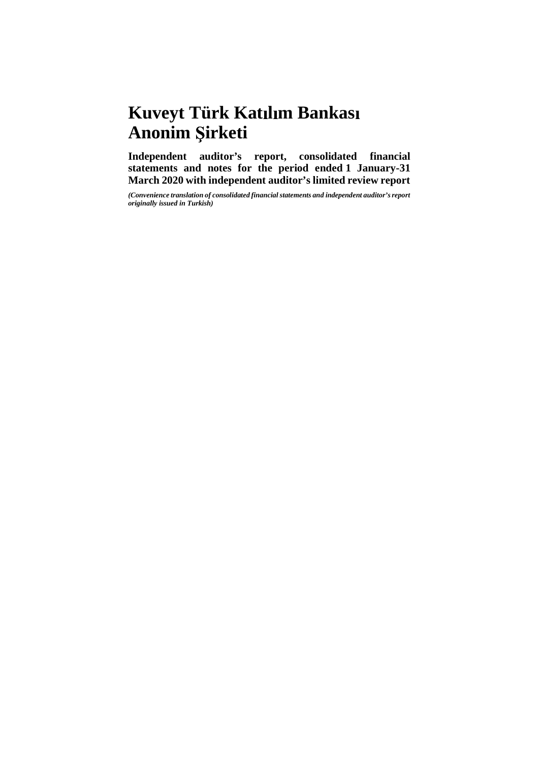# Kuveyt Türk Katılım Bankası Anonim Şirketi

**Independent auditor's report, consolidated financial statements and notes for the period ended 1 January-31 March 2020 with independent auditor's limited review report**

***(Convenience translation of consolidated financial statements and independent auditor's report originally issued in Turkish)***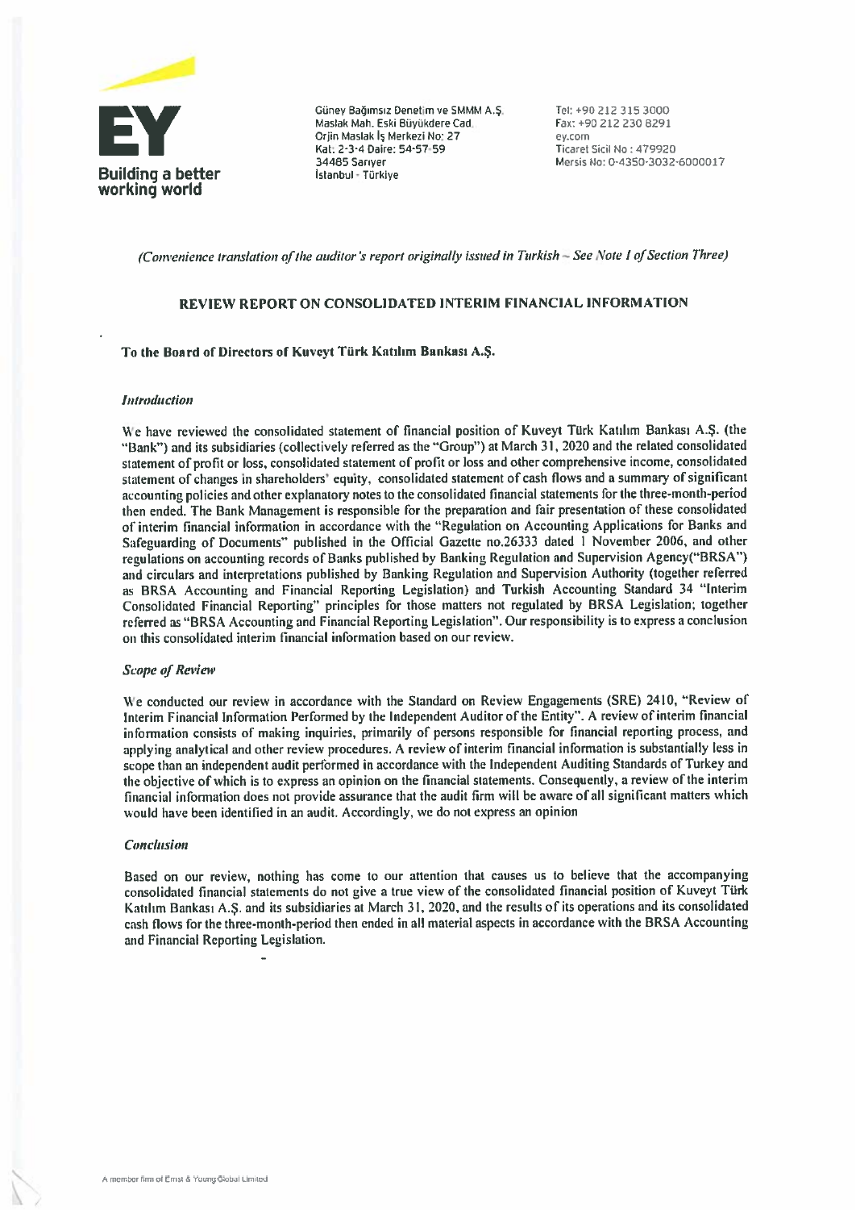EY

Building a better working world

Güney Bağımsız Denetim ve SMMM A.Ş.
Maslak Mah. Eski Büyükdere Cad.
Orjin Maslak İş Merkezi No: 27
Kat: 2-3-4 Daire: 54-57-59
34485 Sarıyer
İstanbul - Türkiye

Tel: +90 212 315 3000
Fax: +90 212 230 8291
ey.com
Ticaret Sicil No : 479920
Mersis No: 0-4350-3032-6000017

*(Convenience translation of the auditor's report originally issued in Turkish – See Note I of Section Three)*

## REVIEW REPORT ON CONSOLIDATED INTERIM FINANCIAL INFORMATION

**To the Board of Directors of Kuveyt Türk Katılım Bankası A.Ş.**

### *Introduction*

We have reviewed the consolidated statement of financial position of Kuveyt Türk Katılım Bankası A.Ş. (the "Bank") and its subsidiaries (collectively referred as the "Group") at March 31, 2020 and the related consolidated statement of profit or loss, consolidated statement of profit or loss and other comprehensive income, consolidated statement of changes in shareholders' equity, consolidated statement of cash flows and a summary of significant accounting policies and other explanatory notes to the consolidated financial statements for the three-month-period then ended. The Bank Management is responsible for the preparation and fair presentation of these consolidated of interim financial information in accordance with the "Regulation on Accounting Applications for Banks and Safeguarding of Documents" published in the Official Gazette no.26333 dated 1 November 2006, and other regulations on accounting records of Banks published by Banking Regulation and Supervision Agency("BRSA") and circulars and interpretations published by Banking Regulation and Supervision Authority (together referred as BRSA Accounting and Financial Reporting Legislation) and Turkish Accounting Standard 34 "Interim Consolidated Financial Reporting" principles for those matters not regulated by BRSA Legislation; together referred as "BRSA Accounting and Financial Reporting Legislation". Our responsibility is to express a conclusion on this consolidated interim financial information based on our review.

### *Scope of Review*

We conducted our review in accordance with the Standard on Review Engagements (SRE) 2410, "Review of Interim Financial Information Performed by the Independent Auditor of the Entity". A review of interim financial information consists of making inquiries, primarily of persons responsible for financial reporting process, and applying analytical and other review procedures. A review of interim financial information is substantially less in scope than an independent audit performed in accordance with the Independent Auditing Standards of Turkey and the objective of which is to express an opinion on the financial statements. Consequently, a review of the interim financial information does not provide assurance that the audit firm will be aware of all significant matters which would have been identified in an audit. Accordingly, we do not express an opinion

### *Conclusion*

Based on our review, nothing has come to our attention that causes us to believe that the accompanying consolidated financial statements do not give a true view of the consolidated financial position of Kuveyt Türk Katılım Bankası A.Ş. and its subsidiaries at March 31, 2020, and the results of its operations and its consolidated cash flows for the three-month-period then ended in all material aspects in accordance with the BRSA Accounting and Financial Reporting Legislation.

A member firm of Ernst & Young Global Limited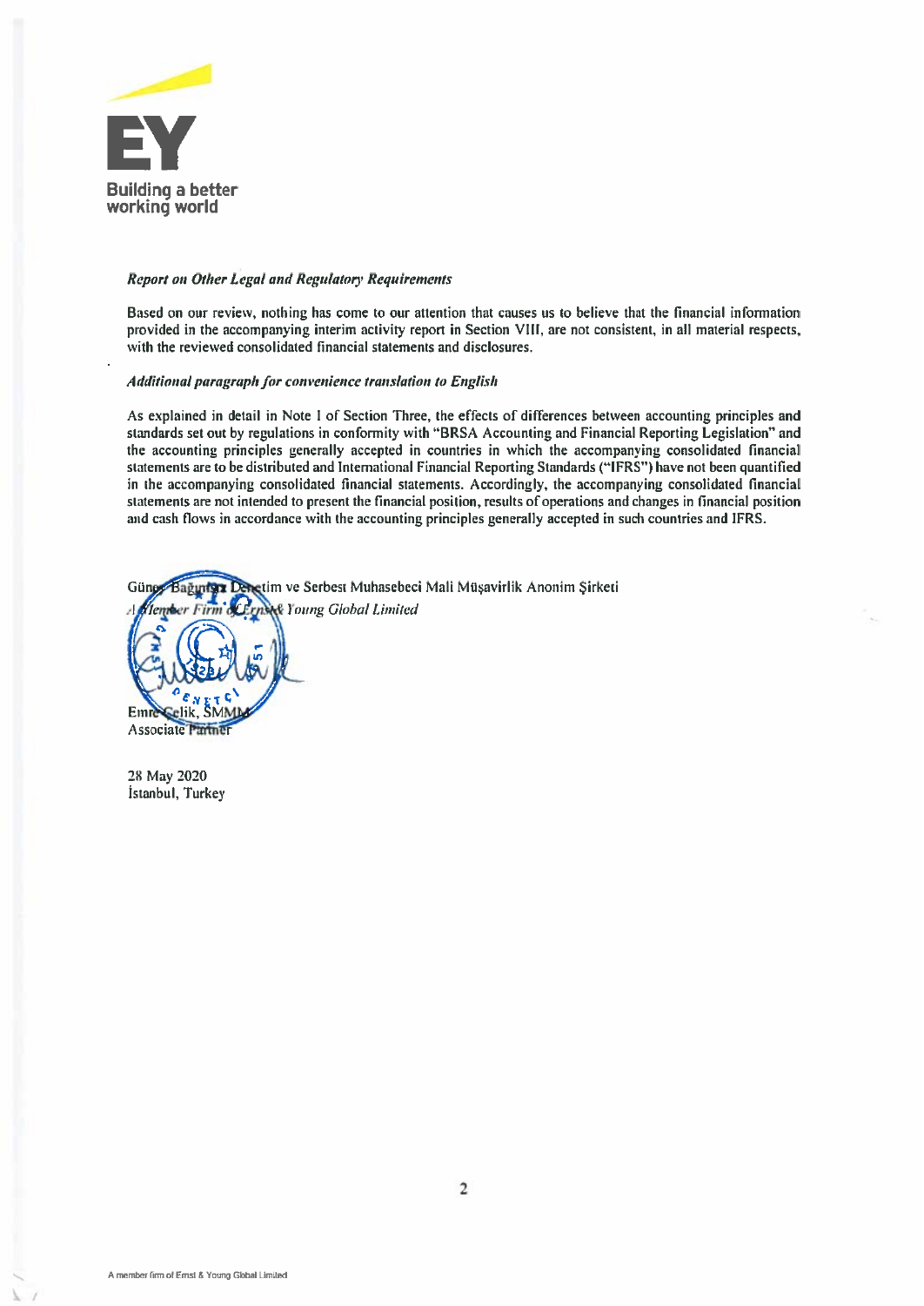***Report on Other Legal and Regulatory Requirements***

Based on our review, nothing has come to our attention that causes us to believe that the financial information provided in the accompanying interim activity report in Section VIII, are not consistent, in all material respects, with the reviewed consolidated financial statements and disclosures.

***Additional paragraph for convenience translation to English***

As explained in detail in Note I of Section Three, the effects of differences between accounting principles and standards set out by regulations in conformity with "BRSA Accounting and Financial Reporting Legislation" and the accounting principles generally accepted in countries in which the accompanying consolidated financial statements are to be distributed and International Financial Reporting Standards ("IFRS") have not been quantified in the accompanying consolidated financial statements. Accordingly, the accompanying consolidated financial statements are not intended to present the financial position, results of operations and changes in financial position and cash flows in accordance with the accounting principles generally accepted in such countries and IFRS.

Güney Bağımsız Denetim ve Serbest Muhasebeci Mali Müşavirlik Anonim Şirketi
*A Member Firm of Ernst & Young Global Limited*

Emre Çelik, SMMM
Associate Partner

28 May 2020
İstanbul, Turkey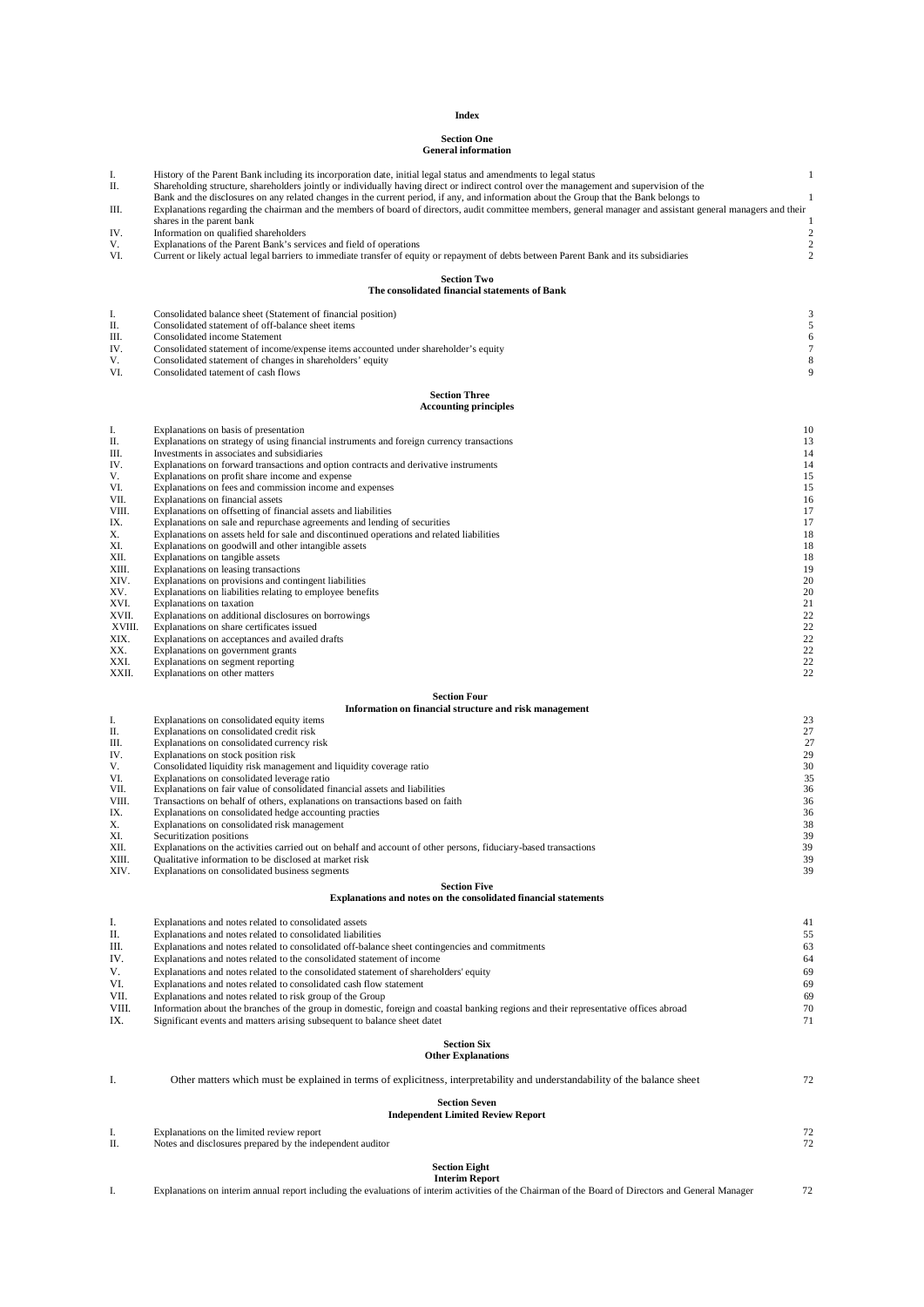**Index**

**Section One**
**General information**

| | | |
|---|---|---|
| I. | History of the Parent Bank including its incorporation date, initial legal status and amendments to legal status | 1 |
| II. | Shareholding structure, shareholders jointly or individually having direct or indirect control over the management and supervision of the Bank and the disclosures on any related changes in the current period, if any, and information about the Group that the Bank belongs to | 1 |
| III. | Explanations regarding the chairman and the members of board of directors, audit committee members, general manager and assistant general managers and their shares in the parent bank | 1 |
| IV. | Information on qualified shareholders | 2 |
| V. | Explanations of the Parent Bank's services and field of operations | 2 |
| VI. | Current or likely actual legal barriers to immediate transfer of equity or repayment of debts between Parent Bank and its subsidiaries | 2 |

**Section Two**
**The consolidated financial statements of Bank**

| | | |
|---|---|---|
| I. | Consolidated balance sheet (Statement of financial position) | 3 |
| II. | Consolidated statement of off-balance sheet items | 5 |
| III. | Consolidated income Statement | 6 |
| IV. | Consolidated statement of income/expense items accounted under shareholder's equity | 7 |
| V. | Consolidated statement of changes in shareholders' equity | 8 |
| VI. | Consolidated tatement of cash flows | 9 |

**Section Three**
**Accounting principles**

| | | |
|---|---|---|
| I. | Explanations on basis of presentation | 10 |
| II. | Explanations on strategy of using financial instruments and foreign currency transactions | 13 |
| III. | Investments in associates and subsidiaries | 14 |
| IV. | Explanations on forward transactions and option contracts and derivative instruments | 14 |
| V. | Explanations on profit share income and expense | 15 |
| VI. | Explanations on fees and commission income and expenses | 15 |
| VII. | Explanations on financial assets | 16 |
| VIII. | Explanations on offsetting of financial assets and liabilities | 17 |
| IX. | Explanations on sale and repurchase agreements and lending of securities | 17 |
| X. | Explanations on assets held for sale and discontinued operations and related liabilities | 18 |
| XI. | Explanations on goodwill and other intangible assets | 18 |
| XII. | Explanations on tangible assets | 18 |
| XIII. | Explanations on leasing transactions | 19 |
| XIV. | Explanations on provisions and contingent liabilities | 20 |
| XV. | Explanations on liabilities relating to employee benefits | 20 |
| XVI. | Explanations on taxation | 21 |
| XVII. | Explanations on additional disclosures on borrowings | 22 |
| XVIII. | Explanations on share certificates issued | 22 |
| XIX. | Explanations on acceptances and availed drafts | 22 |
| XX. | Explanations on government grants | 22 |
| XXI. | Explanations on segment reporting | 22 |
| XXII. | Explanations on other matters | 22 |

**Section Four**
**Information on financial structure and risk management**

| | | |
|---|---|---|
| I. | Explanations on consolidated equity items | 23 |
| II. | Explanations on consolidated credit risk | 27 |
| III. | Explanations on consolidated currency risk | 27 |
| IV. | Explanations on stock position risk | 29 |
| V. | Consolidated liquidity risk management and liquidity coverage ratio | 30 |
| VI. | Explanations on consolidated leverage ratio | 35 |
| VII. | Explanations on fair value of consolidated financial assets and liabilities | 36 |
| VIII. | Transactions on behalf of others, explanations on transactions based on faith | 36 |
| IX. | Explanations on consolidated hedge accounting practies | 36 |
| X. | Explanations on consolidated risk management | 38 |
| XI. | Securitization positions | 39 |
| XII. | Explanations on the activities carried out on behalf and account of other persons, fiduciary-based transactions | 39 |
| XIII. | Qualitative information to be disclosed at market risk | 39 |
| XIV. | Explanations on consolidated business segments | 39 |

**Section Five**
**Explanations and notes on the consolidated financial statements**

| | | |
|---|---|---|
| I. | Explanations and notes related to consolidated assets | 41 |
| II. | Explanations and notes related to consolidated liabilities | 55 |
| III. | Explanations and notes related to consolidated off-balance sheet contingencies and commitments | 63 |
| IV. | Explanations and notes related to the consolidated statement of income | 64 |
| V. | Explanations and notes related to the consolidated statement of shareholders' equity | 69 |
| VI. | Explanations and notes related to consolidated cash flow statement | 69 |
| VII. | Explanations and notes related to risk group of the Group | 69 |
| VIII. | Information about the branches of the group in domestic, foreign and coastal banking regions and their representative offices abroad | 70 |
| IX. | Significant events and matters arising subsequent to balance sheet datet | 71 |

**Section Six**
**Other Explanations**

| | | |
|---|---|---|
| I. | Other matters which must be explained in terms of explicitness, interpretability and understandability of the balance sheet | 72 |

**Section Seven**
**Independent Limited Review Report**

| | | |
|---|---|---|
| I. | Explanations on the limited review report | 72 |
| II. | Notes and disclosures prepared by the independent auditor | 72 |

**Section Eight**
**Interim Report**

| | | |
|---|---|---|
| I. | Explanations on interim annual report including the evaluations of interim activities of the Chairman of the Board of Directors and General Manager | 72 |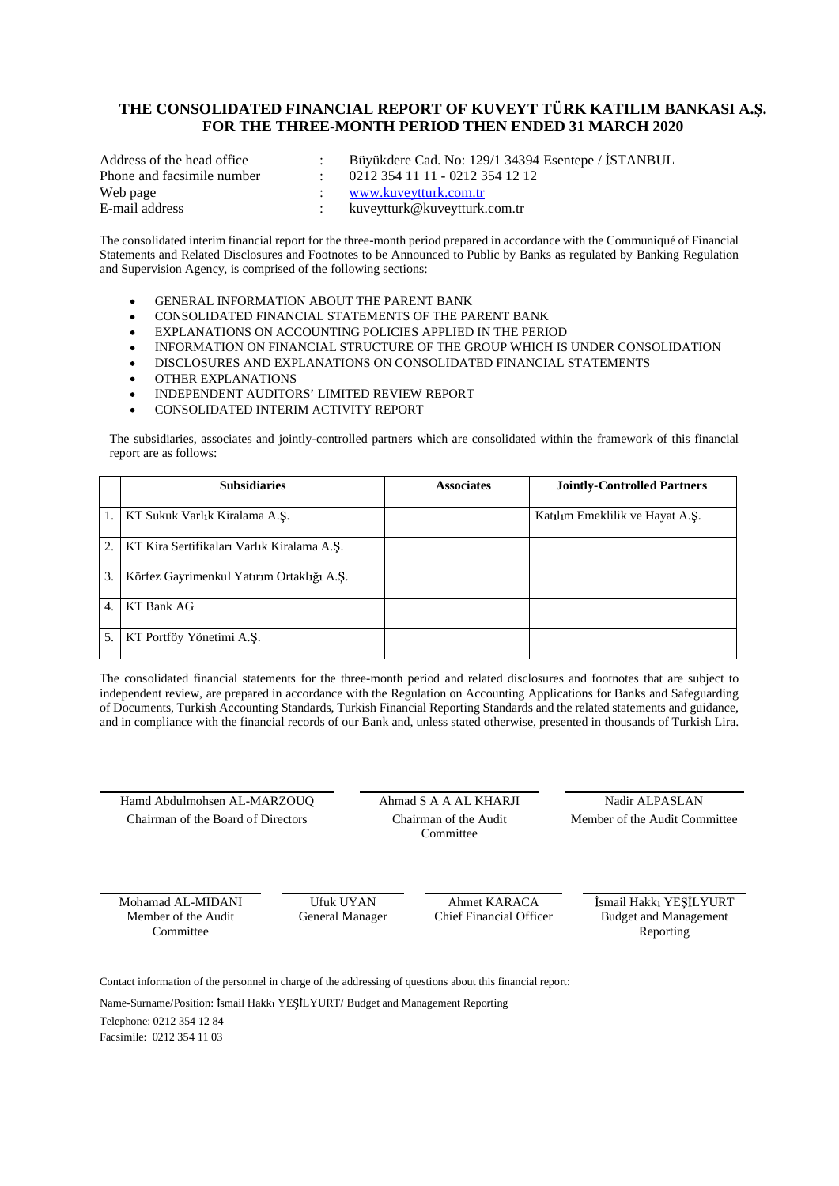# THE CONSOLIDATED FINANCIAL REPORT OF KUVEYT TÜRK KATILIM BANKASI A.Ş. FOR THE THREE-MONTH PERIOD THEN ENDED 31 MARCH 2020

| | | |
|---|---|---|
| Address of the head office | : | Büyükdere Cad. No: 129/1 34394 Esentepe / İSTANBUL |
| Phone and facsimile number | : | 0212 354 11 11 - 0212 354 12 12 |
| Web page | : | www.kuveytturk.com.tr |
| E-mail address | : | kuveytturk@kuveytturk.com.tr |

The consolidated interim financial report for the three-month period prepared in accordance with the Communiqué of Financial Statements and Related Disclosures and Footnotes to be Announced to Public by Banks as regulated by Banking Regulation and Supervision Agency, is comprised of the following sections:

- GENERAL INFORMATION ABOUT THE PARENT BANK
- CONSOLIDATED FINANCIAL STATEMENTS OF THE PARENT BANK
- EXPLANATIONS ON ACCOUNTING POLICIES APPLIED IN THE PERIOD
- INFORMATION ON FINANCIAL STRUCTURE OF THE GROUP WHICH IS UNDER CONSOLIDATION
- DISCLOSURES AND EXPLANATIONS ON CONSOLIDATED FINANCIAL STATEMENTS
- OTHER EXPLANATIONS
- INDEPENDENT AUDITORS' LIMITED REVIEW REPORT
- CONSOLIDATED INTERIM ACTIVITY REPORT

The subsidiaries, associates and jointly-controlled partners which are consolidated within the framework of this financial report are as follows:

| | Subsidiaries | Associates | Jointly-Controlled Partners |
|---|---|---|---|
| 1. | KT Sukuk Varlık Kiralama A.Ş. | | Katılım Emeklilik ve Hayat A.Ş. |
| 2. | KT Kira Sertifikaları Varlık Kiralama A.Ş. | | |
| 3. | Körfez Gayrimenkul Yatırım Ortaklığı A.Ş. | | |
| 4. | KT Bank AG | | |
| 5. | KT Portföy Yönetimi A.Ş. | | |

The consolidated financial statements for the three-month period and related disclosures and footnotes that are subject to independent review, are prepared in accordance with the Regulation on Accounting Applications for Banks and Safeguarding of Documents, Turkish Accounting Standards, Turkish Financial Reporting Standards and the related statements and guidance, and in compliance with the financial records of our Bank and, unless stated otherwise, presented in thousands of Turkish Lira.

| Hamd Abdulmohsen AL-MARZOUQ | Ahmad S A A AL KHARJI | Nadir ALPASLAN |
|---|---|---|
| Chairman of the Board of Directors | Chairman of the Audit Committee | Member of the Audit Committee |

| Mohamad AL-MIDANI | Ufuk UYAN | Ahmet KARACA | İsmail Hakkı YEŞİLYURT |
|---|---|---|---|
| Member of the Audit Committee | General Manager | Chief Financial Officer | Budget and Management Reporting |

Contact information of the personnel in charge of the addressing of questions about this financial report:

Name-Surname/Position: İsmail Hakkı YEŞİLYURT/ Budget and Management Reporting

Telephone: 0212 354 12 84

Facsimile: 0212 354 11 03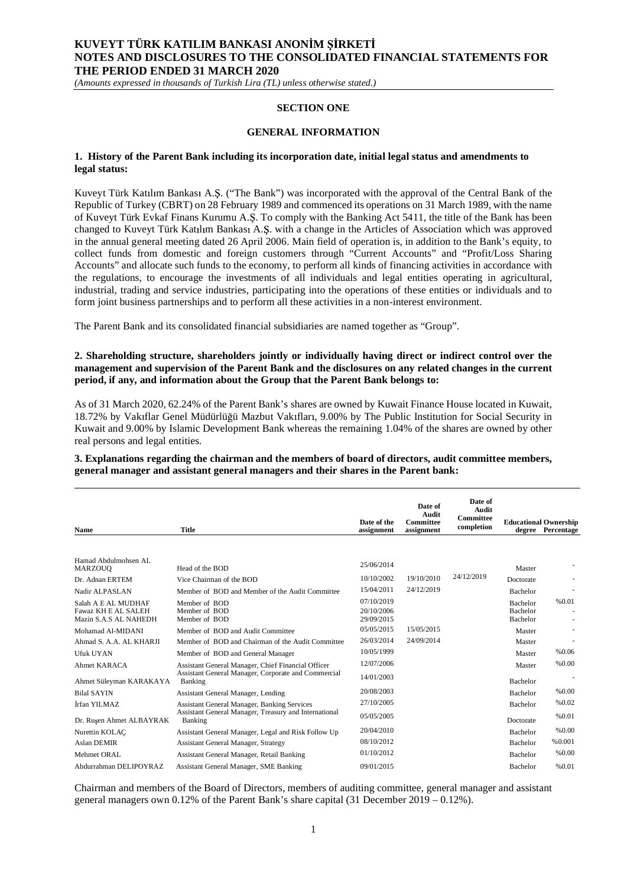# SECTION ONE

## GENERAL INFORMATION

### 1. History of the Parent Bank including its incorporation date, initial legal status and amendments to legal status:

Kuveyt Türk Katılım Bankası A.Ş. ("The Bank") was incorporated with the approval of the Central Bank of the Republic of Turkey (CBRT) on 28 February 1989 and commenced its operations on 31 March 1989, with the name of Kuveyt Türk Evkaf Finans Kurumu A.Ş. To comply with the Banking Act 5411, the title of the Bank has been changed to Kuveyt Türk Katılım Bankası A.Ş. with a change in the Articles of Association which was approved in the annual general meeting dated 26 April 2006. Main field of operation is, in addition to the Bank's equity, to collect funds from domestic and foreign customers through "Current Accounts" and "Profit/Loss Sharing Accounts" and allocate such funds to the economy, to perform all kinds of financing activities in accordance with the regulations, to encourage the investments of all individuals and legal entities operating in agricultural, industrial, trading and service industries, participating into the operations of these entities or individuals and to form joint business partnerships and to perform all these activities in a non-interest environment.

The Parent Bank and its consolidated financial subsidiaries are named together as "Group".

### 2. Shareholding structure, shareholders jointly or individually having direct or indirect control over the management and supervision of the Parent Bank and the disclosures on any related changes in the current period, if any, and information about the Group that the Parent Bank belongs to:

As of 31 March 2020, 62.24% of the Parent Bank's shares are owned by Kuwait Finance House located in Kuwait, 18.72% by Vakıflar Genel Müdürlüğü Mazbut Vakıfları, 9.00% by The Public Institution for Social Security in Kuwait and 9.00% by Islamic Development Bank whereas the remaining 1.04% of the shares are owned by other real persons and legal entities.

### 3. Explanations regarding the chairman and the members of board of directors, audit committee members, general manager and assistant general managers and their shares in the Parent bank:

| Name | Title | Date of the assignment | Date of Audit Committee assignment | Date of Audit Committee completion | Educational degree | Ownership Percentage |
|---|---|---|---|---|---|---|
| Hamad Abdulmohsen AL MARZOUQ | Head of the BOD | 25/06/2014 | | | Master | - |
| Dr. Adnan ERTEM | Vice Chairman of the BOD | 10/10/2002 | 19/10/2010 | 24/12/2019 | Doctorate | - |
| Nadir ALPASLAN | Member of BOD and Member of the Audit Committee | 15/04/2011 | 24/12/2019 | | Bachelor | - |
| Salah A E AL MUDHAF | Member of BOD | 07/10/2019 | | | Bachelor | %0.01 |
| Fawaz KH E AL SALEH | Member of BOD | 20/10/2006 | | | Bachelor | - |
| Mazin S.A.S AL NAHEDH | Member of BOD | 29/09/2015 | | | Bachelor | - |
| Mohamad Al-MIDANI | Member of BOD and Audit Committee | 05/05/2015 | 15/05/2015 | | Master | - |
| Ahmad S. A.A. AL KHARJI | Member of BOD and Chairman of the Audit Committee | 26/03/2014 | 24/09/2014 | | Master | - |
| Ufuk UYAN | Member of BOD and General Manager | 10/05/1999 | | | Master | %0.06 |
| Ahmet KARACA | Assistant General Manager, Chief Financial Officer | 12/07/2006 | | | Master | %0.00 |
| Ahmet Süleyman KARAKAYA | Assistant General Manager, Corporate and Commercial Banking | 14/01/2003 | | | Bachelor | - |
| Bilal SAYIN | Assistant General Manager, Lending | 20/08/2003 | | | Bachelor | %0.00 |
| İrfan YILMAZ | Assistant General Manager, Banking Services | 27/10/2005 | | | Bachelor | %0.02 |
| Dr. Ruşen Ahmet ALBAYRAK | Assistant General Manager, Treasury and International Banking | 05/05/2005 | | | Doctorate | %0.01 |
| Nurettin KOLAÇ | Assistant General Manager, Legal and Risk Follow Up | 20/04/2010 | | | Bachelor | %0.00 |
| Aslan DEMIR | Assistant General Manager, Strategy | 08/10/2012 | | | Bachelor | %0.001 |
| Mehmet ORAL | Assistant General Manager, Retail Banking | 01/10/2012 | | | Bachelor | %0.00 |
| Abdurrahman DELIPOYRAZ | Assistant General Manager, SME Banking | 09/01/2015 | | | Bachelor | %0.01 |

Chairman and members of the Board of Directors, members of auditing committee, general manager and assistant general managers own 0.12% of the Parent Bank's share capital (31 December 2019 – 0.12%).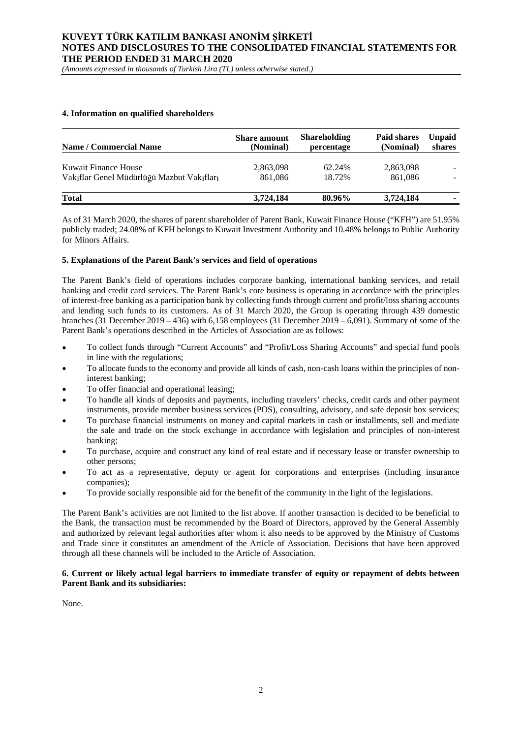#### 4. Information on qualified shareholders

| Name / Commercial Name | Share amount (Nominal) | Shareholding percentage | Paid shares (Nominal) | Unpaid shares |
|---|---|---|---|---|
| Kuwait Finance House | 2,863,098 | 62.24% | 2,863,098 | - |
| Vakıflar Genel Müdürlüğü Mazbut Vakıfları | 861,086 | 18.72% | 861,086 | - |
| **Total** | **3,724,184** | **80.96%** | **3,724,184** | - |

As of 31 March 2020, the shares of parent shareholder of Parent Bank, Kuwait Finance House ("KFH") are 51.95% publicly traded; 24.08% of KFH belongs to Kuwait Investment Authority and 10.48% belongs to Public Authority for Minors Affairs.

#### 5. Explanations of the Parent Bank's services and field of operations

The Parent Bank's field of operations includes corporate banking, international banking services, and retail banking and credit card services. The Parent Bank's core business is operating in accordance with the principles of interest-free banking as a participation bank by collecting funds through current and profit/loss sharing accounts and lending such funds to its customers. As of 31 March 2020, the Group is operating through 439 domestic branches (31 December 2019 – 436) with 6,158 employees (31 December 2019 – 6,091). Summary of some of the Parent Bank's operations described in the Articles of Association are as follows:

- To collect funds through "Current Accounts" and "Profit/Loss Sharing Accounts" and special fund pools in line with the regulations;
- To allocate funds to the economy and provide all kinds of cash, non-cash loans within the principles of non-interest banking;
- To offer financial and operational leasing;
- To handle all kinds of deposits and payments, including travelers' checks, credit cards and other payment instruments, provide member business services (POS), consulting, advisory, and safe deposit box services;
- To purchase financial instruments on money and capital markets in cash or installments, sell and mediate the sale and trade on the stock exchange in accordance with legislation and principles of non-interest banking;
- To purchase, acquire and construct any kind of real estate and if necessary lease or transfer ownership to other persons;
- To act as a representative, deputy or agent for corporations and enterprises (including insurance companies);
- To provide socially responsible aid for the benefit of the community in the light of the legislations.

The Parent Bank's activities are not limited to the list above. If another transaction is decided to be beneficial to the Bank, the transaction must be recommended by the Board of Directors, approved by the General Assembly and authorized by relevant legal authorities after whom it also needs to be approved by the Ministry of Customs and Trade since it constitutes an amendment of the Article of Association. Decisions that have been approved through all these channels will be included to the Article of Association.

#### 6. Current or likely actual legal barriers to immediate transfer of equity or repayment of debts between Parent Bank and its subsidiaries:

None.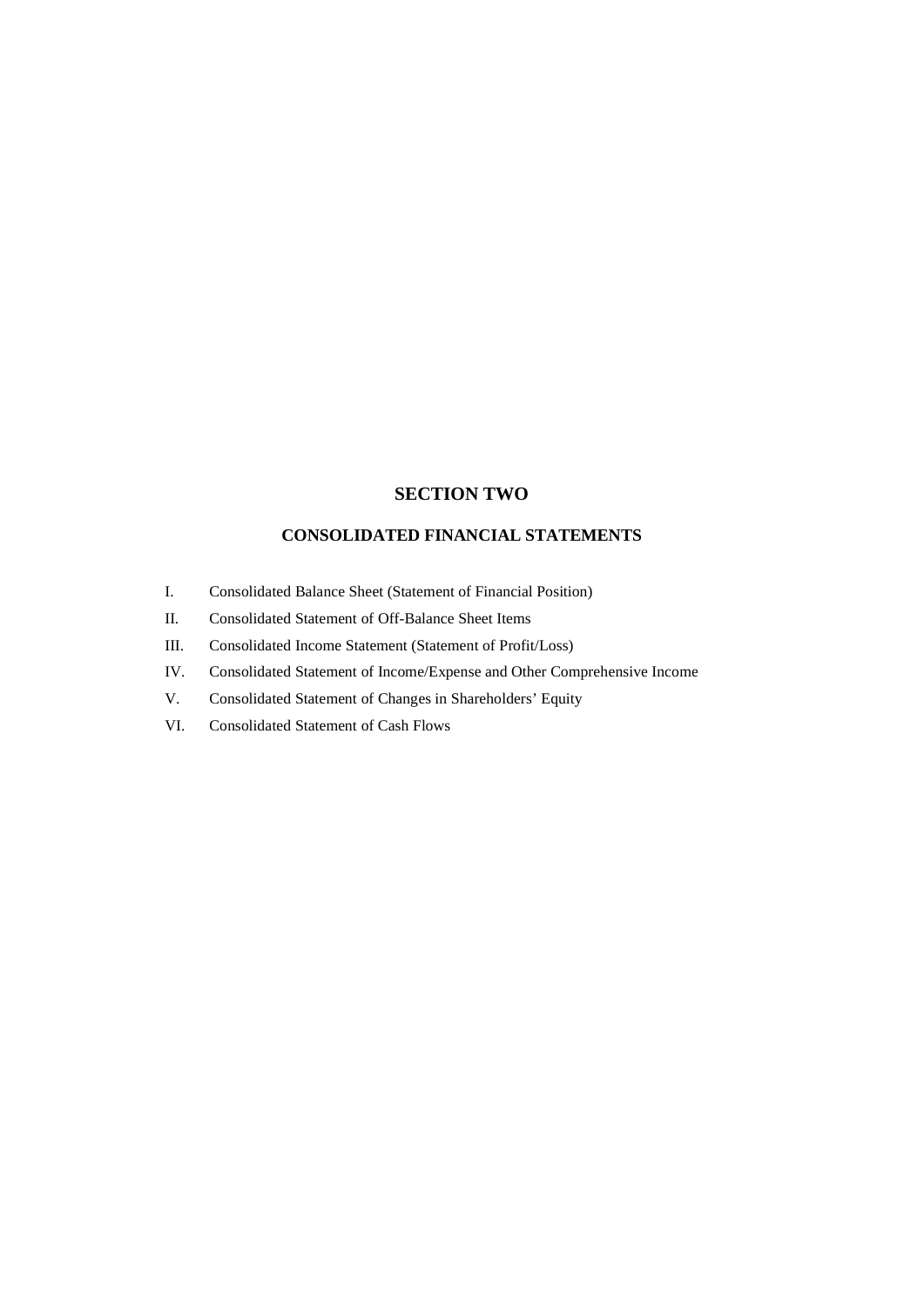# SECTION TWO

## CONSOLIDATED FINANCIAL STATEMENTS

I. Consolidated Balance Sheet (Statement of Financial Position)

II. Consolidated Statement of Off-Balance Sheet Items

III. Consolidated Income Statement (Statement of Profit/Loss)

IV. Consolidated Statement of Income/Expense and Other Comprehensive Income

V. Consolidated Statement of Changes in Shareholders' Equity

VI. Consolidated Statement of Cash Flows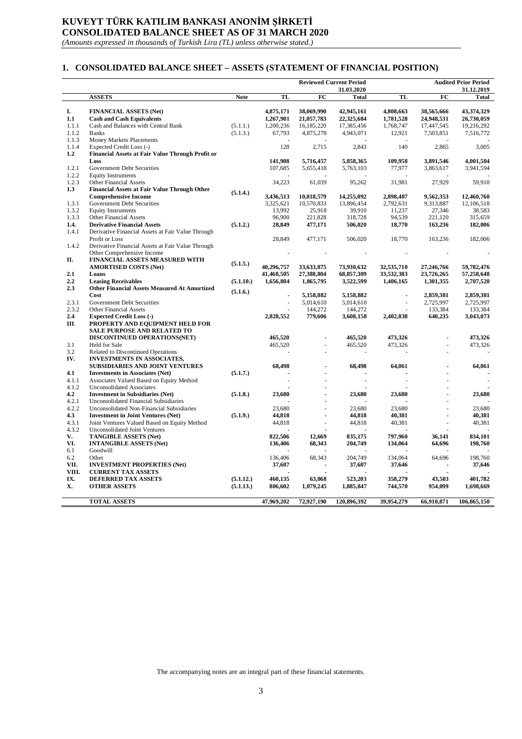# KUVEYT TÜRK KATILIM BANKASI ANONİM ŞİRKETİ
# CONSOLIDATED BALANCE SHEET AS OF 31 MARCH 2020

*(Amounts expressed in thousands of Turkish Lira (TL) unless otherwise stated.)*

## 1. CONSOLIDATED BALANCE SHEET – ASSETS (STATEMENT OF FINANCIAL POSITION)

| | | | Reviewed Current Period 31.03.2020 | | | Audited Prior Period 31.12.2019 | | |
|---|---|---|---|---|---|---|---|---|
| | **ASSETS** | **Note** | **TL** | **FC** | **Total** | **TL** | **FC** | **Total** |
| **I.** | **FINANCIAL ASSETS (Net)** | | **4,875,171** | **38,069,990** | **42,945,161** | **4,808,663** | **38,565,666** | **43,374,329** |
| **1.1** | **Cash and Cash Equivalents** | | **1,267,901** | **21,057,783** | **22,325,684** | **1,781,528** | **24,948,531** | **26,730,059** |
| 1.1.1 | Cash and Balances with Central Bank | (5.1.1.) | 1,200,236 | 16,185,220 | 17,385,456 | 1,768,747 | 17,447,545 | 19,216,292 |
| 1.1.2 | Banks | (5.1.3.) | 67,793 | 4,875,278 | 4,943,071 | 12,921 | 7,503,851 | 7,516,772 |
| 1.1.3 | Money Markets Placements | | - | - | - | - | - | - |
| 1.1.4 | Expected Credit Loss (-) | | 128 | 2,715 | 2,843 | 140 | 2,865 | 3,005 |
| **1.2** | **Financial Assets at Fair Value Through Profit or Loss** | | **141,908** | **5,716,457** | **5,858,365** | **109,958** | **3,891,546** | **4,001,504** |
| 1.2.1 | Government Debt Securities | | 107,685 | 5,655,418 | 5,763,103 | 77,977 | 3,863,617 | 3,941,594 |
| 1.2.2 | Equity Instruments | | - | - | - | - | - | - |
| 1.2.3 | Other Financial Assets | | 34,223 | 61,039 | 95,262 | 31,981 | 27,929 | 59,910 |
| **1.3** | **Financial Assets at Fair Value Through Other Comprehensive Income** | (5.1.4.) | **3,436,513** | **10,818,579** | **14,255,092** | **2,898,407** | **9,562,353** | **12,460,760** |
| 1.3.1 | Government Debt Securities | | 3,325,621 | 10,570,833 | 13,896,454 | 2,792,631 | 9,313,887 | 12,106,518 |
| 1.3.2 | Equity Instruments | | 13,992 | 25,918 | 39,910 | 11,237 | 27,346 | 38,583 |
| 1.3.3 | Other Financial Assets | | 96,900 | 221,828 | 318,728 | 94,539 | 221,120 | 315,659 |
| **1.4.** | **Derivative Financial Assets** | (5.1.2.) | **28,849** | **477,171** | **506,020** | **18,770** | **163,236** | **182,006** |
| 1.4.1 | Derivative Financial Assets at Fair Value Through Profit or Loss | | 28,849 | 477,171 | 506,020 | 18,770 | 163,236 | 182,006 |
| 1.4.2 | Derivative Financial Assets at Fair Value Through Other Comprehensive Income | | - | - | - | - | - | - |
| **II.** | **FINANCIAL ASSETS MEASURED WITH AMORTISED COSTS (Net)** | (5.1.5.) | **40,296,757** | **33,633,875** | **73,930,632** | **32,535,710** | **27,246,766** | **59,782,476** |
| **2.1** | **Loans** | | **41,468,505** | **27,388,804** | **68,857,309** | **33,532,383** | **23,726,265** | **57,258,648** |
| **2.2** | **Leasing Receivables** | (5.1.10.) | **1,656,804** | **1,865,795** | **3,522,599** | **1,406,165** | **1,301,355** | **2,707,520** |
| **2.3** | **Other Financial Assets Measured At Amortized Cost** | (5.1.6.) | **-** | **5,158,882** | **5,158,882** | **-** | **2,859,381** | **2,859,381** |
| 2.3.1 | Government Debt Securities | | - | 5,014,610 | 5,014,610 | - | 2,725,997 | 2,725,997 |
| 2.3.2 | Other Financial Assets | | - | 144,272 | 144,272 | - | 133,384 | 133,384 |
| **2.4** | **Expected Credit Loss (-)** | | **2,828,552** | **779,606** | **3,608,158** | **2,402,838** | **640,235** | **3,043,073** |
| **III.** | **PROPERTY AND EQUIPMENT HELD FOR SALE PURPOSE AND RELATED TO DISCONTINUED OPERATIONS(NET)** | | **465,520** | **-** | **465,520** | **473,326** | **-** | **473,326** |
| 3.1 | Held for Sale | | 465,520 | - | 465,520 | 473,326 | - | 473,326 |
| 3.2 | Related to Discontinued Operations | | - | - | - | - | - | - |
| **IV.** | **INVESTMENTS IN ASSOCIATES, SUBSIDIARIES AND JOINT VENTURES** | | **68,498** | **-** | **68,498** | **64,061** | **-** | **64,061** |
| **4.1** | **Investments in Associates (Net)** | (5.1.7.) | **-** | **-** | **-** | **-** | **-** | **-** |
| 4.1.1 | Associates Valued Based on Equity Method | | - | - | - | - | - | - |
| 4.1.2 | Unconsolidated Associates | | - | - | - | - | - | - |
| **4.2** | **Investment in Subsidiaries (Net)** | (5.1.8.) | **23,680** | **-** | **23,680** | **23,680** | **-** | **23,680** |
| 4.2.1 | Unconsolidated Financial Subsidiaries | | - | - | - | - | - | - |
| 4.2.2 | Unconsolidated Non-Financial Subsidiaries | | 23,680 | - | 23,680 | 23,680 | - | 23,680 |
| **4.3** | **Investment in Joint Ventures (Net)** | (5.1.9.) | **44,818** | **-** | **44,818** | **40,381** | **-** | **40,381** |
| 4.3.1 | Joint Ventures Valued Based on Equity Method | | 44,818 | - | 44,818 | 40,381 | - | 40,381 |
| 4.3.2 | Unconsolidated Joint Ventures | | - | - | - | - | - | - |
| **V.** | **TANGIBLE ASSETS (Net)** | | **822,506** | **12,669** | **835,175** | **797,960** | **36,141** | **834,101** |
| **VI.** | **INTANGIBLE ASSETS (Net)** | | **136,406** | **68,343** | **204,749** | **134,064** | **64,696** | **198,760** |
| 6.1 | Goodwill | | - | - | - | - | - | - |
| 6.2 | Other | | 136,406 | 68,343 | 204,749 | 134,064 | 64,696 | 198,760 |
| **VII.** | **INVESTMENT PROPERTIES (Net)** | | **37,607** | **-** | **37,607** | **37,646** | **-** | **37,646** |
| **VIII.** | **CURRENT TAX ASSETS** | | **-** | **-** | **-** | **-** | **-** | **-** |
| **IX.** | **DEFERRED TAX ASSETS** | (5.1.12.) | **460,135** | **63,068** | **523,203** | **358,279** | **43,503** | **401,782** |
| **X.** | **OTHER ASSETS** | (5.1.13.) | **806,602** | **1,079,245** | **1,885,847** | **744,570** | **954,099** | **1,698,669** |
| | **TOTAL ASSETS** | | **47,969,202** | **72,927,190** | **120,896,392** | **39,954,279** | **66,910,871** | **106,865,150** |

The accompanying notes are an integral part of these financial statements.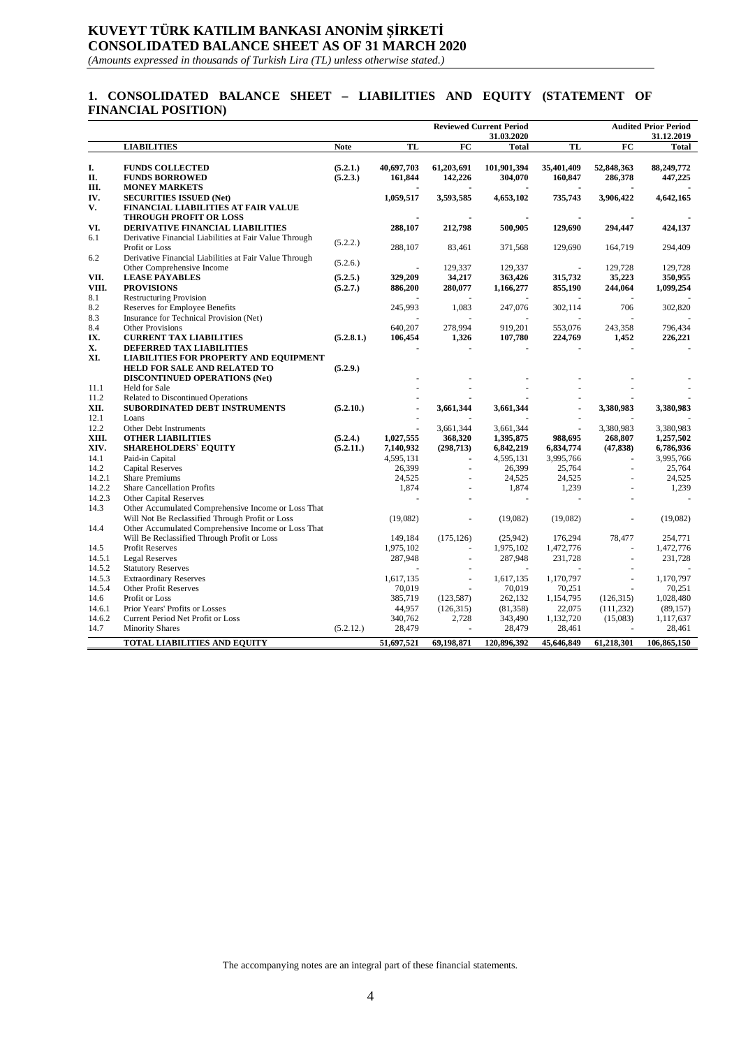# KUVEYT TÜRK KATILIM BANKASI ANONİM ŞİRKETİ
# CONSOLIDATED BALANCE SHEET AS OF 31 MARCH 2020

*(Amounts expressed in thousands of Turkish Lira (TL) unless otherwise stated.)*

## 1. CONSOLIDATED BALANCE SHEET – LIABILITIES AND EQUITY (STATEMENT OF FINANCIAL POSITION)

| | | | Reviewed Current Period 31.03.2020 | | | Audited Prior Period 31.12.2019 | | |
|---|---|---|---|---|---|---|---|---|
| | **LIABILITIES** | **Note** | **TL** | **FC** | **Total** | **TL** | **FC** | **Total** |
| **I.** | **FUNDS COLLECTED** | **(5.2.1.)** | **40,697,703** | **61,203,691** | **101,901,394** | **35,401,409** | **52,848,363** | **88,249,772** |
| **II.** | **FUNDS BORROWED** | **(5.2.3.)** | **161,844** | **142,226** | **304,070** | **160,847** | **286,378** | **447,225** |
| **III.** | **MONEY MARKETS** | | **-** | **-** | **-** | **-** | **-** | **-** |
| **IV.** | **SECURITIES ISSUED (Net)** | | **1,059,517** | **3,593,585** | **4,653,102** | **735,743** | **3,906,422** | **4,642,165** |
| **V.** | **FINANCIAL LIABILITIES AT FAIR VALUE THROUGH PROFIT OR LOSS** | | **-** | **-** | **-** | **-** | **-** | **-** |
| **VI.** | **DERIVATIVE FINANCIAL LIABILITIES** | | **288,107** | **212,798** | **500,905** | **129,690** | **294,447** | **424,137** |
| 6.1 | Derivative Financial Liabilities at Fair Value Through Profit or Loss | (5.2.2.) | 288,107 | 83,461 | 371,568 | 129,690 | 164,719 | 294,409 |
| 6.2 | Derivative Financial Liabilities at Fair Value Through Other Comprehensive Income | (5.2.6.) | - | 129,337 | 129,337 | - | 129,728 | 129,728 |
| **VII.** | **LEASE PAYABLES** | **(5.2.5.)** | **329,209** | **34,217** | **363,426** | **315,732** | **35,223** | **350,955** |
| **VIII.** | **PROVISIONS** | **(5.2.7.)** | **886,200** | **280,077** | **1,166,277** | **855,190** | **244,064** | **1,099,254** |
| 8.1 | Restructuring Provision | | - | - | - | - | - | - |
| 8.2 | Reserves for Employee Benefits | | 245,993 | 1,083 | 247,076 | 302,114 | 706 | 302,820 |
| 8.3 | Insurance for Technical Provision (Net) | | - | - | - | - | - | - |
| 8.4 | Other Provisions | | 640,207 | 278,994 | 919,201 | 553,076 | 243,358 | 796,434 |
| **IX.** | **CURRENT TAX LIABILITIES** | **(5.2.8.1.)** | **106,454** | **1,326** | **107,780** | **224,769** | **1,452** | **226,221** |
| **X.** | **DEFERRED TAX LIABILITIES** | | **-** | **-** | **-** | **-** | **-** | **-** |
| **XI.** | **LIABILITIES FOR PROPERTY AND EQUIPMENT HELD FOR SALE AND RELATED TO DISCONTINUED OPERATIONS (Net)** | **(5.2.9.)** | **-** | **-** | **-** | **-** | **-** | **-** |
| 11.1 | Held for Sale | | - | - | - | - | - | - |
| 11.2 | Related to Discontinued Operations | | - | - | - | - | - | - |
| **XII.** | **SUBORDINATED DEBT INSTRUMENTS** | **(5.2.10.)** | **-** | **3,661,344** | **3,661,344** | **-** | **3,380,983** | **3,380,983** |
| 12.1 | Loans | | - | - | - | - | - | - |
| 12.2 | Other Debt Instruments | | - | 3,661,344 | 3,661,344 | - | 3,380,983 | 3,380,983 |
| **XIII.** | **OTHER LIABILITIES** | **(5.2.4.)** | **1,027,555** | **368,320** | **1,395,875** | **988,695** | **268,807** | **1,257,502** |
| **XIV.** | **SHAREHOLDERS` EQUITY** | **(5.2.11.)** | **7,140,932** | **(298,713)** | **6,842,219** | **6,834,774** | **(47,838)** | **6,786,936** |
| 14.1 | Paid-in Capital | | 4,595,131 | - | 4,595,131 | 3,995,766 | - | 3,995,766 |
| 14.2 | Capital Reserves | | 26,399 | - | 26,399 | 25,764 | - | 25,764 |
| 14.2.1 | Share Premiums | | 24,525 | - | 24,525 | 24,525 | - | 24,525 |
| 14.2.2 | Share Cancellation Profits | | 1,874 | - | 1,874 | 1,239 | - | 1,239 |
| 14.2.3 | Other Capital Reserves | | - | - | - | - | - | - |
| 14.3 | Other Accumulated Comprehensive Income or Loss That Will Not Be Reclassified Through Profit or Loss | | (19,082) | - | (19,082) | (19,082) | - | (19,082) |
| 14.4 | Other Accumulated Comprehensive Income or Loss That Will Be Reclassified Through Profit or Loss | | 149,184 | (175,126) | (25,942) | 176,294 | 78,477 | 254,771 |
| 14.5 | Profit Reserves | | 1,975,102 | - | 1,975,102 | 1,472,776 | - | 1,472,776 |
| 14.5.1 | Legal Reserves | | 287,948 | - | 287,948 | 231,728 | - | 231,728 |
| 14.5.2 | Statutory Reserves | | - | - | - | - | - | - |
| 14.5.3 | Extraordinary Reserves | | 1,617,135 | - | 1,617,135 | 1,170,797 | - | 1,170,797 |
| 14.5.4 | Other Profit Reserves | | 70,019 | - | 70,019 | 70,251 | - | 70,251 |
| 14.6 | Profit or Loss | | 385,719 | (123,587) | 262,132 | 1,154,795 | (126,315) | 1,028,480 |
| 14.6.1 | Prior Years' Profits or Losses | | 44,957 | (126,315) | (81,358) | 22,075 | (111,232) | (89,157) |
| 14.6.2 | Current Period Net Profit or Loss | | 340,762 | 2,728 | 343,490 | 1,132,720 | (15,083) | 1,117,637 |
| 14.7 | Minority Shares | (5.2.12.) | 28,479 | - | 28,479 | 28,461 | - | 28,461 |
| | **TOTAL LIABILITIES AND EQUITY** | | **51,697,521** | **69,198,871** | **120,896,392** | **45,646,849** | **61,218,301** | **106,865,150** |

The accompanying notes are an integral part of these financial statements.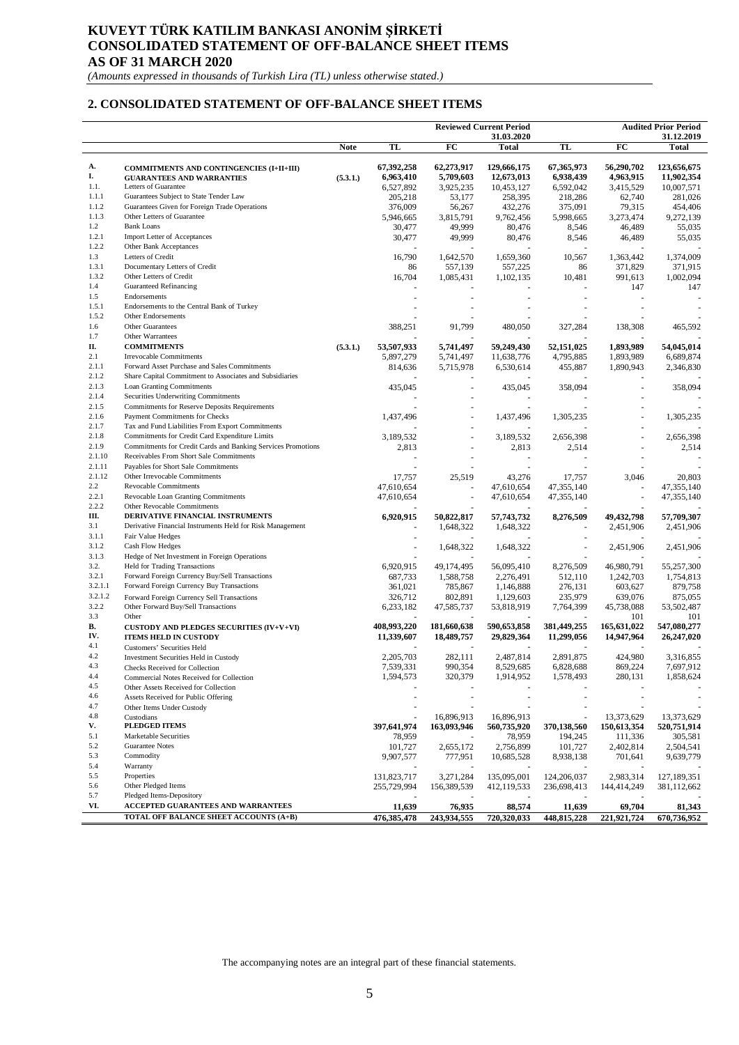# KUVEYT TÜRK KATILIM BANKASI ANONİM ŞİRKETİ
# CONSOLIDATED STATEMENT OF OFF-BALANCE SHEET ITEMS
# AS OF 31 MARCH 2020

*(Amounts expressed in thousands of Turkish Lira (TL) unless otherwise stated.)*

## 2. CONSOLIDATED STATEMENT OF OFF-BALANCE SHEET ITEMS

| | | | Reviewed Current Period 31.03.2020 | | | Audited Prior Period 31.12.2019 | | |
|---|---|---|---|---|---|---|---|---|
| | | Note | TL | FC | Total | TL | FC | Total |
| **A.** | **COMMITMENTS AND CONTINGENCIES (I+II+III)** | | **67,392,258** | **62,273,917** | **129,666,175** | **67,365,973** | **56,290,702** | **123,656,675** |
| **I.** | **GUARANTEES AND WARRANTIES** | **(5.3.1.)** | **6,963,410** | **5,709,603** | **12,673,013** | **6,938,439** | **4,963,915** | **11,902,354** |
| 1.1. | Letters of Guarantee | | 6,527,892 | 3,925,235 | 10,453,127 | 6,592,042 | 3,415,529 | 10,007,571 |
| 1.1.1 | Guarantees Subject to State Tender Law | | 205,218 | 53,177 | 258,395 | 218,286 | 62,740 | 281,026 |
| 1.1.2 | Guarantees Given for Foreign Trade Operations | | 376,009 | 56,267 | 432,276 | 375,091 | 79,315 | 454,406 |
| 1.1.3 | Other Letters of Guarantee | | 5,946,665 | 3,815,791 | 9,762,456 | 5,998,665 | 3,273,474 | 9,272,139 |
| 1.2 | Bank Loans | | 30,477 | 49,999 | 80,476 | 8,546 | 46,489 | 55,035 |
| 1.2.1 | Import Letter of Acceptances | | 30,477 | 49,999 | 80,476 | 8,546 | 46,489 | 55,035 |
| 1.2.2 | Other Bank Acceptances | | - | - | - | - | - | - |
| 1.3 | Letters of Credit | | 16,790 | 1,642,570 | 1,659,360 | 10,567 | 1,363,442 | 1,374,009 |
| 1.3.1 | Documentary Letters of Credit | | 86 | 557,139 | 557,225 | 86 | 371,829 | 371,915 |
| 1.3.2 | Other Letters of Credit | | 16,704 | 1,085,431 | 1,102,135 | 10,481 | 991,613 | 1,002,094 |
| 1.4 | Guaranteed Refinancing | | - | - | - | - | 147 | 147 |
| 1.5 | Endorsements | | - | - | - | - | - | - |
| 1.5.1 | Endorsements to the Central Bank of Turkey | | - | - | - | - | - | - |
| 1.5.2 | Other Endorsements | | - | - | - | - | - | - |
| 1.6 | Other Guarantees | | 388,251 | 91,799 | 480,050 | 327,284 | 138,308 | 465,592 |
| 1.7 | Other Warrantees | | - | - | - | - | - | - |
| **II.** | **COMMITMENTS** | **(5.3.1.)** | **53,507,933** | **5,741,497** | **59,249,430** | **52,151,025** | **1,893,989** | **54,045,014** |
| 2.1 | Irrevocable Commitments | | 5,897,279 | 5,741,497 | 11,638,776 | 4,795,885 | 1,893,989 | 6,689,874 |
| 2.1.1 | Forward Asset Purchase and Sales Commitments | | 814,636 | 5,715,978 | 6,530,614 | 455,887 | 1,890,943 | 2,346,830 |
| 2.1.2 | Share Capital Commitment to Associates and Subsidiaries | | - | - | - | - | - | - |
| 2.1.3 | Loan Granting Commitments | | 435,045 | - | 435,045 | 358,094 | - | 358,094 |
| 2.1.4 | Securities Underwriting Commitments | | - | - | - | - | - | - |
| 2.1.5 | Commitments for Reserve Deposits Requirements | | - | - | - | - | - | - |
| 2.1.6 | Payment Commitments for Checks | | 1,437,496 | - | 1,437,496 | 1,305,235 | - | 1,305,235 |
| 2.1.7 | Tax and Fund Liabilities From Export Commitments | | - | - | - | - | - | - |
| 2.1.8 | Commitments for Credit Card Expenditure Limits | | 3,189,532 | - | 3,189,532 | 2,656,398 | - | 2,656,398 |
| 2.1.9 | Commitments for Credit Cards and Banking Services Promotions | | 2,813 | - | 2,813 | 2,514 | - | 2,514 |
| 2.1.10 | Receivables From Short Sale Commitments | | - | - | - | - | - | - |
| 2.1.11 | Payables for Short Sale Commitments | | - | - | - | - | - | - |
| 2.1.12 | Other Irrevocable Commitments | | 17,757 | 25,519 | 43,276 | 17,757 | 3,046 | 20,803 |
| 2.2 | Revocable Commitments | | 47,610,654 | - | 47,610,654 | 47,355,140 | - | 47,355,140 |
| 2.2.1 | Revocable Loan Granting Commitments | | 47,610,654 | - | 47,610,654 | 47,355,140 | - | 47,355,140 |
| 2.2.2 | Other Revocable Commitments | | - | - | - | - | - | - |
| **III.** | **DERIVATIVE FINANCIAL INSTRUMENTS** | | **6,920,915** | **50,822,817** | **57,743,732** | **8,276,509** | **49,432,798** | **57,709,307** |
| 3.1 | Derivative Financial Instruments Held for Risk Management | | - | 1,648,322 | 1,648,322 | - | 2,451,906 | 2,451,906 |
| 3.1.1 | Fair Value Hedges | | - | - | - | - | - | - |
| 3.1.2 | Cash Flow Hedges | | - | 1,648,322 | 1,648,322 | - | 2,451,906 | 2,451,906 |
| 3.1.3 | Hedge of Net Investment in Foreign Operations | | - | - | - | - | - | - |
| 3.2. | Held for Trading Transactions | | 6,920,915 | 49,174,495 | 56,095,410 | 8,276,509 | 46,980,791 | 55,257,300 |
| 3.2.1 | Forward Foreign Currency Buy/Sell Transactions | | 687,733 | 1,588,758 | 2,276,491 | 512,110 | 1,242,703 | 1,754,813 |
| 3.2.1.1 | Forward Foreign Currency Buy Transactions | | 361,021 | 785,867 | 1,146,888 | 276,131 | 603,627 | 879,758 |
| 3.2.1.2 | Forward Foreign Currency Sell Transactions | | 326,712 | 802,891 | 1,129,603 | 235,979 | 639,076 | 875,055 |
| 3.2.2 | Other Forward Buy/Sell Transactions | | 6,233,182 | 47,585,737 | 53,818,919 | 7,764,399 | 45,738,088 | 53,502,487 |
| 3.3 | Other | | - | - | - | - | 101 | 101 |
| **B.** | **CUSTODY AND PLEDGES SECURITIES (IV+V+VI)** | | **408,993,220** | **181,660,638** | **590,653,858** | **381,449,255** | **165,631,022** | **547,080,277** |
| **IV.** | **ITEMS HELD IN CUSTODY** | | **11,339,607** | **18,489,757** | **29,829,364** | **11,299,056** | **14,947,964** | **26,247,020** |
| 4.1 | Customers' Securities Held | | - | - | - | - | - | - |
| 4.2 | Investment Securities Held in Custody | | 2,205,703 | 282,111 | 2,487,814 | 2,891,875 | 424,980 | 3,316,855 |
| 4.3 | Checks Received for Collection | | 7,539,331 | 990,354 | 8,529,685 | 6,828,688 | 869,224 | 7,697,912 |
| 4.4 | Commercial Notes Received for Collection | | 1,594,573 | 320,379 | 1,914,952 | 1,578,493 | 280,131 | 1,858,624 |
| 4.5 | Other Assets Received for Collection | | - | - | - | - | - | - |
| 4.6 | Assets Received for Public Offering | | - | - | - | - | - | - |
| 4.7 | Other Items Under Custody | | - | - | - | - | - | - |
| 4.8 | Custodians | | - | 16,896,913 | 16,896,913 | - | 13,373,629 | 13,373,629 |
| **V.** | **PLEDGED ITEMS** | | **397,641,974** | **163,093,946** | **560,735,920** | **370,138,560** | **150,613,354** | **520,751,914** |
| 5.1 | Marketable Securities | | 78,959 | - | 78,959 | 194,245 | 111,336 | 305,581 |
| 5.2 | Guarantee Notes | | 101,727 | 2,655,172 | 2,756,899 | 101,727 | 2,402,814 | 2,504,541 |
| 5.3 | Commodity | | 9,907,577 | 777,951 | 10,685,528 | 8,938,138 | 701,641 | 9,639,779 |
| 5.4 | Warranty | | - | - | - | - | - | - |
| 5.5 | Properties | | 131,823,717 | 3,271,284 | 135,095,001 | 124,206,037 | 2,983,314 | 127,189,351 |
| 5.6 | Other Pledged Items | | 255,729,994 | 156,389,539 | 412,119,533 | 236,698,413 | 144,414,249 | 381,112,662 |
| 5.7 | Pledged Items-Depository | | - | - | - | - | - | - |
| **VI.** | **ACCEPTED GUARANTEES AND WARRANTEES** | | **11,639** | **76,935** | **88,574** | **11,639** | **69,704** | **81,343** |
| | **TOTAL OFF BALANCE SHEET ACCOUNTS (A+B)** | | **476,385,478** | **243,934,555** | **720,320,033** | **448,815,228** | **221,921,724** | **670,736,952** |

The accompanying notes are an integral part of these financial statements.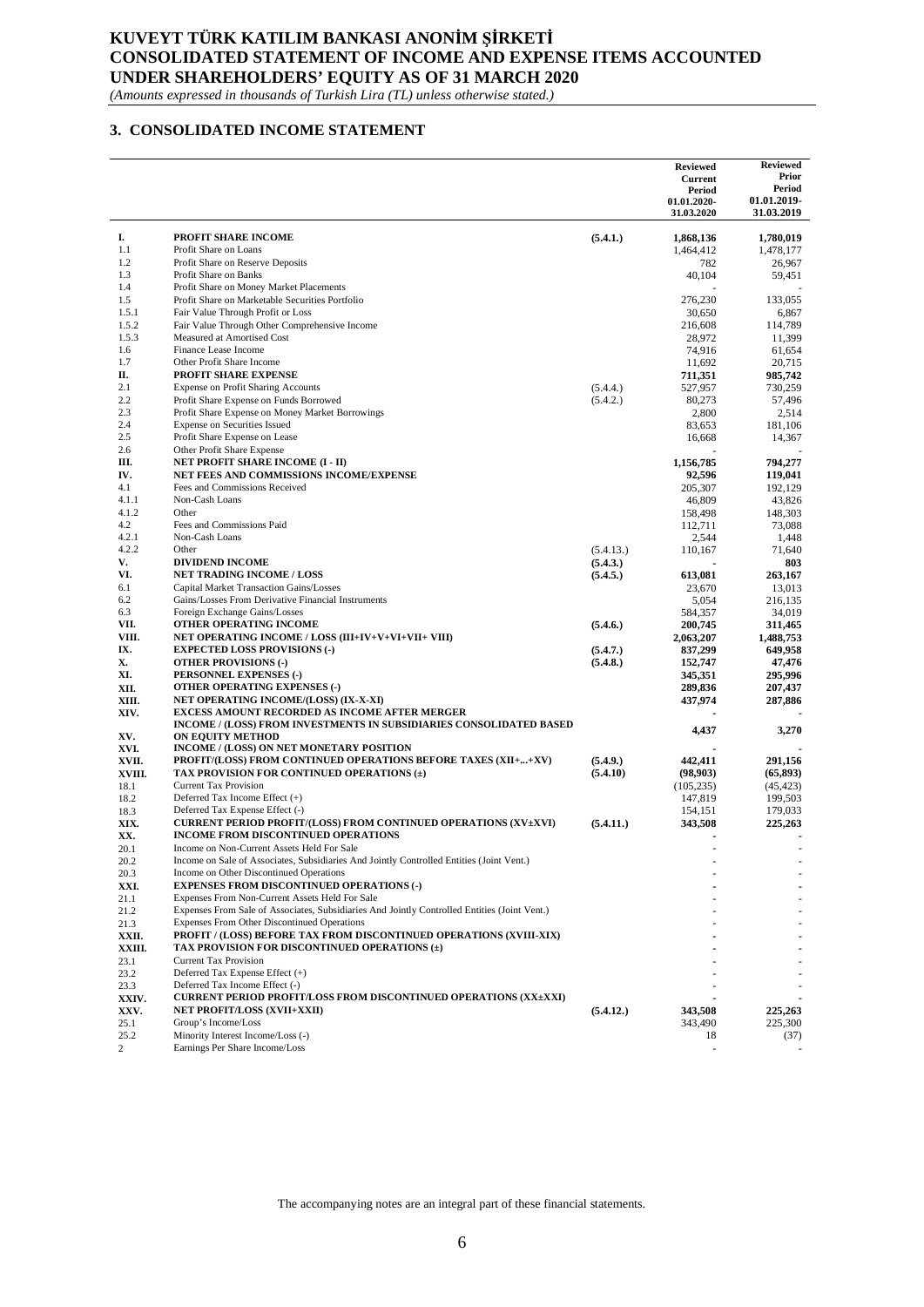# KUVEYT TÜRK KATILIM BANKASI ANONİM ŞİRKETİ
# CONSOLIDATED STATEMENT OF INCOME AND EXPENSE ITEMS ACCOUNTED UNDER SHAREHOLDERS' EQUITY AS OF 31 MARCH 2020

*(Amounts expressed in thousands of Turkish Lira (TL) unless otherwise stated.)*

## 3. CONSOLIDATED INCOME STATEMENT

| | | | Reviewed Current Period 01.01.2020-31.03.2020 | Reviewed Prior Period 01.01.2019-31.03.2019 |
|---|---|---|---|---|
| **I.** | **PROFIT SHARE INCOME** | **(5.4.1.)** | **1,868,136** | **1,780,019** |
| 1.1 | Profit Share on Loans | | 1,464,412 | 1,478,177 |
| 1.2 | Profit Share on Reserve Deposits | | 782 | 26,967 |
| 1.3 | Profit Share on Banks | | 40,104 | 59,451 |
| 1.4 | Profit Share on Money Market Placements | | - | - |
| 1.5 | Profit Share on Marketable Securities Portfolio | | 276,230 | 133,055 |
| 1.5.1 | Fair Value Through Profit or Loss | | 30,650 | 6,867 |
| 1.5.2 | Fair Value Through Other Comprehensive Income | | 216,608 | 114,789 |
| 1.5.3 | Measured at Amortised Cost | | 28,972 | 11,399 |
| 1.6 | Finance Lease Income | | 74,916 | 61,654 |
| 1.7 | Other Profit Share Income | | 11,692 | 20,715 |
| **II.** | **PROFIT SHARE EXPENSE** | | **711,351** | **985,742** |
| 2.1 | Expense on Profit Sharing Accounts | (5.4.4.) | 527,957 | 730,259 |
| 2.2 | Profit Share Expense on Funds Borrowed | (5.4.2.) | 80,273 | 57,496 |
| 2.3 | Profit Share Expense on Money Market Borrowings | | 2,800 | 2,514 |
| 2.4 | Expense on Securities Issued | | 83,653 | 181,106 |
| 2.5 | Profit Share Expense on Lease | | 16,668 | 14,367 |
| 2.6 | Other Profit Share Expense | | - | - |
| **III.** | **NET PROFIT SHARE INCOME (I - II)** | | **1,156,785** | **794,277** |
| **IV.** | **NET FEES AND COMMISSIONS INCOME/EXPENSE** | | **92,596** | **119,041** |
| 4.1 | Fees and Commissions Received | | 205,307 | 192,129 |
| 4.1.1 | Non-Cash Loans | | 46,809 | 43,826 |
| 4.1.2 | Other | | 158,498 | 148,303 |
| 4.2 | Fees and Commissions Paid | | 112,711 | 73,088 |
| 4.2.1 | Non-Cash Loans | | 2,544 | 1,448 |
| 4.2.2 | Other | (5.4.13.) | 110,167 | 71,640 |
| **V.** | **DIVIDEND INCOME** | **(5.4.3.)** | **-** | **803** |
| **VI.** | **NET TRADING INCOME / LOSS** | **(5.4.5.)** | **613,081** | **263,167** |
| 6.1 | Capital Market Transaction Gains/Losses | | 23,670 | 13,013 |
| 6.2 | Gains/Losses From Derivative Financial Instruments | | 5,054 | 216,135 |
| 6.3 | Foreign Exchange Gains/Losses | | 584,357 | 34,019 |
| **VII.** | **OTHER OPERATING INCOME** | **(5.4.6.)** | **200,745** | **311,465** |
| **VIII.** | **NET OPERATING INCOME / LOSS (III+IV+V+VI+VII+ VIII)** | | **2,063,207** | **1,488,753** |
| **IX.** | **EXPECTED LOSS PROVISIONS (-)** | **(5.4.7.)** | **837,299** | **649,958** |
| **X.** | **OTHER PROVISIONS (-)** | **(5.4.8.)** | **152,747** | **47,476** |
| **XI.** | **PERSONNEL EXPENSES (-)** | | **345,351** | **295,996** |
| **XII.** | **OTHER OPERATING EXPENSES (-)** | | **289,836** | **207,437** |
| **XIII.** | **NET OPERATING INCOME/(LOSS) (IX-X-XI)** | | **437,974** | **287,886** |
| **XIV.** | **EXCESS AMOUNT RECORDED AS INCOME AFTER MERGER** | | **-** | **-** |
| **XV.** | **INCOME / (LOSS) FROM INVESTMENTS IN SUBSIDIARIES CONSOLIDATED BASED ON EQUITY METHOD** | | **4,437** | **3,270** |
| **XVI.** | **INCOME / (LOSS) ON NET MONETARY POSITION** | | **-** | **-** |
| **XVII.** | **PROFIT/(LOSS) FROM CONTINUED OPERATIONS BEFORE TAXES (XII+...+XV)** | **(5.4.9.)** | **442,411** | **291,156** |
| **XVIII.** | **TAX PROVISION FOR CONTINUED OPERATIONS (±)** | **(5.4.10)** | **(98,903)** | **(65,893)** |
| 18.1 | Current Tax Provision | | (105,235) | (45,423) |
| 18.2 | Deferred Tax Income Effect (+) | | 147,819 | 199,503 |
| 18.3 | Deferred Tax Expense Effect (-) | | 154,151 | 179,033 |
| **XIX.** | **CURRENT PERIOD PROFIT/(LOSS) FROM CONTINUED OPERATIONS (XV±XVI)** | **(5.4.11.)** | **343,508** | **225,263** |
| **XX.** | **INCOME FROM DISCONTINUED OPERATIONS** | | **-** | **-** |
| 20.1 | Income on Non-Current Assets Held For Sale | | - | - |
| 20.2 | Income on Sale of Associates, Subsidiaries And Jointly Controlled Entities (Joint Vent.) | | - | - |
| 20.3 | Income on Other Discontinued Operations | | - | - |
| **XXI.** | **EXPENSES FROM DISCONTINUED OPERATIONS (-)** | | **-** | **-** |
| 21.1 | Expenses From Non-Current Assets Held For Sale | | - | - |
| 21.2 | Expenses From Sale of Associates, Subsidiaries And Jointly Controlled Entities (Joint Vent.) | | - | - |
| 21.3 | Expenses From Other Discontinued Operations | | - | - |
| **XXII.** | **PROFIT / (LOSS) BEFORE TAX FROM DISCONTINUED OPERATIONS (XVIII-XIX)** | | **-** | **-** |
| **XXIII.** | **TAX PROVISION FOR DISCONTINUED OPERATIONS (±)** | | **-** | **-** |
| 23.1 | Current Tax Provision | | - | - |
| 23.2 | Deferred Tax Expense Effect (+) | | - | - |
| 23.3 | Deferred Tax Income Effect (-) | | - | - |
| **XXIV.** | **CURRENT PERIOD PROFIT/LOSS FROM DISCONTINUED OPERATIONS (XX±XXI)** | | **-** | **-** |
| **XXV.** | **NET PROFIT/LOSS (XVII+XXII)** | **(5.4.12.)** | **343,508** | **225,263** |
| 25.1 | Group's Income/Loss | | 343,490 | 225,300 |
| 25.2 | Minority Interest Income/Loss (-) | | 18 | (37) |
| 2 | Earnings Per Share Income/Loss | | - | - |

The accompanying notes are an integral part of these financial statements.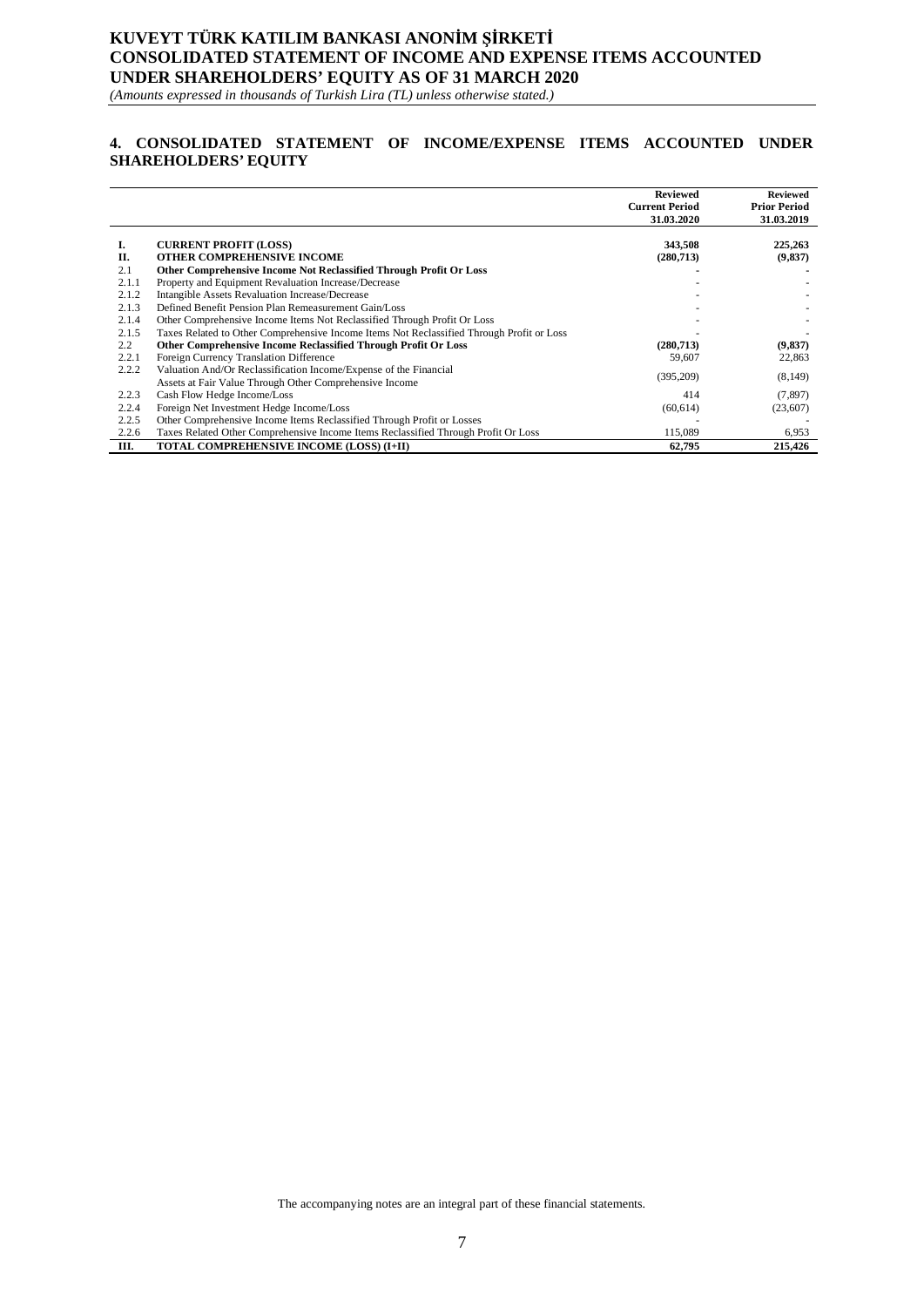# KUVEYT TÜRK KATILIM BANKASI ANONİM ŞİRKETİ
# CONSOLIDATED STATEMENT OF INCOME AND EXPENSE ITEMS ACCOUNTED UNDER SHAREHOLDERS' EQUITY AS OF 31 MARCH 2020

*(Amounts expressed in thousands of Turkish Lira (TL) unless otherwise stated.)*

## 4. CONSOLIDATED STATEMENT OF INCOME/EXPENSE ITEMS ACCOUNTED UNDER SHAREHOLDERS' EQUITY

| | | Reviewed Current Period 31.03.2020 | Reviewed Prior Period 31.03.2019 |
|---|---|---|---|
| **I.** | **CURRENT PROFIT (LOSS)** | **343,508** | **225,263** |
| **II.** | **OTHER COMPREHENSIVE INCOME** | **(280,713)** | **(9,837)** |
| 2.1 | **Other Comprehensive Income Not Reclassified Through Profit Or Loss** | **-** | **-** |
| 2.1.1 | Property and Equipment Revaluation Increase/Decrease | - | - |
| 2.1.2 | Intangible Assets Revaluation Increase/Decrease | - | - |
| 2.1.3 | Defined Benefit Pension Plan Remeasurement Gain/Loss | - | - |
| 2.1.4 | Other Comprehensive Income Items Not Reclassified Through Profit Or Loss | - | - |
| 2.1.5 | Taxes Related to Other Comprehensive Income Items Not Reclassified Through Profit or Loss | - | - |
| 2.2 | **Other Comprehensive Income Reclassified Through Profit Or Loss** | **(280,713)** | **(9,837)** |
| 2.2.1 | Foreign Currency Translation Difference | 59,607 | 22,863 |
| 2.2.2 | Valuation And/Or Reclassification Income/Expense of the Financial Assets at Fair Value Through Other Comprehensive Income | (395,209) | (8,149) |
| 2.2.3 | Cash Flow Hedge Income/Loss | 414 | (7,897) |
| 2.2.4 | Foreign Net Investment Hedge Income/Loss | (60,614) | (23,607) |
| 2.2.5 | Other Comprehensive Income Items Reclassified Through Profit or Losses | - | - |
| 2.2.6 | Taxes Related Other Comprehensive Income Items Reclassified Through Profit Or Loss | 115,089 | 6,953 |
| **III.** | **TOTAL COMPREHENSIVE INCOME (LOSS) (I+II)** | **62,795** | **215,426** |

The accompanying notes are an integral part of these financial statements.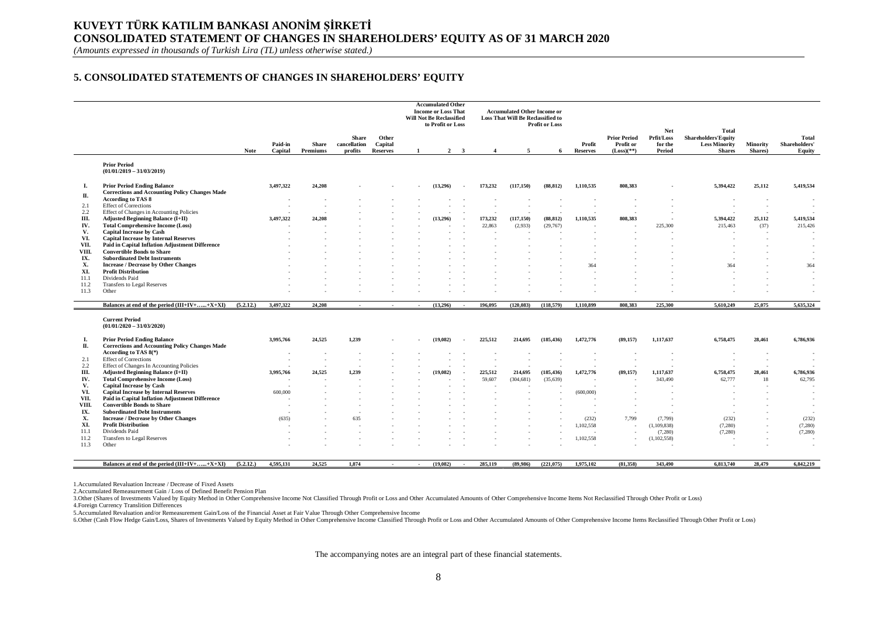# KUVEYT TÜRK KATILIM BANKASI ANONİM ŞİRKETİ
# CONSOLIDATED STATEMENT OF CHANGES IN SHAREHOLDERS' EQUITY AS OF 31 MARCH 2020

*(Amounts expressed in thousands of Turkish Lira (TL) unless otherwise stated.)*

## 5. CONSOLIDATED STATEMENTS OF CHANGES IN SHAREHOLDERS' EQUITY

| | | Note | Paid-in Capital | Share Premiums | Share cancellation profits | Other Capital Reserves | Accumulated Other Income or Loss That Will Not Be Reclassified to Profit or Loss | | | Accumulated Other Income or Loss That Will Be Reclassified to Profit or Loss | | | Profit Reserves | Prior Period Profit or (Loss)(**) | Net Prfit/Loss for the Period | Total Shareholders'Equity Less Minority Shares | Minority Shares) | Total Shareholders' Equity |
|---|---|---|---|---|---|---|---|---|---|---|---|---|---|---|---|---|---|---|
| | | | | | | | 1 | 2 | 3 | 4 | 5 | 6 | | | | | | |
| | **Prior Period (01/01/2019 – 31/03/2019)** | | | | | | | | | | | | | | | | | |
| I. | **Prior Period Ending Balance** | | 3,497,322 | 24,208 | - | - | - | (13,296) | - | 173,232 | (117,150) | (88,812) | 1,110,535 | 808,383 | - | 5,394,422 | 25,112 | 5,419,534 |
| II. | **Corrections and Accounting Policy Changes Made According to TAS 8** | | - | - | - | - | - | - | - | - | - | - | - | - | - | - | - | - |
| 2.1 | Effect of Corrections | | - | - | - | - | - | - | - | - | - | - | - | - | - | - | - | - |
| 2.2 | Effect of Changes in Accounting Policies | | - | - | - | - | - | - | - | - | - | - | - | - | - | - | - | - |
| III. | **Adjusted Beginning Balance (I+II)** | | 3,497,322 | 24,208 | - | - | - | (13,296) | - | 173,232 | (117,150) | (88,812) | 1,110,535 | 808,383 | - | 5,394,422 | 25,112 | 5,419,534 |
| IV. | **Total Comprehensive Income (Loss)** | | - | - | - | - | - | - | - | 22,863 | (2,933) | (29,767) | - | - | 225,300 | 215,463 | (37) | 215,426 |
| V. | **Capital Increase by Cash** | | - | - | - | - | - | - | - | - | - | - | - | - | - | - | - | - |
| VI. | **Capital Increase by Internal Reserves** | | - | - | - | - | - | - | - | - | - | - | - | - | - | - | - | - |
| VII. | **Paid in Capital Inflation Adjustment Difference** | | - | - | - | - | - | - | - | - | - | - | - | - | - | - | - | - |
| VIII. | **Convertible Bonds to Share** | | - | - | - | - | - | - | - | - | - | - | - | - | - | - | - | - |
| IX. | **Subordinated Debt Instruments** | | - | - | - | - | - | - | - | - | - | - | - | - | - | - | - | - |
| X. | **Increase / Decrease by Other Changes** | | - | - | - | - | - | - | - | - | - | - | 364 | - | - | 364 | - | 364 |
| XI. | **Profit Distribution** | | - | - | - | - | - | - | - | - | - | - | - | - | - | - | - | - |
| 11.1 | Dividends Paid | | - | - | - | - | - | - | - | - | - | - | - | - | - | - | - | - |
| 11.2 | Transfers to Legal Reserves | | - | - | - | - | - | - | - | - | - | - | - | - | - | - | - | - |
| 11.3 | Other | | - | - | - | - | - | - | - | - | - | - | - | - | - | - | - | - |
| | **Balances at end of the period (III+IV+…...+X+XI)** | (5.2.12.) | 3,497,322 | 24,208 | - | - | - | (13,296) | - | 196,095 | (120,083) | (118,579) | 1,110,899 | 808,383 | 225,300 | 5,610,249 | 25,075 | 5,635,324 |
| | **Current Period (01/01/2020 – 31/03/2020)** | | | | | | | | | | | | | | | | | |
| I. | **Prior Period Ending Balance** | | 3,995,766 | 24,525 | 1,239 | - | - | (19,082) | - | 225,512 | 214,695 | (185,436) | 1,472,776 | (89,157) | 1,117,637 | 6,758,475 | 28,461 | 6,786,936 |
| II. | **Corrections and Accounting Policy Changes Made According to TAS 8(*)** | | - | - | - | - | - | - | - | - | - | - | - | - | - | - | - | - |
| 2.1 | Effect of Corrections | | - | - | - | - | - | - | - | - | - | - | - | - | - | - | - | - |
| 2.2 | Effect of Changes In Accounting Policies | | - | - | - | - | - | - | - | - | - | - | - | - | - | - | - | - |
| III. | **Adjusted Beginning Balance (I+II)** | | 3,995,766 | 24,525 | 1,239 | - | - | (19,082) | - | 225,512 | 214,695 | (185,436) | 1,472,776 | (89,157) | 1,117,637 | 6,758,475 | 28,461 | 6,786,936 |
| IV. | **Total Comprehensive Income (Loss)** | | - | - | - | - | - | - | - | 59,607 | (304,681) | (35,639) | - | - | 343,490 | 62,777 | 18 | 62,795 |
| V. | **Capital Increase by Cash** | | - | - | - | - | - | - | - | - | - | - | - | - | - | - | - | - |
| VI. | **Capital Increase by Internal Reserves** | | 600,000 | - | - | - | - | - | - | - | - | - | (600,000) | - | - | - | - | - |
| VII. | **Paid in Capital Inflation Adjustment Difference** | | - | - | - | - | - | - | - | - | - | - | - | - | - | - | - | - |
| VIII. | **Convertible Bonds to Share** | | - | - | - | - | - | - | - | - | - | - | - | - | - | - | - | - |
| IX. | **Subordinated Debt Instruments** | | - | - | - | - | - | - | - | - | - | - | - | - | - | - | - | - |
| X. | **Increase / Decrease by Other Changes** | | (635) | - | 635 | - | - | - | - | - | - | - | (232) | 7,799 | (7,799) | (232) | - | (232) |
| XI. | **Profit Distribution** | | - | - | - | - | - | - | - | - | - | - | 1,102,558 | - | (1,109,838) | (7,280) | - | (7,280) |
| 11.1 | Dividends Paid | | - | - | - | - | - | - | - | - | - | - | - | - | (7,280) | (7,280) | - | (7,280) |
| 11.2 | Transfers to Legal Reserves | | - | - | - | - | - | - | - | - | - | - | 1,102,558 | - | (1,102,558) | - | - | - |
| 11.3 | Other | | - | - | - | - | - | - | - | - | - | - | - | - | - | - | - | - |
| | **Balances at end of the period (III+IV+…...+X+XI)** | (5.2.12.) | 4,595,131 | 24,525 | 1,874 | - | - | (19,082) | - | 285,119 | (89,986) | (221,075) | 1,975,102 | (81,358) | 343,490 | 6,813,740 | 28,479 | 6,842,219 |

1.Accumulated Revaluation Increase / Decrease of Fixed Assets

2.Accumulated Remeasurement Gain / Loss of Defined Benefit Pension Plan

3.Other (Shares of Investments Valued by Equity Method in Other Comprehensive Income Not Classified Through Profit or Loss and Other Accumulated Amounts of Other Comprehensive Income Items Not Reclassified Through Other Profit or Loss)

4.Foreign Currency Translition Differences

5.Accumulated Revaluation and/or Remeasurement Gain/Loss of the Financial Asset at Fair Value Through Other Comprehensive Income

6.Other (Cash Flow Hedge Gain/Loss, Shares of Investments Valued by Equity Method in Other Comprehensive Income Classified Through Profit or Loss and Other Accumulated Amounts of Other Comprehensive Income Items Reclassified Through Other Profit or Loss)

The accompanying notes are an integral part of these financial statements.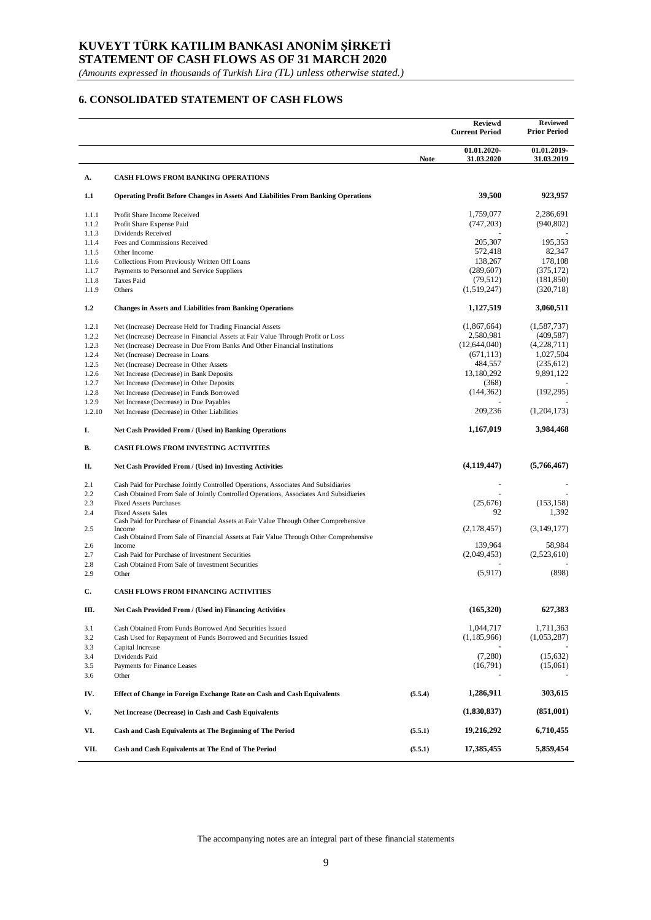# KUVEYT TÜRK KATILIM BANKASI ANONİM ŞİRKETİ
# STATEMENT OF CASH FLOWS AS OF 31 MARCH 2020

*(Amounts expressed in thousands of Turkish Lira (TL) unless otherwise stated.)*

## 6. CONSOLIDATED STATEMENT OF CASH FLOWS

| | | Note | Reviewd Current Period 01.01.2020-31.03.2020 | Reviewed Prior Period 01.01.2019-31.03.2019 |
|---|---|---|---|---|
| **A.** | **CASH FLOWS FROM BANKING OPERATIONS** | | | |
| **1.1** | **Operating Profit Before Changes in Assets And Liabilities From Banking Operations** | | **39,500** | **923,957** |
| 1.1.1 | Profit Share Income Received | | 1,759,077 | 2,286,691 |
| 1.1.2 | Profit Share Expense Paid | | (747,203) | (940,802) |
| 1.1.3 | Dividends Received | | - | - |
| 1.1.4 | Fees and Commissions Received | | 205,307 | 195,353 |
| 1.1.5 | Other Income | | 572,418 | 82,347 |
| 1.1.6 | Collections From Previously Written Off Loans | | 138,267 | 178,108 |
| 1.1.7 | Payments to Personnel and Service Suppliers | | (289,607) | (375,172) |
| 1.1.8 | Taxes Paid | | (79,512) | (181,850) |
| 1.1.9 | Others | | (1,519,247) | (320,718) |
| **1.2** | **Changes in Assets and Liabilities from Banking Operations** | | **1,127,519** | **3,060,511** |
| 1.2.1 | Net (Increase) Decrease Held for Trading Financial Assets | | (1,867,664) | (1,587,737) |
| 1.2.2 | Net (Increase) Decrease in Financial Assets at Fair Value Through Profit or Loss | | 2,580,981 | (409,587) |
| 1.2.3 | Net (Increase) Decrease in Due From Banks And Other Financial Institutions | | (12,644,040) | (4,228,711) |
| 1.2.4 | Net (Increase) Decrease in Loans | | (671,113) | 1,027,504 |
| 1.2.5 | Net (Increase) Decrease in Other Assets | | 484,557 | (235,612) |
| 1.2.6 | Net Increase (Decrease) in Bank Deposits | | 13,180,292 | 9,891,122 |
| 1.2.7 | Net Increase (Decrease) in Other Deposits | | (368) | - |
| 1.2.8 | Net Increase (Decrease) in Funds Borrowed | | (144,362) | (192,295) |
| 1.2.9 | Net Increase (Decrease) in Due Payables | | - | - |
| 1.2.10 | Net Increase (Decrease) in Other Liabilities | | 209,236 | (1,204,173) |
| **I.** | **Net Cash Provided From / (Used in) Banking Operations** | | **1,167,019** | **3,984,468** |
| **B.** | **CASH FLOWS FROM INVESTING ACTIVITIES** | | | |
| **II.** | **Net Cash Provided From / (Used in) Investing Activities** | | **(4,119,447)** | **(5,766,467)** |
| 2.1 | Cash Paid for Purchase Jointly Controlled Operations, Associates And Subsidiaries | | - | - |
| 2.2 | Cash Obtained From Sale of Jointly Controlled Operations, Associates And Subsidiaries | | - | - |
| 2.3 | Fixed Assets Purchases | | (25,676) | (153,158) |
| 2.4 | Fixed Assets Sales | | 92 | 1,392 |
| 2.5 | Cash Paid for Purchase of Financial Assets at Fair Value Through Other Comprehensive Income | | (2,178,457) | (3,149,177) |
| 2.6 | Cash Obtained From Sale of Financial Assets at Fair Value Through Other Comprehensive Income | | 139,964 | 58,984 |
| 2.7 | Cash Paid for Purchase of Investment Securities | | (2,049,453) | (2,523,610) |
| 2.8 | Cash Obtained From Sale of Investment Securities | | - | - |
| 2.9 | Other | | (5,917) | (898) |
| **C.** | **CASH FLOWS FROM FINANCING ACTIVITIES** | | | |
| **III.** | **Net Cash Provided From / (Used in) Financing Activities** | | **(165,320)** | **627,383** |
| 3.1 | Cash Obtained From Funds Borrowed And Securities Issued | | 1,044,717 | 1,711,363 |
| 3.2 | Cash Used for Repayment of Funds Borrowed and Securities Issued | | (1,185,966) | (1,053,287) |
| 3.3 | Capital Increase | | - | - |
| 3.4 | Dividends Paid | | (7,280) | (15,632) |
| 3.5 | Payments for Finance Leases | | (16,791) | (15,061) |
| 3.6 | Other | | - | - |
| **IV.** | **Effect of Change in Foreign Exchange Rate on Cash and Cash Equivalents** | **(5.5.4)** | **1,286,911** | **303,615** |
| **V.** | **Net Increase (Decrease) in Cash and Cash Equivalents** | | **(1,830,837)** | **(851,001)** |
| **VI.** | **Cash and Cash Equivalents at The Beginning of The Period** | **(5.5.1)** | **19,216,292** | **6,710,455** |
| **VII.** | **Cash and Cash Equivalents at The End of The Period** | **(5.5.1)** | **17,385,455** | **5,859,454** |

The accompanying notes are an integral part of these financial statements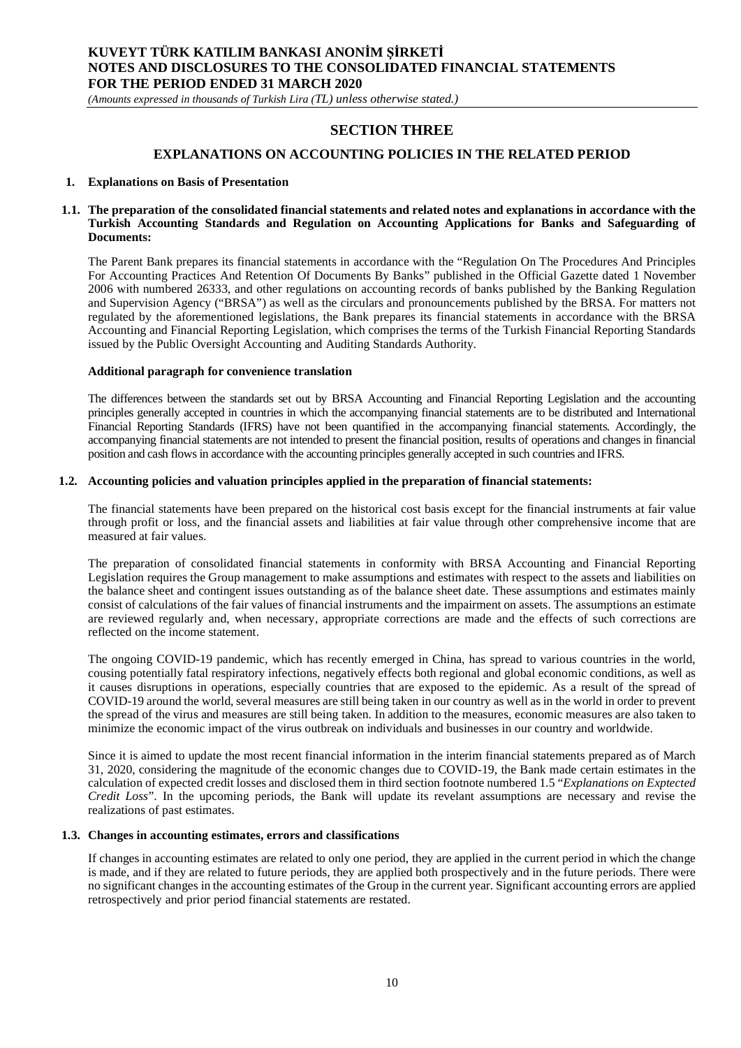# SECTION THREE

## EXPLANATIONS ON ACCOUNTING POLICIES IN THE RELATED PERIOD

### 1. Explanations on Basis of Presentation

#### 1.1. The preparation of the consolidated financial statements and related notes and explanations in accordance with the Turkish Accounting Standards and Regulation on Accounting Applications for Banks and Safeguarding of Documents:

The Parent Bank prepares its financial statements in accordance with the "Regulation On The Procedures And Principles For Accounting Practices And Retention Of Documents By Banks" published in the Official Gazette dated 1 November 2006 with numbered 26333, and other regulations on accounting records of banks published by the Banking Regulation and Supervision Agency ("BRSA") as well as the circulars and pronouncements published by the BRSA. For matters not regulated by the aforementioned legislations, the Bank prepares its financial statements in accordance with the BRSA Accounting and Financial Reporting Legislation, which comprises the terms of the Turkish Financial Reporting Standards issued by the Public Oversight Accounting and Auditing Standards Authority.

**Additional paragraph for convenience translation**

The differences between the standards set out by BRSA Accounting and Financial Reporting Legislation and the accounting principles generally accepted in countries in which the accompanying financial statements are to be distributed and International Financial Reporting Standards (IFRS) have not been quantified in the accompanying financial statements. Accordingly, the accompanying financial statements are not intended to present the financial position, results of operations and changes in financial position and cash flows in accordance with the accounting principles generally accepted in such countries and IFRS.

#### 1.2. Accounting policies and valuation principles applied in the preparation of financial statements:

The financial statements have been prepared on the historical cost basis except for the financial instruments at fair value through profit or loss, and the financial assets and liabilities at fair value through other comprehensive income that are measured at fair values.

The preparation of consolidated financial statements in conformity with BRSA Accounting and Financial Reporting Legislation requires the Group management to make assumptions and estimates with respect to the assets and liabilities on the balance sheet and contingent issues outstanding as of the balance sheet date. These assumptions and estimates mainly consist of calculations of the fair values of financial instruments and the impairment on assets. The assumptions an estimate are reviewed regularly and, when necessary, appropriate corrections are made and the effects of such corrections are reflected on the income statement.

The ongoing COVID-19 pandemic, which has recently emerged in China, has spread to various countries in the world, cousing potentially fatal respiratory infections, negatively effects both regional and global economic conditions, as well as it causes disruptions in operations, especially countries that are exposed to the epidemic. As a result of the spread of COVID-19 around the world, several measures are still being taken in our country as well as in the world in order to prevent the spread of the virus and measures are still being taken. In addition to the measures, economic measures are also taken to minimize the economic impact of the virus outbreak on individuals and businesses in our country and worldwide.

Since it is aimed to update the most recent financial information in the interim financial statements prepared as of March 31, 2020, considering the magnitude of the economic changes due to COVID-19, the Bank made certain estimates in the calculation of expected credit losses and disclosed them in third section footnote numbered 1.5 "*Explanations on Exptected Credit Loss*". In the upcoming periods, the Bank will update its revelant assumptions are necessary and revise the realizations of past estimates.

#### 1.3. Changes in accounting estimates, errors and classifications

If changes in accounting estimates are related to only one period, they are applied in the current period in which the change is made, and if they are related to future periods, they are applied both prospectively and in the future periods. There were no significant changes in the accounting estimates of the Group in the current year. Significant accounting errors are applied retrospectively and prior period financial statements are restated.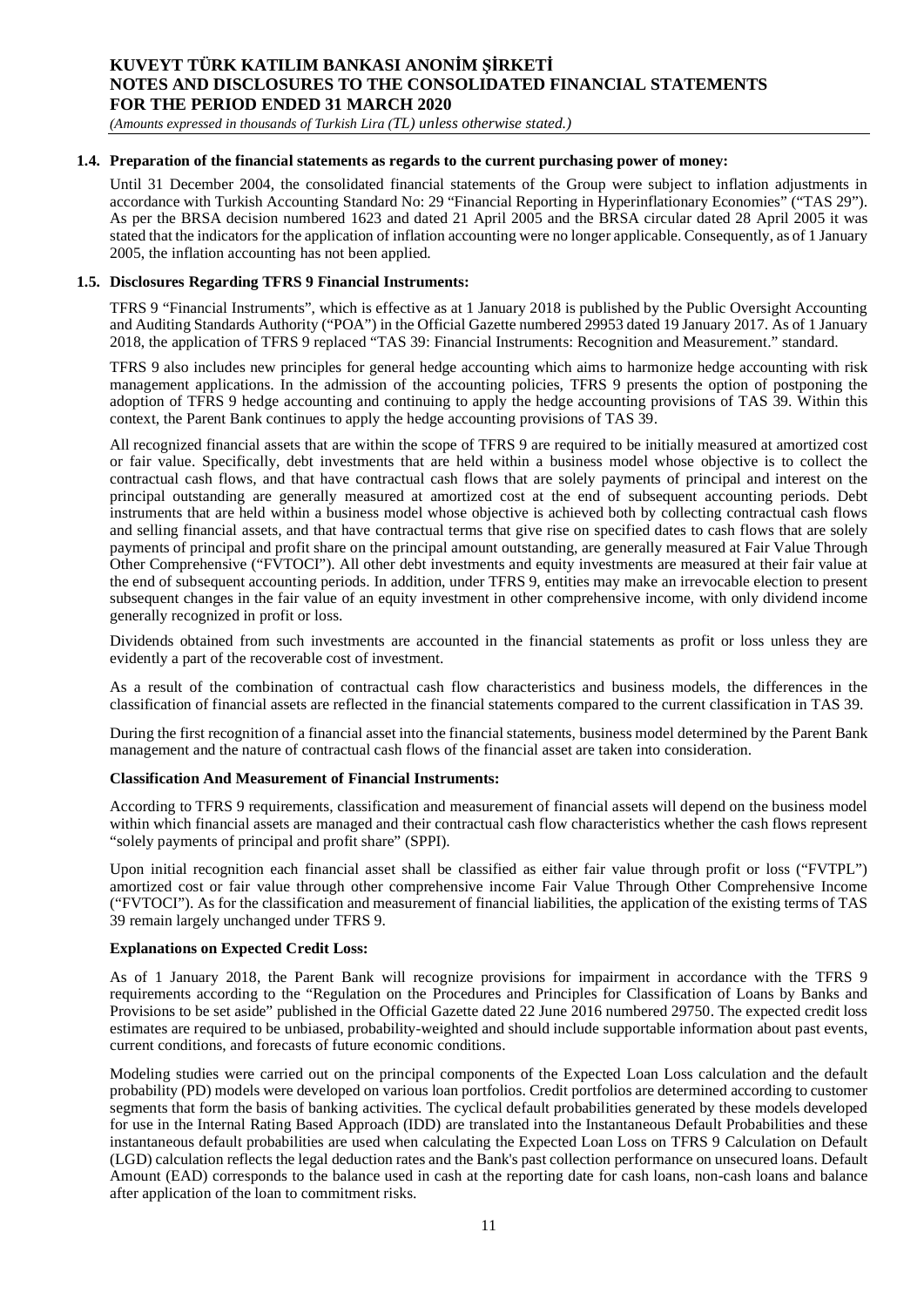### 1.4. Preparation of the financial statements as regards to the current purchasing power of money:

Until 31 December 2004, the consolidated financial statements of the Group were subject to inflation adjustments in accordance with Turkish Accounting Standard No: 29 "Financial Reporting in Hyperinflationary Economies" ("TAS 29"). As per the BRSA decision numbered 1623 and dated 21 April 2005 and the BRSA circular dated 28 April 2005 it was stated that the indicators for the application of inflation accounting were no longer applicable. Consequently, as of 1 January 2005, the inflation accounting has not been applied.

### 1.5. Disclosures Regarding TFRS 9 Financial Instruments:

TFRS 9 "Financial Instruments", which is effective as at 1 January 2018 is published by the Public Oversight Accounting and Auditing Standards Authority ("POA") in the Official Gazette numbered 29953 dated 19 January 2017. As of 1 January 2018, the application of TFRS 9 replaced "TAS 39: Financial Instruments: Recognition and Measurement." standard.

TFRS 9 also includes new principles for general hedge accounting which aims to harmonize hedge accounting with risk management applications. In the admission of the accounting policies, TFRS 9 presents the option of postponing the adoption of TFRS 9 hedge accounting and continuing to apply the hedge accounting provisions of TAS 39. Within this context, the Parent Bank continues to apply the hedge accounting provisions of TAS 39.

All recognized financial assets that are within the scope of TFRS 9 are required to be initially measured at amortized cost or fair value. Specifically, debt investments that are held within a business model whose objective is to collect the contractual cash flows, and that have contractual cash flows that are solely payments of principal and interest on the principal outstanding are generally measured at amortized cost at the end of subsequent accounting periods. Debt instruments that are held within a business model whose objective is achieved both by collecting contractual cash flows and selling financial assets, and that have contractual terms that give rise on specified dates to cash flows that are solely payments of principal and profit share on the principal amount outstanding, are generally measured at Fair Value Through Other Comprehensive ("FVTOCI"). All other debt investments and equity investments are measured at their fair value at the end of subsequent accounting periods. In addition, under TFRS 9, entities may make an irrevocable election to present subsequent changes in the fair value of an equity investment in other comprehensive income, with only dividend income generally recognized in profit or loss.

Dividends obtained from such investments are accounted in the financial statements as profit or loss unless they are evidently a part of the recoverable cost of investment.

As a result of the combination of contractual cash flow characteristics and business models, the differences in the classification of financial assets are reflected in the financial statements compared to the current classification in TAS 39.

During the first recognition of a financial asset into the financial statements, business model determined by the Parent Bank management and the nature of contractual cash flows of the financial asset are taken into consideration.

**Classification And Measurement of Financial Instruments:**

According to TFRS 9 requirements, classification and measurement of financial assets will depend on the business model within which financial assets are managed and their contractual cash flow characteristics whether the cash flows represent "solely payments of principal and profit share" (SPPI).

Upon initial recognition each financial asset shall be classified as either fair value through profit or loss ("FVTPL") amortized cost or fair value through other comprehensive income Fair Value Through Other Comprehensive Income ("FVTOCI"). As for the classification and measurement of financial liabilities, the application of the existing terms of TAS 39 remain largely unchanged under TFRS 9.

**Explanations on Expected Credit Loss:**

As of 1 January 2018, the Parent Bank will recognize provisions for impairment in accordance with the TFRS 9 requirements according to the "Regulation on the Procedures and Principles for Classification of Loans by Banks and Provisions to be set aside" published in the Official Gazette dated 22 June 2016 numbered 29750. The expected credit loss estimates are required to be unbiased, probability-weighted and should include supportable information about past events, current conditions, and forecasts of future economic conditions.

Modeling studies were carried out on the principal components of the Expected Loan Loss calculation and the default probability (PD) models were developed on various loan portfolios. Credit portfolios are determined according to customer segments that form the basis of banking activities. The cyclical default probabilities generated by these models developed for use in the Internal Rating Based Approach (IDD) are translated into the Instantaneous Default Probabilities and these instantaneous default probabilities are used when calculating the Expected Loan Loss on TFRS 9 Calculation on Default (LGD) calculation reflects the legal deduction rates and the Bank's past collection performance on unsecured loans. Default Amount (EAD) corresponds to the balance used in cash at the reporting date for cash loans, non-cash loans and balance after application of the loan to commitment risks.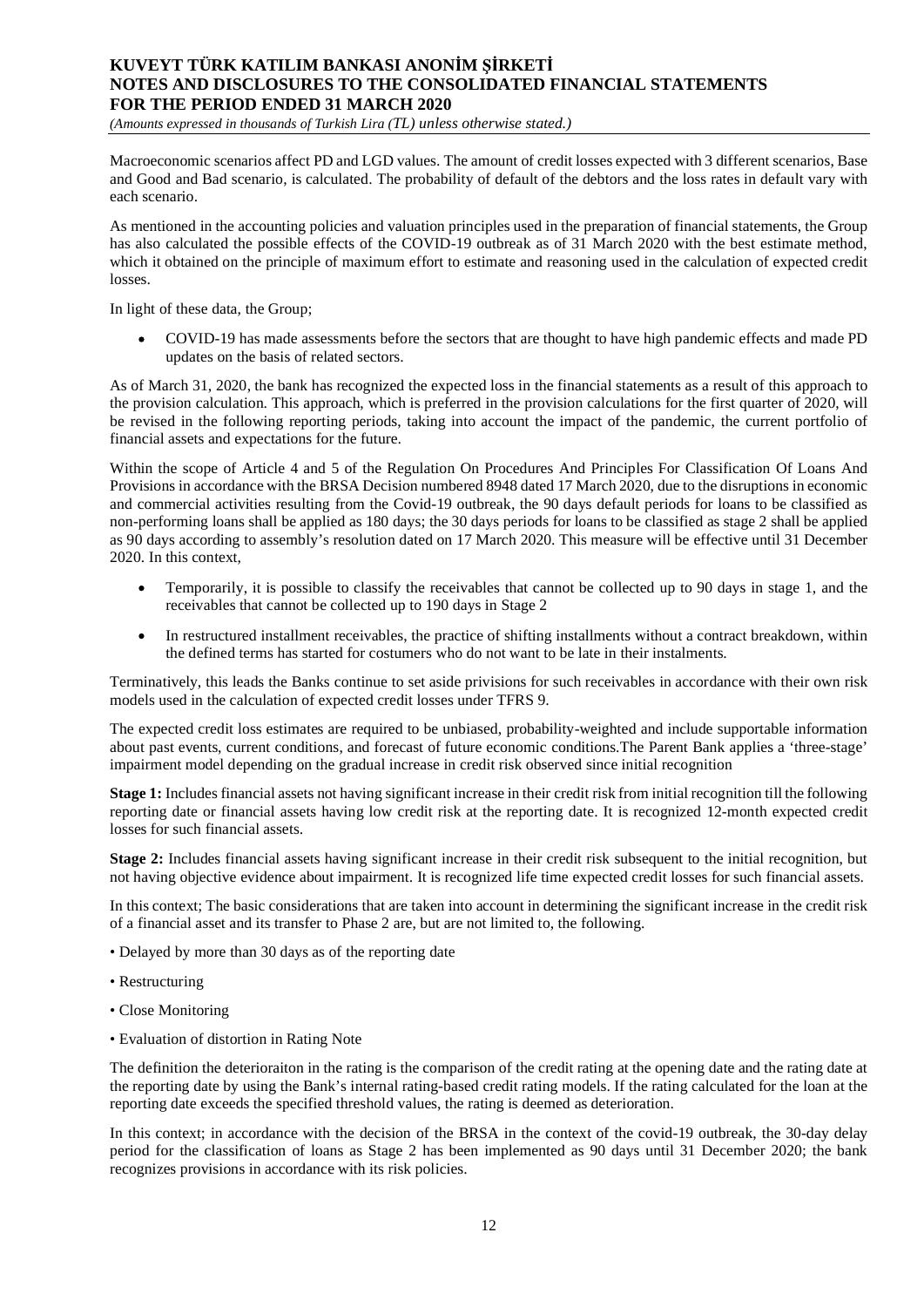Macroeconomic scenarios affect PD and LGD values. The amount of credit losses expected with 3 different scenarios, Base and Good and Bad scenario, is calculated. The probability of default of the debtors and the loss rates in default vary with each scenario.

As mentioned in the accounting policies and valuation principles used in the preparation of financial statements, the Group has also calculated the possible effects of the COVID-19 outbreak as of 31 March 2020 with the best estimate method, which it obtained on the principle of maximum effort to estimate and reasoning used in the calculation of expected credit losses.

In light of these data, the Group;

- COVID-19 has made assessments before the sectors that are thought to have high pandemic effects and made PD updates on the basis of related sectors.

As of March 31, 2020, the bank has recognized the expected loss in the financial statements as a result of this approach to the provision calculation. This approach, which is preferred in the provision calculations for the first quarter of 2020, will be revised in the following reporting periods, taking into account the impact of the pandemic, the current portfolio of financial assets and expectations for the future.

Within the scope of Article 4 and 5 of the Regulation On Procedures And Principles For Classification Of Loans And Provisions in accordance with the BRSA Decision numbered 8948 dated 17 March 2020, due to the disruptions in economic and commercial activities resulting from the Covid-19 outbreak, the 90 days default periods for loans to be classified as non-performing loans shall be applied as 180 days; the 30 days periods for loans to be classified as stage 2 shall be applied as 90 days according to assembly's resolution dated on 17 March 2020. This measure will be effective until 31 December 2020. In this context,

- Temporarily, it is possible to classify the receivables that cannot be collected up to 90 days in stage 1, and the receivables that cannot be collected up to 190 days in Stage 2
- In restructured installment receivables, the practice of shifting installments without a contract breakdown, within the defined terms has started for costumers who do not want to be late in their instalments.

Terminatively, this leads the Banks continue to set aside privisions for such receivables in accordance with their own risk models used in the calculation of expected credit losses under TFRS 9.

The expected credit loss estimates are required to be unbiased, probability-weighted and include supportable information about past events, current conditions, and forecast of future economic conditions.The Parent Bank applies a 'three-stage' impairment model depending on the gradual increase in credit risk observed since initial recognition

**Stage 1:** Includes financial assets not having significant increase in their credit risk from initial recognition till the following reporting date or financial assets having low credit risk at the reporting date. It is recognized 12-month expected credit losses for such financial assets.

**Stage 2:** Includes financial assets having significant increase in their credit risk subsequent to the initial recognition, but not having objective evidence about impairment. It is recognized life time expected credit losses for such financial assets.

In this context; The basic considerations that are taken into account in determining the significant increase in the credit risk of a financial asset and its transfer to Phase 2 are, but are not limited to, the following.

- Delayed by more than 30 days as of the reporting date
- Restructuring
- Close Monitoring
- Evaluation of distortion in Rating Note

The definition the deterioraiton in the rating is the comparison of the credit rating at the opening date and the rating date at the reporting date by using the Bank's internal rating-based credit rating models. If the rating calculated for the loan at the reporting date exceeds the specified threshold values, the rating is deemed as deterioration.

In this context; in accordance with the decision of the BRSA in the context of the covid-19 outbreak, the 30-day delay period for the classification of loans as Stage 2 has been implemented as 90 days until 31 December 2020; the bank recognizes provisions in accordance with its risk policies.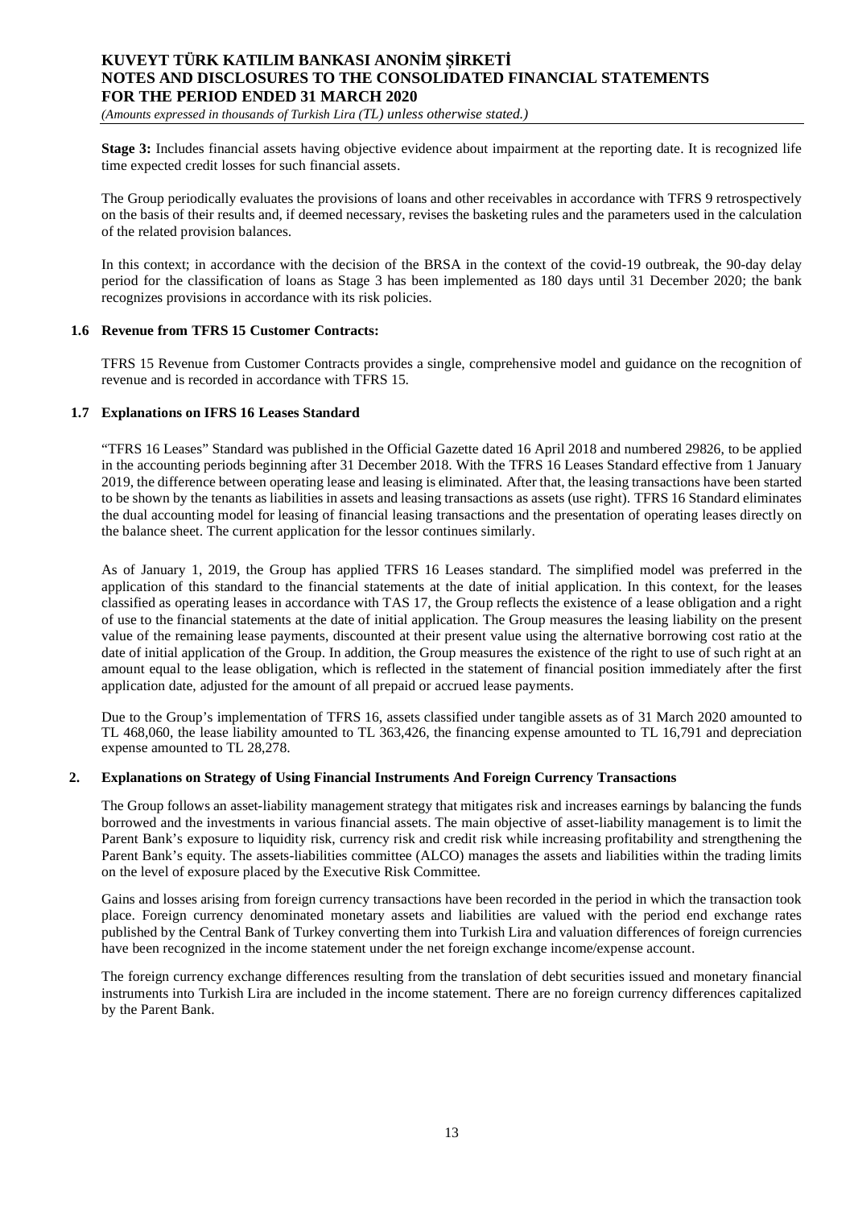**Stage 3:** Includes financial assets having objective evidence about impairment at the reporting date. It is recognized life time expected credit losses for such financial assets.

The Group periodically evaluates the provisions of loans and other receivables in accordance with TFRS 9 retrospectively on the basis of their results and, if deemed necessary, revises the basketing rules and the parameters used in the calculation of the related provision balances.

In this context; in accordance with the decision of the BRSA in the context of the covid-19 outbreak, the 90-day delay period for the classification of loans as Stage 3 has been implemented as 180 days until 31 December 2020; the bank recognizes provisions in accordance with its risk policies.

### 1.6 Revenue from TFRS 15 Customer Contracts:

TFRS 15 Revenue from Customer Contracts provides a single, comprehensive model and guidance on the recognition of revenue and is recorded in accordance with TFRS 15.

### 1.7 Explanations on IFRS 16 Leases Standard

"TFRS 16 Leases" Standard was published in the Official Gazette dated 16 April 2018 and numbered 29826, to be applied in the accounting periods beginning after 31 December 2018. With the TFRS 16 Leases Standard effective from 1 January 2019, the difference between operating lease and leasing is eliminated. After that, the leasing transactions have been started to be shown by the tenants as liabilities in assets and leasing transactions as assets (use right). TFRS 16 Standard eliminates the dual accounting model for leasing of financial leasing transactions and the presentation of operating leases directly on the balance sheet. The current application for the lessor continues similarly.

As of January 1, 2019, the Group has applied TFRS 16 Leases standard. The simplified model was preferred in the application of this standard to the financial statements at the date of initial application. In this context, for the leases classified as operating leases in accordance with TAS 17, the Group reflects the existence of a lease obligation and a right of use to the financial statements at the date of initial application. The Group measures the leasing liability on the present value of the remaining lease payments, discounted at their present value using the alternative borrowing cost ratio at the date of initial application of the Group. In addition, the Group measures the existence of the right to use of such right at an amount equal to the lease obligation, which is reflected in the statement of financial position immediately after the first application date, adjusted for the amount of all prepaid or accrued lease payments.

Due to the Group's implementation of TFRS 16, assets classified under tangible assets as of 31 March 2020 amounted to TL 468,060, the lease liability amounted to TL 363,426, the financing expense amounted to TL 16,791 and depreciation expense amounted to TL 28,278.

## 2. Explanations on Strategy of Using Financial Instruments And Foreign Currency Transactions

The Group follows an asset-liability management strategy that mitigates risk and increases earnings by balancing the funds borrowed and the investments in various financial assets. The main objective of asset-liability management is to limit the Parent Bank's exposure to liquidity risk, currency risk and credit risk while increasing profitability and strengthening the Parent Bank's equity. The assets-liabilities committee (ALCO) manages the assets and liabilities within the trading limits on the level of exposure placed by the Executive Risk Committee.

Gains and losses arising from foreign currency transactions have been recorded in the period in which the transaction took place. Foreign currency denominated monetary assets and liabilities are valued with the period end exchange rates published by the Central Bank of Turkey converting them into Turkish Lira and valuation differences of foreign currencies have been recognized in the income statement under the net foreign exchange income/expense account.

The foreign currency exchange differences resulting from the translation of debt securities issued and monetary financial instruments into Turkish Lira are included in the income statement. There are no foreign currency differences capitalized by the Parent Bank.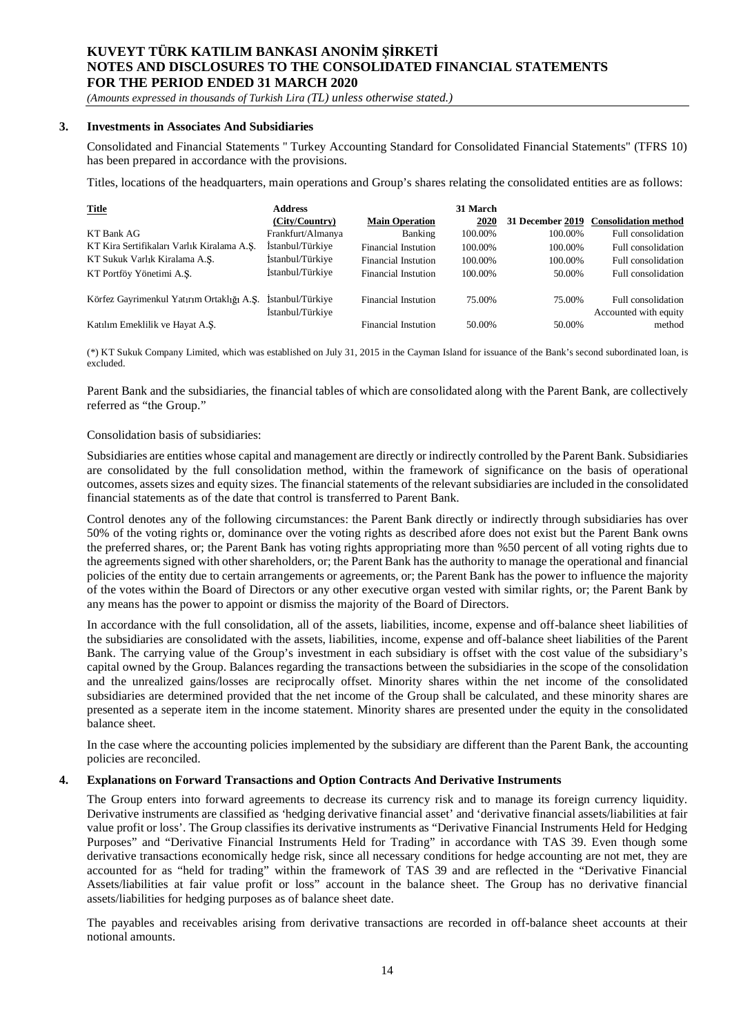## 3. Investments in Associates And Subsidiaries

Consolidated and Financial Statements " Turkey Accounting Standard for Consolidated Financial Statements" (TFRS 10) has been prepared in accordance with the provisions.

Titles, locations of the headquarters, main operations and Group's shares relating the consolidated entities are as follows:

| Title | Address (City/Country) | Main Operation | 31 March 2020 | 31 December 2019 | Consolidation method |
|---|---|---|---|---|---|
| KT Bank AG | Frankfurt/Almanya | Banking | 100.00% | 100.00% | Full consolidation |
| KT Kira Sertifikaları Varlık Kiralama A.Ş. | İstanbul/Türkiye | Financial Instution | 100.00% | 100.00% | Full consolidation |
| KT Sukuk Varlık Kiralama A.Ş. | İstanbul/Türkiye | Financial Instution | 100.00% | 100.00% | Full consolidation |
| KT Portföy Yönetimi A.Ş. | İstanbul/Türkiye | Financial Instution | 100.00% | 50.00% | Full consolidation |
| Körfez Gayrimenkul Yatırım Ortaklığı A.Ş. | İstanbul/Türkiye | Financial Instution | 75.00% | 75.00% | Full consolidation |
| Katılım Emeklilik ve Hayat A.Ş. | İstanbul/Türkiye | Financial Instution | 50.00% | 50.00% | Accounted with equity method |

(*) KT Sukuk Company Limited, which was established on July 31, 2015 in the Cayman Island for issuance of the Bank's second subordinated loan, is excluded.

Parent Bank and the subsidiaries, the financial tables of which are consolidated along with the Parent Bank, are collectively referred as "the Group."

Consolidation basis of subsidiaries:

Subsidiaries are entities whose capital and management are directly or indirectly controlled by the Parent Bank. Subsidiaries are consolidated by the full consolidation method, within the framework of significance on the basis of operational outcomes, assets sizes and equity sizes. The financial statements of the relevant subsidiaries are included in the consolidated financial statements as of the date that control is transferred to Parent Bank.

Control denotes any of the following circumstances: the Parent Bank directly or indirectly through subsidiaries has over 50% of the voting rights or, dominance over the voting rights as described afore does not exist but the Parent Bank owns the preferred shares, or; the Parent Bank has voting rights appropriating more than %50 percent of all voting rights due to the agreements signed with other shareholders, or; the Parent Bank has the authority to manage the operational and financial policies of the entity due to certain arrangements or agreements, or; the Parent Bank has the power to influence the majority of the votes within the Board of Directors or any other executive organ vested with similar rights, or; the Parent Bank by any means has the power to appoint or dismiss the majority of the Board of Directors.

In accordance with the full consolidation, all of the assets, liabilities, income, expense and off-balance sheet liabilities of the subsidiaries are consolidated with the assets, liabilities, income, expense and off-balance sheet liabilities of the Parent Bank. The carrying value of the Group's investment in each subsidiary is offset with the cost value of the subsidiary's capital owned by the Group. Balances regarding the transactions between the subsidiaries in the scope of the consolidation and the unrealized gains/losses are reciprocally offset. Minority shares within the net income of the consolidated subsidiaries are determined provided that the net income of the Group shall be calculated, and these minority shares are presented as a seperate item in the income statement. Minority shares are presented under the equity in the consolidated balance sheet.

In the case where the accounting policies implemented by the subsidiary are different than the Parent Bank, the accounting policies are reconciled.

## 4. Explanations on Forward Transactions and Option Contracts And Derivative Instruments

The Group enters into forward agreements to decrease its currency risk and to manage its foreign currency liquidity. Derivative instruments are classified as 'hedging derivative financial asset' and 'derivative financial assets/liabilities at fair value profit or loss'. The Group classifies its derivative instruments as "Derivative Financial Instruments Held for Hedging Purposes" and "Derivative Financial Instruments Held for Trading" in accordance with TAS 39. Even though some derivative transactions economically hedge risk, since all necessary conditions for hedge accounting are not met, they are accounted for as "held for trading" within the framework of TAS 39 and are reflected in the "Derivative Financial Assets/liabilities at fair value profit or loss" account in the balance sheet. The Group has no derivative financial assets/liabilities for hedging purposes as of balance sheet date.

The payables and receivables arising from derivative transactions are recorded in off-balance sheet accounts at their notional amounts.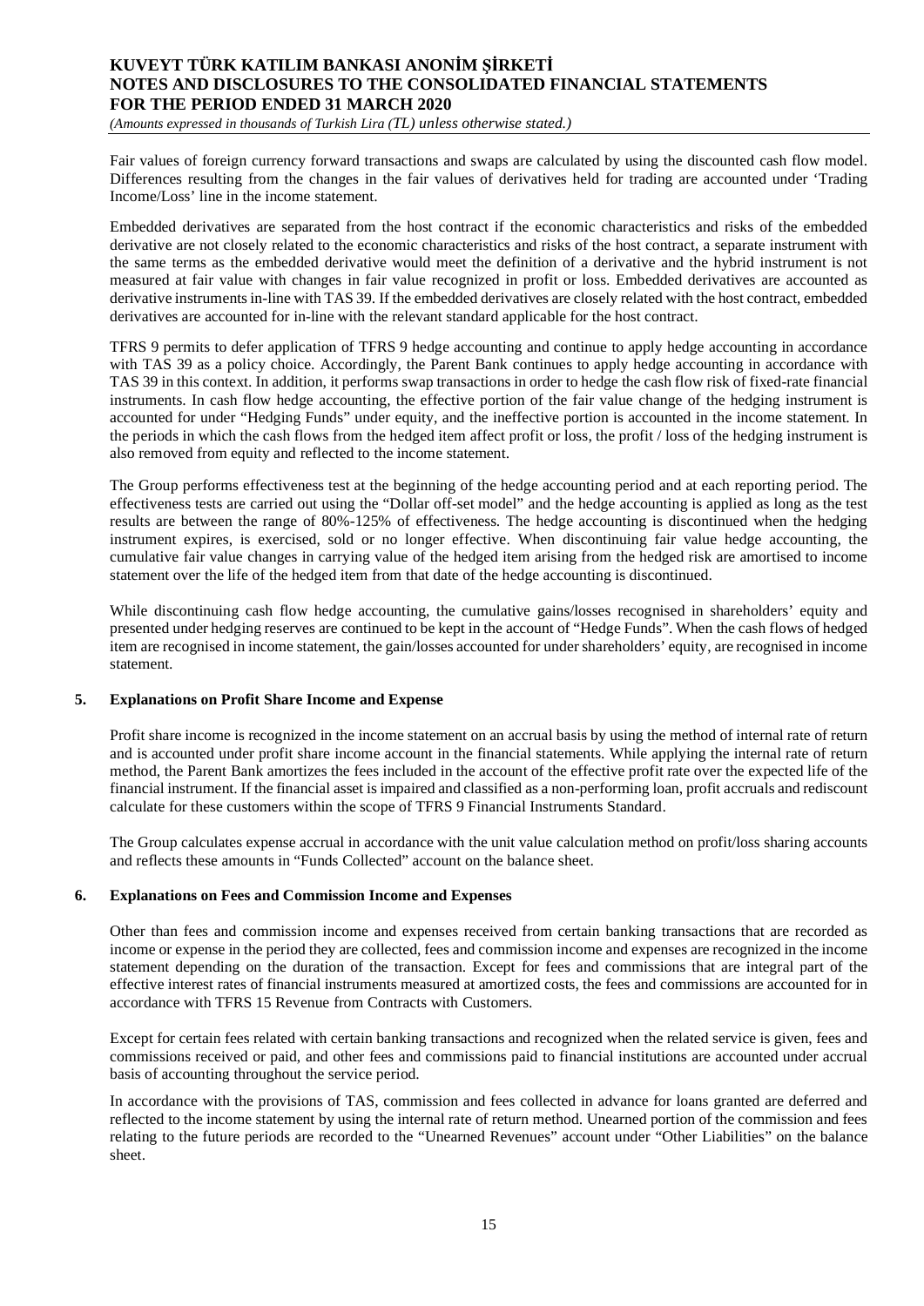Fair values of foreign currency forward transactions and swaps are calculated by using the discounted cash flow model. Differences resulting from the changes in the fair values of derivatives held for trading are accounted under 'Trading Income/Loss' line in the income statement.

Embedded derivatives are separated from the host contract if the economic characteristics and risks of the embedded derivative are not closely related to the economic characteristics and risks of the host contract, a separate instrument with the same terms as the embedded derivative would meet the definition of a derivative and the hybrid instrument is not measured at fair value with changes in fair value recognized in profit or loss. Embedded derivatives are accounted as derivative instruments in-line with TAS 39. If the embedded derivatives are closely related with the host contract, embedded derivatives are accounted for in-line with the relevant standard applicable for the host contract.

TFRS 9 permits to defer application of TFRS 9 hedge accounting and continue to apply hedge accounting in accordance with TAS 39 as a policy choice. Accordingly, the Parent Bank continues to apply hedge accounting in accordance with TAS 39 in this context. In addition, it performs swap transactions in order to hedge the cash flow risk of fixed-rate financial instruments. In cash flow hedge accounting, the effective portion of the fair value change of the hedging instrument is accounted for under "Hedging Funds" under equity, and the ineffective portion is accounted in the income statement. In the periods in which the cash flows from the hedged item affect profit or loss, the profit / loss of the hedging instrument is also removed from equity and reflected to the income statement.

The Group performs effectiveness test at the beginning of the hedge accounting period and at each reporting period. The effectiveness tests are carried out using the "Dollar off-set model" and the hedge accounting is applied as long as the test results are between the range of 80%-125% of effectiveness. The hedge accounting is discontinued when the hedging instrument expires, is exercised, sold or no longer effective. When discontinuing fair value hedge accounting, the cumulative fair value changes in carrying value of the hedged item arising from the hedged risk are amortised to income statement over the life of the hedged item from that date of the hedge accounting is discontinued.

While discontinuing cash flow hedge accounting, the cumulative gains/losses recognised in shareholders' equity and presented under hedging reserves are continued to be kept in the account of "Hedge Funds". When the cash flows of hedged item are recognised in income statement, the gain/losses accounted for under shareholders' equity, are recognised in income statement.

## 5. Explanations on Profit Share Income and Expense

Profit share income is recognized in the income statement on an accrual basis by using the method of internal rate of return and is accounted under profit share income account in the financial statements. While applying the internal rate of return method, the Parent Bank amortizes the fees included in the account of the effective profit rate over the expected life of the financial instrument. If the financial asset is impaired and classified as a non-performing loan, profit accruals and rediscount calculate for these customers within the scope of TFRS 9 Financial Instruments Standard.

The Group calculates expense accrual in accordance with the unit value calculation method on profit/loss sharing accounts and reflects these amounts in "Funds Collected" account on the balance sheet.

## 6. Explanations on Fees and Commission Income and Expenses

Other than fees and commission income and expenses received from certain banking transactions that are recorded as income or expense in the period they are collected, fees and commission income and expenses are recognized in the income statement depending on the duration of the transaction. Except for fees and commissions that are integral part of the effective interest rates of financial instruments measured at amortized costs, the fees and commissions are accounted for in accordance with TFRS 15 Revenue from Contracts with Customers.

Except for certain fees related with certain banking transactions and recognized when the related service is given, fees and commissions received or paid, and other fees and commissions paid to financial institutions are accounted under accrual basis of accounting throughout the service period.

In accordance with the provisions of TAS, commission and fees collected in advance for loans granted are deferred and reflected to the income statement by using the internal rate of return method. Unearned portion of the commission and fees relating to the future periods are recorded to the "Unearned Revenues" account under "Other Liabilities" on the balance sheet.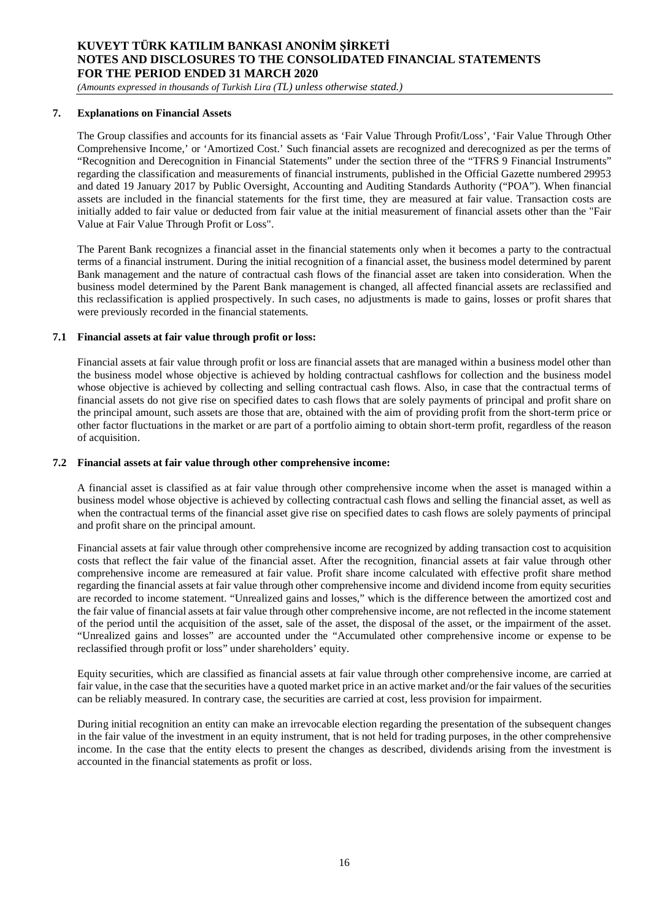## 7. Explanations on Financial Assets

The Group classifies and accounts for its financial assets as 'Fair Value Through Profit/Loss', 'Fair Value Through Other Comprehensive Income,' or 'Amortized Cost.' Such financial assets are recognized and derecognized as per the terms of "Recognition and Derecognition in Financial Statements" under the section three of the "TFRS 9 Financial Instruments" regarding the classification and measurements of financial instruments, published in the Official Gazette numbered 29953 and dated 19 January 2017 by Public Oversight, Accounting and Auditing Standards Authority ("POA"). When financial assets are included in the financial statements for the first time, they are measured at fair value. Transaction costs are initially added to fair value or deducted from fair value at the initial measurement of financial assets other than the "Fair Value at Fair Value Through Profit or Loss".

The Parent Bank recognizes a financial asset in the financial statements only when it becomes a party to the contractual terms of a financial instrument. During the initial recognition of a financial asset, the business model determined by parent Bank management and the nature of contractual cash flows of the financial asset are taken into consideration. When the business model determined by the Parent Bank management is changed, all affected financial assets are reclassified and this reclassification is applied prospectively. In such cases, no adjustments is made to gains, losses or profit shares that were previously recorded in the financial statements.

### 7.1 Financial assets at fair value through profit or loss:

Financial assets at fair value through profit or loss are financial assets that are managed within a business model other than the business model whose objective is achieved by holding contractual cashflows for collection and the business model whose objective is achieved by collecting and selling contractual cash flows. Also, in case that the contractual terms of financial assets do not give rise on specified dates to cash flows that are solely payments of principal and profit share on the principal amount, such assets are those that are, obtained with the aim of providing profit from the short-term price or other factor fluctuations in the market or are part of a portfolio aiming to obtain short-term profit, regardless of the reason of acquisition.

### 7.2 Financial assets at fair value through other comprehensive income:

A financial asset is classified as at fair value through other comprehensive income when the asset is managed within a business model whose objective is achieved by collecting contractual cash flows and selling the financial asset, as well as when the contractual terms of the financial asset give rise on specified dates to cash flows are solely payments of principal and profit share on the principal amount.

Financial assets at fair value through other comprehensive income are recognized by adding transaction cost to acquisition costs that reflect the fair value of the financial asset. After the recognition, financial assets at fair value through other comprehensive income are remeasured at fair value. Profit share income calculated with effective profit share method regarding the financial assets at fair value through other comprehensive income and dividend income from equity securities are recorded to income statement. "Unrealized gains and losses," which is the difference between the amortized cost and the fair value of financial assets at fair value through other comprehensive income, are not reflected in the income statement of the period until the acquisition of the asset, sale of the asset, the disposal of the asset, or the impairment of the asset. "Unrealized gains and losses" are accounted under the "Accumulated other comprehensive income or expense to be reclassified through profit or loss" under shareholders' equity.

Equity securities, which are classified as financial assets at fair value through other comprehensive income, are carried at fair value, in the case that the securities have a quoted market price in an active market and/or the fair values of the securities can be reliably measured. In contrary case, the securities are carried at cost, less provision for impairment.

During initial recognition an entity can make an irrevocable election regarding the presentation of the subsequent changes in the fair value of the investment in an equity instrument, that is not held for trading purposes, in the other comprehensive income. In the case that the entity elects to present the changes as described, dividends arising from the investment is accounted in the financial statements as profit or loss.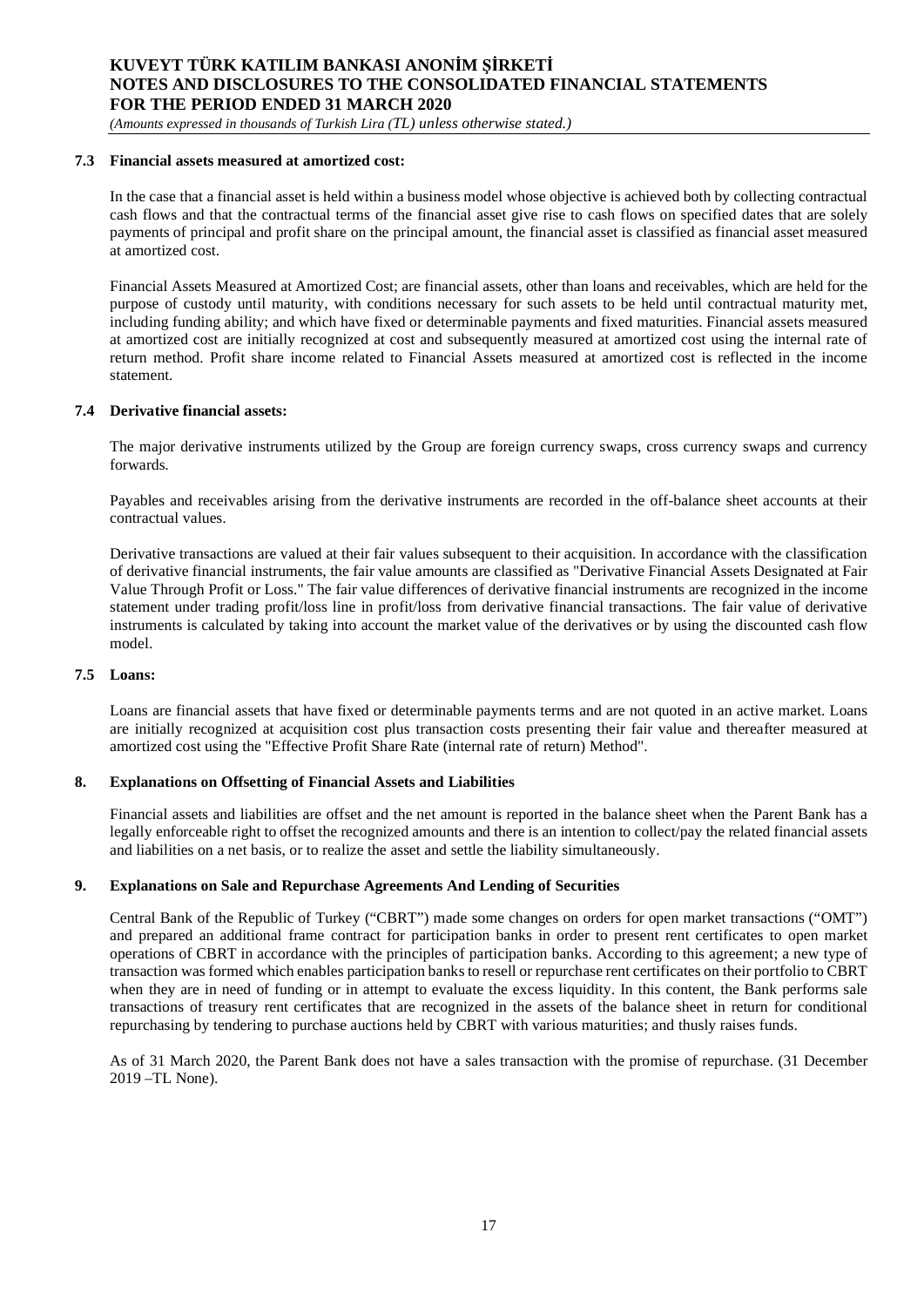### 7.3 Financial assets measured at amortized cost:

In the case that a financial asset is held within a business model whose objective is achieved both by collecting contractual cash flows and that the contractual terms of the financial asset give rise to cash flows on specified dates that are solely payments of principal and profit share on the principal amount, the financial asset is classified as financial asset measured at amortized cost.

Financial Assets Measured at Amortized Cost; are financial assets, other than loans and receivables, which are held for the purpose of custody until maturity, with conditions necessary for such assets to be held until contractual maturity met, including funding ability; and which have fixed or determinable payments and fixed maturities. Financial assets measured at amortized cost are initially recognized at cost and subsequently measured at amortized cost using the internal rate of return method. Profit share income related to Financial Assets measured at amortized cost is reflected in the income statement.

### 7.4 Derivative financial assets:

The major derivative instruments utilized by the Group are foreign currency swaps, cross currency swaps and currency forwards.

Payables and receivables arising from the derivative instruments are recorded in the off-balance sheet accounts at their contractual values.

Derivative transactions are valued at their fair values subsequent to their acquisition. In accordance with the classification of derivative financial instruments, the fair value amounts are classified as "Derivative Financial Assets Designated at Fair Value Through Profit or Loss." The fair value differences of derivative financial instruments are recognized in the income statement under trading profit/loss line in profit/loss from derivative financial transactions. The fair value of derivative instruments is calculated by taking into account the market value of the derivatives or by using the discounted cash flow model.

### 7.5 Loans:

Loans are financial assets that have fixed or determinable payments terms and are not quoted in an active market. Loans are initially recognized at acquisition cost plus transaction costs presenting their fair value and thereafter measured at amortized cost using the "Effective Profit Share Rate (internal rate of return) Method".

## 8. Explanations on Offsetting of Financial Assets and Liabilities

Financial assets and liabilities are offset and the net amount is reported in the balance sheet when the Parent Bank has a legally enforceable right to offset the recognized amounts and there is an intention to collect/pay the related financial assets and liabilities on a net basis, or to realize the asset and settle the liability simultaneously.

## 9. Explanations on Sale and Repurchase Agreements And Lending of Securities

Central Bank of the Republic of Turkey ("CBRT") made some changes on orders for open market transactions ("OMT") and prepared an additional frame contract for participation banks in order to present rent certificates to open market operations of CBRT in accordance with the principles of participation banks. According to this agreement; a new type of transaction was formed which enables participation banks to resell or repurchase rent certificates on their portfolio to CBRT when they are in need of funding or in attempt to evaluate the excess liquidity. In this content, the Bank performs sale transactions of treasury rent certificates that are recognized in the assets of the balance sheet in return for conditional repurchasing by tendering to purchase auctions held by CBRT with various maturities; and thusly raises funds.

As of 31 March 2020, the Parent Bank does not have a sales transaction with the promise of repurchase. (31 December 2019 –TL None).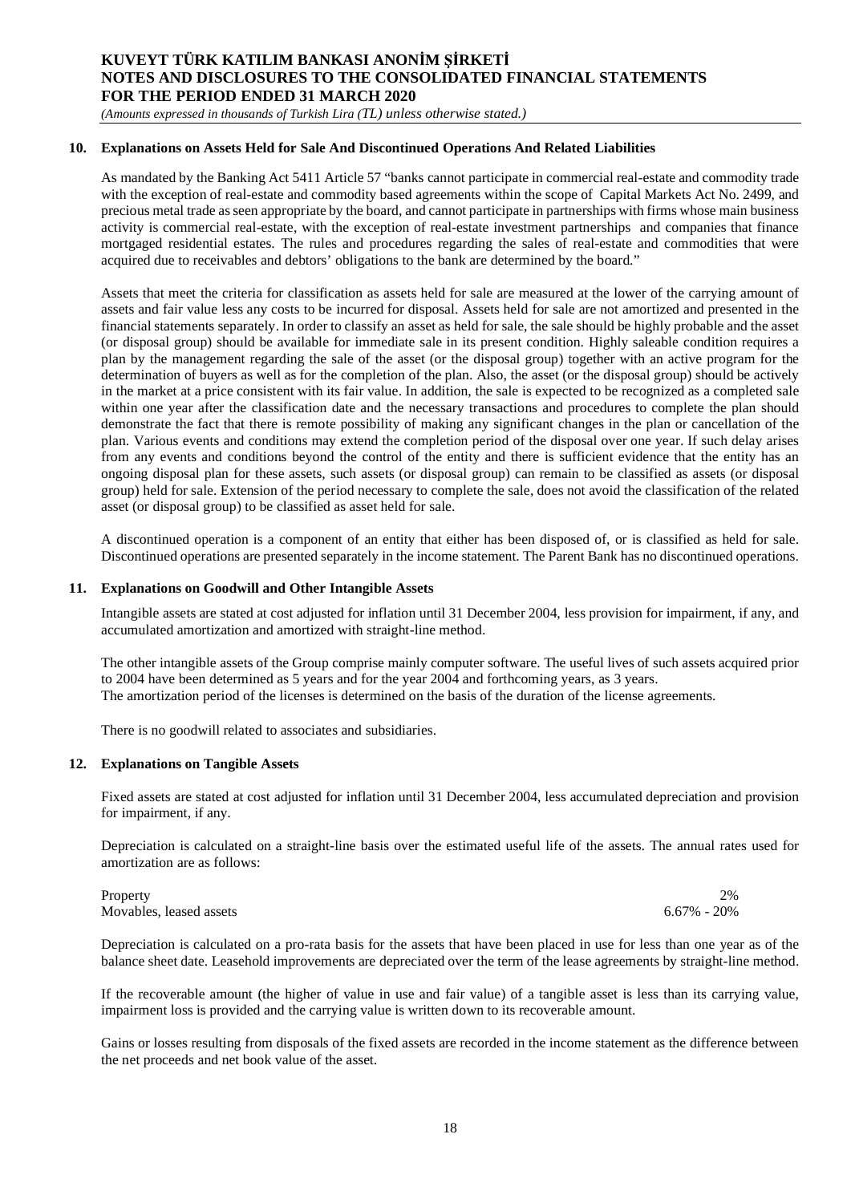## 10. Explanations on Assets Held for Sale And Discontinued Operations And Related Liabilities

As mandated by the Banking Act 5411 Article 57 "banks cannot participate in commercial real-estate and commodity trade with the exception of real-estate and commodity based agreements within the scope of Capital Markets Act No. 2499, and precious metal trade as seen appropriate by the board, and cannot participate in partnerships with firms whose main business activity is commercial real-estate, with the exception of real-estate investment partnerships and companies that finance mortgaged residential estates. The rules and procedures regarding the sales of real-estate and commodities that were acquired due to receivables and debtors' obligations to the bank are determined by the board."

Assets that meet the criteria for classification as assets held for sale are measured at the lower of the carrying amount of assets and fair value less any costs to be incurred for disposal. Assets held for sale are not amortized and presented in the financial statements separately. In order to classify an asset as held for sale, the sale should be highly probable and the asset (or disposal group) should be available for immediate sale in its present condition. Highly saleable condition requires a plan by the management regarding the sale of the asset (or the disposal group) together with an active program for the determination of buyers as well as for the completion of the plan. Also, the asset (or the disposal group) should be actively in the market at a price consistent with its fair value. In addition, the sale is expected to be recognized as a completed sale within one year after the classification date and the necessary transactions and procedures to complete the plan should demonstrate the fact that there is remote possibility of making any significant changes in the plan or cancellation of the plan. Various events and conditions may extend the completion period of the disposal over one year. If such delay arises from any events and conditions beyond the control of the entity and there is sufficient evidence that the entity has an ongoing disposal plan for these assets, such assets (or disposal group) can remain to be classified as assets (or disposal group) held for sale. Extension of the period necessary to complete the sale, does not avoid the classification of the related asset (or disposal group) to be classified as asset held for sale.

A discontinued operation is a component of an entity that either has been disposed of, or is classified as held for sale. Discontinued operations are presented separately in the income statement. The Parent Bank has no discontinued operations.

## 11. Explanations on Goodwill and Other Intangible Assets

Intangible assets are stated at cost adjusted for inflation until 31 December 2004, less provision for impairment, if any, and accumulated amortization and amortized with straight-line method.

The other intangible assets of the Group comprise mainly computer software. The useful lives of such assets acquired prior to 2004 have been determined as 5 years and for the year 2004 and forthcoming years, as 3 years.
The amortization period of the licenses is determined on the basis of the duration of the license agreements.

There is no goodwill related to associates and subsidiaries.

## 12. Explanations on Tangible Assets

Fixed assets are stated at cost adjusted for inflation until 31 December 2004, less accumulated depreciation and provision for impairment, if any.

Depreciation is calculated on a straight-line basis over the estimated useful life of the assets. The annual rates used for amortization are as follows:

| | |
|---|---|
| Property | 2% |
| Movables, leased assets | 6.67% - 20% |

Depreciation is calculated on a pro-rata basis for the assets that have been placed in use for less than one year as of the balance sheet date. Leasehold improvements are depreciated over the term of the lease agreements by straight-line method.

If the recoverable amount (the higher of value in use and fair value) of a tangible asset is less than its carrying value, impairment loss is provided and the carrying value is written down to its recoverable amount.

Gains or losses resulting from disposals of the fixed assets are recorded in the income statement as the difference between the net proceeds and net book value of the asset.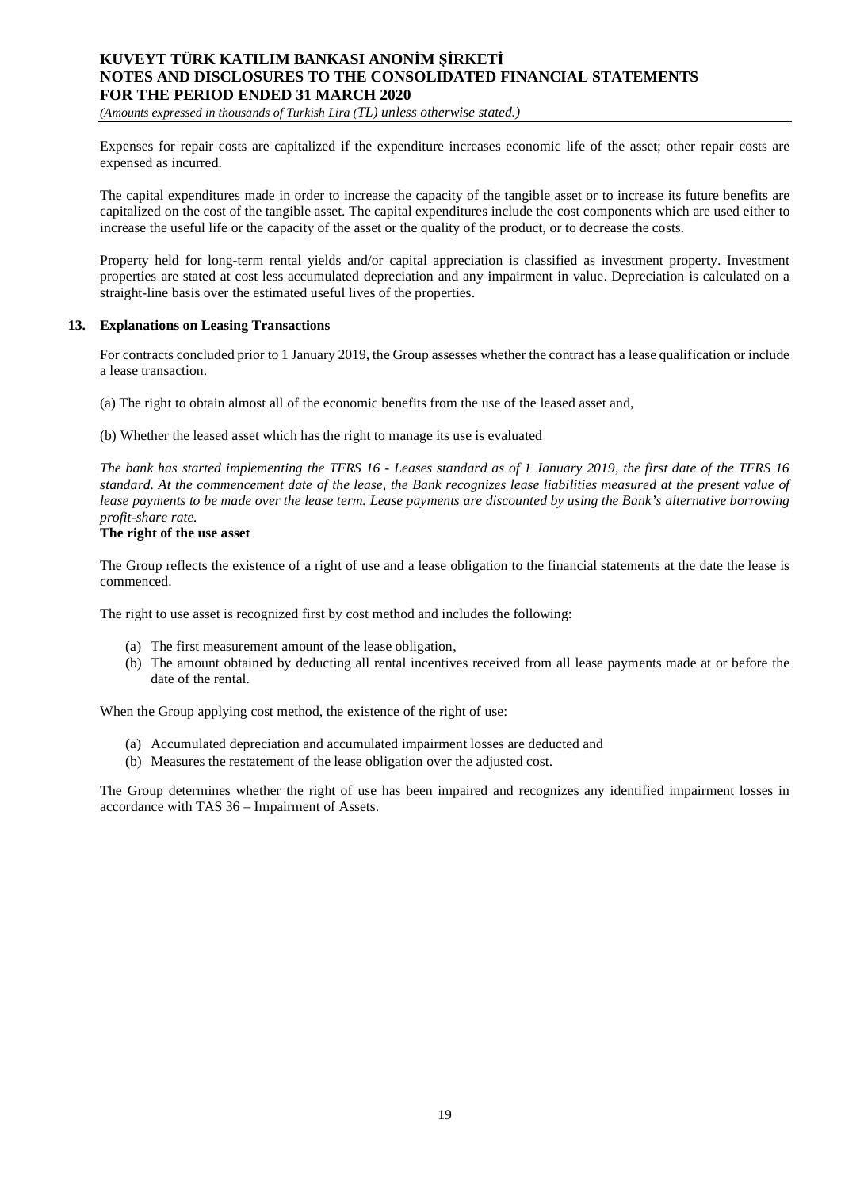Expenses for repair costs are capitalized if the expenditure increases economic life of the asset; other repair costs are expensed as incurred.

The capital expenditures made in order to increase the capacity of the tangible asset or to increase its future benefits are capitalized on the cost of the tangible asset. The capital expenditures include the cost components which are used either to increase the useful life or the capacity of the asset or the quality of the product, or to decrease the costs.

Property held for long-term rental yields and/or capital appreciation is classified as investment property. Investment properties are stated at cost less accumulated depreciation and any impairment in value. Depreciation is calculated on a straight-line basis over the estimated useful lives of the properties.

## 13. Explanations on Leasing Transactions

For contracts concluded prior to 1 January 2019, the Group assesses whether the contract has a lease qualification or include a lease transaction.

(a) The right to obtain almost all of the economic benefits from the use of the leased asset and,

(b) Whether the leased asset which has the right to manage its use is evaluated

*The bank has started implementing the TFRS 16 - Leases standard as of 1 January 2019, the first date of the TFRS 16 standard. At the commencement date of the lease, the Bank recognizes lease liabilities measured at the present value of lease payments to be made over the lease term. Lease payments are discounted by using the Bank's alternative borrowing profit-share rate.*

**The right of the use asset**

The Group reflects the existence of a right of use and a lease obligation to the financial statements at the date the lease is commenced.

The right to use asset is recognized first by cost method and includes the following:

(a) The first measurement amount of the lease obligation,
(b) The amount obtained by deducting all rental incentives received from all lease payments made at or before the date of the rental.

When the Group applying cost method, the existence of the right of use:

(a) Accumulated depreciation and accumulated impairment losses are deducted and
(b) Measures the restatement of the lease obligation over the adjusted cost.

The Group determines whether the right of use has been impaired and recognizes any identified impairment losses in accordance with TAS 36 – Impairment of Assets.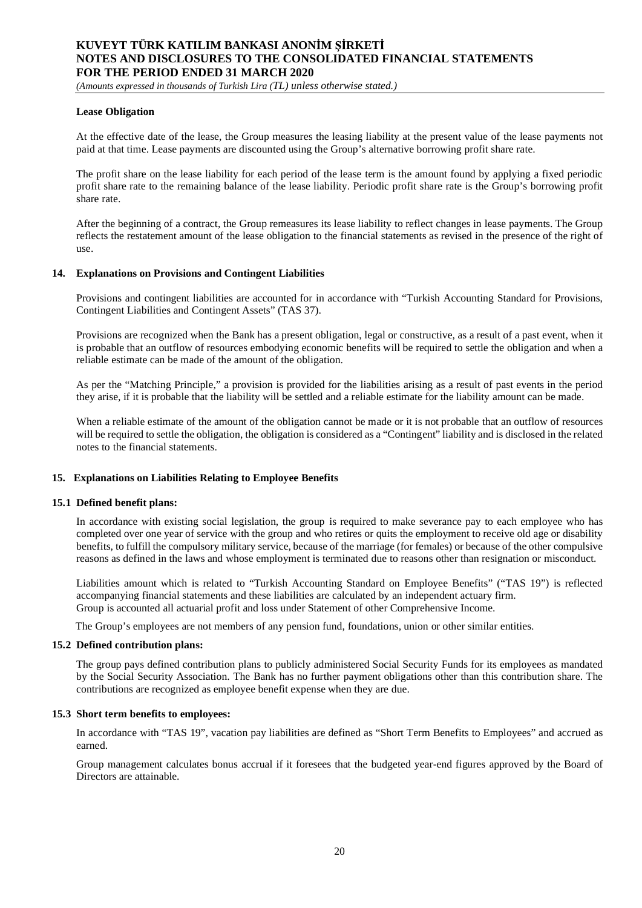**Lease Obligation**

At the effective date of the lease, the Group measures the leasing liability at the present value of the lease payments not paid at that time. Lease payments are discounted using the Group's alternative borrowing profit share rate.

The profit share on the lease liability for each period of the lease term is the amount found by applying a fixed periodic profit share rate to the remaining balance of the lease liability. Periodic profit share rate is the Group's borrowing profit share rate.

After the beginning of a contract, the Group remeasures its lease liability to reflect changes in lease payments. The Group reflects the restatement amount of the lease obligation to the financial statements as revised in the presence of the right of use.

## 14. Explanations on Provisions and Contingent Liabilities

Provisions and contingent liabilities are accounted for in accordance with "Turkish Accounting Standard for Provisions, Contingent Liabilities and Contingent Assets" (TAS 37).

Provisions are recognized when the Bank has a present obligation, legal or constructive, as a result of a past event, when it is probable that an outflow of resources embodying economic benefits will be required to settle the obligation and when a reliable estimate can be made of the amount of the obligation.

As per the "Matching Principle," a provision is provided for the liabilities arising as a result of past events in the period they arise, if it is probable that the liability will be settled and a reliable estimate for the liability amount can be made.

When a reliable estimate of the amount of the obligation cannot be made or it is not probable that an outflow of resources will be required to settle the obligation, the obligation is considered as a "Contingent" liability and is disclosed in the related notes to the financial statements.

## 15. Explanations on Liabilities Relating to Employee Benefits

### 15.1 Defined benefit plans:

In accordance with existing social legislation, the group is required to make severance pay to each employee who has completed over one year of service with the group and who retires or quits the employment to receive old age or disability benefits, to fulfill the compulsory military service, because of the marriage (for females) or because of the other compulsive reasons as defined in the laws and whose employment is terminated due to reasons other than resignation or misconduct.

Liabilities amount which is related to "Turkish Accounting Standard on Employee Benefits" ("TAS 19") is reflected accompanying financial statements and these liabilities are calculated by an independent actuary firm.
Group is accounted all actuarial profit and loss under Statement of other Comprehensive Income.

The Group's employees are not members of any pension fund, foundations, union or other similar entities.

### 15.2 Defined contribution plans:

The group pays defined contribution plans to publicly administered Social Security Funds for its employees as mandated by the Social Security Association. The Bank has no further payment obligations other than this contribution share. The contributions are recognized as employee benefit expense when they are due.

### 15.3 Short term benefits to employees:

In accordance with "TAS 19", vacation pay liabilities are defined as "Short Term Benefits to Employees" and accrued as earned.

Group management calculates bonus accrual if it foresees that the budgeted year-end figures approved by the Board of Directors are attainable.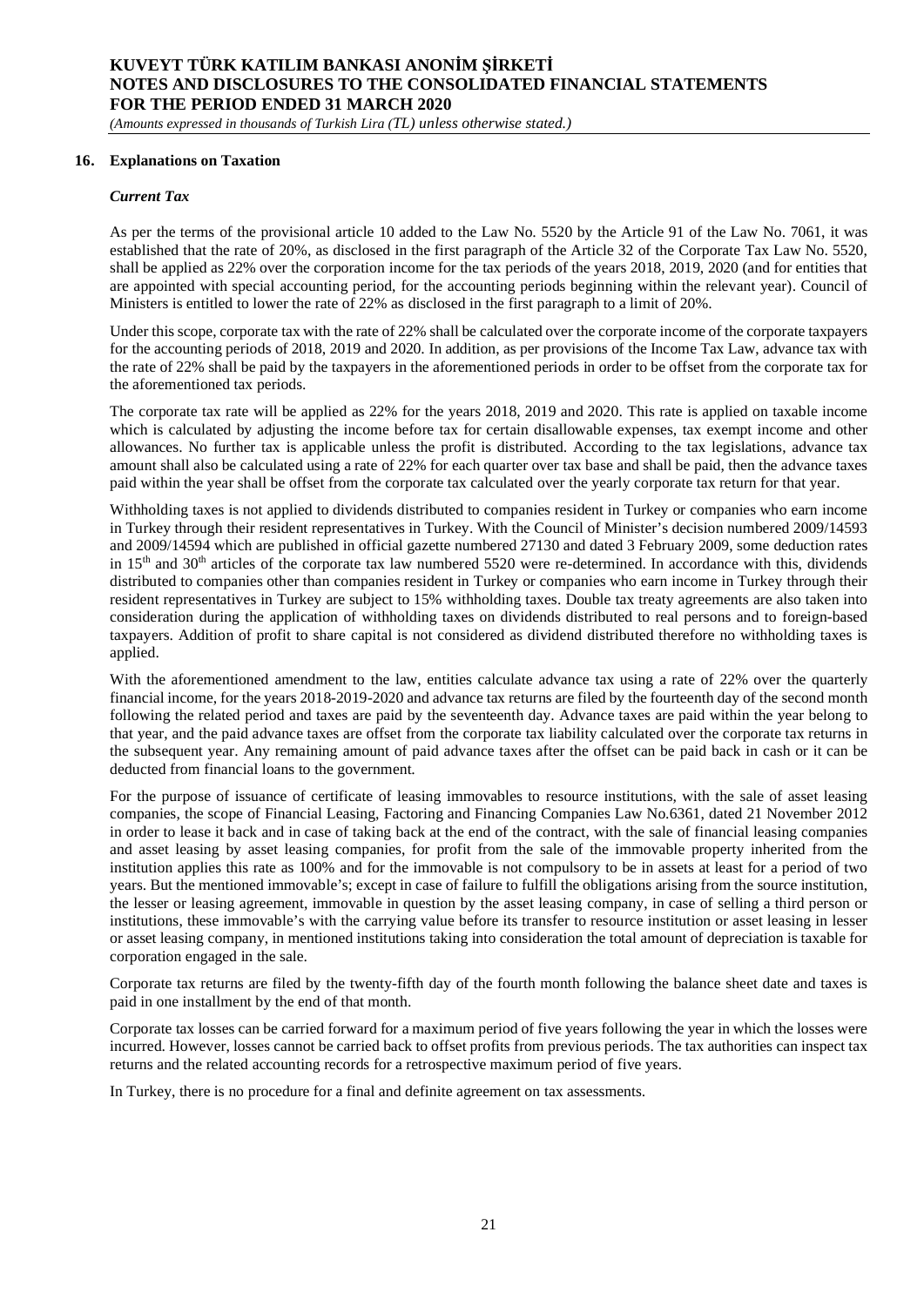## 16. Explanations on Taxation

### *Current Tax*

As per the terms of the provisional article 10 added to the Law No. 5520 by the Article 91 of the Law No. 7061, it was established that the rate of 20%, as disclosed in the first paragraph of the Article 32 of the Corporate Tax Law No. 5520, shall be applied as 22% over the corporation income for the tax periods of the years 2018, 2019, 2020 (and for entities that are appointed with special accounting period, for the accounting periods beginning within the relevant year). Council of Ministers is entitled to lower the rate of 22% as disclosed in the first paragraph to a limit of 20%.

Under this scope, corporate tax with the rate of 22% shall be calculated over the corporate income of the corporate taxpayers for the accounting periods of 2018, 2019 and 2020. In addition, as per provisions of the Income Tax Law, advance tax with the rate of 22% shall be paid by the taxpayers in the aforementioned periods in order to be offset from the corporate tax for the aforementioned tax periods.

The corporate tax rate will be applied as 22% for the years 2018, 2019 and 2020. This rate is applied on taxable income which is calculated by adjusting the income before tax for certain disallowable expenses, tax exempt income and other allowances. No further tax is applicable unless the profit is distributed. According to the tax legislations, advance tax amount shall also be calculated using a rate of 22% for each quarter over tax base and shall be paid, then the advance taxes paid within the year shall be offset from the corporate tax calculated over the yearly corporate tax return for that year.

Withholding taxes is not applied to dividends distributed to companies resident in Turkey or companies who earn income in Turkey through their resident representatives in Turkey. With the Council of Minister's decision numbered 2009/14593 and 2009/14594 which are published in official gazette numbered 27130 and dated 3 February 2009, some deduction rates in 15th and 30th articles of the corporate tax law numbered 5520 were re-determined. In accordance with this, dividends distributed to companies other than companies resident in Turkey or companies who earn income in Turkey through their resident representatives in Turkey are subject to 15% withholding taxes. Double tax treaty agreements are also taken into consideration during the application of withholding taxes on dividends distributed to real persons and to foreign-based taxpayers. Addition of profit to share capital is not considered as dividend distributed therefore no withholding taxes is applied.

With the aforementioned amendment to the law, entities calculate advance tax using a rate of 22% over the quarterly financial income, for the years 2018-2019-2020 and advance tax returns are filed by the fourteenth day of the second month following the related period and taxes are paid by the seventeenth day. Advance taxes are paid within the year belong to that year, and the paid advance taxes are offset from the corporate tax liability calculated over the corporate tax returns in the subsequent year. Any remaining amount of paid advance taxes after the offset can be paid back in cash or it can be deducted from financial loans to the government.

For the purpose of issuance of certificate of leasing immovables to resource institutions, with the sale of asset leasing companies, the scope of Financial Leasing, Factoring and Financing Companies Law No.6361, dated 21 November 2012 in order to lease it back and in case of taking back at the end of the contract, with the sale of financial leasing companies and asset leasing by asset leasing companies, for profit from the sale of the immovable property inherited from the institution applies this rate as 100% and for the immovable is not compulsory to be in assets at least for a period of two years. But the mentioned immovable's; except in case of failure to fulfill the obligations arising from the source institution, the lesser or leasing agreement, immovable in question by the asset leasing company, in case of selling a third person or institutions, these immovable's with the carrying value before its transfer to resource institution or asset leasing in lesser or asset leasing company, in mentioned institutions taking into consideration the total amount of depreciation is taxable for corporation engaged in the sale.

Corporate tax returns are filed by the twenty-fifth day of the fourth month following the balance sheet date and taxes is paid in one installment by the end of that month.

Corporate tax losses can be carried forward for a maximum period of five years following the year in which the losses were incurred. However, losses cannot be carried back to offset profits from previous periods. The tax authorities can inspect tax returns and the related accounting records for a retrospective maximum period of five years.

In Turkey, there is no procedure for a final and definite agreement on tax assessments.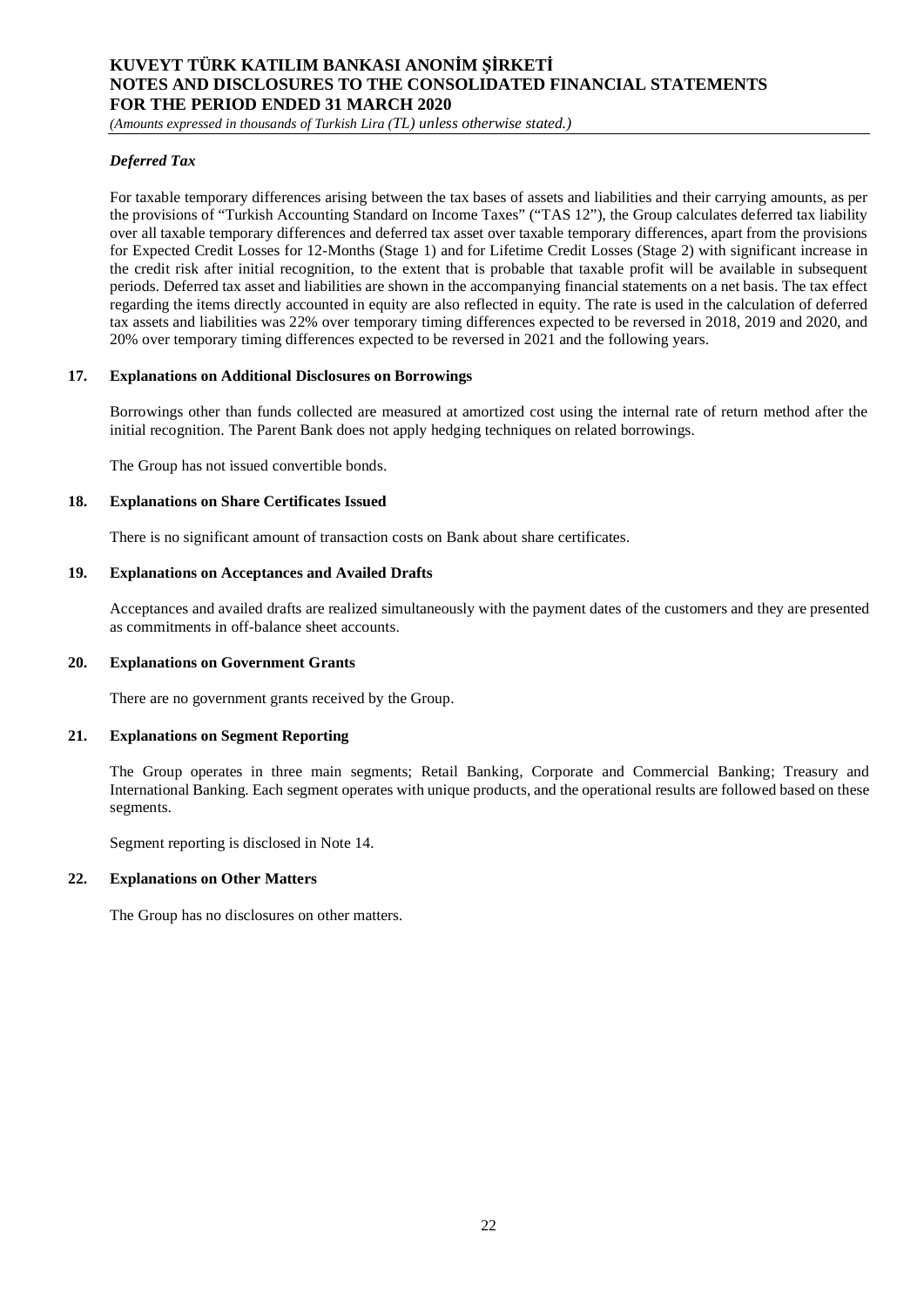### *Deferred Tax*

For taxable temporary differences arising between the tax bases of assets and liabilities and their carrying amounts, as per the provisions of "Turkish Accounting Standard on Income Taxes" ("TAS 12"), the Group calculates deferred tax liability over all taxable temporary differences and deferred tax asset over taxable temporary differences, apart from the provisions for Expected Credit Losses for 12-Months (Stage 1) and for Lifetime Credit Losses (Stage 2) with significant increase in the credit risk after initial recognition, to the extent that is probable that taxable profit will be available in subsequent periods. Deferred tax asset and liabilities are shown in the accompanying financial statements on a net basis. The tax effect regarding the items directly accounted in equity are also reflected in equity. The rate is used in the calculation of deferred tax assets and liabilities was 22% over temporary timing differences expected to be reversed in 2018, 2019 and 2020, and 20% over temporary timing differences expected to be reversed in 2021 and the following years.

## 17. Explanations on Additional Disclosures on Borrowings

Borrowings other than funds collected are measured at amortized cost using the internal rate of return method after the initial recognition. The Parent Bank does not apply hedging techniques on related borrowings.

The Group has not issued convertible bonds.

## 18. Explanations on Share Certificates Issued

There is no significant amount of transaction costs on Bank about share certificates.

## 19. Explanations on Acceptances and Availed Drafts

Acceptances and availed drafts are realized simultaneously with the payment dates of the customers and they are presented as commitments in off-balance sheet accounts.

## 20. Explanations on Government Grants

There are no government grants received by the Group.

## 21. Explanations on Segment Reporting

The Group operates in three main segments; Retail Banking, Corporate and Commercial Banking; Treasury and International Banking. Each segment operates with unique products, and the operational results are followed based on these segments.

Segment reporting is disclosed in Note 14.

## 22. Explanations on Other Matters

The Group has no disclosures on other matters.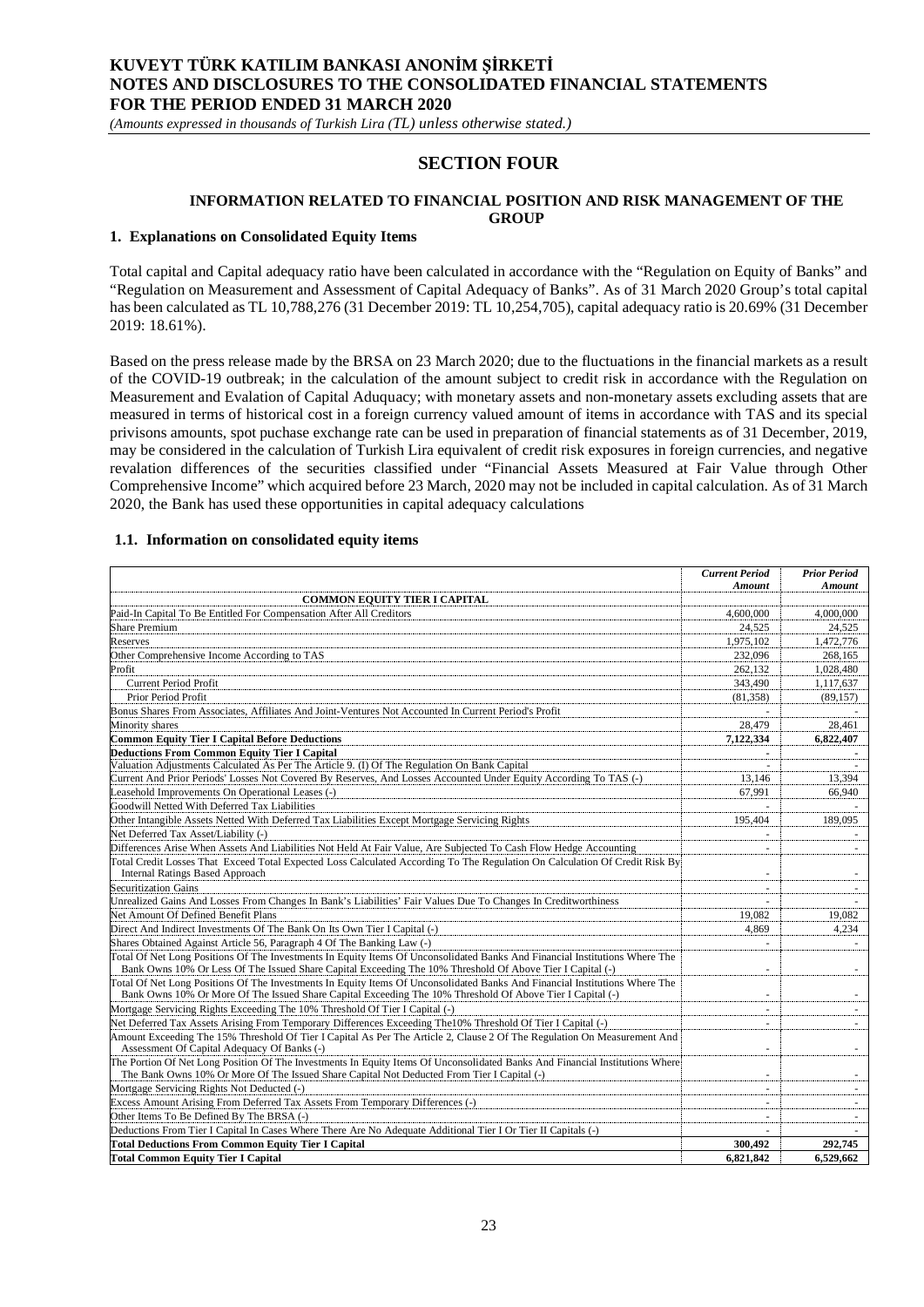# SECTION FOUR

## INFORMATION RELATED TO FINANCIAL POSITION AND RISK MANAGEMENT OF THE GROUP

### 1. Explanations on Consolidated Equity Items

Total capital and Capital adequacy ratio have been calculated in accordance with the "Regulation on Equity of Banks" and "Regulation on Measurement and Assessment of Capital Adequacy of Banks". As of 31 March 2020 Group's total capital has been calculated as TL 10,788,276 (31 December 2019: TL 10,254,705), capital adequacy ratio is 20.69% (31 December 2019: 18.61%).

Based on the press release made by the BRSA on 23 March 2020; due to the fluctuations in the financial markets as a result of the COVID-19 outbreak; in the calculation of the amount subject to credit risk in accordance with the Regulation on Measurement and Evalation of Capital Aduquacy; with monetary assets and non-monetary assets excluding assets that are measured in terms of historical cost in a foreign currency valued amount of items in accordance with TAS and its special privisons amounts, spot puchase exchange rate can be used in preparation of financial statements as of 31 December, 2019, may be considered in the calculation of Turkish Lira equivalent of credit risk exposures in foreign currencies, and negative revalation differences of the securities classified under "Financial Assets Measured at Fair Value through Other Comprehensive Income" which acquired before 23 March, 2020 may not be included in capital calculation. As of 31 March 2020, the Bank has used these opportunities in capital adequacy calculations

#### 1.1. Information on consolidated equity items

| | *Current Period Amount* | *Prior Period Amount* |
|---|---|---|
| **COMMON EQUITY TIER I CAPITAL** | | |
| Paid-In Capital To Be Entitled For Compensation After All Creditors | 4,600,000 | 4,000,000 |
| Share Premium | 24,525 | 24,525 |
| Reserves | 1,975,102 | 1,472,776 |
| Other Comprehensive Income According to TAS | 232,096 | 268,165 |
| Profit | 262,132 | 1,028,480 |
| Current Period Profit | 343,490 | 1,117,637 |
| Prior Period Profit | (81,358) | (89,157) |
| Bonus Shares From Associates, Affiliates And Joint-Ventures Not Accounted In Current Period's Profit | - | - |
| Minority shares | 28,479 | 28,461 |
| **Common Equity Tier I Capital Before Deductions** | **7,122,334** | **6,822,407** |
| **Deductions From Common Equity Tier I Capital** | - | - |
| Valuation Adjustments Calculated As Per The Article 9. (I) Of The Regulation On Bank Capital | - | - |
| Current And Prior Periods' Losses Not Covered By Reserves, And Losses Accounted Under Equity According To TAS (-) | 13,146 | 13,394 |
| Leasehold Improvements On Operational Leases (-) | 67,991 | 66,940 |
| Goodwill Netted With Deferred Tax Liabilities | - | - |
| Other Intangible Assets Netted With Deferred Tax Liabilities Except Mortgage Servicing Rights | 195,404 | 189,095 |
| Net Deferred Tax Asset/Liability (-) | - | - |
| Differences Arise When Assets And Liabilities Not Held At Fair Value, Are Subjected To Cash Flow Hedge Accounting | - | - |
| Total Credit Losses That Exceed Total Expected Loss Calculated According To The Regulation On Calculation Of Credit Risk By Internal Ratings Based Approach | - | - |
| Securitization Gains | - | - |
| Unrealized Gains And Losses From Changes In Bank's Liabilities' Fair Values Due To Changes In Creditworthiness | - | - |
| Net Amount Of Defined Benefit Plans | 19,082 | 19,082 |
| Direct And Indirect Investments Of The Bank On Its Own Tier I Capital (-) | 4,869 | 4,234 |
| Shares Obtained Against Article 56, Paragraph 4 Of The Banking Law (-) | - | - |
| Total Of Net Long Positions Of The Investments In Equity Items Of Unconsolidated Banks And Financial Institutions Where The Bank Owns 10% Or Less Of The Issued Share Capital Exceeding The 10% Threshold Of Above Tier I Capital (-) | - | - |
| Total Of Net Long Positions Of The Investments In Equity Items Of Unconsolidated Banks And Financial Institutions Where The Bank Owns 10% Or More Of The Issued Share Capital Exceeding The 10% Threshold Of Above Tier I Capital (-) | - | - |
| Mortgage Servicing Rights Exceeding The 10% Threshold Of Tier I Capital (-) | - | - |
| Net Deferred Tax Assets Arising From Temporary Differences Exceeding The10% Threshold Of Tier I Capital (-) | - | - |
| Amount Exceeding The 15% Threshold Of Tier I Capital As Per The Article 2, Clause 2 Of The Regulation On Measurement And Assessment Of Capital Adequacy Of Banks (-) | - | - |
| The Portion Of Net Long Position Of The Investments In Equity Items Of Unconsolidated Banks And Financial Institutions Where The Bank Owns 10% Or More Of The Issued Share Capital Not Deducted From Tier I Capital (-) | - | - |
| Mortgage Servicing Rights Not Deducted (-) | - | - |
| Excess Amount Arising From Deferred Tax Assets From Temporary Differences (-) | - | - |
| Other Items To Be Defined By The BRSA (-) | - | - |
| Deductions From Tier I Capital In Cases Where There Are No Adequate Additional Tier I Or Tier II Capitals (-) | - | - |
| **Total Deductions From Common Equity Tier I Capital** | **300,492** | **292,745** |
| **Total Common Equity Tier I Capital** | **6,821,842** | **6,529,662** |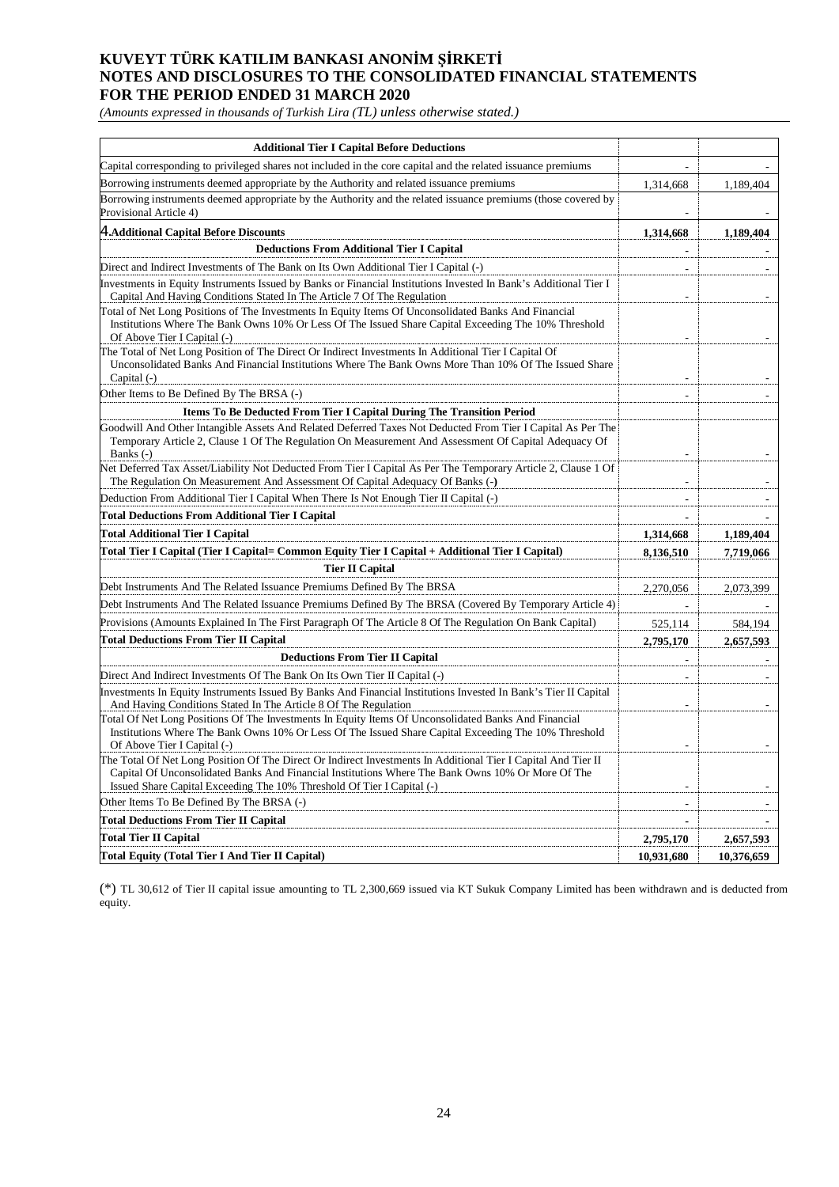| Additional Tier I Capital Before Deductions | | |
|---|---|---|
| Capital corresponding to privileged shares not included in the core capital and the related issuance premiums | - | - |
| Borrowing instruments deemed appropriate by the Authority and related issuance premiums | 1,314,668 | 1,189,404 |
| Borrowing instruments deemed appropriate by the Authority and the related issuance premiums (those covered by Provisional Article 4) | - | - |
| **4.Additional Capital Before Discounts** | **1,314,668** | **1,189,404** |
| **Deductions From Additional Tier I Capital** | - | - |
| Direct and Indirect Investments of The Bank on Its Own Additional Tier I Capital (-) | - | - |
| Investments in Equity Instruments Issued by Banks or Financial Institutions Invested In Bank's Additional Tier I Capital And Having Conditions Stated In The Article 7 Of The Regulation | - | - |
| Total of Net Long Positions of The Investments In Equity Items Of Unconsolidated Banks And Financial Institutions Where The Bank Owns 10% Or Less Of The Issued Share Capital Exceeding The 10% Threshold Of Above Tier I Capital (-) | - | - |
| The Total of Net Long Position of The Direct Or Indirect Investments In Additional Tier I Capital Of Unconsolidated Banks And Financial Institutions Where The Bank Owns More Than 10% Of The Issued Share Capital (-) | - | - |
| Other Items to Be Defined By The BRSA (-) | - | - |
| **Items To Be Deducted From Tier I Capital During The Transition Period** | | |
| Goodwill And Other Intangible Assets And Related Deferred Taxes Not Deducted From Tier I Capital As Per The Temporary Article 2, Clause 1 Of The Regulation On Measurement And Assessment Of Capital Adequacy Of Banks (-) | - | - |
| Net Deferred Tax Asset/Liability Not Deducted From Tier I Capital As Per The Temporary Article 2, Clause 1 Of The Regulation On Measurement And Assessment Of Capital Adequacy Of Banks (-) | - | - |
| Deduction From Additional Tier I Capital When There Is Not Enough Tier II Capital (-) | - | - |
| **Total Deductions From Additional Tier I Capital** | - | - |
| **Total Additional Tier I Capital** | **1,314,668** | **1,189,404** |
| **Total Tier I Capital (Tier I Capital= Common Equity Tier I Capital + Additional Tier I Capital)** | **8,136,510** | **7,719,066** |
| **Tier II Capital** | | |
| Debt Instruments And The Related Issuance Premiums Defined By The BRSA | 2,270,056 | 2,073,399 |
| Debt Instruments And The Related Issuance Premiums Defined By The BRSA (Covered By Temporary Article 4) | - | - |
| Provisions (Amounts Explained In The First Paragraph Of The Article 8 Of The Regulation On Bank Capital) | 525,114 | 584,194 |
| **Total Deductions From Tier II Capital** | **2,795,170** | **2,657,593** |
| **Deductions From Tier II Capital** | - | - |
| Direct And Indirect Investments Of The Bank On Its Own Tier II Capital (-) | - | - |
| Investments In Equity Instruments Issued By Banks And Financial Institutions Invested In Bank's Tier II Capital And Having Conditions Stated In The Article 8 Of The Regulation | - | - |
| Total Of Net Long Positions Of The Investments In Equity Items Of Unconsolidated Banks And Financial Institutions Where The Bank Owns 10% Or Less Of The Issued Share Capital Exceeding The 10% Threshold Of Above Tier I Capital (-) | - | - |
| The Total Of Net Long Position Of The Direct Or Indirect Investments In Additional Tier I Capital And Tier II Capital Of Unconsolidated Banks And Financial Institutions Where The Bank Owns 10% Or More Of The Issued Share Capital Exceeding The 10% Threshold Of Tier I Capital (-) | - | - |
| Other Items To Be Defined By The BRSA (-) | - | - |
| **Total Deductions From Tier II Capital** | - | - |
| **Total Tier II Capital** | **2,795,170** | **2,657,593** |
| **Total Equity (Total Tier I And Tier II Capital)** | **10,931,680** | **10,376,659** |

(*) TL 30,612 of Tier II capital issue amounting to TL 2,300,669 issued via KT Sukuk Company Limited has been withdrawn and is deducted from equity.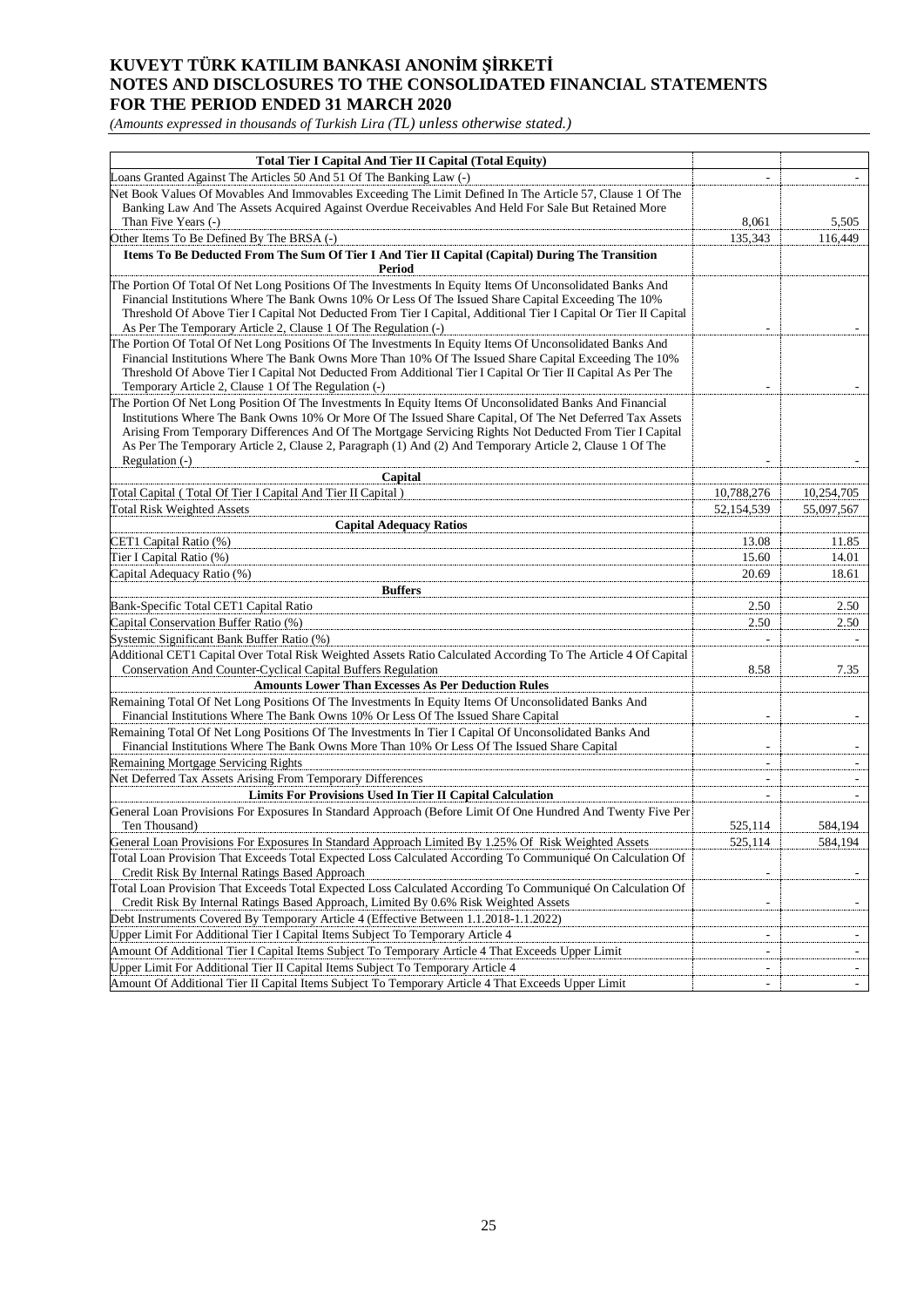# KUVEYT TÜRK KATILIM BANKASI ANONİM ŞİRKETİ
# NOTES AND DISCLOSURES TO THE CONSOLIDATED FINANCIAL STATEMENTS
# FOR THE PERIOD ENDED 31 MARCH 2020

*(Amounts expressed in thousands of Turkish Lira (TL) unless otherwise stated.)*

| **Total Tier I Capital And Tier II Capital (Total Equity)** | | |
|---|---|---|
| Loans Granted Against The Articles 50 And 51 Of The Banking Law (-) | - | - |
| Net Book Values Of Movables And Immovables Exceeding The Limit Defined In The Article 57, Clause 1 Of The Banking Law And The Assets Acquired Against Overdue Receivables And Held For Sale But Retained More Than Five Years (-) | 8,061 | 5,505 |
| Other Items To Be Defined By The BRSA (-) | 135,343 | 116,449 |
| **Items To Be Deducted From The Sum Of Tier I And Tier II Capital (Capital) During The Transition Period** | | |
| The Portion Of Total Of Net Long Positions Of The Investments In Equity Items Of Unconsolidated Banks And Financial Institutions Where The Bank Owns 10% Or Less Of The Issued Share Capital Exceeding The 10% Threshold Of Above Tier I Capital Not Deducted From Tier I Capital, Additional Tier I Capital Or Tier II Capital As Per The Temporary Article 2, Clause 1 Of The Regulation (-) | - | - |
| The Portion Of Total Of Net Long Positions Of The Investments In Equity Items Of Unconsolidated Banks And Financial Institutions Where The Bank Owns More Than 10% Of The Issued Share Capital Exceeding The 10% Threshold Of Above Tier I Capital Not Deducted From Additional Tier I Capital Or Tier II Capital As Per The Temporary Article 2, Clause 1 Of The Regulation (-) | - | - |
| The Portion Of Net Long Position Of The Investments In Equity Items Of Unconsolidated Banks And Financial Institutions Where The Bank Owns 10% Or More Of The Issued Share Capital, Of The Net Deferred Tax Assets Arising From Temporary Differences And Of The Mortgage Servicing Rights Not Deducted From Tier I Capital As Per The Temporary Article 2, Clause 2, Paragraph (1) And (2) And Temporary Article 2, Clause 1 Of The Regulation (-) | - | - |
| **Capital** | | |
| Total Capital ( Total Of Tier I Capital And Tier II Capital ) | 10,788,276 | 10,254,705 |
| Total Risk Weighted Assets | 52,154,539 | 55,097,567 |
| **Capital Adequacy Ratios** | | |
| CET1 Capital Ratio (%) | 13.08 | 11.85 |
| Tier I Capital Ratio (%) | 15.60 | 14.01 |
| Capital Adequacy Ratio (%) | 20.69 | 18.61 |
| **Buffers** | | |
| Bank-Specific Total CET1 Capital Ratio | 2.50 | 2.50 |
| Capital Conservation Buffer Ratio (%) | 2.50 | 2.50 |
| Systemic Significant Bank Buffer Ratio (%) | - | - |
| Additional CET1 Capital Over Total Risk Weighted Assets Ratio Calculated According To The Article 4 Of Capital Conservation And Counter-Cyclical Capital Buffers Regulation | 8.58 | 7.35 |
| **Amounts Lower Than Excesses As Per Deduction Rules** | | |
| Remaining Total Of Net Long Positions Of The Investments In Equity Items Of Unconsolidated Banks And Financial Institutions Where The Bank Owns 10% Or Less Of The Issued Share Capital | - | - |
| Remaining Total Of Net Long Positions Of The Investments In Tier I Capital Of Unconsolidated Banks And Financial Institutions Where The Bank Owns More Than 10% Or Less Of The Issued Share Capital | - | - |
| Remaining Mortgage Servicing Rights | - | - |
| Net Deferred Tax Assets Arising From Temporary Differences | - | - |
| **Limits For Provisions Used In Tier II Capital Calculation** | - | - |
| General Loan Provisions For Exposures In Standard Approach (Before Limit Of One Hundred And Twenty Five Per Ten Thousand) | 525,114 | 584,194 |
| General Loan Provisions For Exposures In Standard Approach Limited By 1.25% Of Risk Weighted Assets | 525,114 | 584,194 |
| Total Loan Provision That Exceeds Total Expected Loss Calculated According To Communiqué On Calculation Of Credit Risk By Internal Ratings Based Approach | - | - |
| Total Loan Provision That Exceeds Total Expected Loss Calculated According To Communiqué On Calculation Of Credit Risk By Internal Ratings Based Approach, Limited By 0.6% Risk Weighted Assets | - | - |
| Debt Instruments Covered By Temporary Article 4 (Effective Between 1.1.2018-1.1.2022) | | |
| Upper Limit For Additional Tier I Capital Items Subject To Temporary Article 4 | - | - |
| Amount Of Additional Tier I Capital Items Subject To Temporary Article 4 That Exceeds Upper Limit | - | - |
| Upper Limit For Additional Tier II Capital Items Subject To Temporary Article 4 | - | - |
| Amount Of Additional Tier II Capital Items Subject To Temporary Article 4 That Exceeds Upper Limit | - | - |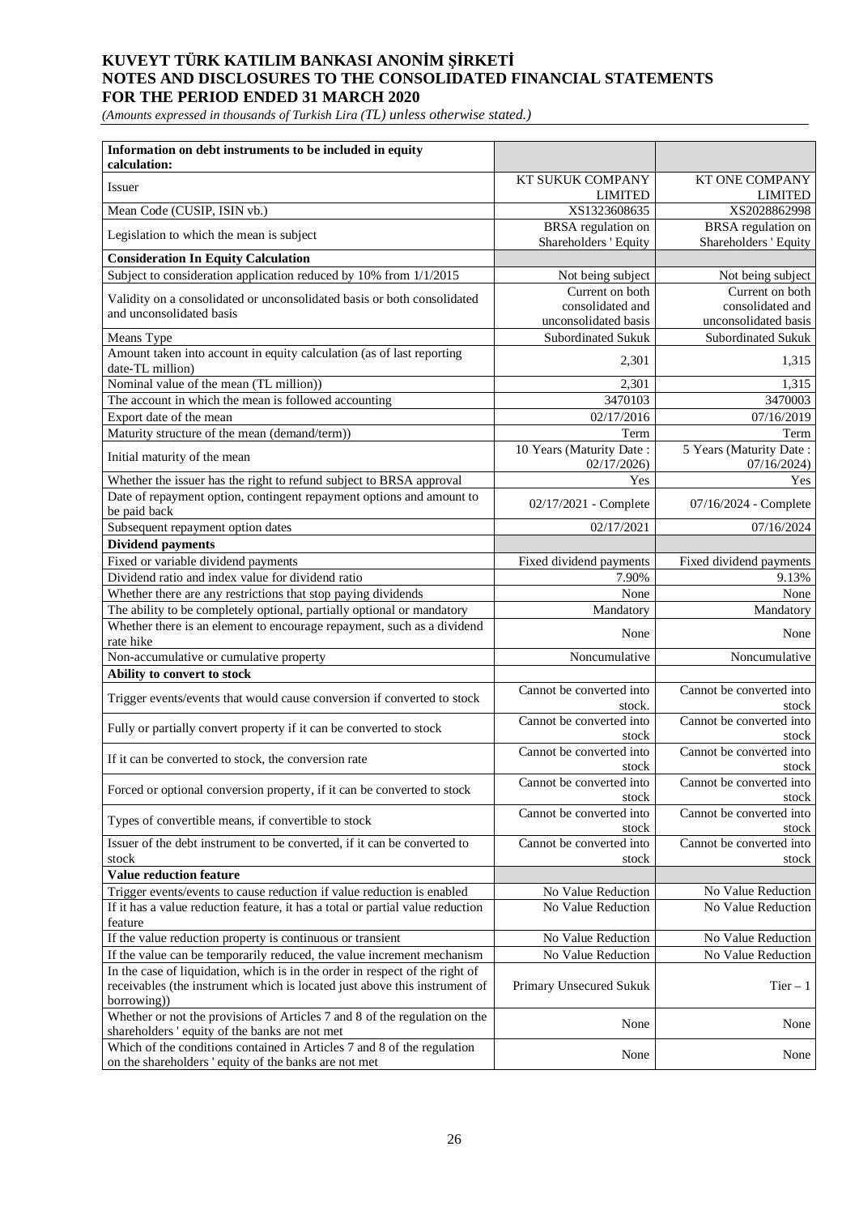# KUVEYT TÜRK KATILIM BANKASI ANONİM ŞİRKETİ
# NOTES AND DISCLOSURES TO THE CONSOLIDATED FINANCIAL STATEMENTS
# FOR THE PERIOD ENDED 31 MARCH 2020

*(Amounts expressed in thousands of Turkish Lira (TL) unless otherwise stated.)*

| **Information on debt instruments to be included in equity calculation:** | | |
|---|---|---|
| Issuer | KT SUKUK COMPANY LIMITED | KT ONE COMPANY LIMITED |
| Mean Code (CUSIP, ISIN vb.) | XS1323608635 | XS2028862998 |
| Legislation to which the mean is subject | BRSA regulation on Shareholders ' Equity | BRSA regulation on Shareholders ' Equity |
| **Consideration In Equity Calculation** | | |
| Subject to consideration application reduced by 10% from 1/1/2015 | Not being subject | Not being subject |
| Validity on a consolidated or unconsolidated basis or both consolidated and unconsolidated basis | Current on both consolidated and unconsolidated basis | Current on both consolidated and unconsolidated basis |
| Means Type | Subordinated Sukuk | Subordinated Sukuk |
| Amount taken into account in equity calculation (as of last reporting date-TL million) | 2,301 | 1,315 |
| Nominal value of the mean (TL million)) | 2,301 | 1,315 |
| The account in which the mean is followed accounting | 3470103 | 3470003 |
| Export date of the mean | 02/17/2016 | 07/16/2019 |
| Maturity structure of the mean (demand/term)) | Term | Term |
| Initial maturity of the mean | 10 Years (Maturity Date : 02/17/2026) | 5 Years (Maturity Date : 07/16/2024) |
| Whether the issuer has the right to refund subject to BRSA approval | Yes | Yes |
| Date of repayment option, contingent repayment options and amount to be paid back | 02/17/2021 - Complete | 07/16/2024 - Complete |
| Subsequent repayment option dates | 02/17/2021 | 07/16/2024 |
| **Dividend payments** | | |
| Fixed or variable dividend payments | Fixed dividend payments | Fixed dividend payments |
| Dividend ratio and index value for dividend ratio | 7.90% | 9.13% |
| Whether there are any restrictions that stop paying dividends | None | None |
| The ability to be completely optional, partially optional or mandatory | Mandatory | Mandatory |
| Whether there is an element to encourage repayment, such as a dividend rate hike | None | None |
| Non-accumulative or cumulative property | Noncumulative | Noncumulative |
| **Ability to convert to stock** | | |
| Trigger events/events that would cause conversion if converted to stock | Cannot be converted into stock. | Cannot be converted into stock |
| Fully or partially convert property if it can be converted to stock | Cannot be converted into stock | Cannot be converted into stock |
| If it can be converted to stock, the conversion rate | Cannot be converted into stock | Cannot be converted into stock |
| Forced or optional conversion property, if it can be converted to stock | Cannot be converted into stock | Cannot be converted into stock |
| Types of convertible means, if convertible to stock | Cannot be converted into stock | Cannot be converted into stock |
| Issuer of the debt instrument to be converted, if it can be converted to stock | Cannot be converted into stock | Cannot be converted into stock |
| **Value reduction feature** | | |
| Trigger events/events to cause reduction if value reduction is enabled | No Value Reduction | No Value Reduction |
| If it has a value reduction feature, it has a total or partial value reduction feature | No Value Reduction | No Value Reduction |
| If the value reduction property is continuous or transient | No Value Reduction | No Value Reduction |
| If the value can be temporarily reduced, the value increment mechanism | No Value Reduction | No Value Reduction |
| In the case of liquidation, which is in the order in respect of the right of receivables (the instrument which is located just above this instrument of borrowing)) | Primary Unsecured Sukuk | Tier – 1 |
| Whether or not the provisions of Articles 7 and 8 of the regulation on the shareholders ' equity of the banks are not met | None | None |
| Which of the conditions contained in Articles 7 and 8 of the regulation on the shareholders ' equity of the banks are not met | None | None |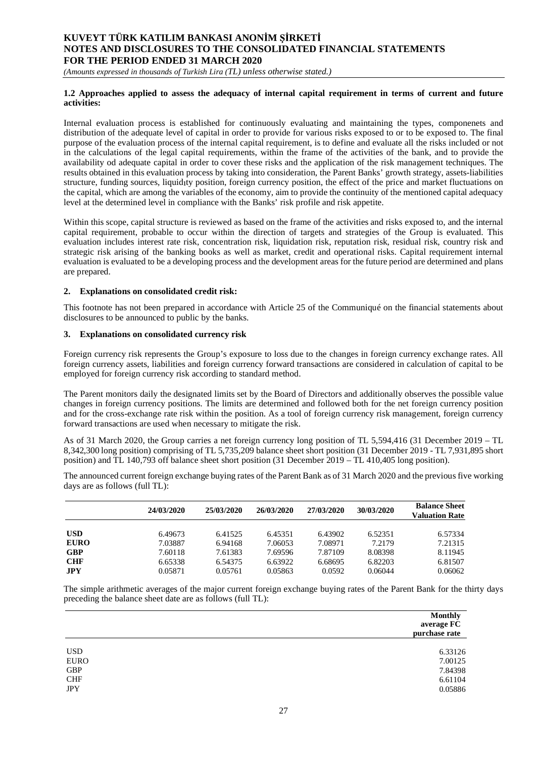#### 1.2 Approaches applied to assess the adequacy of internal capital requirement in terms of current and future activities:

Internal evaluation process is established for continuously evaluating and maintaining the types, componenets and distribution of the adequate level of capital in order to provide for various risks exposed to or to be exposed to. The final purpose of the evaluation process of the internal capital requirement, is to define and evaluate all the risks included or not in the calculations of the legal capital requirements, within the frame of the activities of the bank, and to provide the availability od adequate capital in order to cover these risks and the application of the risk management techniques. The results obtained in this evaluation process by taking into consideration, the Parent Banks' growth strategy, assets-liabilities structure, funding sources, liquidıty position, foreign currency position, the effect of the price and market fluctuations on the capital, which are among the variables of the economy, aim to provide the continuity of the mentioned capital adequacy level at the determined level in compliance with the Banks' risk profile and risk appetite.

Within this scope, capital structure is reviewed as based on the frame of the activities and risks exposed to, and the internal capital requirement, probable to occur within the direction of targets and strategies of the Group is evaluated. This evaluation includes interest rate risk, concentration risk, liquidation risk, reputation risk, residual risk, country risk and strategic risk arising of the banking books as well as market, credit and operational risks. Capital requirement internal evaluation is evaluated to be a developing process and the development areas for the future period are determined and plans are prepared.

### 2. Explanations on consolidated credit risk:

This footnote has not been prepared in accordance with Article 25 of the Communiqué on the financial statements about disclosures to be announced to public by the banks.

### 3. Explanations on consolidated currency risk

Foreign currency risk represents the Group's exposure to loss due to the changes in foreign currency exchange rates. All foreign currency assets, liabilities and foreign currency forward transactions are considered in calculation of capital to be employed for foreign currency risk according to standard method.

The Parent monitors daily the designated limits set by the Board of Directors and additionally observes the possible value changes in foreign currency positions. The limits are determined and followed both for the net foreign currency position and for the cross-exchange rate risk within the position. As a tool of foreign currency risk management, foreign currency forward transactions are used when necessary to mitigate the risk.

As of 31 March 2020, the Group carries a net foreign currency long position of TL 5,594,416 (31 December 2019 – TL 8,342,300 long position) comprising of TL 5,735,209 balance sheet short position (31 December 2019 - TL 7,931,895 short position) and TL 140,793 off balance sheet short position (31 December 2019 – TL 410,405 long position).

The announced current foreign exchange buying rates of the Parent Bank as of 31 March 2020 and the previous five working days are as follows (full TL):

| | 24/03/2020 | 25/03/2020 | 26/03/2020 | 27/03/2020 | 30/03/2020 | Balance Sheet Valuation Rate |
|---|---|---|---|---|---|---|
| **USD** | 6.49673 | 6.41525 | 6.45351 | 6.43902 | 6.52351 | 6.57334 |
| **EURO** | 7.03887 | 6.94168 | 7.06053 | 7.08971 | 7.2179 | 7.21315 |
| **GBP** | 7.60118 | 7.61383 | 7.69596 | 7.87109 | 8.08398 | 8.11945 |
| **CHF** | 6.65338 | 6.54375 | 6.63922 | 6.68695 | 6.82203 | 6.81507 |
| **JPY** | 0.05871 | 0.05761 | 0.05863 | 0.0592 | 0.06044 | 0.06062 |

The simple arithmetic averages of the major current foreign exchange buying rates of the Parent Bank for the thirty days preceding the balance sheet date are as follows (full TL):

| | Monthly average FC purchase rate |
|---|---|
| USD | 6.33126 |
| EURO | 7.00125 |
| GBP | 7.84398 |
| CHF | 6.61104 |
| JPY | 0.05886 |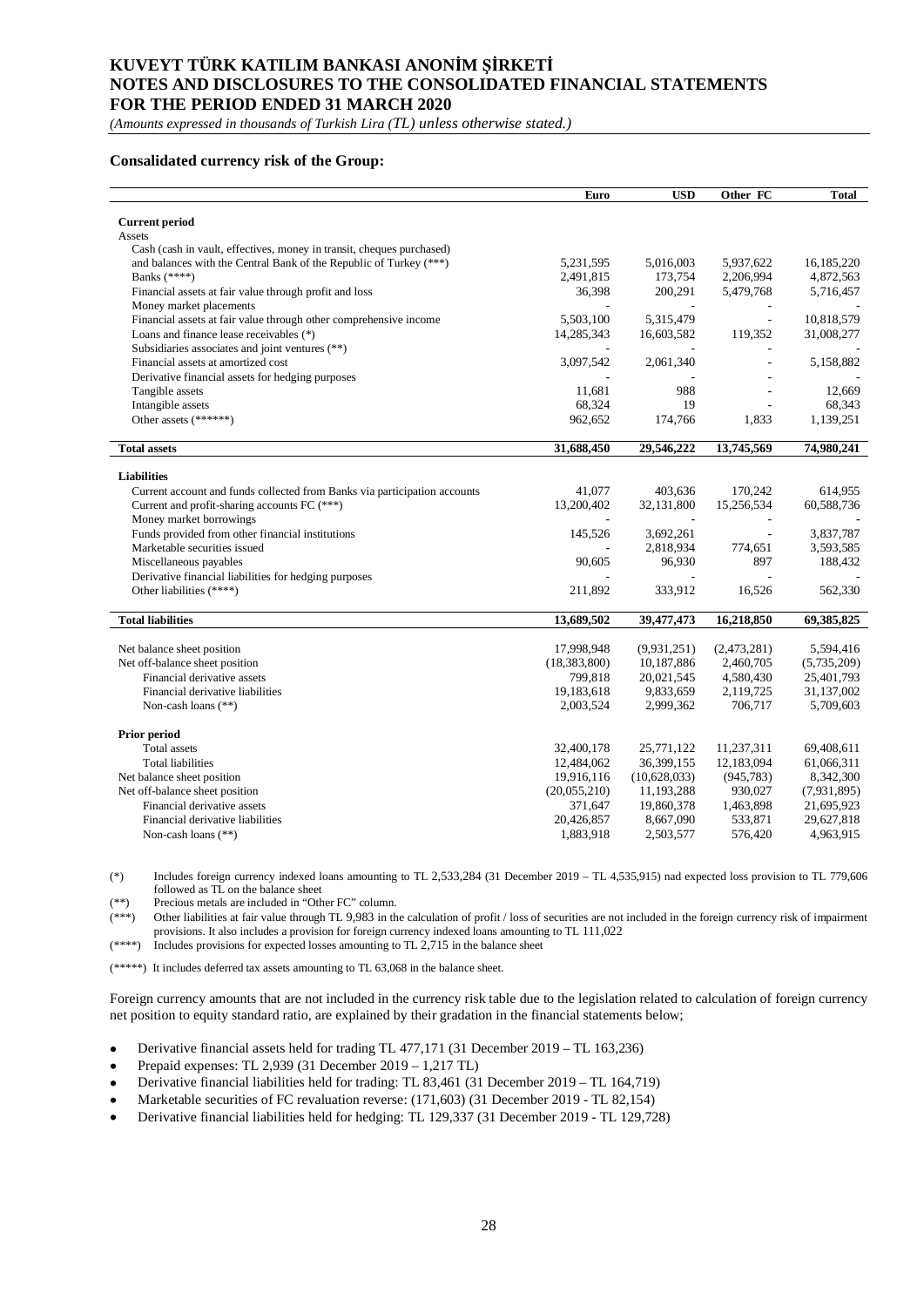**Consalidated currency risk of the Group:**

| | Euro | USD | Other FC | Total |
|---|---|---|---|---|
| **Current period** | | | | |
| Assets | | | | |
| Cash (cash in vault, effectives, money in transit, cheques purchased) and balances with the Central Bank of the Republic of Turkey (***) | 5,231,595 | 5,016,003 | 5,937,622 | 16,185,220 |
| Banks (****) | 2,491,815 | 173,754 | 2,206,994 | 4,872,563 |
| Financial assets at fair value through profit and loss | 36,398 | 200,291 | 5,479,768 | 5,716,457 |
| Money market placements | - | - | - | - |
| Financial assets at fair value through other comprehensive income | 5,503,100 | 5,315,479 | - | 10,818,579 |
| Loans and finance lease receivables (*) | 14,285,343 | 16,603,582 | 119,352 | 31,008,277 |
| Subsidiaries associates and joint ventures (**) | - | - | - | - |
| Financial assets at amortized cost | 3,097,542 | 2,061,340 | - | 5,158,882 |
| Derivative financial assets for hedging purposes | - | - | - | - |
| Tangible assets | 11,681 | 988 | - | 12,669 |
| Intangible assets | 68,324 | 19 | - | 68,343 |
| Other assets (******) | 962,652 | 174,766 | 1,833 | 1,139,251 |
| **Total assets** | **31,688,450** | **29,546,222** | **13,745,569** | **74,980,241** |
| **Liabilities** | | | | |
| Current account and funds collected from Banks via participation accounts | 41,077 | 403,636 | 170,242 | 614,955 |
| Current and profit-sharing accounts FC (***) | 13,200,402 | 32,131,800 | 15,256,534 | 60,588,736 |
| Money market borrowings | - | - | - | - |
| Funds provided from other financial institutions | 145,526 | 3,692,261 | - | 3,837,787 |
| Marketable securities issued | - | 2,818,934 | 774,651 | 3,593,585 |
| Miscellaneous payables | 90,605 | 96,930 | 897 | 188,432 |
| Derivative financial liabilities for hedging purposes | - | - | - | - |
| Other liabilities (****) | 211,892 | 333,912 | 16,526 | 562,330 |
| **Total liabilities** | **13,689,502** | **39,477,473** | **16,218,850** | **69,385,825** |
| Net balance sheet position | 17,998,948 | (9,931,251) | (2,473,281) | 5,594,416 |
| Net off-balance sheet position | (18,383,800) | 10,187,886 | 2,460,705 | (5,735,209) |
| Financial derivative assets | 799,818 | 20,021,545 | 4,580,430 | 25,401,793 |
| Financial derivative liabilities | 19,183,618 | 9,833,659 | 2,119,725 | 31,137,002 |
| Non-cash loans (**) | 2,003,524 | 2,999,362 | 706,717 | 5,709,603 |
| **Prior period** | | | | |
| Total assets | 32,400,178 | 25,771,122 | 11,237,311 | 69,408,611 |
| Total liabilities | 12,484,062 | 36,399,155 | 12,183,094 | 61,066,311 |
| Net balance sheet position | 19,916,116 | (10,628,033) | (945,783) | 8,342,300 |
| Net off-balance sheet position | (20,055,210) | 11,193,288 | 930,027 | (7,931,895) |
| Financial derivative assets | 371,647 | 19,860,378 | 1,463,898 | 21,695,923 |
| Financial derivative liabilities | 20,426,857 | 8,667,090 | 533,871 | 29,627,818 |
| Non-cash loans (**) | 1,883,918 | 2,503,577 | 576,420 | 4,963,915 |

(*) Includes foreign currency indexed loans amounting to TL 2,533,284 (31 December 2019 – TL 4,535,915) nad expected loss provision to TL 779,606 followed as TL on the balance sheet

(**) Precious metals are included in "Other FC" column.

(***) Other liabilities at fair value through TL 9,983 in the calculation of profit / loss of securities are not included in the foreign currency risk of impairment provisions. It also includes a provision for foreign currency indexed loans amounting to TL 111,022

(****) Includes provisions for expected losses amounting to TL 2,715 in the balance sheet

(*****) It includes deferred tax assets amounting to TL 63,068 in the balance sheet.

Foreign currency amounts that are not included in the currency risk table due to the legislation related to calculation of foreign currency net position to equity standard ratio, are explained by their gradation in the financial statements below;

- Derivative financial assets held for trading TL 477,171 (31 December 2019 – TL 163,236)
- Prepaid expenses: TL 2,939 (31 December 2019 – 1,217 TL)
- Derivative financial liabilities held for trading: TL 83,461 (31 December 2019 – TL 164,719)
- Marketable securities of FC revaluation reverse: (171,603) (31 December 2019 - TL 82,154)
- Derivative financial liabilities held for hedging: TL 129,337 (31 December 2019 - TL 129,728)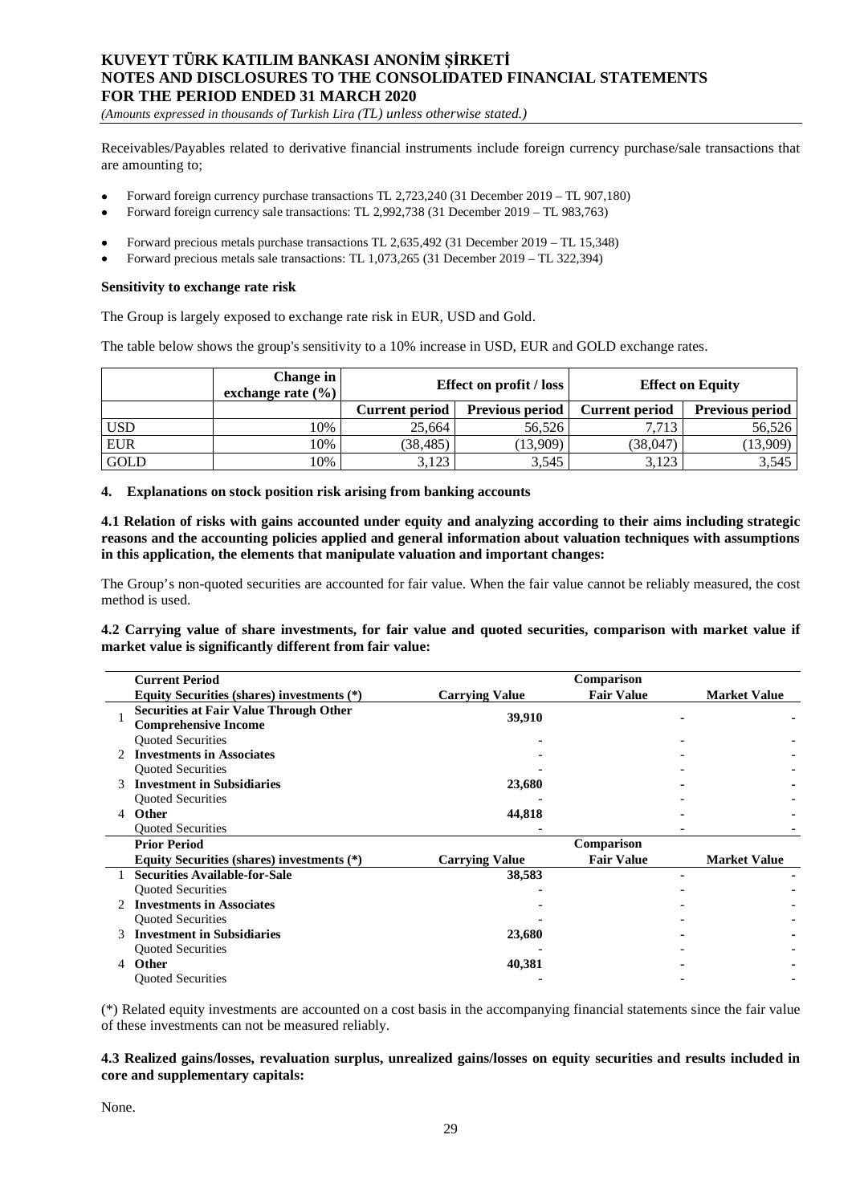Receivables/Payables related to derivative financial instruments include foreign currency purchase/sale transactions that are amounting to;

- Forward foreign currency purchase transactions TL 2,723,240 (31 December 2019 – TL 907,180)
- Forward foreign currency sale transactions: TL 2,992,738 (31 December 2019 – TL 983,763)

- Forward precious metals purchase transactions TL 2,635,492 (31 December 2019 – TL 15,348)
- Forward precious metals sale transactions: TL 1,073,265 (31 December 2019 – TL 322,394)

**Sensitivity to exchange rate risk**

The Group is largely exposed to exchange rate risk in EUR, USD and Gold.

The table below shows the group's sensitivity to a 10% increase in USD, EUR and GOLD exchange rates.

| | Change in exchange rate (%) | Effect on profit / loss | | Effect on Equity | |
|---|---|---|---|---|---|
| | | Current period | Previous period | Current period | Previous period |
| USD | 10% | 25,664 | 56,526 | 7,713 | 56,526 |
| EUR | 10% | (38,485) | (13,909) | (38,047) | (13,909) |
| GOLD | 10% | 3,123 | 3,545 | 3,123 | 3,545 |

**4. Explanations on stock position risk arising from banking accounts**

**4.1 Relation of risks with gains accounted under equity and analyzing according to their aims including strategic reasons and the accounting policies applied and general information about valuation techniques with assumptions in this application, the elements that manipulate valuation and important changes:**

The Group's non-quoted securities are accounted for fair value. When the fair value cannot be reliably measured, the cost method is used.

**4.2 Carrying value of share investments, for fair value and quoted securities, comparison with market value if market value is significantly different from fair value:**

| | Current Period | | Comparison | |
|---|---|---|---|---|
| | Equity Securities (shares) investments (*) | Carrying Value | Fair Value | Market Value |
| 1 | **Securities at Fair Value Through Other Comprehensive Income** | **39,910** | **-** | **-** |
| | Quoted Securities | - | - | - |
| 2 | **Investments in Associates** | **-** | **-** | **-** |
| | Quoted Securities | - | - | - |
| 3 | **Investment in Subsidiaries** | **23,680** | **-** | **-** |
| | Quoted Securities | - | - | - |
| 4 | **Other** | **44,818** | **-** | **-** |
| | Quoted Securities | - | - | - |
| | **Prior Period** | | **Comparison** | |
| | **Equity Securities (shares) investments (*)** | **Carrying Value** | **Fair Value** | **Market Value** |
| 1 | **Securities Available-for-Sale** | **38,583** | **-** | **-** |
| | Quoted Securities | - | - | - |
| 2 | **Investments in Associates** | **-** | **-** | **-** |
| | Quoted Securities | - | - | - |
| 3 | **Investment in Subsidiaries** | **23,680** | **-** | **-** |
| | Quoted Securities | - | - | - |
| 4 | **Other** | **40,381** | **-** | **-** |
| | Quoted Securities | - | - | - |

(*) Related equity investments are accounted on a cost basis in the accompanying financial statements since the fair value of these investments can not be measured reliably.

**4.3 Realized gains/losses, revaluation surplus, unrealized gains/losses on equity securities and results included in core and supplementary capitals:**

None.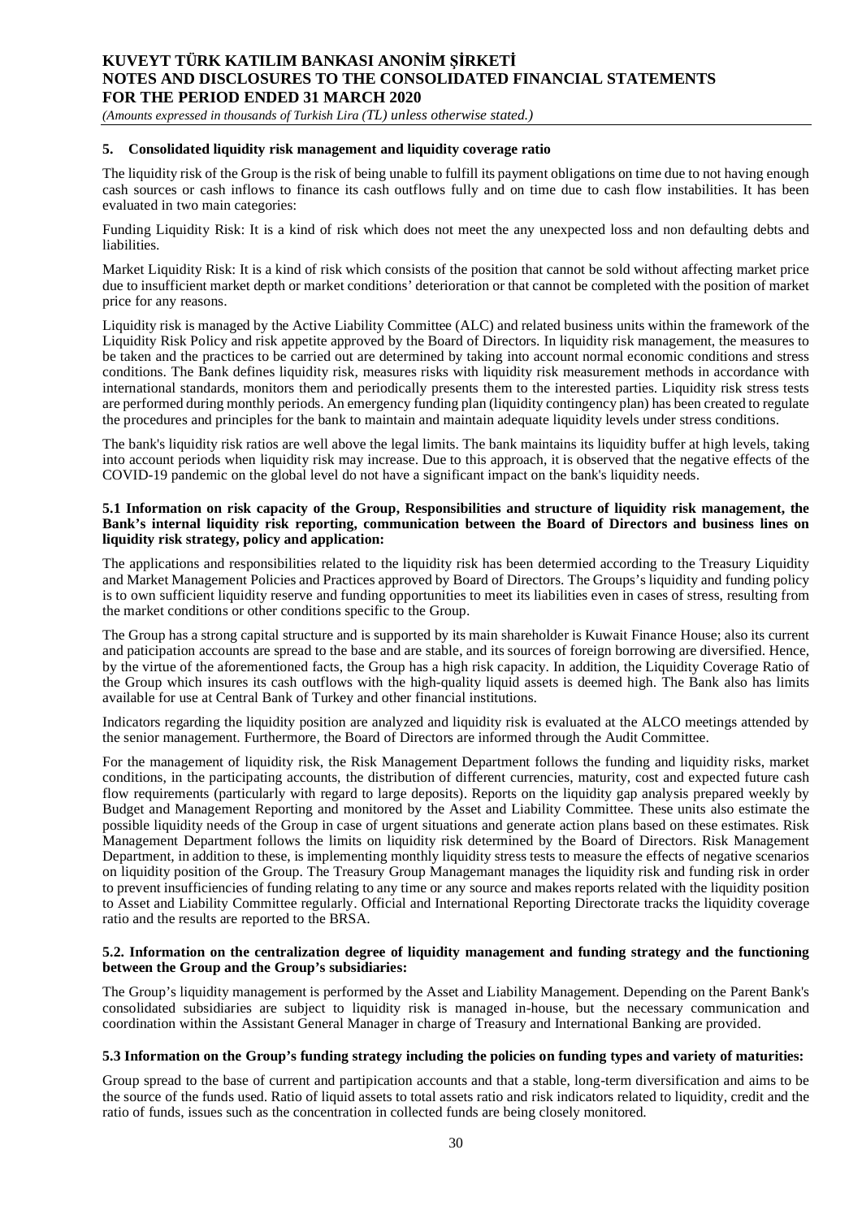### 5. Consolidated liquidity risk management and liquidity coverage ratio

The liquidity risk of the Group is the risk of being unable to fulfill its payment obligations on time due to not having enough cash sources or cash inflows to finance its cash outflows fully and on time due to cash flow instabilities. It has been evaluated in two main categories:

Funding Liquidity Risk: It is a kind of risk which does not meet the any unexpected loss and non defaulting debts and liabilities.

Market Liquidity Risk: It is a kind of risk which consists of the position that cannot be sold without affecting market price due to insufficient market depth or market conditions' deterioration or that cannot be completed with the position of market price for any reasons.

Liquidity risk is managed by the Active Liability Committee (ALC) and related business units within the framework of the Liquidity Risk Policy and risk appetite approved by the Board of Directors. In liquidity risk management, the measures to be taken and the practices to be carried out are determined by taking into account normal economic conditions and stress conditions. The Bank defines liquidity risk, measures risks with liquidity risk measurement methods in accordance with international standards, monitors them and periodically presents them to the interested parties. Liquidity risk stress tests are performed during monthly periods. An emergency funding plan (liquidity contingency plan) has been created to regulate the procedures and principles for the bank to maintain and maintain adequate liquidity levels under stress conditions.

The bank's liquidity risk ratios are well above the legal limits. The bank maintains its liquidity buffer at high levels, taking into account periods when liquidity risk may increase. Due to this approach, it is observed that the negative effects of the COVID-19 pandemic on the global level do not have a significant impact on the bank's liquidity needs.

#### 5.1 Information on risk capacity of the Group, Responsibilities and structure of liquidity risk management, the Bank's internal liquidity risk reporting, communication between the Board of Directors and business lines on liquidity risk strategy, policy and application:

The applications and responsibilities related to the liquidity risk has been determied according to the Treasury Liquidity and Market Management Policies and Practices approved by Board of Directors. The Groups's liquidity and funding policy is to own sufficient liquidity reserve and funding opportunities to meet its liabilities even in cases of stress, resulting from the market conditions or other conditions specific to the Group.

The Group has a strong capital structure and is supported by its main shareholder is Kuwait Finance House; also its current and paticipation accounts are spread to the base and are stable, and its sources of foreign borrowing are diversified. Hence, by the virtue of the aforementioned facts, the Group has a high risk capacity. In addition, the Liquidity Coverage Ratio of the Group which insures its cash outflows with the high-quality liquid assets is deemed high. The Bank also has limits available for use at Central Bank of Turkey and other financial institutions.

Indicators regarding the liquidity position are analyzed and liquidity risk is evaluated at the ALCO meetings attended by the senior management. Furthermore, the Board of Directors are informed through the Audit Committee.

For the management of liquidity risk, the Risk Management Department follows the funding and liquidity risks, market conditions, in the participating accounts, the distribution of different currencies, maturity, cost and expected future cash flow requirements (particularly with regard to large deposits). Reports on the liquidity gap analysis prepared weekly by Budget and Management Reporting and monitored by the Asset and Liability Committee. These units also estimate the possible liquidity needs of the Group in case of urgent situations and generate action plans based on these estimates. Risk Management Department follows the limits on liquidity risk determined by the Board of Directors. Risk Management Department, in addition to these, is implementing monthly liquidity stress tests to measure the effects of negative scenarios on liquidity position of the Group. The Treasury Group Managemant manages the liquidity risk and funding risk in order to prevent insufficiencies of funding relating to any time or any source and makes reports related with the liquidity position to Asset and Liability Committee regularly. Official and International Reporting Directorate tracks the liquidity coverage ratio and the results are reported to the BRSA.

#### 5.2. Information on the centralization degree of liquidity management and funding strategy and the functioning between the Group and the Group's subsidiaries:

The Group's liquidity management is performed by the Asset and Liability Management. Depending on the Parent Bank's consolidated subsidiaries are subject to liquidity risk is managed in-house, but the necessary communication and coordination within the Assistant General Manager in charge of Treasury and International Banking are provided.

#### 5.3 Information on the Group's funding strategy including the policies on funding types and variety of maturities:

Group spread to the base of current and partipication accounts and that a stable, long-term diversification and aims to be the source of the funds used. Ratio of liquid assets to total assets ratio and risk indicators related to liquidity, credit and the ratio of funds, issues such as the concentration in collected funds are being closely monitored.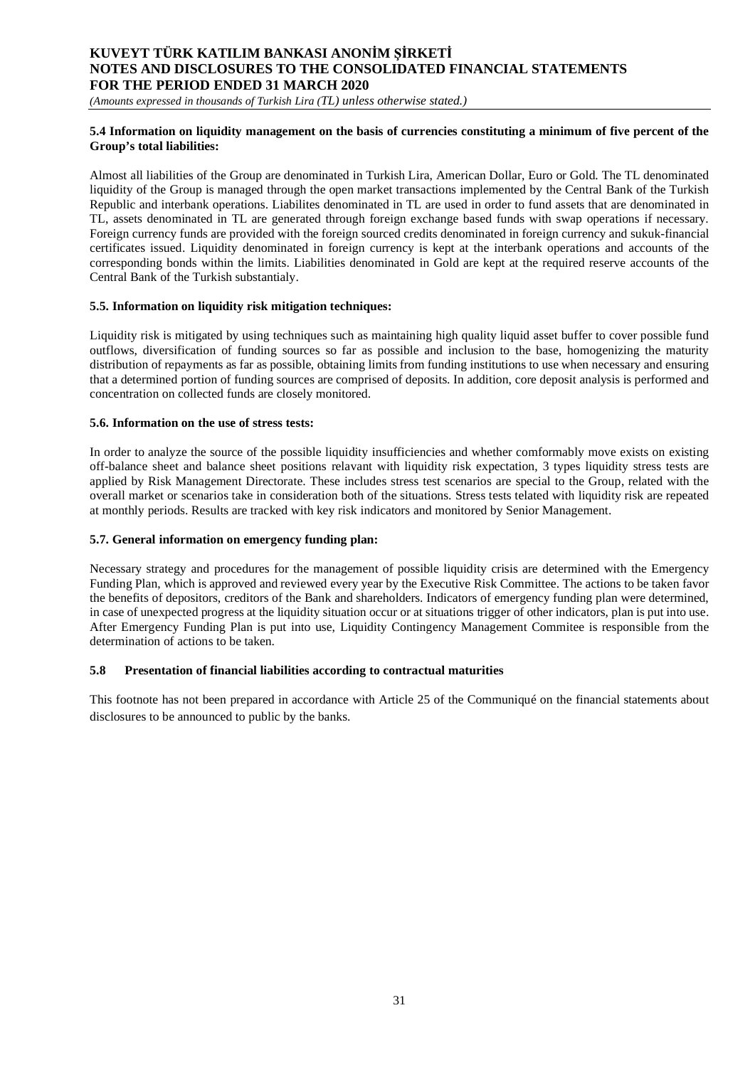### 5.4 Information on liquidity management on the basis of currencies constituting a minimum of five percent of the Group's total liabilities:

Almost all liabilities of the Group are denominated in Turkish Lira, American Dollar, Euro or Gold. The TL denominated liquidity of the Group is managed through the open market transactions implemented by the Central Bank of the Turkish Republic and interbank operations. Liabilites denominated in TL are used in order to fund assets that are denominated in TL, assets denominated in TL are generated through foreign exchange based funds with swap operations if necessary. Foreign currency funds are provided with the foreign sourced credits denominated in foreign currency and sukuk-financial certificates issued. Liquidity denominated in foreign currency is kept at the interbank operations and accounts of the corresponding bonds within the limits. Liabilities denominated in Gold are kept at the required reserve accounts of the Central Bank of the Turkish substantialy.

### 5.5. Information on liquidity risk mitigation techniques:

Liquidity risk is mitigated by using techniques such as maintaining high quality liquid asset buffer to cover possible fund outflows, diversification of funding sources so far as possible and inclusion to the base, homogenizing the maturity distribution of repayments as far as possible, obtaining limits from funding institutions to use when necessary and ensuring that a determined portion of funding sources are comprised of deposits. In addition, core deposit analysis is performed and concentration on collected funds are closely monitored.

### 5.6. Information on the use of stress tests:

In order to analyze the source of the possible liquidity insufficiencies and whether comformably move exists on existing off-balance sheet and balance sheet positions relavant with liquidity risk expectation, 3 types liquidity stress tests are applied by Risk Management Directorate. These includes stress test scenarios are special to the Group, related with the overall market or scenarios take in consideration both of the situations. Stress tests telated with liquidity risk are repeated at monthly periods. Results are tracked with key risk indicators and monitored by Senior Management.

### 5.7. General information on emergency funding plan:

Necessary strategy and procedures for the management of possible liquidity crisis are determined with the Emergency Funding Plan, which is approved and reviewed every year by the Executive Risk Committee. The actions to be taken favor the benefits of depositors, creditors of the Bank and shareholders. Indicators of emergency funding plan were determined, in case of unexpected progress at the liquidity situation occur or at situations trigger of other indicators, plan is put into use. After Emergency Funding Plan is put into use, Liquidity Contingency Management Commitee is responsible from the determination of actions to be taken.

### 5.8 Presentation of financial liabilities according to contractual maturities

This footnote has not been prepared in accordance with Article 25 of the Communiqué on the financial statements about disclosures to be announced to public by the banks.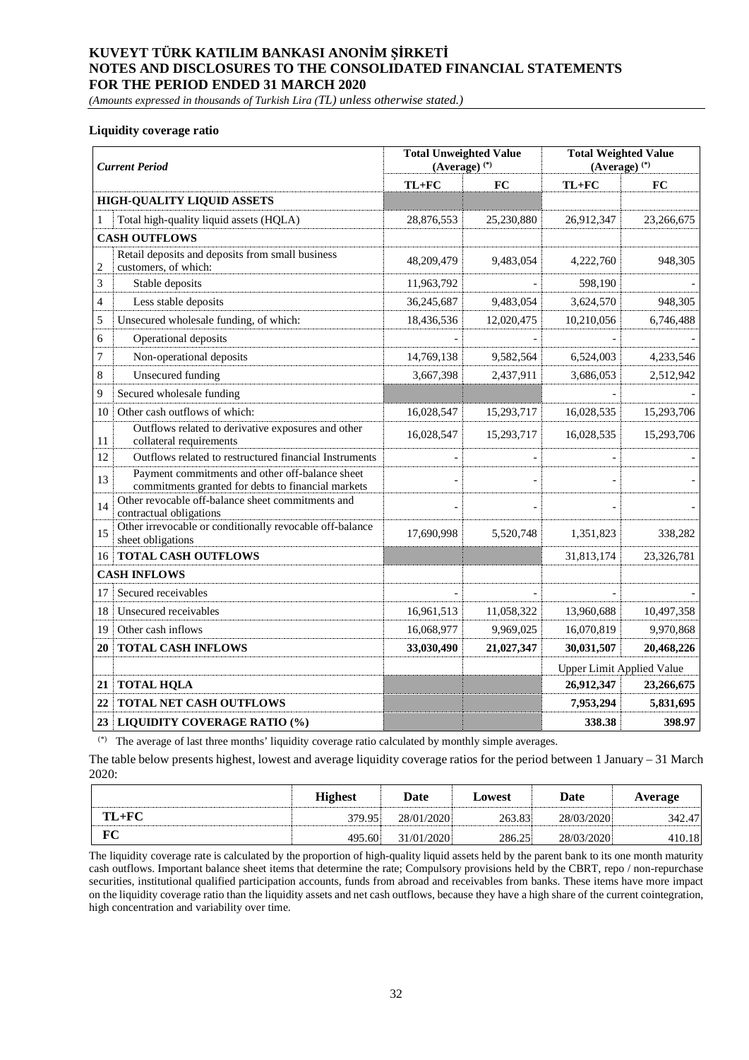**Liquidity coverage ratio**

| | *Current Period* | Total Unweighted Value (Average) (*) | | Total Weighted Value (Average) (*) | |
|---|---|---|---|---|---|
| | | TL+FC | FC | TL+FC | FC |
| | **HIGH-QUALITY LIQUID ASSETS** | | | | |
| 1 | Total high-quality liquid assets (HQLA) | 28,876,553 | 25,230,880 | 26,912,347 | 23,266,675 |
| | **CASH OUTFLOWS** | | | | |
| 2 | Retail deposits and deposits from small business customers, of which: | 48,209,479 | 9,483,054 | 4,222,760 | 948,305 |
| 3 | Stable deposits | 11,963,792 | - | 598,190 | - |
| 4 | Less stable deposits | 36,245,687 | 9,483,054 | 3,624,570 | 948,305 |
| 5 | Unsecured wholesale funding, of which: | 18,436,536 | 12,020,475 | 10,210,056 | 6,746,488 |
| 6 | Operational deposits | - | - | - | - |
| 7 | Non-operational deposits | 14,769,138 | 9,582,564 | 6,524,003 | 4,233,546 |
| 8 | Unsecured funding | 3,667,398 | 2,437,911 | 3,686,053 | 2,512,942 |
| 9 | Secured wholesale funding | | | - | - |
| 10 | Other cash outflows of which: | 16,028,547 | 15,293,717 | 16,028,535 | 15,293,706 |
| 11 | Outflows related to derivative exposures and other collateral requirements | 16,028,547 | 15,293,717 | 16,028,535 | 15,293,706 |
| 12 | Outflows related to restructured financial Instruments | - | - | - | - |
| 13 | Payment commitments and other off-balance sheet commitments granted for debts to financial markets | - | - | - | - |
| 14 | Other revocable off-balance sheet commitments and contractual obligations | - | - | - | - |
| 15 | Other irrevocable or conditionally revocable off-balance sheet obligations | 17,690,998 | 5,520,748 | 1,351,823 | 338,282 |
| 16 | **TOTAL CASH OUTFLOWS** | | | 31,813,174 | 23,326,781 |
| | **CASH INFLOWS** | | | | |
| 17 | Secured receivables | - | - | - | - |
| 18 | Unsecured receivables | 16,961,513 | 11,058,322 | 13,960,688 | 10,497,358 |
| 19 | Other cash inflows | 16,068,977 | 9,969,025 | 16,070,819 | 9,970,868 |
| **20** | **TOTAL CASH INFLOWS** | **33,030,490** | **21,027,347** | **30,031,507** | **20,468,226** |
| | | | | Upper Limit Applied Value | |
| **21** | **TOTAL HQLA** | | | **26,912,347** | **23,266,675** |
| **22** | **TOTAL NET CASH OUTFLOWS** | | | **7,953,294** | **5,831,695** |
| **23** | **LIQUIDITY COVERAGE RATIO (%)** | | | **338.38** | **398.97** |

(*) The average of last three months' liquidity coverage ratio calculated by monthly simple averages.

The table below presents highest, lowest and average liquidity coverage ratios for the period between 1 January – 31 March 2020:

| | Highest | Date | Lowest | Date | Average |
|---|---|---|---|---|---|
| **TL+FC** | 379.95 | 28/01/2020 | 263.83 | 28/03/2020 | 342.47 |
| **FC** | 495.60 | 31/01/2020 | 286.25 | 28/03/2020 | 410.18 |

The liquidity coverage rate is calculated by the proportion of high-quality liquid assets held by the parent bank to its one month maturity cash outflows. Important balance sheet items that determine the rate; Compulsory provisions held by the CBRT, repo / non-repurchase securities, institutional qualified participation accounts, funds from abroad and receivables from banks. These items have more impact on the liquidity coverage ratio than the liquidity assets and net cash outflows, because they have a high share of the current cointegration, high concentration and variability over time.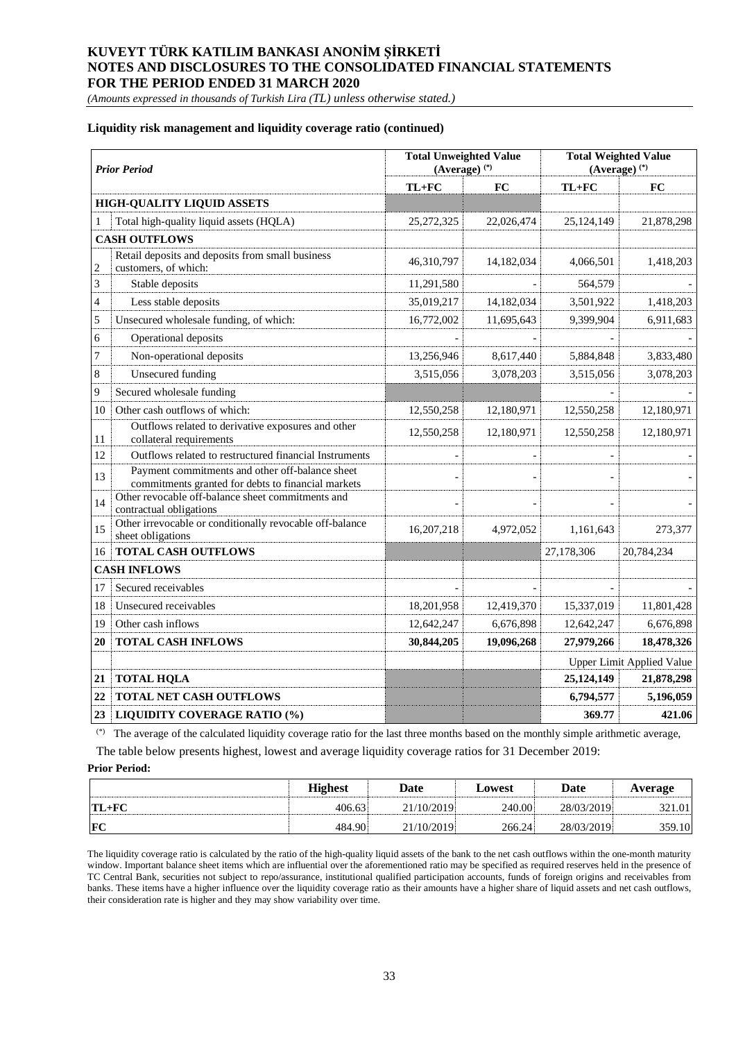**Liquidity risk management and liquidity coverage ratio (continued)**

| | *Prior Period* | Total Unweighted Value (Average) (*) | | Total Weighted Value (Average) (*) | |
|---|---|---|---|---|---|
| | | TL+FC | FC | TL+FC | FC |
| | **HIGH-QUALITY LIQUID ASSETS** | | | | |
| 1 | Total high-quality liquid assets (HQLA) | 25,272,325 | 22,026,474 | 25,124,149 | 21,878,298 |
| | **CASH OUTFLOWS** | | | | |
| 2 | Retail deposits and deposits from small business customers, of which: | 46,310,797 | 14,182,034 | 4,066,501 | 1,418,203 |
| 3 | Stable deposits | 11,291,580 | - | 564,579 | - |
| 4 | Less stable deposits | 35,019,217 | 14,182,034 | 3,501,922 | 1,418,203 |
| 5 | Unsecured wholesale funding, of which: | 16,772,002 | 11,695,643 | 9,399,904 | 6,911,683 |
| 6 | Operational deposits | - | - | - | - |
| 7 | Non-operational deposits | 13,256,946 | 8,617,440 | 5,884,848 | 3,833,480 |
| 8 | Unsecured funding | 3,515,056 | 3,078,203 | 3,515,056 | 3,078,203 |
| 9 | Secured wholesale funding | | | - | - |
| 10 | Other cash outflows of which: | 12,550,258 | 12,180,971 | 12,550,258 | 12,180,971 |
| 11 | Outflows related to derivative exposures and other collateral requirements | 12,550,258 | 12,180,971 | 12,550,258 | 12,180,971 |
| 12 | Outflows related to restructured financial Instruments | - | - | - | - |
| 13 | Payment commitments and other off-balance sheet commitments granted for debts to financial markets | - | - | - | - |
| 14 | Other revocable off-balance sheet commitments and contractual obligations | - | - | - | - |
| 15 | Other irrevocable or conditionally revocable off-balance sheet obligations | 16,207,218 | 4,972,052 | 1,161,643 | 273,377 |
| 16 | **TOTAL CASH OUTFLOWS** | | | 27,178,306 | 20,784,234 |
| | **CASH INFLOWS** | | | | |
| 17 | Secured receivables | - | - | - | - |
| 18 | Unsecured receivables | 18,201,958 | 12,419,370 | 15,337,019 | 11,801,428 |
| 19 | Other cash inflows | 12,642,247 | 6,676,898 | 12,642,247 | 6,676,898 |
| **20** | **TOTAL CASH INFLOWS** | **30,844,205** | **19,096,268** | **27,979,266** | **18,478,326** |
| | | | | Upper Limit Applied Value | |
| **21** | **TOTAL HQLA** | | | **25,124,149** | **21,878,298** |
| **22** | **TOTAL NET CASH OUTFLOWS** | | | **6,794,577** | **5,196,059** |
| **23** | **LIQUIDITY COVERAGE RATIO (%)** | | | **369.77** | **421.06** |

(*) The average of the calculated liquidity coverage ratio for the last three months based on the monthly simple arithmetic average,

The table below presents highest, lowest and average liquidity coverage ratios for 31 December 2019:

**Prior Period:**

| | Highest | Date | Lowest | Date | Average |
|---|---|---|---|---|---|
| **TL+FC** | 406.63 | 21/10/2019 | 240.00 | 28/03/2019 | 321.01 |
| **FC** | 484.90 | 21/10/2019 | 266.24 | 28/03/2019 | 359.10 |

The liquidity coverage ratio is calculated by the ratio of the high-quality liquid assets of the bank to the net cash outflows within the one-month maturity window. Important balance sheet items which are influential over the aforementioned ratio may be specified as required reserves held in the presence of TC Central Bank, securities not subject to repo/assurance, institutional qualified participation accounts, funds of foreign origins and receivables from banks. These items have a higher influence over the liquidity coverage ratio as their amounts have a higher share of liquid assets and net cash outflows, their consideration rate is higher and they may show variability over time.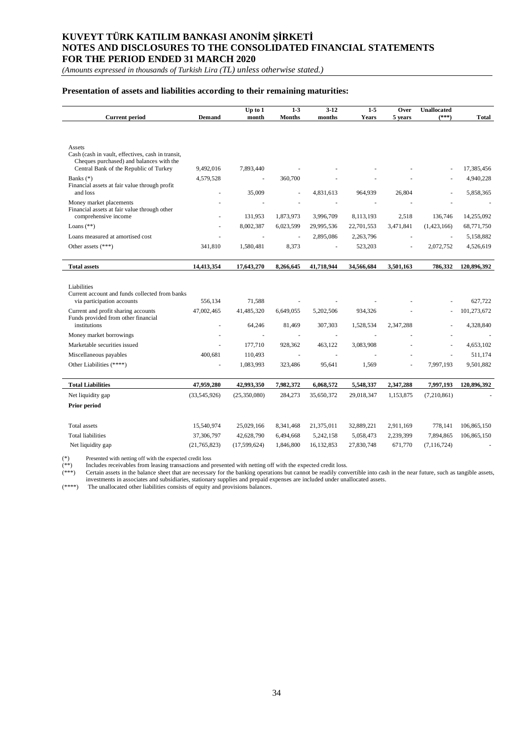### Presentation of assets and liabilities according to their remaining maturities:

| Current period | Demand | Up to 1 month | 1-3 Months | 3-12 months | 1-5 Years | Over 5 years | Unallocated (***) | Total |
|---|---|---|---|---|---|---|---|---|
| Assets | | | | | | | | |
| Cash (cash in vault, effectives, cash in transit, Cheques purchased) and balances with the Central Bank of the Republic of Turkey | 9,492,016 | 7,893,440 | - | - | - | - | - | 17,385,456 |
| Banks (*) | 4,579,528 | - | 360,700 | - | - | - | - | 4,940,228 |
| Financial assets at fair value through profit and loss | - | 35,009 | - | 4,831,613 | 964,939 | 26,804 | - | 5,858,365 |
| Money market placements | - | - | - | - | - | - | - | - |
| Financial assets at fair value through other comprehensive income | - | 131,953 | 1,873,973 | 3,996,709 | 8,113,193 | 2,518 | 136,746 | 14,255,092 |
| Loans (**) | - | 8,002,387 | 6,023,599 | 29,995,536 | 22,701,553 | 3,471,841 | (1,423,166) | 68,771,750 |
| Loans measured at amortised cost | - | - | - | 2,895,086 | 2,263,796 | - | - | 5,158,882 |
| Other assets (***) | 341,810 | 1,580,481 | 8,373 | - | 523,203 | - | 2,072,752 | 4,526,619 |
| **Total assets** | **14,413,354** | **17,643,270** | **8,266,645** | **41,718,944** | **34,566,684** | **3,501,163** | **786,332** | **120,896,392** |
| Liabilities | | | | | | | | |
| Current account and funds collected from banks via participation accounts | 556,134 | 71,588 | - | - | - | - | - | 627,722 |
| Current and profit sharing accounts | 47,002,465 | 41,485,320 | 6,649,055 | 5,202,506 | 934,326 | - | - | 101,273,672 |
| Funds provided from other financial institutions | - | 64,246 | 81,469 | 307,303 | 1,528,534 | 2,347,288 | - | 4,328,840 |
| Money market borrowings | - | - | - | - | - | - | - | - |
| Marketable securities issued | - | 177,710 | 928,362 | 463,122 | 3,083,908 | - | - | 4,653,102 |
| Miscellaneous payables | 400,681 | 110,493 | - | - | - | - | - | 511,174 |
| Other Liabilities (****) | - | 1,083,993 | 323,486 | 95,641 | 1,569 | - | 7,997,193 | 9,501,882 |
| **Total Liabilities** | **47,959,280** | **42,993,350** | **7,982,372** | **6,068,572** | **5,548,337** | **2,347,288** | **7,997,193** | **120,896,392** |
| Net liquidity gap | (33,545,926) | (25,350,080) | 284,273 | 35,650,372 | 29,018,347 | 1,153,875 | (7,210,861) | - |
| **Prior period** | | | | | | | | |
| Total assets | 15,540,974 | 25,029,166 | 8,341,468 | 21,375,011 | 32,889,221 | 2,911,169 | 778,141 | 106,865,150 |
| Total liabilities | 37,306,797 | 42,628,790 | 6,494,668 | 5,242,158 | 5,058,473 | 2,239,399 | 7,894,865 | 106,865,150 |
| Net liquidity gap | (21,765,823) | (17,599,624) | 1,846,800 | 16,132,853 | 27,830,748 | 671,770 | (7,116,724) | - |

(*) Presented with netting off with the expected credit loss

(**) Includes receivables from leasing transactions and presented with netting off with the expected credit loss.

(***) Certain assets in the balance sheet that are necessary for the banking operations but cannot be readily convertible into cash in the near future, such as tangible assets, investments in associates and subsidiaries, stationary supplies and prepaid expenses are included under unallocated assets.

(****) The unallocated other liabilities consists of equity and provisions balances.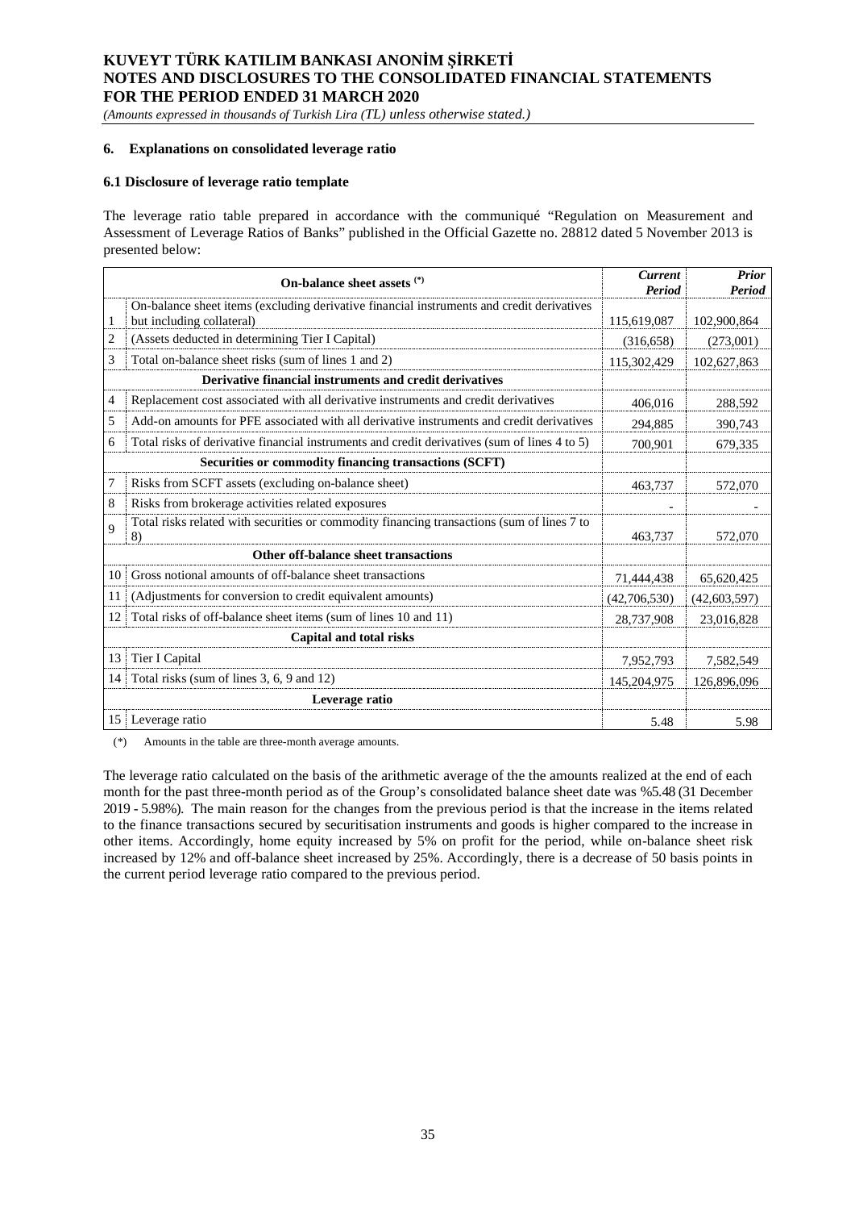**KUVEYT TÜRK KATILIM BANKASI ANONİM ŞİRKETİ**
**NOTES AND DISCLOSURES TO THE CONSOLIDATED FINANCIAL STATEMENTS**
**FOR THE PERIOD ENDED 31 MARCH 2020**
*(Amounts expressed in thousands of Turkish Lira (TL) unless otherwise stated.)*

### 6. Explanations on consolidated leverage ratio

#### 6.1 Disclosure of leverage ratio template

The leverage ratio table prepared in accordance with the communiqué "Regulation on Measurement and Assessment of Leverage Ratios of Banks" published in the Official Gazette no. 28812 dated 5 November 2013 is presented below:

| | On-balance sheet assets (*) | *Current Period* | *Prior Period* |
|---|---|---|---|
| 1 | On-balance sheet items (excluding derivative financial instruments and credit derivatives but including collateral) | 115,619,087 | 102,900,864 |
| 2 | (Assets deducted in determining Tier I Capital) | (316,658) | (273,001) |
| 3 | Total on-balance sheet risks (sum of lines 1 and 2) | 115,302,429 | 102,627,863 |
| | **Derivative financial instruments and credit derivatives** | | |
| 4 | Replacement cost associated with all derivative instruments and credit derivatives | 406,016 | 288,592 |
| 5 | Add-on amounts for PFE associated with all derivative instruments and credit derivatives | 294,885 | 390,743 |
| 6 | Total risks of derivative financial instruments and credit derivatives (sum of lines 4 to 5) | 700,901 | 679,335 |
| | **Securities or commodity financing transactions (SCFT)** | | |
| 7 | Risks from SCFT assets (excluding on-balance sheet) | 463,737 | 572,070 |
| 8 | Risks from brokerage activities related exposures | - | - |
| 9 | Total risks related with securities or commodity financing transactions (sum of lines 7 to 8) | 463,737 | 572,070 |
| | **Other off-balance sheet transactions** | | |
| 10 | Gross notional amounts of off-balance sheet transactions | 71,444,438 | 65,620,425 |
| 11 | (Adjustments for conversion to credit equivalent amounts) | (42,706,530) | (42,603,597) |
| 12 | Total risks of off-balance sheet items (sum of lines 10 and 11) | 28,737,908 | 23,016,828 |
| | **Capital and total risks** | | |
| 13 | Tier I Capital | 7,952,793 | 7,582,549 |
| 14 | Total risks (sum of lines 3, 6, 9 and 12) | 145,204,975 | 126,896,096 |
| | **Leverage ratio** | | |
| 15 | Leverage ratio | 5.48 | 5.98 |

(*) Amounts in the table are three-month average amounts.

The leverage ratio calculated on the basis of the arithmetic average of the the amounts realized at the end of each month for the past three-month period as of the Group's consolidated balance sheet date was %5.48 (31 December 2019 - 5.98%). The main reason for the changes from the previous period is that the increase in the items related to the finance transactions secured by securitisation instruments and goods is higher compared to the increase in other items. Accordingly, home equity increased by 5% on profit for the period, while on-balance sheet risk increased by 12% and off-balance sheet increased by 25%. Accordingly, there is a decrease of 50 basis points in the current period leverage ratio compared to the previous period.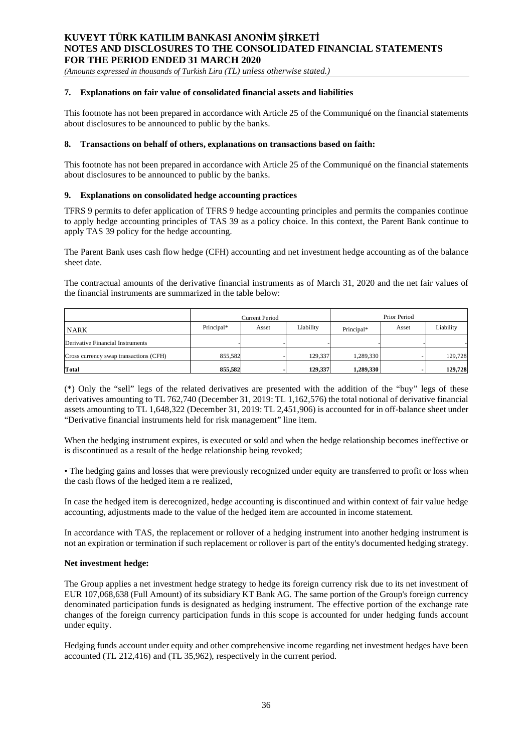### 7. Explanations on fair value of consolidated financial assets and liabilities

This footnote has not been prepared in accordance with Article 25 of the Communiqué on the financial statements about disclosures to be announced to public by the banks.

### 8. Transactions on behalf of others, explanations on transactions based on faith:

This footnote has not been prepared in accordance with Article 25 of the Communiqué on the financial statements about disclosures to be announced to public by the banks.

### 9. Explanations on consolidated hedge accounting practices

TFRS 9 permits to defer application of TFRS 9 hedge accounting principles and permits the companies continue to apply hedge accounting principles of TAS 39 as a policy choice. In this context, the Parent Bank continue to apply TAS 39 policy for the hedge accounting.

The Parent Bank uses cash flow hedge (CFH) accounting and net investment hedge accounting as of the balance sheet date.

The contractual amounts of the derivative financial instruments as of March 31, 2020 and the net fair values of the financial instruments are summarized in the table below:

| | Current Period | | | Prior Period | | |
|---|---|---|---|---|---|---|
| NARK | Principal* | Asset | Liability | Principal* | Asset | Liability |
| Derivative Financial Instruments | - | - | - | - | - | - |
| Cross currency swap transactions (CFH) | 855,582 | - | 129,337 | 1,289,330 | - | 129,728 |
| **Total** | **855,582** | **-** | **129,337** | **1,289,330** | **-** | **129,728** |

(*) Only the "sell" legs of the related derivatives are presented with the addition of the "buy" legs of these derivatives amounting to TL 762,740 (December 31, 2019: TL 1,162,576) the total notional of derivative financial assets amounting to TL 1,648,322 (December 31, 2019: TL 2,451,906) is accounted for in off-balance sheet under "Derivative financial instruments held for risk management" line item.

When the hedging instrument expires, is executed or sold and when the hedge relationship becomes ineffective or is discontinued as a result of the hedge relationship being revoked;

• The hedging gains and losses that were previously recognized under equity are transferred to profit or loss when the cash flows of the hedged item a re realized,

In case the hedged item is derecognized, hedge accounting is discontinued and within context of fair value hedge accounting, adjustments made to the value of the hedged item are accounted in income statement.

In accordance with TAS, the replacement or rollover of a hedging instrument into another hedging instrument is not an expiration or termination if such replacement or rollover is part of the entity's documented hedging strategy.

**Net investment hedge:**

The Group applies a net investment hedge strategy to hedge its foreign currency risk due to its net investment of EUR 107,068,638 (Full Amount) of its subsidiary KT Bank AG. The same portion of the Group's foreign currency denominated participation funds is designated as hedging instrument. The effective portion of the exchange rate changes of the foreign currency participation funds in this scope is accounted for under hedging funds account under equity.

Hedging funds account under equity and other comprehensive income regarding net investment hedges have been accounted (TL 212,416) and (TL 35,962), respectively in the current period.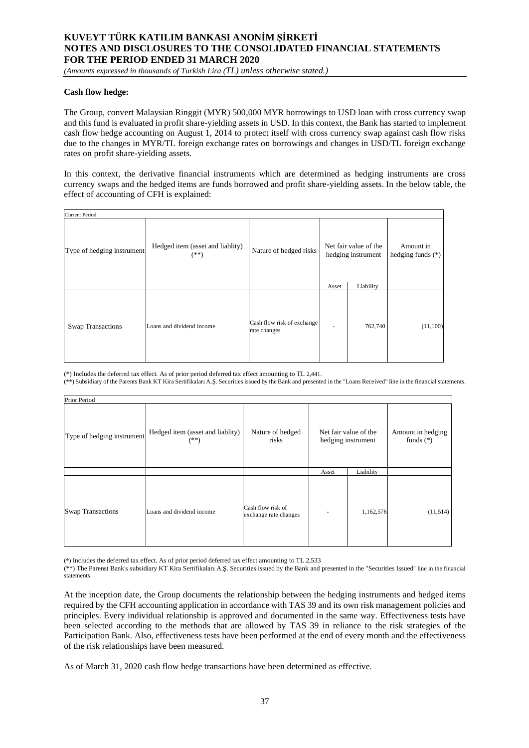**Cash flow hedge:**

The Group, convert Malaysian Ringgit (MYR) 500,000 MYR borrowings to USD loan with cross currency swap and this fund is evaluated in profit share-yielding assets in USD. In this context, the Bank has started to implement cash flow hedge accounting on August 1, 2014 to protect itself with cross currency swap against cash flow risks due to the changes in MYR/TL foreign exchange rates on borrowings and changes in USD/TL foreign exchange rates on profit share-yielding assets.

In this context, the derivative financial instruments which are determined as hedging instruments are cross currency swaps and the hedged items are funds borrowed and profit share-yielding assets. In the below table, the effect of accounting of CFH is explained:

| Current Period | | | | | |
|---|---|---|---|---|---|
| Type of hedging instrument | Hedged item (asset and liablity) (**) | Nature of hedged risks | Net fair value of the hedging instrument | | Amount in hedging funds (*) |
| | | | Asset | Liability | |
| Swap Transactions | Loans and dividend income | Cash flow risk of exchange rate changes | - | 762,740 | (11,100) |

(*) Includes the deferred tax effect. As of prior period deferred tax effect amounting to TL 2,441.
(**) Subsidiary of the Parents Bank KT Kira Sertifikaları A.Ş. Securities issued by the Bank and presented in the "Loans Received" line in the financial statements.

| Prior Period | | | | | |
|---|---|---|---|---|---|
| Type of hedging instrument | Hedged item (asset and liablity) (**) | Nature of hedged risks | Net fair value of the hedging instrument | | Amount in hedging funds (*) |
| | | | Asset | Liability | |
| Swap Transactions | Loans and dividend income | Cash flow risk of exchange rate changes | - | 1,162,576 | (11,514) |

(*) Includes the deferred tax effect. As of prior period deferred tax effect amounting to TL 2,533
(**) The Parenst Bank's subsidiary KT Kira Sertifikaları A.Ş. Securities issued by the Bank and presented in the "Securities Issued" line in the financial statements.

At the inception date, the Group documents the relationship between the hedging instruments and hedged items required by the CFH accounting application in accordance with TAS 39 and its own risk management policies and principles. Every individual relationship is approved and documented in the same way. Effectiveness tests have been selected according to the methods that are allowed by TAS 39 in reliance to the risk strategies of the Participation Bank. Also, effectiveness tests have been performed at the end of every month and the effectiveness of the risk relationships have been measured.

As of March 31, 2020 cash flow hedge transactions have been determined as effective.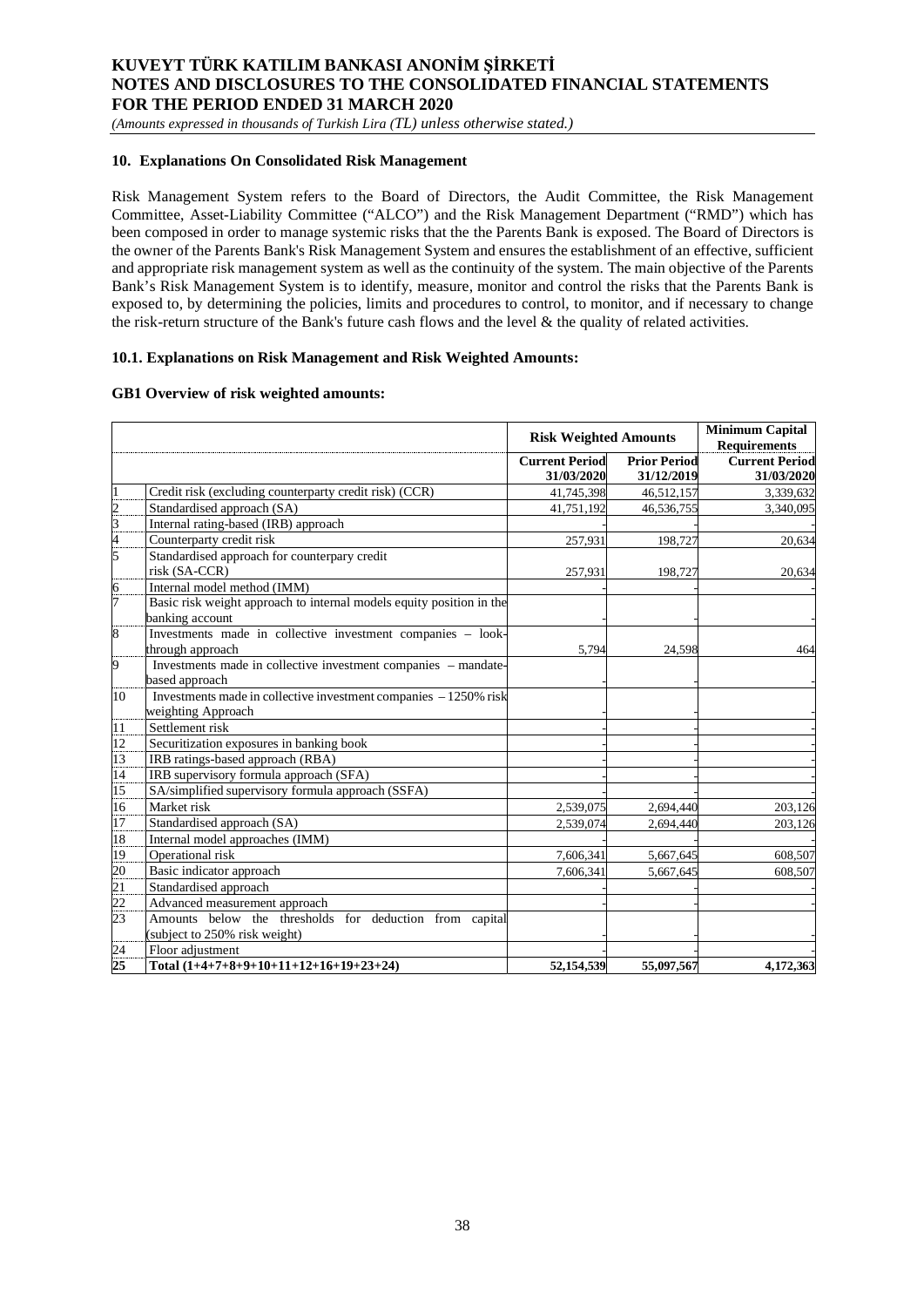## 10. Explanations On Consolidated Risk Management

Risk Management System refers to the Board of Directors, the Audit Committee, the Risk Management Committee, Asset-Liability Committee ("ALCO") and the Risk Management Department ("RMD") which has been composed in order to manage systemic risks that the the Parents Bank is exposed. The Board of Directors is the owner of the Parents Bank's Risk Management System and ensures the establishment of an effective, sufficient and appropriate risk management system as well as the continuity of the system. The main objective of the Parents Bank's Risk Management System is to identify, measure, monitor and control the risks that the Parents Bank is exposed to, by determining the policies, limits and procedures to control, to monitor, and if necessary to change the risk-return structure of the Bank's future cash flows and the level & the quality of related activities.

### 10.1. Explanations on Risk Management and Risk Weighted Amounts:

**GB1 Overview of risk weighted amounts:**

| | | Risk Weighted Amounts | | Minimum Capital Requirements |
|---|---|---|---|---|
| | | Current Period 31/03/2020 | Prior Period 31/12/2019 | Current Period 31/03/2020 |
| 1 | Credit risk (excluding counterparty credit risk) (CCR) | 41,745,398 | 46,512,157 | 3,339,632 |
| 2 | Standardised approach (SA) | 41,751,192 | 46,536,755 | 3,340,095 |
| 3 | Internal rating-based (IRB) approach | - | - | - |
| 4 | Counterparty credit risk | 257,931 | 198,727 | 20,634 |
| 5 | Standardised approach for counterparty credit risk (SA-CCR) | 257,931 | 198,727 | 20,634 |
| 6 | Internal model method (IMM) | - | - | - |
| 7 | Basic risk weight approach to internal models equity position in the banking account | - | - | - |
| 8 | Investments made in collective investment companies – look-through approach | 5,794 | 24,598 | 464 |
| 9 | Investments made in collective investment companies – mandate-based approach | - | - | - |
| 10 | Investments made in collective investment companies – 1250% risk weighting Approach | - | - | - |
| 11 | Settlement risk | - | - | - |
| 12 | Securitization exposures in banking book | - | - | - |
| 13 | IRB ratings-based approach (RBA) | - | - | - |
| 14 | IRB supervisory formula approach (SFA) | - | - | - |
| 15 | SA/simplified supervisory formula approach (SSFA) | - | - | - |
| 16 | Market risk | 2,539,075 | 2,694,440 | 203,126 |
| 17 | Standardised approach (SA) | 2,539,074 | 2,694,440 | 203,126 |
| 18 | Internal model approaches (IMM) | - | - | - |
| 19 | Operational risk | 7,606,341 | 5,667,645 | 608,507 |
| 20 | Basic indicator approach | 7,606,341 | 5,667,645 | 608,507 |
| 21 | Standardised approach | - | - | - |
| 22 | Advanced measurement approach | - | - | - |
| 23 | Amounts below the thresholds for deduction from capital (subject to 250% risk weight) | - | - | - |
| 24 | Floor adjustment | - | - | - |
| **25** | **Total (1+4+7+8+9+10+11+12+16+19+23+24)** | **52,154,539** | **55,097,567** | **4,172,363** |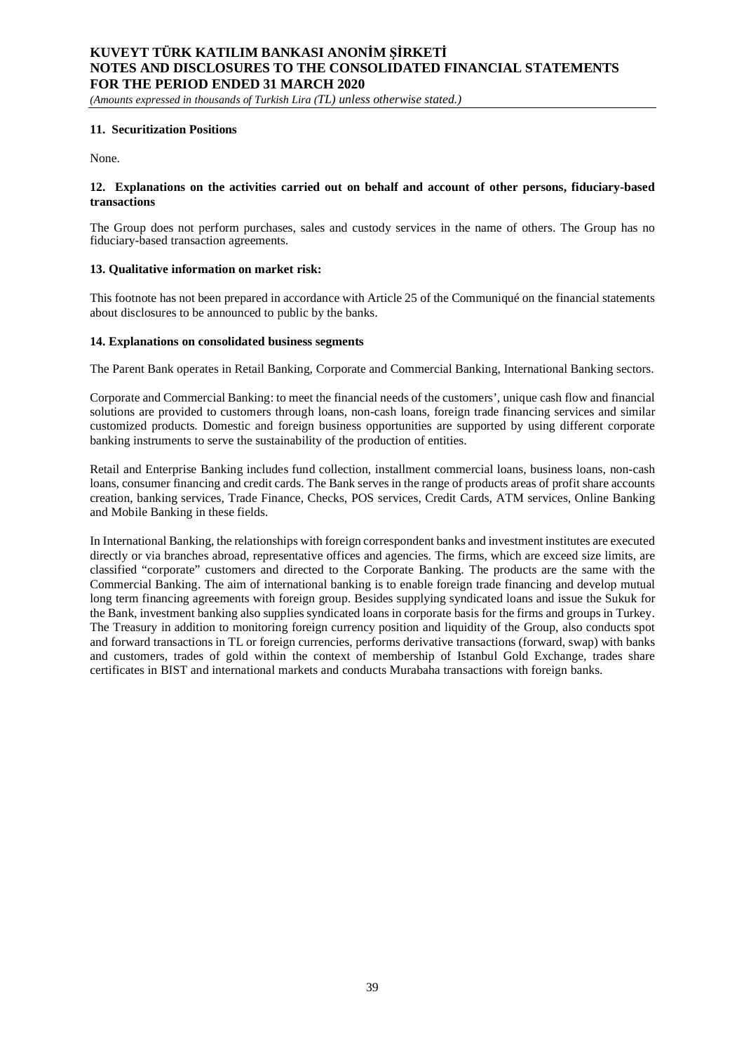### 11. Securitization Positions

None.

### 12. Explanations on the activities carried out on behalf and account of other persons, fiduciary-based transactions

The Group does not perform purchases, sales and custody services in the name of others. The Group has no fiduciary-based transaction agreements.

### 13. Qualitative information on market risk:

This footnote has not been prepared in accordance with Article 25 of the Communiqué on the financial statements about disclosures to be announced to public by the banks.

### 14. Explanations on consolidated business segments

The Parent Bank operates in Retail Banking, Corporate and Commercial Banking, International Banking sectors.

Corporate and Commercial Banking: to meet the financial needs of the customers', unique cash flow and financial solutions are provided to customers through loans, non-cash loans, foreign trade financing services and similar customized products. Domestic and foreign business opportunities are supported by using different corporate banking instruments to serve the sustainability of the production of entities.

Retail and Enterprise Banking includes fund collection, installment commercial loans, business loans, non-cash loans, consumer financing and credit cards. The Bank serves in the range of products areas of profit share accounts creation, banking services, Trade Finance, Checks, POS services, Credit Cards, ATM services, Online Banking and Mobile Banking in these fields.

In International Banking, the relationships with foreign correspondent banks and investment institutes are executed directly or via branches abroad, representative offices and agencies. The firms, which are exceed size limits, are classified "corporate" customers and directed to the Corporate Banking. The products are the same with the Commercial Banking. The aim of international banking is to enable foreign trade financing and develop mutual long term financing agreements with foreign group. Besides supplying syndicated loans and issue the Sukuk for the Bank, investment banking also supplies syndicated loans in corporate basis for the firms and groups in Turkey. The Treasury in addition to monitoring foreign currency position and liquidity of the Group, also conducts spot and forward transactions in TL or foreign currencies, performs derivative transactions (forward, swap) with banks and customers, trades of gold within the context of membership of Istanbul Gold Exchange, trades share certificates in BIST and international markets and conducts Murabaha transactions with foreign banks.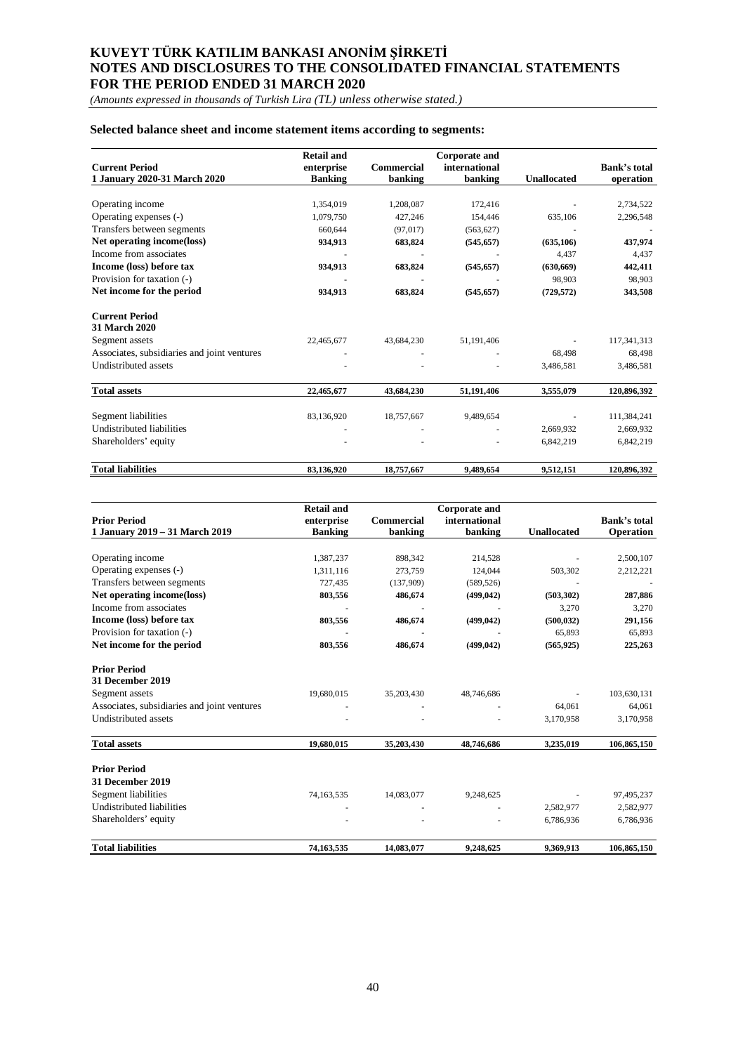**Selected balance sheet and income statement items according to segments:**

| Current Period<br>1 January 2020-31 March 2020 | Retail and enterprise Banking | Commercial banking | Corporate and international banking | Unallocated | Bank's total operation |
|---|---|---|---|---|---|
| Operating income | 1,354,019 | 1,208,087 | 172,416 | - | 2,734,522 |
| Operating expenses (-) | 1,079,750 | 427,246 | 154,446 | 635,106 | 2,296,548 |
| Transfers between segments | 660,644 | (97,017) | (563,627) | - | - |
| **Net operating income(loss)** | **934,913** | **683,824** | **(545,657)** | **(635,106)** | **437,974** |
| Income from associates | - | - | - | 4,437 | 4,437 |
| **Income (loss) before tax** | **934,913** | **683,824** | **(545,657)** | **(630,669)** | **442,411** |
| Provision for taxation (-) | - | - | - | 98,903 | 98,903 |
| **Net income for the period** | **934,913** | **683,824** | **(545,657)** | **(729,572)** | **343,508** |
| **Current Period**<br>**31 March 2020** | | | | | |
| Segment assets | 22,465,677 | 43,684,230 | 51,191,406 | - | 117,341,313 |
| Associates, subsidiaries and joint ventures | - | - | - | 68,498 | 68,498 |
| Undistributed assets | - | - | - | 3,486,581 | 3,486,581 |
| **Total assets** | **22,465,677** | **43,684,230** | **51,191,406** | **3,555,079** | **120,896,392** |
| Segment liabilities | 83,136,920 | 18,757,667 | 9,489,654 | - | 111,384,241 |
| Undistributed liabilities | - | - | - | 2,669,932 | 2,669,932 |
| Shareholders' equity | - | - | - | 6,842,219 | 6,842,219 |
| **Total liabilities** | **83,136,920** | **18,757,667** | **9,489,654** | **9,512,151** | **120,896,392** |

| Prior Period<br>1 January 2019 – 31 March 2019 | Retail and enterprise Banking | Commercial banking | Corporate and international banking | Unallocated | Bank's total Operation |
|---|---|---|---|---|---|
| Operating income | 1,387,237 | 898,342 | 214,528 | - | 2,500,107 |
| Operating expenses (-) | 1,311,116 | 273,759 | 124,044 | 503,302 | 2,212,221 |
| Transfers between segments | 727,435 | (137,909) | (589,526) | - | - |
| **Net operating income(loss)** | **803,556** | **486,674** | **(499,042)** | **(503,302)** | **287,886** |
| Income from associates | - | - | - | 3,270 | 3,270 |
| **Income (loss) before tax** | **803,556** | **486,674** | **(499,042)** | **(500,032)** | **291,156** |
| Provision for taxation (-) | - | - | - | 65,893 | 65,893 |
| **Net income for the period** | **803,556** | **486,674** | **(499,042)** | **(565,925)** | **225,263** |
| **Prior Period**<br>**31 December 2019** | | | | | |
| Segment assets | 19,680,015 | 35,203,430 | 48,746,686 | - | 103,630,131 |
| Associates, subsidiaries and joint ventures | - | - | - | 64,061 | 64,061 |
| Undistributed assets | - | - | - | 3,170,958 | 3,170,958 |
| **Total assets** | **19,680,015** | **35,203,430** | **48,746,686** | **3,235,019** | **106,865,150** |
| **Prior Period**<br>**31 December 2019** | | | | | |
| Segment liabilities | 74,163,535 | 14,083,077 | 9,248,625 | - | 97,495,237 |
| Undistributed liabilities | - | - | - | 2,582,977 | 2,582,977 |
| Shareholders' equity | - | - | - | 6,786,936 | 6,786,936 |
| **Total liabilities** | **74,163,535** | **14,083,077** | **9,248,625** | **9,369,913** | **106,865,150** |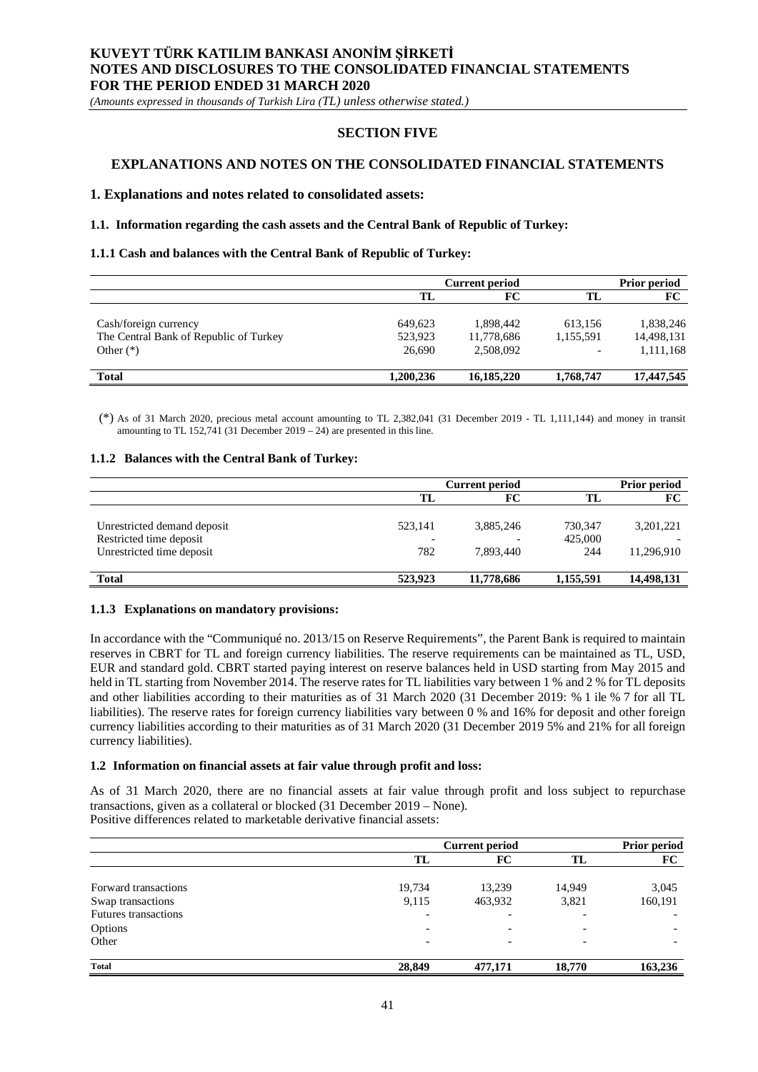## SECTION FIVE

## EXPLANATIONS AND NOTES ON THE CONSOLIDATED FINANCIAL STATEMENTS

### 1. Explanations and notes related to consolidated assets:

#### 1.1. Information regarding the cash assets and the Central Bank of Republic of Turkey:

#### 1.1.1 Cash and balances with the Central Bank of Republic of Turkey:

| | Current period | | Prior period | |
|---|---|---|---|---|
| | TL | FC | TL | FC |
| Cash/foreign currency | 649,623 | 1,898,442 | 613,156 | 1,838,246 |
| The Central Bank of Republic of Turkey | 523,923 | 11,778,686 | 1,155,591 | 14,498,131 |
| Other (*) | 26,690 | 2,508,092 | - | 1,111,168 |
| **Total** | **1,200,236** | **16,185,220** | **1,768,747** | **17,447,545** |

(*) As of 31 March 2020, precious metal account amounting to TL 2,382,041 (31 December 2019 - TL 1,111,144) and money in transit amounting to TL 152,741 (31 December 2019 – 24) are presented in this line.

#### 1.1.2 Balances with the Central Bank of Turkey:

| | Current period | | Prior period | |
|---|---|---|---|---|
| | TL | FC | TL | FC |
| Unrestricted demand deposit | 523,141 | 3,885,246 | 730,347 | 3,201,221 |
| Restricted time deposit | - | - | 425,000 | - |
| Unrestricted time deposit | 782 | 7,893,440 | 244 | 11,296,910 |
| **Total** | **523,923** | **11,778,686** | **1,155,591** | **14,498,131** |

#### 1.1.3 Explanations on mandatory provisions:

In accordance with the "Communiqué no. 2013/15 on Reserve Requirements", the Parent Bank is required to maintain reserves in CBRT for TL and foreign currency liabilities. The reserve requirements can be maintained as TL, USD, EUR and standard gold. CBRT started paying interest on reserve balances held in USD starting from May 2015 and held in TL starting from November 2014. The reserve rates for TL liabilities vary between 1 % and 2 % for TL deposits and other liabilities according to their maturities as of 31 March 2020 (31 December 2019: % 1 ile % 7 for all TL liabilities). The reserve rates for foreign currency liabilities vary between 0 % and 16% for deposit and other foreign currency liabilities according to their maturities as of 31 March 2020 (31 December 2019 5% and 21% for all foreign currency liabilities).

#### 1.2 Information on financial assets at fair value through profit and loss:

As of 31 March 2020, there are no financial assets at fair value through profit and loss subject to repurchase transactions, given as a collateral or blocked (31 December 2019 – None).
Positive differences related to marketable derivative financial assets:

| | Current period | | Prior period | |
|---|---|---|---|---|
| | TL | FC | TL | FC |
| Forward transactions | 19,734 | 13,239 | 14,949 | 3,045 |
| Swap transactions | 9,115 | 463,932 | 3,821 | 160,191 |
| Futures transactions | - | - | - | - |
| Options | - | - | - | - |
| Other | - | - | - | - |
| **Total** | **28,849** | **477,171** | **18,770** | **163,236** |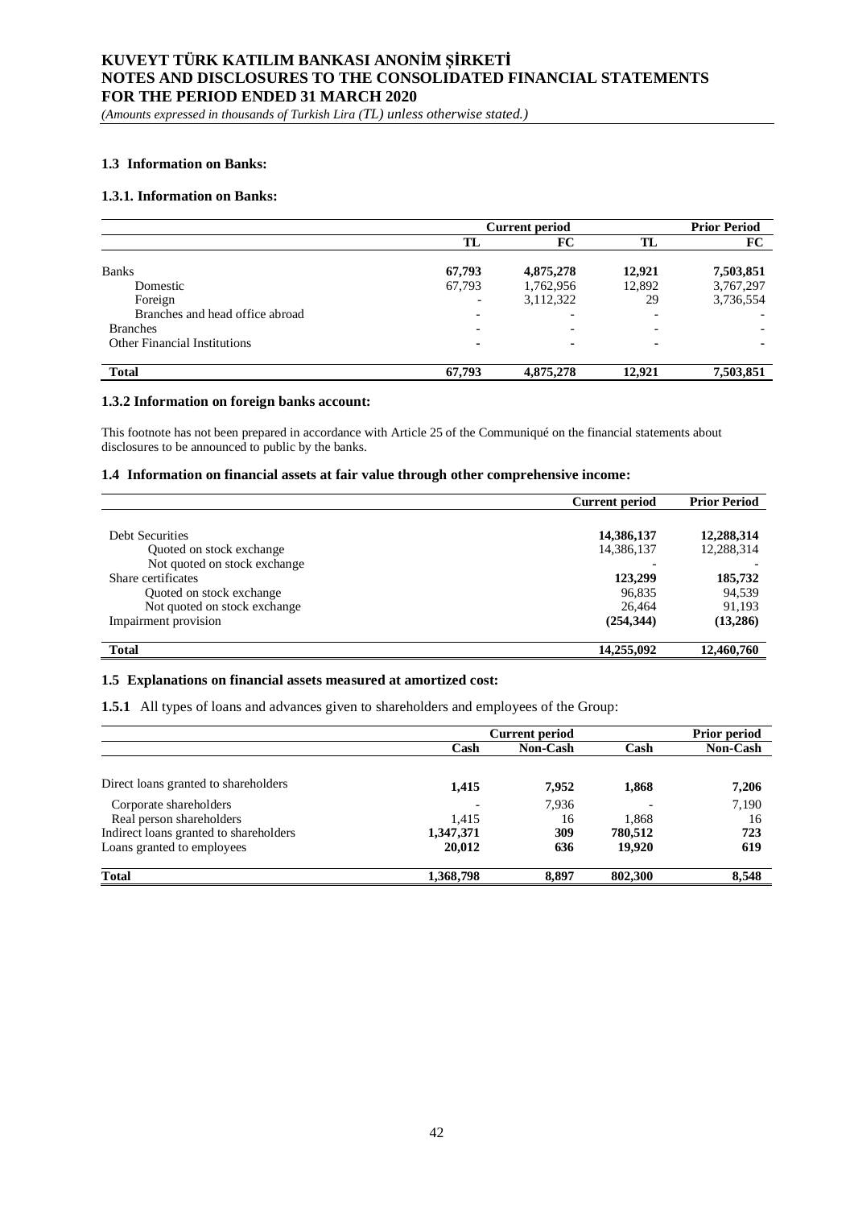### 1.3 Information on Banks:

#### 1.3.1. Information on Banks:

| | Current period | | Prior Period | |
|---|---|---|---|---|
| | TL | FC | TL | FC |
| Banks | **67,793** | **4,875,278** | **12,921** | **7,503,851** |
| Domestic | 67,793 | 1,762,956 | 12,892 | 3,767,297 |
| Foreign | - | 3,112,322 | 29 | 3,736,554 |
| Branches and head office abroad | - | - | - | - |
| Branches | - | - | - | - |
| Other Financial Institutions | - | - | - | - |
| **Total** | **67,793** | **4,875,278** | **12,921** | **7,503,851** |

#### 1.3.2 Information on foreign banks account:

This footnote has not been prepared in accordance with Article 25 of the Communiqué on the financial statements about disclosures to be announced to public by the banks.

### 1.4 Information on financial assets at fair value through other comprehensive income:

| | Current period | Prior Period |
|---|---|---|
| Debt Securities | **14,386,137** | **12,288,314** |
| Quoted on stock exchange | 14,386,137 | 12,288,314 |
| Not quoted on stock exchange | - | - |
| Share certificates | **123,299** | **185,732** |
| Quoted on stock exchange | 96,835 | 94,539 |
| Not quoted on stock exchange | 26,464 | 91,193 |
| Impairment provision | **(254,344)** | **(13,286)** |
| **Total** | **14,255,092** | **12,460,760** |

### 1.5 Explanations on financial assets measured at amortized cost:

**1.5.1** All types of loans and advances given to shareholders and employees of the Group:

| | Current period | | Prior period | |
|---|---|---|---|---|
| | Cash | Non-Cash | Cash | Non-Cash |
| Direct loans granted to shareholders | **1,415** | **7,952** | **1,868** | **7,206** |
| Corporate shareholders | - | 7,936 | - | 7,190 |
| Real person shareholders | 1,415 | 16 | 1,868 | 16 |
| Indirect loans granted to shareholders | **1,347,371** | **309** | **780,512** | **723** |
| Loans granted to employees | **20,012** | **636** | **19,920** | **619** |
| **Total** | **1,368,798** | **8,897** | **802,300** | **8,548** |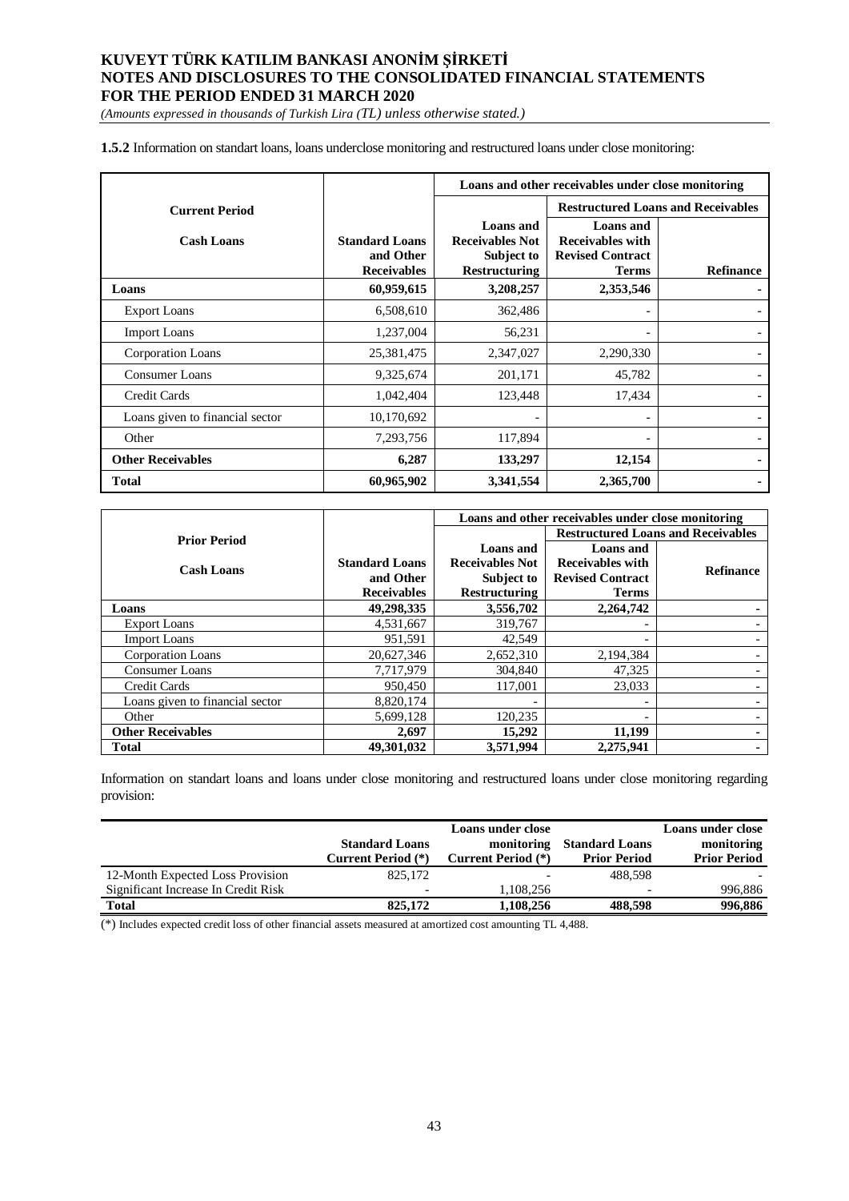**1.5.2** Information on standart loans, loans underclose monitoring and restructured loans under close monitoring:

| Current Period | | Loans and other receivables under close monitoring | | |
|---|---|---|---|---|
| | | | Restructured Loans and Receivables | |
| **Cash Loans** | **Standard Loans and Other Receivables** | **Loans and Receivables Not Subject to Restructuring** | **Loans and Receivables with Revised Contract Terms** | **Refinance** |
| **Loans** | **60,959,615** | **3,208,257** | **2,353,546** | **-** |
| Export Loans | 6,508,610 | 362,486 | - | - |
| Import Loans | 1,237,004 | 56,231 | - | - |
| Corporation Loans | 25,381,475 | 2,347,027 | 2,290,330 | - |
| Consumer Loans | 9,325,674 | 201,171 | 45,782 | - |
| Credit Cards | 1,042,404 | 123,448 | 17,434 | - |
| Loans given to financial sector | 10,170,692 | - | - | - |
| Other | 7,293,756 | 117,894 | - | - |
| **Other Receivables** | **6,287** | **133,297** | **12,154** | **-** |
| **Total** | **60,965,902** | **3,341,554** | **2,365,700** | **-** |

| Prior Period | | Loans and other receivables under close monitoring | | |
|---|---|---|---|---|
| | | | Restructured Loans and Receivables | |
| **Cash Loans** | **Standard Loans and Other Receivables** | **Loans and Receivables Not Subject to Restructuring** | **Loans and Receivables with Revised Contract Terms** | **Refinance** |
| **Loans** | **49,298,335** | **3,556,702** | **2,264,742** | **-** |
| Export Loans | 4,531,667 | 319,767 | - | - |
| Import Loans | 951,591 | 42,549 | - | - |
| Corporation Loans | 20,627,346 | 2,652,310 | 2,194,384 | - |
| Consumer Loans | 7,717,979 | 304,840 | 47,325 | - |
| Credit Cards | 950,450 | 117,001 | 23,033 | - |
| Loans given to financial sector | 8,820,174 | - | - | - |
| Other | 5,699,128 | 120,235 | - | - |
| **Other Receivables** | **2,697** | **15,292** | **11,199** | **-** |
| **Total** | **49,301,032** | **3,571,994** | **2,275,941** | **-** |

Information on standart loans and loans under close monitoring and restructured loans under close monitoring regarding provision:

| | Standard Loans Current Period (*) | Loans under close monitoring Current Period (*) | Standard Loans Prior Period | Loans under close monitoring Prior Period |
|---|---|---|---|---|
| 12-Month Expected Loss Provision | 825,172 | - | 488,598 | - |
| Significant Increase In Credit Risk | - | 1,108,256 | - | 996,886 |
| **Total** | **825,172** | **1,108,256** | **488,598** | **996,886** |

(*) Includes expected credit loss of other financial assets measured at amortized cost amounting TL 4,488.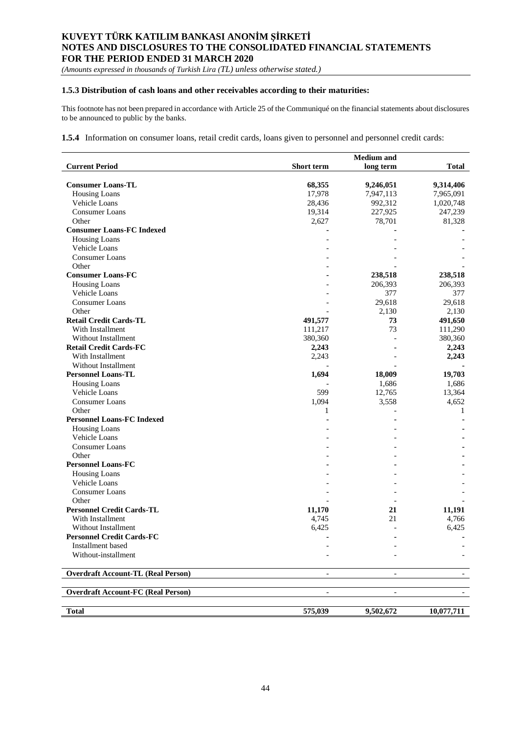### 1.5.3 Distribution of cash loans and other receivables according to their maturities:

This footnote has not been prepared in accordance with Article 25 of the Communiqué on the financial statements about disclosures to be announced to public by the banks.

**1.5.4** Information on consumer loans, retail credit cards, loans given to personnel and personnel credit cards:

| Current Period | Short term | Medium and long term | Total |
|---|---|---|---|
| **Consumer Loans-TL** | **68,355** | **9,246,051** | **9,314,406** |
| Housing Loans | 17,978 | 7,947,113 | 7,965,091 |
| Vehicle Loans | 28,436 | 992,312 | 1,020,748 |
| Consumer Loans | 19,314 | 227,925 | 247,239 |
| Other | 2,627 | 78,701 | 81,328 |
| **Consumer Loans-FC Indexed** | **-** | **-** | **-** |
| Housing Loans | - | - | - |
| Vehicle Loans | - | - | - |
| Consumer Loans | - | - | - |
| Other | - | - | - |
| **Consumer Loans-FC** | **-** | **238,518** | **238,518** |
| Housing Loans | - | 206,393 | 206,393 |
| Vehicle Loans | - | 377 | 377 |
| Consumer Loans | - | 29,618 | 29,618 |
| Other | - | 2,130 | 2,130 |
| **Retail Credit Cards-TL** | **491,577** | **73** | **491,650** |
| With Installment | 111,217 | 73 | 111,290 |
| Without Installment | 380,360 | - | 380,360 |
| **Retail Credit Cards-FC** | **2,243** | **-** | **2,243** |
| With Installment | 2,243 | - | **2,243** |
| Without Installment | - | - | **-** |
| **Personnel Loans-TL** | **1,694** | **18,009** | **19,703** |
| Housing Loans | - | 1,686 | 1,686 |
| Vehicle Loans | 599 | 12,765 | 13,364 |
| Consumer Loans | 1,094 | 3,558 | 4,652 |
| Other | 1 | - | 1 |
| **Personnel Loans-FC Indexed** | **-** | **-** | **-** |
| Housing Loans | - | - | **-** |
| Vehicle Loans | - | - | **-** |
| Consumer Loans | - | - | **-** |
| Other | - | - | **-** |
| **Personnel Loans-FC** | **-** | **-** | **-** |
| Housing Loans | - | - | **-** |
| Vehicle Loans | - | - | **-** |
| Consumer Loans | - | - | **-** |
| Other | - | - | **-** |
| **Personnel Credit Cards-TL** | **11,170** | **21** | **11,191** |
| With Installment | 4,745 | 21 | 4,766 |
| Without Installment | 6,425 | - | 6,425 |
| **Personnel Credit Cards-FC** | **-** | **-** | **-** |
| Installment based | - | - | - |
| Without-installment | - | - | - |
| **Overdraft Account-TL (Real Person)** | - | - | - |
| **Overdraft Account-FC (Real Person)** | - | - | - |
| **Total** | **575,039** | **9,502,672** | **10,077,711** |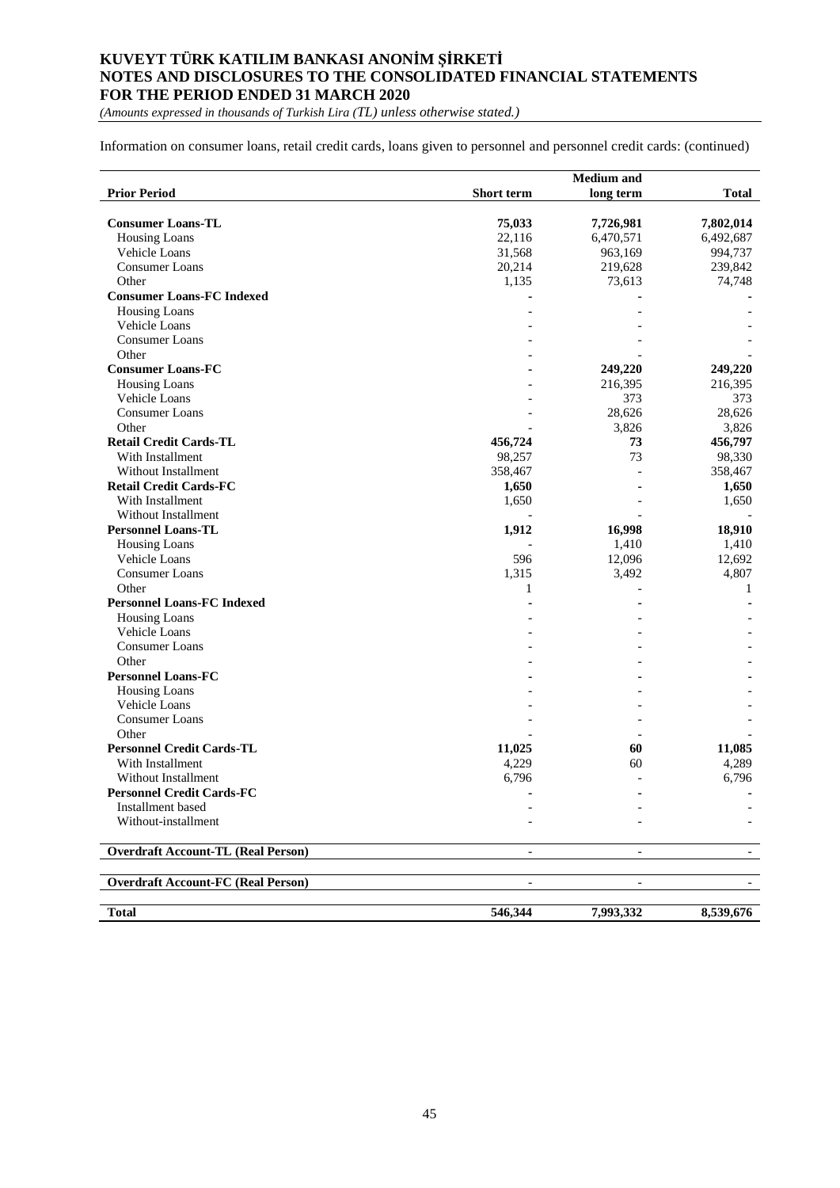KUVEYT TÜRK KATILIM BANKASI ANONİM ŞİRKETİ
NOTES AND DISCLOSURES TO THE CONSOLIDATED FINANCIAL STATEMENTS
FOR THE PERIOD ENDED 31 MARCH 2020
*(Amounts expressed in thousands of Turkish Lira (TL) unless otherwise stated.)*

Information on consumer loans, retail credit cards, loans given to personnel and personnel credit cards: (continued)

| Prior Period | Short term | Medium and long term | Total |
|---|---|---|---|
| **Consumer Loans-TL** | **75,033** | **7,726,981** | **7,802,014** |
| Housing Loans | 22,116 | 6,470,571 | 6,492,687 |
| Vehicle Loans | 31,568 | 963,169 | 994,737 |
| Consumer Loans | 20,214 | 219,628 | 239,842 |
| Other | 1,135 | 73,613 | 74,748 |
| **Consumer Loans-FC Indexed** | **-** | **-** | **-** |
| Housing Loans | - | - | - |
| Vehicle Loans | - | - | - |
| Consumer Loans | - | - | - |
| Other | - | - | - |
| **Consumer Loans-FC** | **-** | **249,220** | **249,220** |
| Housing Loans | - | 216,395 | 216,395 |
| Vehicle Loans | - | 373 | 373 |
| Consumer Loans | - | 28,626 | 28,626 |
| Other | - | 3,826 | 3,826 |
| **Retail Credit Cards-TL** | **456,724** | **73** | **456,797** |
| With Installment | 98,257 | 73 | 98,330 |
| Without Installment | 358,467 | - | 358,467 |
| **Retail Credit Cards-FC** | **1,650** | **-** | **1,650** |
| With Installment | 1,650 | - | 1,650 |
| Without Installment | - | - | - |
| **Personnel Loans-TL** | **1,912** | **16,998** | **18,910** |
| Housing Loans | - | 1,410 | 1,410 |
| Vehicle Loans | 596 | 12,096 | 12,692 |
| Consumer Loans | 1,315 | 3,492 | 4,807 |
| Other | 1 | - | 1 |
| **Personnel Loans-FC Indexed** | **-** | **-** | **-** |
| Housing Loans | - | - | - |
| Vehicle Loans | - | - | - |
| Consumer Loans | - | - | - |
| Other | - | - | - |
| **Personnel Loans-FC** | **-** | **-** | **-** |
| Housing Loans | - | - | - |
| Vehicle Loans | - | - | - |
| Consumer Loans | - | - | - |
| Other | - | - | - |
| **Personnel Credit Cards-TL** | **11,025** | **60** | **11,085** |
| With Installment | 4,229 | 60 | 4,289 |
| Without Installment | 6,796 | - | 6,796 |
| **Personnel Credit Cards-FC** | **-** | **-** | **-** |
| Installment based | - | - | - |
| Without-installment | - | - | - |
| **Overdraft Account-TL (Real Person)** | - | - | - |
| **Overdraft Account-FC (Real Person)** | - | - | - |
| **Total** | **546,344** | **7,993,332** | **8,539,676** |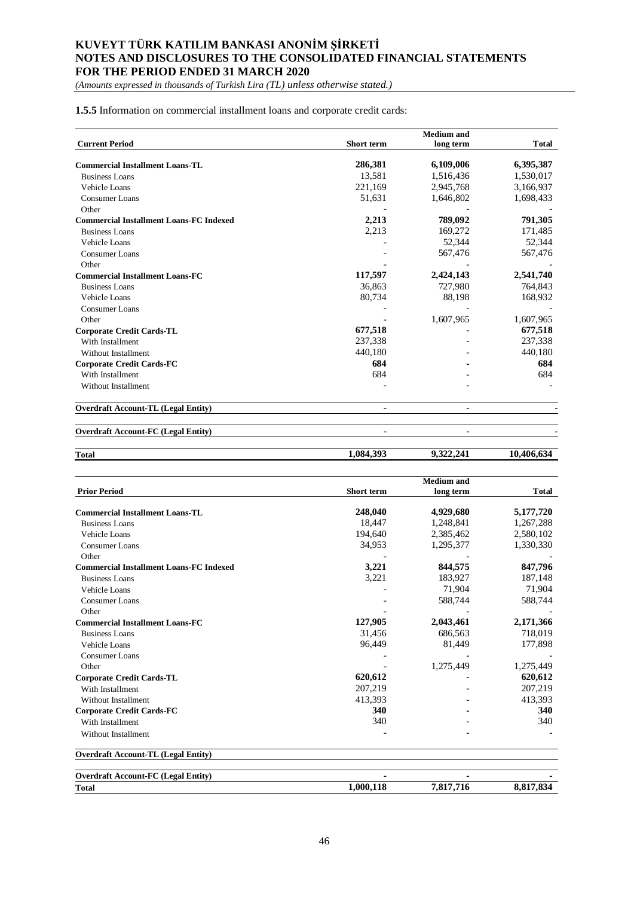**1.5.5** Information on commercial installment loans and corporate credit cards:

| Current Period | Short term | Medium and long term | Total |
|---|---|---|---|
| **Commercial Installment Loans-TL** | **286,381** | **6,109,006** | **6,395,387** |
| Business Loans | 13,581 | 1,516,436 | 1,530,017 |
| Vehicle Loans | 221,169 | 2,945,768 | 3,166,937 |
| Consumer Loans | 51,631 | 1,646,802 | 1,698,433 |
| Other | - | - | - |
| **Commercial Installment Loans-FC Indexed** | **2,213** | **789,092** | **791,305** |
| Business Loans | 2,213 | 169,272 | 171,485 |
| Vehicle Loans | - | 52,344 | 52,344 |
| Consumer Loans | - | 567,476 | 567,476 |
| Other | - | - | - |
| **Commercial Installment Loans-FC** | **117,597** | **2,424,143** | **2,541,740** |
| Business Loans | 36,863 | 727,980 | 764,843 |
| Vehicle Loans | 80,734 | 88,198 | 168,932 |
| Consumer Loans | - | - | - |
| Other | - | 1,607,965 | 1,607,965 |
| **Corporate Credit Cards-TL** | **677,518** | **-** | **677,518** |
| With Installment | 237,338 | - | 237,338 |
| Without Installment | 440,180 | - | 440,180 |
| **Corporate Credit Cards-FC** | **684** | **-** | **684** |
| With Installment | 684 | - | 684 |
| Without Installment | - | - | - |
| **Overdraft Account-TL (Legal Entity)** | **-** | **-** | **-** |
| **Overdraft Account-FC (Legal Entity)** | **-** | **-** | **-** |
| **Total** | **1,084,393** | **9,322,241** | **10,406,634** |

| Prior Period | Short term | Medium and long term | Total |
|---|---|---|---|
| **Commercial Installment Loans-TL** | **248,040** | **4,929,680** | **5,177,720** |
| Business Loans | 18,447 | 1,248,841 | 1,267,288 |
| Vehicle Loans | 194,640 | 2,385,462 | 2,580,102 |
| Consumer Loans | 34,953 | 1,295,377 | 1,330,330 |
| Other | - | - | - |
| **Commercial Installment Loans-FC Indexed** | **3,221** | **844,575** | **847,796** |
| Business Loans | 3,221 | 183,927 | 187,148 |
| Vehicle Loans | - | 71,904 | 71,904 |
| Consumer Loans | - | 588,744 | 588,744 |
| Other | - | - | - |
| **Commercial Installment Loans-FC** | **127,905** | **2,043,461** | **2,171,366** |
| Business Loans | 31,456 | 686,563 | 718,019 |
| Vehicle Loans | 96,449 | 81,449 | 177,898 |
| Consumer Loans | - | - | - |
| Other | - | 1,275,449 | 1,275,449 |
| **Corporate Credit Cards-TL** | **620,612** | **-** | **620,612** |
| With Installment | 207,219 | - | 207,219 |
| Without Installment | 413,393 | - | 413,393 |
| **Corporate Credit Cards-FC** | **340** | **-** | **340** |
| With Installment | 340 | - | 340 |
| Without Installment | - | - | - |
| **Overdraft Account-TL (Legal Entity)** | | | |
| **Overdraft Account-FC (Legal Entity)** | **-** | **-** | **-** |
| **Total** | **1,000,118** | **7,817,716** | **8,817,834** |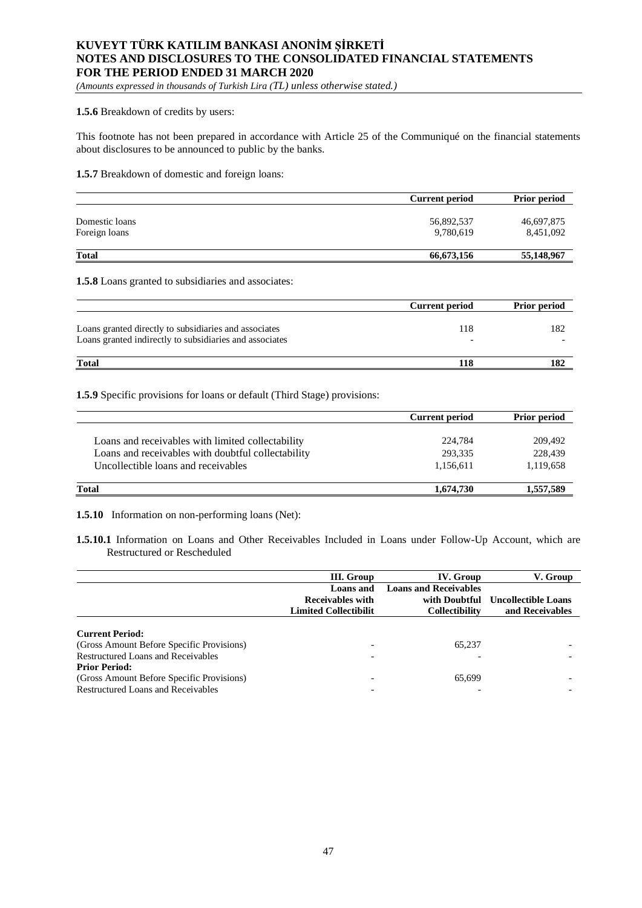**1.5.6** Breakdown of credits by users:

This footnote has not been prepared in accordance with Article 25 of the Communiqué on the financial statements about disclosures to be announced to public by the banks.

**1.5.7** Breakdown of domestic and foreign loans:

| | Current period | Prior period |
|---|---|---|
| Domestic loans | 56,892,537 | 46,697,875 |
| Foreign loans | 9,780,619 | 8,451,092 |
| **Total** | **66,673,156** | **55,148,967** |

**1.5.8** Loans granted to subsidiaries and associates:

| | Current period | Prior period |
|---|---|---|
| Loans granted directly to subsidiaries and associates | 118 | 182 |
| Loans granted indirectly to subsidiaries and associates | - | - |
| **Total** | **118** | **182** |

**1.5.9** Specific provisions for loans or default (Third Stage) provisions:

| | Current period | Prior period |
|---|---|---|
| Loans and receivables with limited collectability | 224,784 | 209,492 |
| Loans and receivables with doubtful collectability | 293,335 | 228,439 |
| Uncollectible loans and receivables | 1,156,611 | 1,119,658 |
| **Total** | **1,674,730** | **1,557,589** |

**1.5.10** Information on non-performing loans (Net):

**1.5.10.1** Information on Loans and Other Receivables Included in Loans under Follow-Up Account, which are Restructured or Rescheduled

| | III. Group | IV. Group | V. Group |
|---|---|---|---|
| | Loans and Receivables with Limited Collectibilit | Loans and Receivables with Doubtful Collectibility | Uncollectible Loans and Receivables |
| **Current Period:** | | | |
| (Gross Amount Before Specific Provisions) | - | 65,237 | - |
| Restructured Loans and Receivables | - | - | - |
| **Prior Period:** | | | |
| (Gross Amount Before Specific Provisions) | - | 65,699 | - |
| Restructured Loans and Receivables | - | - | - |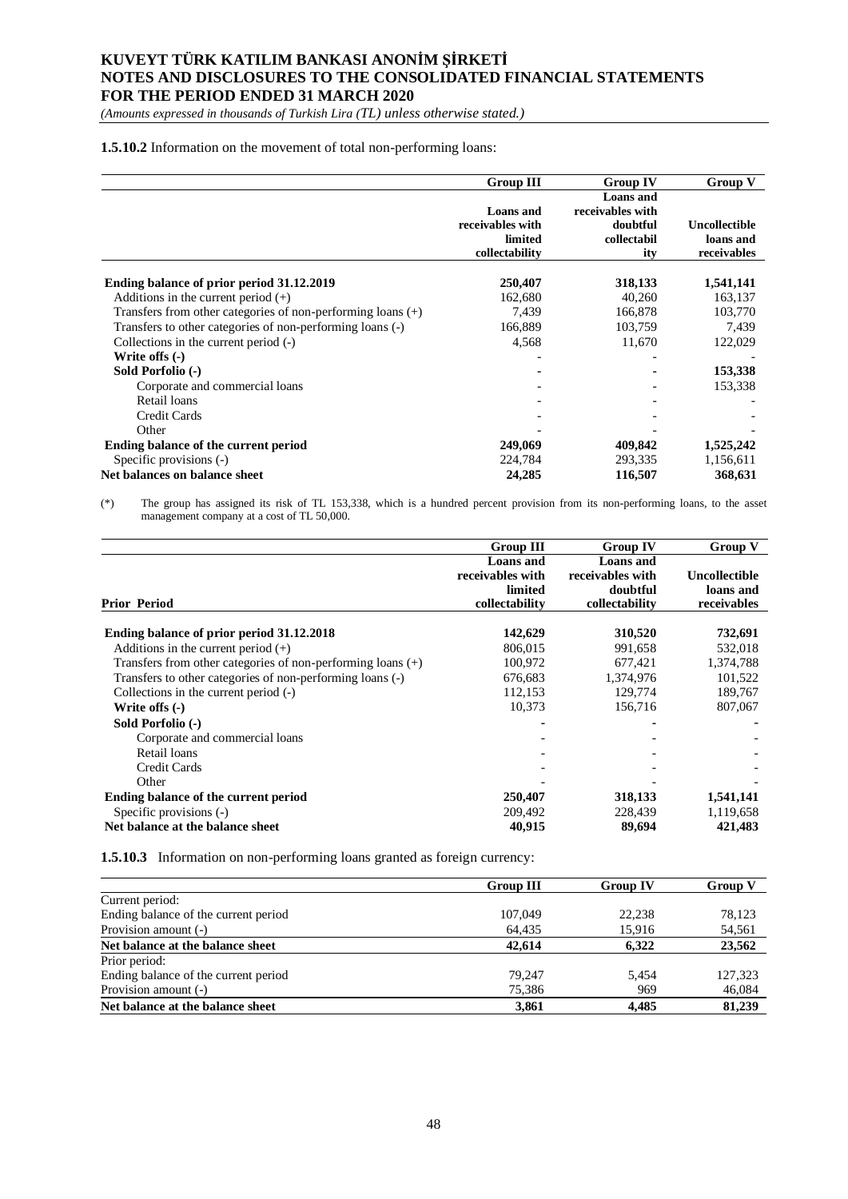**1.5.10.2** Information on the movement of total non-performing loans:

| | Group III | Group IV | Group V |
|---|---|---|---|
| | Loans and receivables with limited collectability | Loans and receivables with doubtful collectability | Uncollectible loans and receivables |
| **Ending balance of prior period 31.12.2019** | **250,407** | **318,133** | **1,541,141** |
| Additions in the current period (+) | 162,680 | 40,260 | 163,137 |
| Transfers from other categories of non-performing loans (+) | 7,439 | 166,878 | 103,770 |
| Transfers to other categories of non-performing loans (-) | 166,889 | 103,759 | 7,439 |
| Collections in the current period (-) | 4,568 | 11,670 | 122,029 |
| **Write offs (-)** | - | - | - |
| **Sold Porfolio (-)** | - | - | **153,338** |
| Corporate and commercial loans | - | - | 153,338 |
| Retail loans | - | - | - |
| Credit Cards | - | - | - |
| Other | - | - | - |
| **Ending balance of the current period** | **249,069** | **409,842** | **1,525,242** |
| Specific provisions (-) | 224,784 | 293,335 | 1,156,611 |
| **Net balances on balance sheet** | **24,285** | **116,507** | **368,631** |

(*) The group has assigned its risk of TL 153,338, which is a hundred percent provision from its non-performing loans, to the asset management company at a cost of TL 50,000.

| **Prior Period** | Group III | Group IV | Group V |
|---|---|---|---|
| | Loans and receivables with limited collectability | Loans and receivables with doubtful collectability | Uncollectible loans and receivables |
| **Ending balance of prior period 31.12.2018** | **142,629** | **310,520** | **732,691** |
| Additions in the current period (+) | 806,015 | 991,658 | 532,018 |
| Transfers from other categories of non-performing loans (+) | 100,972 | 677,421 | 1,374,788 |
| Transfers to other categories of non-performing loans (-) | 676,683 | 1,374,976 | 101,522 |
| Collections in the current period (-) | 112,153 | 129,774 | 189,767 |
| **Write offs (-)** | 10,373 | 156,716 | 807,067 |
| **Sold Porfolio (-)** | - | - | - |
| Corporate and commercial loans | - | - | - |
| Retail loans | - | - | - |
| Credit Cards | - | - | - |
| Other | - | - | - |
| **Ending balance of the current period** | **250,407** | **318,133** | **1,541,141** |
| Specific provisions (-) | 209,492 | 228,439 | 1,119,658 |
| **Net balance at the balance sheet** | **40,915** | **89,694** | **421,483** |

**1.5.10.3** Information on non-performing loans granted as foreign currency:

| | Group III | Group IV | Group V |
|---|---|---|---|
| Current period: | | | |
| Ending balance of the current period | 107,049 | 22,238 | 78,123 |
| Provision amount (-) | 64,435 | 15,916 | 54,561 |
| **Net balance at the balance sheet** | **42,614** | **6,322** | **23,562** |
| Prior period: | | | |
| Ending balance of the current period | 79,247 | 5,454 | 127,323 |
| Provision amount (-) | 75,386 | 969 | 46,084 |
| **Net balance at the balance sheet** | **3,861** | **4,485** | **81,239** |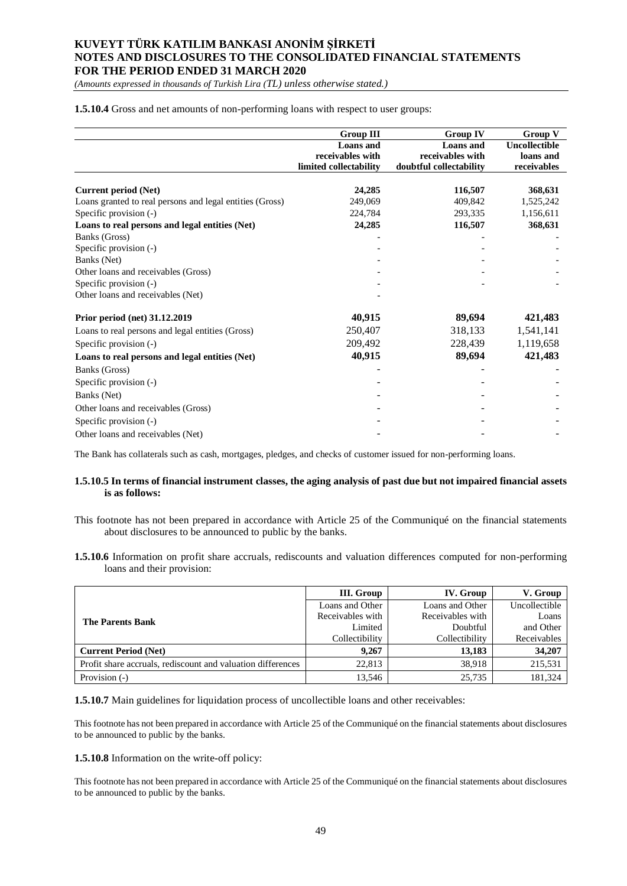**1.5.10.4** Gross and net amounts of non-performing loans with respect to user groups:

| | Group III | Group IV | Group V |
|---|---|---|---|
| | Loans and receivables with limited collectability | Loans and receivables with doubtful collectability | Uncollectible loans and receivables |
| **Current period (Net)** | **24,285** | **116,507** | **368,631** |
| Loans granted to real persons and legal entities (Gross) | 249,069 | 409,842 | 1,525,242 |
| Specific provision (-) | 224,784 | 293,335 | 1,156,611 |
| **Loans to real persons and legal entities (Net)** | **24,285** | **116,507** | **368,631** |
| Banks (Gross) | - | - | - |
| Specific provision (-) | - | - | - |
| Banks (Net) | - | - | - |
| Other loans and receivables (Gross) | - | - | - |
| Specific provision (-) | - | - | - |
| Other loans and receivables (Net) | - | | |
| **Prior period (net) 31.12.2019** | **40,915** | **89,694** | **421,483** |
| Loans to real persons and legal entities (Gross) | 250,407 | 318,133 | 1,541,141 |
| Specific provision (-) | 209,492 | 228,439 | 1,119,658 |
| **Loans to real persons and legal entities (Net)** | **40,915** | **89,694** | **421,483** |
| Banks (Gross) | - | - | - |
| Specific provision (-) | - | - | - |
| Banks (Net) | - | - | - |
| Other loans and receivables (Gross) | - | - | - |
| Specific provision (-) | - | - | - |
| Other loans and receivables (Net) | - | - | - |

The Bank has collaterals such as cash, mortgages, pledges, and checks of customer issued for non-performing loans.

**1.5.10.5 In terms of financial instrument classes, the aging analysis of past due but not impaired financial assets is as follows:**

This footnote has not been prepared in accordance with Article 25 of the Communiqué on the financial statements about disclosures to be announced to public by the banks.

**1.5.10.6** Information on profit share accruals, rediscounts and valuation differences computed for non-performing loans and their provision:

| The Parents Bank | III. Group | IV. Group | V. Group |
|---|---|---|---|
| | Loans and Other Receivables with Limited Collectibility | Loans and Other Receivables with Doubtful Collectibility | Uncollectible Loans and Other Receivables |
| **Current Period (Net)** | **9,267** | **13,183** | **34,207** |
| Profit share accruals, rediscount and valuation differences | 22,813 | 38,918 | 215,531 |
| Provision (-) | 13,546 | 25,735 | 181,324 |

**1.5.10.7** Main guidelines for liquidation process of uncollectible loans and other receivables:

This footnote has not been prepared in accordance with Article 25 of the Communiqué on the financial statements about disclosures to be announced to public by the banks.

**1.5.10.8** Information on the write-off policy:

This footnote has not been prepared in accordance with Article 25 of the Communiqué on the financial statements about disclosures to be announced to public by the banks.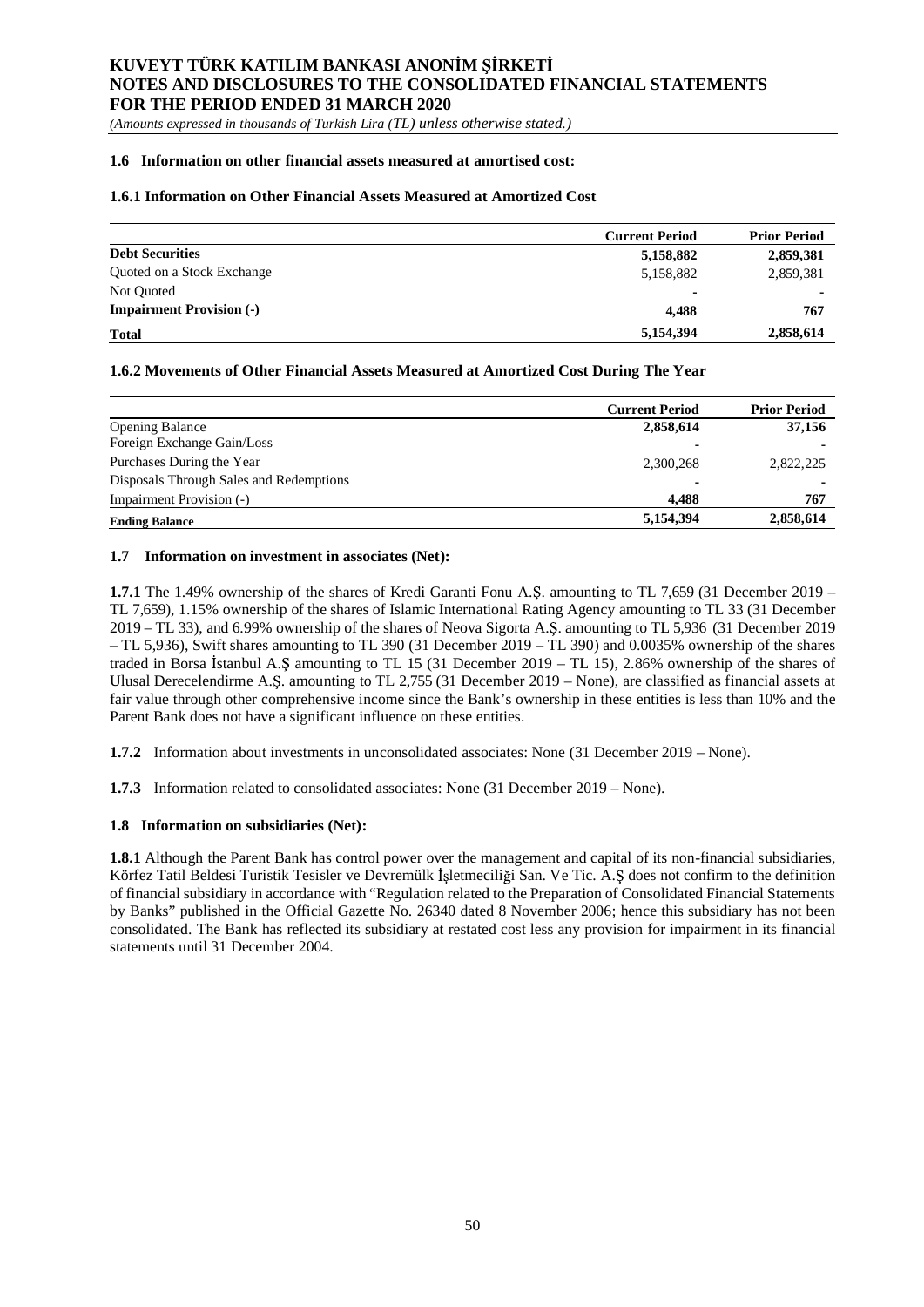### 1.6 Information on other financial assets measured at amortised cost:

#### 1.6.1 Information on Other Financial Assets Measured at Amortized Cost

| | Current Period | Prior Period |
|---|---|---|
| **Debt Securities** | **5,158,882** | **2,859,381** |
| Quoted on a Stock Exchange | 5,158,882 | 2,859,381 |
| Not Quoted | - | - |
| **Impairment Provision (-)** | **4,488** | **767** |
| **Total** | **5,154,394** | **2,858,614** |

#### 1.6.2 Movements of Other Financial Assets Measured at Amortized Cost During The Year

| | Current Period | Prior Period |
|---|---|---|
| Opening Balance | **2,858,614** | **37,156** |
| Foreign Exchange Gain/Loss | - | - |
| Purchases During the Year | 2,300,268 | 2,822,225 |
| Disposals Through Sales and Redemptions | - | - |
| Impairment Provision (-) | **4,488** | **767** |
| **Ending Balance** | **5,154,394** | **2,858,614** |

### 1.7 Information on investment in associates (Net):

**1.7.1** The 1.49% ownership of the shares of Kredi Garanti Fonu A.Ş. amounting to TL 7,659 (31 December 2019 – TL 7,659), 1.15% ownership of the shares of Islamic International Rating Agency amounting to TL 33 (31 December 2019 – TL 33), and 6.99% ownership of the shares of Neova Sigorta A.Ş. amounting to TL 5,936 (31 December 2019 – TL 5,936), Swift shares amounting to TL 390 (31 December 2019 – TL 390) and 0.0035% ownership of the shares traded in Borsa İstanbul A.Ş amounting to TL 15 (31 December 2019 – TL 15), 2.86% ownership of the shares of Ulusal Derecelendirme A.Ş. amounting to TL 2,755 (31 December 2019 – None), are classified as financial assets at fair value through other comprehensive income since the Bank's ownership in these entities is less than 10% and the Parent Bank does not have a significant influence on these entities.

**1.7.2** Information about investments in unconsolidated associates: None (31 December 2019 – None).

**1.7.3** Information related to consolidated associates: None (31 December 2019 – None).

### 1.8 Information on subsidiaries (Net):

**1.8.1** Although the Parent Bank has control power over the management and capital of its non-financial subsidiaries, Körfez Tatil Beldesi Turistik Tesisler ve Devremülk İşletmeciliği San. Ve Tic. A.Ş does not confirm to the definition of financial subsidiary in accordance with "Regulation related to the Preparation of Consolidated Financial Statements by Banks" published in the Official Gazette No. 26340 dated 8 November 2006; hence this subsidiary has not been consolidated. The Bank has reflected its subsidiary at restated cost less any provision for impairment in its financial statements until 31 December 2004.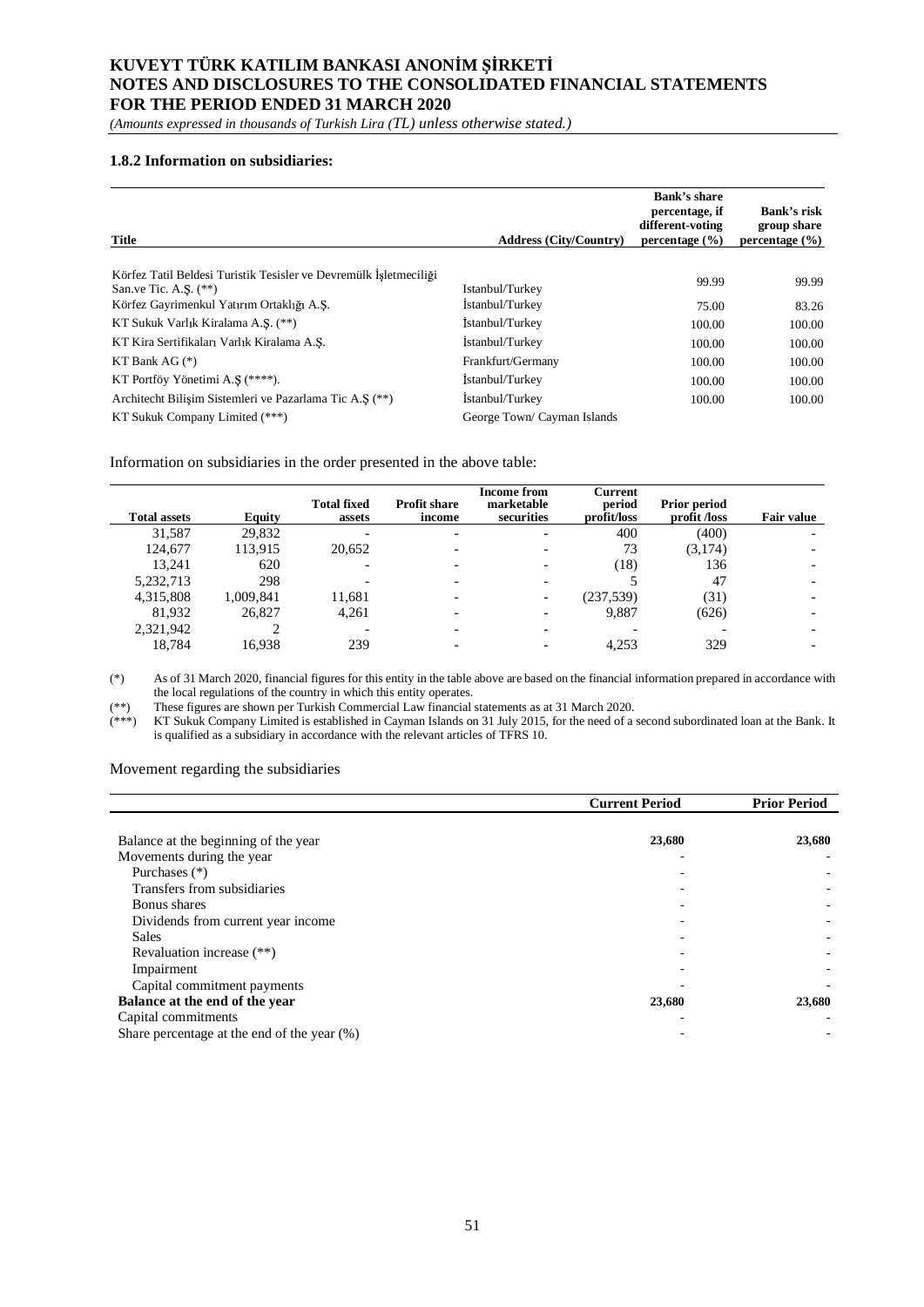#### 1.8.2 Information on subsidiaries:

| Title | Address (City/Country) | Bank's share percentage, if different-voting percentage (%) | Bank's risk group share percentage (%) |
|---|---|---|---|
| Körfez Tatil Beldesi Turistik Tesisler ve Devremülk İşletmeciliği San.ve Tic. A.Ş. (**) | Istanbul/Turkey | 99.99 | 99.99 |
| Körfez Gayrimenkul Yatırım Ortaklığı A.Ş. | İstanbul/Turkey | 75.00 | 83.26 |
| KT Sukuk Varlık Kiralama A.Ş. (**) | İstanbul/Turkey | 100.00 | 100.00 |
| KT Kira Sertifikaları Varlık Kiralama A.Ş. | İstanbul/Turkey | 100.00 | 100.00 |
| KT Bank AG (*) | Frankfurt/Germany | 100.00 | 100.00 |
| KT Portföy Yönetimi A.Ş (****). | İstanbul/Turkey | 100.00 | 100.00 |
| Architecht Bilişim Sistemleri ve Pazarlama Tic A.Ş (**) | İstanbul/Turkey | 100.00 | 100.00 |
| KT Sukuk Company Limited (***) | George Town/ Cayman Islands | | |

Information on subsidiaries in the order presented in the above table:

| Total assets | Equity | Total fixed assets | Profit share income | Income from marketable securities | Current period profit/loss | Prior period profit /loss | Fair value |
|---|---|---|---|---|---|---|---|
| 31,587 | 29,832 | - | - | - | 400 | (400) | - |
| 124,677 | 113,915 | 20,652 | - | - | 73 | (3,174) | - |
| 13,241 | 620 | - | - | - | (18) | 136 | - |
| 5,232,713 | 298 | - | - | - | 5 | 47 | - |
| 4,315,808 | 1,009,841 | 11,681 | - | - | (237,539) | (31) | - |
| 81,932 | 26,827 | 4,261 | - | - | 9,887 | (626) | - |
| 2,321,942 | 2 | - | - | - | - | - | - |
| 18,784 | 16,938 | 239 | - | - | 4,253 | 329 | - |

(*) As of 31 March 2020, financial figures for this entity in the table above are based on the financial information prepared in accordance with the local regulations of the country in which this entity operates.

(**) These figures are shown per Turkish Commercial Law financial statements as at 31 March 2020.

(***) KT Sukuk Company Limited is established in Cayman Islands on 31 July 2015, for the need of a second subordinated loan at the Bank. It is qualified as a subsidiary in accordance with the relevant articles of TFRS 10.

Movement regarding the subsidiaries

| | Current Period | Prior Period |
|---|---|---|
| Balance at the beginning of the year | 23,680 | 23,680 |
| Movements during the year | - | - |
| Purchases (*) | - | - |
| Transfers from subsidiaries | - | - |
| Bonus shares | - | - |
| Dividends from current year income | - | - |
| Sales | - | - |
| Revaluation increase (**) | - | - |
| Impairment | - | - |
| Capital commitment payments | - | - |
| **Balance at the end of the year** | **23,680** | **23,680** |
| Capital commitments | - | - |
| Share percentage at the end of the year (%) | - | - |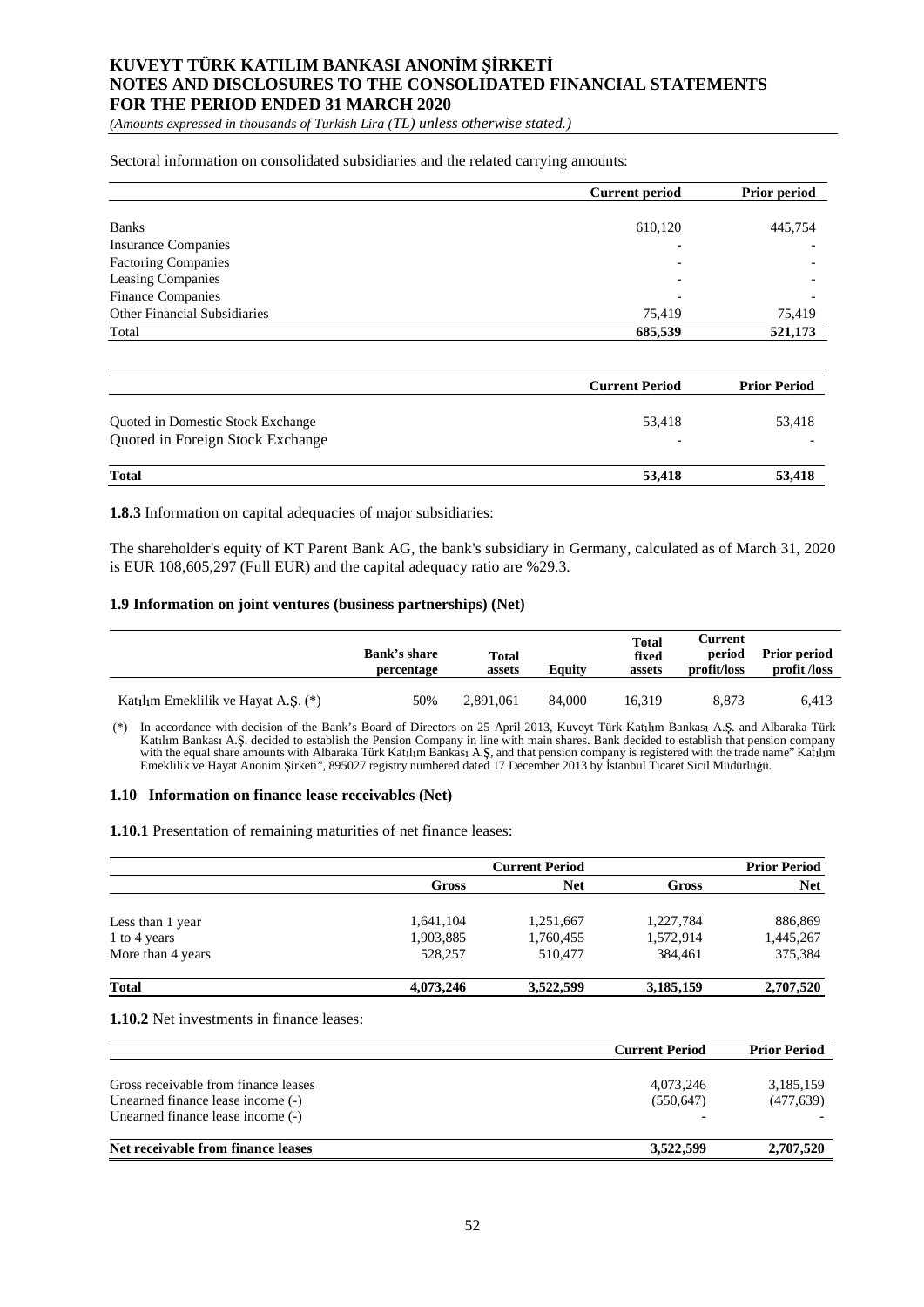Sectoral information on consolidated subsidiaries and the related carrying amounts:

| | Current period | Prior period |
|---|---|---|
| Banks | 610,120 | 445,754 |
| Insurance Companies | - | - |
| Factoring Companies | - | - |
| Leasing Companies | - | - |
| Finance Companies | - | - |
| Other Financial Subsidiaries | 75,419 | 75,419 |
| Total | **685,539** | **521,173** |

| | Current Period | Prior Period |
|---|---|---|
| Quoted in Domestic Stock Exchange | 53,418 | 53,418 |
| Quoted in Foreign Stock Exchange | - | - |
| **Total** | **53,418** | **53,418** |

**1.8.3** Information on capital adequacies of major subsidiaries:

The shareholder's equity of KT Parent Bank AG, the bank's subsidiary in Germany, calculated as of March 31, 2020 is EUR 108,605,297 (Full EUR) and the capital adequacy ratio are %29.3.

### 1.9 Information on joint ventures (business partnerships) (Net)

| | Bank's share percentage | Total assets | Equity | Total fixed assets | Current period profit/loss | Prior period profit /loss |
|---|---|---|---|---|---|---|
| Katılım Emeklilik ve Hayat A.Ş. (*) | 50% | 2,891,061 | 84,000 | 16,319 | 8,873 | 6,413 |

(*) In accordance with decision of the Bank's Board of Directors on 25 April 2013, Kuveyt Türk Katılım Bankası A.Ş. and Albaraka Türk Katılım Bankası A.Ş. decided to establish the Pension Company in line with main shares. Bank decided to establish that pension company with the equal share amounts with Albaraka Türk Katılım Bankası A.Ş, and that pension company is registered with the trade name" Katılım Emeklilik ve Hayat Anonim Şirketi", 895027 registry numbered dated 17 December 2013 by İstanbul Ticaret Sicil Müdürlüğü.

### 1.10 Information on finance lease receivables (Net)

**1.10.1** Presentation of remaining maturities of net finance leases:

| | Current Period | | Prior Period | |
|---|---|---|---|---|
| | Gross | Net | Gross | Net |
| Less than 1 year | 1,641,104 | 1,251,667 | 1,227,784 | 886,869 |
| 1 to 4 years | 1,903,885 | 1,760,455 | 1,572,914 | 1,445,267 |
| More than 4 years | 528,257 | 510,477 | 384,461 | 375,384 |
| **Total** | **4,073,246** | **3,522,599** | **3,185,159** | **2,707,520** |

**1.10.2** Net investments in finance leases:

| | Current Period | Prior Period |
|---|---|---|
| Gross receivable from finance leases | 4,073,246 | 3,185,159 |
| Unearned finance lease income (-) | (550,647) | (477,639) |
| Unearned finance lease income (-) | - | - |
| **Net receivable from finance leases** | **3,522,599** | **2,707,520** |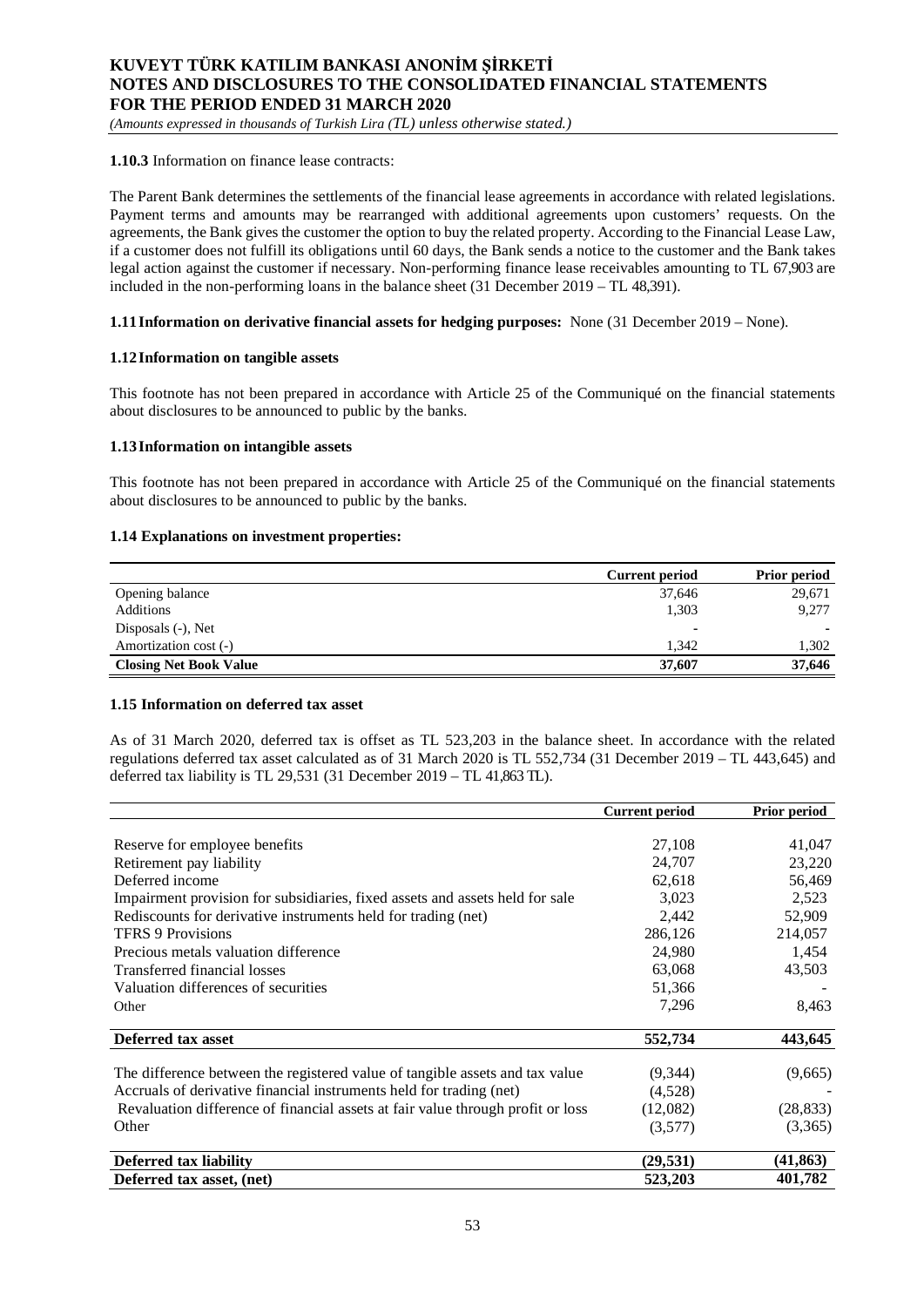**1.10.3** Information on finance lease contracts:

The Parent Bank determines the settlements of the financial lease agreements in accordance with related legislations. Payment terms and amounts may be rearranged with additional agreements upon customers' requests. On the agreements, the Bank gives the customer the option to buy the related property. According to the Financial Lease Law, if a customer does not fulfill its obligations until 60 days, the Bank sends a notice to the customer and the Bank takes legal action against the customer if necessary. Non-performing finance lease receivables amounting to TL 67,903 are included in the non-performing loans in the balance sheet (31 December 2019 – TL 48,391).

**1.11 Information on derivative financial assets for hedging purposes:** None (31 December 2019 – None).

**1.12 Information on tangible assets**

This footnote has not been prepared in accordance with Article 25 of the Communiqué on the financial statements about disclosures to be announced to public by the banks.

**1.13 Information on intangible assets**

This footnote has not been prepared in accordance with Article 25 of the Communiqué on the financial statements about disclosures to be announced to public by the banks.

**1.14 Explanations on investment properties:**

| | Current period | Prior period |
|---|---|---|
| Opening balance | 37,646 | 29,671 |
| Additions | 1,303 | 9,277 |
| Disposals (-), Net | - | - |
| Amortization cost (-) | 1,342 | 1,302 |
| **Closing Net Book Value** | **37,607** | **37,646** |

**1.15 Information on deferred tax asset**

As of 31 March 2020, deferred tax is offset as TL 523,203 in the balance sheet. In accordance with the related regulations deferred tax asset calculated as of 31 March 2020 is TL 552,734 (31 December 2019 – TL 443,645) and deferred tax liability is TL 29,531 (31 December 2019 – TL 41,863 TL).

| | Current period | Prior period |
|---|---|---|
| Reserve for employee benefits | 27,108 | 41,047 |
| Retirement pay liability | 24,707 | 23,220 |
| Deferred income | 62,618 | 56,469 |
| Impairment provision for subsidiaries, fixed assets and assets held for sale | 3,023 | 2,523 |
| Rediscounts for derivative instruments held for trading (net) | 2,442 | 52,909 |
| TFRS 9 Provisions | 286,126 | 214,057 |
| Precious metals valuation difference | 24,980 | 1,454 |
| Transferred financial losses | 63,068 | 43,503 |
| Valuation differences of securities | 51,366 | - |
| Other | 7,296 | 8,463 |
| **Deferred tax asset** | **552,734** | **443,645** |
| The difference between the registered value of tangible assets and tax value | (9,344) | (9,665) |
| Accruals of derivative financial instruments held for trading (net) | (4,528) | - |
| Revaluation difference of financial assets at fair value through profit or loss | (12,082) | (28,833) |
| Other | (3,577) | (3,365) |
| **Deferred tax liability** | **(29,531)** | **(41,863)** |
| **Deferred tax asset, (net)** | **523,203** | **401,782** |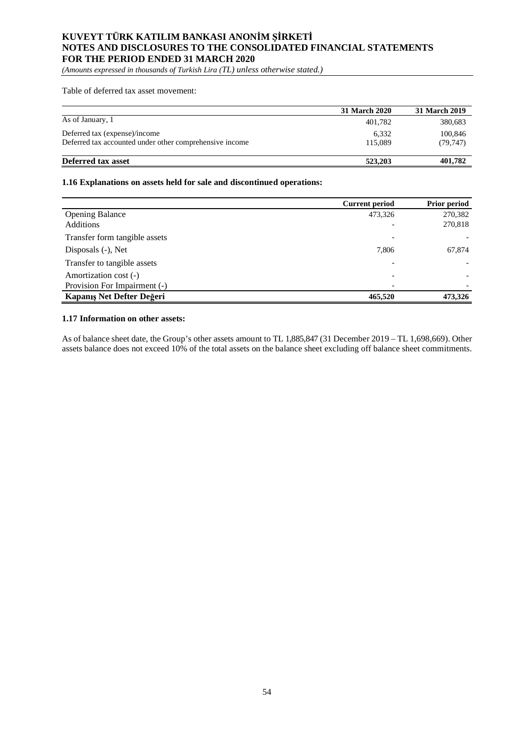Table of deferred tax asset movement:

| | 31 March 2020 | 31 March 2019 |
|---|---|---|
| As of January, 1 | 401,782 | 380,683 |
| Deferred tax (expense)/income | 6,332 | 100,846 |
| Deferred tax accounted under other comprehensive income | 115,089 | (79,747) |
| **Deferred tax asset** | **523,203** | **401,782** |

**1.16 Explanations on assets held for sale and discontinued operations:**

| | Current period | Prior period |
|---|---|---|
| Opening Balance | 473,326 | 270,382 |
| Additions | - | 270,818 |
| Transfer form tangible assets | - | - |
| Disposals (-), Net | 7,806 | 67,874 |
| Transfer to tangible assets | - | - |
| Amortization cost (-) | - | - |
| Provision For Impairment (-) | - | - |
| **Kapanış Net Defter Değeri** | **465,520** | **473,326** |

**1.17 Information on other assets:**

As of balance sheet date, the Group's other assets amount to TL 1,885,847 (31 December 2019 – TL 1,698,669). Other assets balance does not exceed 10% of the total assets on the balance sheet excluding off balance sheet commitments.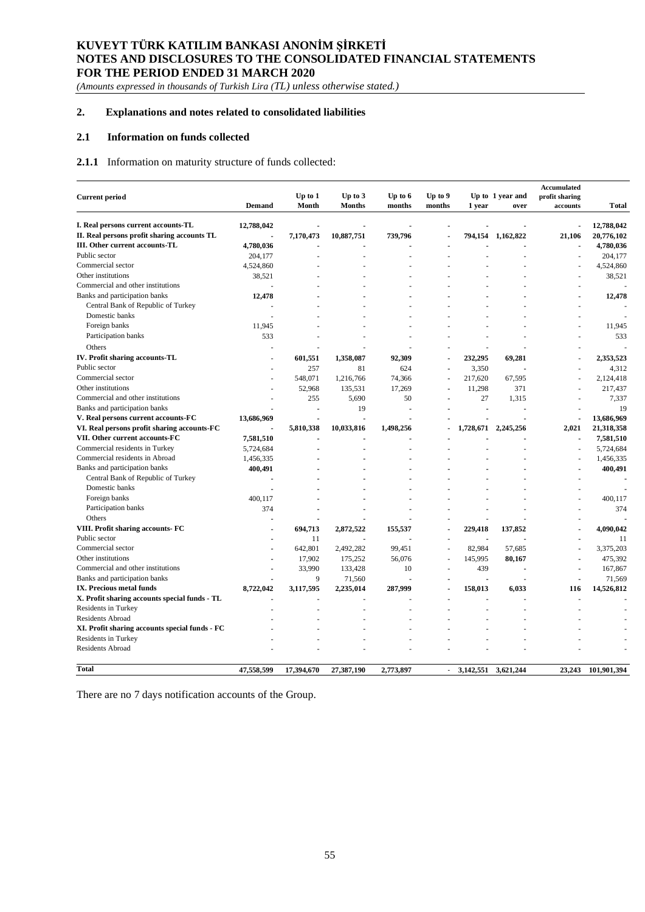## 2. Explanations and notes related to consolidated liabilities

### 2.1 Information on funds collected

**2.1.1** Information on maturity structure of funds collected:

| Current period | Demand | Up to 1 Month | Up to 3 Months | Up to 6 months | Up to 9 months | Up to 1 year | 1 year and over | Accumulated profit sharing accounts | Total |
|---|---|---|---|---|---|---|---|---|---|
| **I. Real persons current accounts-TL** | **12,788,042** | **-** | **-** | **-** | **-** | **-** | **-** | **-** | **12,788,042** |
| **II. Real persons profit sharing accounts TL** | **-** | **7,170,473** | **10,887,751** | **739,796** | **-** | **794,154** | **1,162,822** | **21,106** | **20,776,102** |
| **III. Other current accounts-TL** | **4,780,036** | **-** | **-** | **-** | **-** | **-** | **-** | **-** | **4,780,036** |
| Public sector | 204,177 | - | - | - | - | - | - | - | 204,177 |
| Commercial sector | 4,524,860 | - | - | - | - | - | - | - | 4,524,860 |
| Other institutions | 38,521 | - | - | - | - | - | - | - | 38,521 |
| Commercial and other institutions | - | - | - | - | - | - | - | - | - |
| Banks and participation banks | **12,478** | **-** | **-** | **-** | **-** | **-** | **-** | **-** | **12,478** |
| Central Bank of Republic of Turkey | - | - | - | - | - | - | - | - | - |
| Domestic banks | - | - | - | - | - | - | - | - | - |
| Foreign banks | 11,945 | - | - | - | - | - | - | - | 11,945 |
| Participation banks | 533 | - | - | - | - | - | - | - | 533 |
| Others | - | - | - | - | - | - | - | - | - |
| **IV. Profit sharing accounts-TL** | **-** | **601,551** | **1,358,087** | **92,309** | **-** | **232,295** | **69,281** | **-** | **2,353,523** |
| Public sector | - | 257 | 81 | 624 | - | 3,350 | - | - | 4,312 |
| Commercial sector | - | 548,071 | 1,216,766 | 74,366 | - | 217,620 | 67,595 | - | 2,124,418 |
| Other institutions | - | 52,968 | 135,531 | 17,269 | - | 11,298 | 371 | - | 217,437 |
| Commercial and other institutions | - | 255 | 5,690 | 50 | - | 27 | 1,315 | - | 7,337 |
| Banks and participation banks | - | - | 19 | - | - | - | - | - | 19 |
| **V. Real persons current accounts-FC** | **13,686,969** | **-** | **-** | **-** | **-** | **-** | **-** | **-** | **13,686,969** |
| **VI. Real persons profit sharing accounts-FC** | **-** | **5,810,338** | **10,033,816** | **1,498,256** | **-** | **1,728,671** | **2,245,256** | **2,021** | **21,318,358** |
| **VII. Other current accounts-FC** | **7,581,510** | **-** | **-** | **-** | **-** | **-** | **-** | **-** | **7,581,510** |
| Commercial residents in Turkey | 5,724,684 | - | - | - | - | - | - | - | 5,724,684 |
| Commercial residents in Abroad | 1,456,335 | - | - | - | - | - | - | - | 1,456,335 |
| Banks and participation banks | **400,491** | **-** | **-** | **-** | **-** | **-** | **-** | **-** | **400,491** |
| Central Bank of Republic of Turkey | - | - | - | - | - | - | - | - | - |
| Domestic banks | - | - | - | - | - | - | - | - | - |
| Foreign banks | 400,117 | - | - | - | - | - | - | - | 400,117 |
| Participation banks | 374 | - | - | - | - | - | - | - | 374 |
| Others | - | - | - | - | - | - | - | - | - |
| **VIII. Profit sharing accounts- FC** | **-** | **694,713** | **2,872,522** | **155,537** | **-** | **229,418** | **137,852** | **-** | **4,090,042** |
| Public sector | - | 11 | - | - | - | - | - | - | 11 |
| Commercial sector | - | 642,801 | 2,492,282 | 99,451 | - | 82,984 | 57,685 | - | 3,375,203 |
| Other institutions | - | 17,902 | 175,252 | 56,076 | - | 145,995 | **80,167** | - | 475,392 |
| Commercial and other institutions | - | 33,990 | 133,428 | 10 | - | 439 | - | - | 167,867 |
| Banks and participation banks | - | 9 | 71,560 | - | - | - | - | - | 71,569 |
| **IX. Precious metal funds** | **8,722,042** | **3,117,595** | **2,235,014** | **287,999** | **-** | **158,013** | **6,033** | **116** | **14,526,812** |
| **X. Profit sharing accounts special funds - TL** | **-** | **-** | **-** | **-** | **-** | **-** | **-** | **-** | **-** |
| Residents in Turkey | - | - | - | - | - | - | - | - | - |
| Residents Abroad | - | - | - | - | - | - | - | - | - |
| **XI. Profit sharing accounts special funds - FC** | **-** | **-** | **-** | **-** | **-** | **-** | **-** | **-** | **-** |
| Residents in Turkey | - | - | - | - | - | - | - | - | - |
| Residents Abroad | - | - | - | - | - | - | - | - | - |
| **Total** | **47,558,599** | **17,394,670** | **27,387,190** | **2,773,897** | **-** | **3,142,551** | **3,621,244** | **23,243** | **101,901,394** |

There are no 7 days notification accounts of the Group.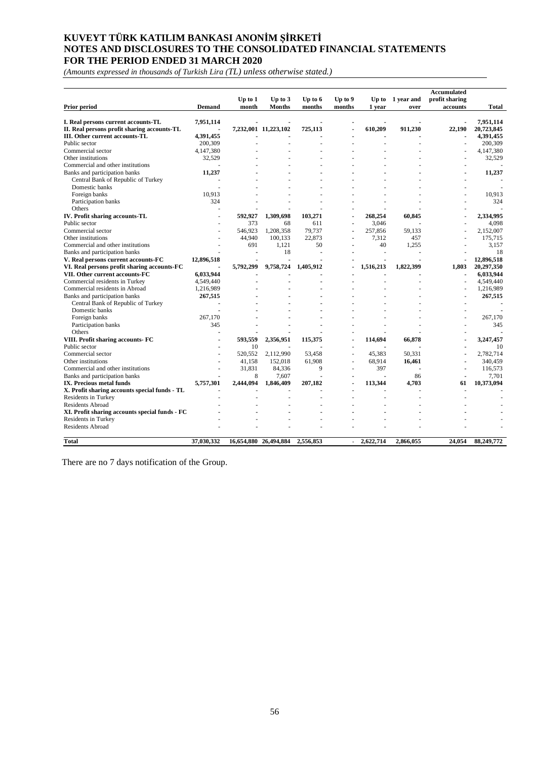| Prior period | Demand | Up to 1 month | Up to 3 Months | Up to 6 months | Up to 9 months | Up to 1 year | 1 year and over | Accumulated profit sharing accounts | Total |
|---|---|---|---|---|---|---|---|---|---|
| **I. Real persons current accounts-TL** | **7,951,114** | - | - | - | - | - | - | - | **7,951,114** |
| **II. Real persons profit sharing accounts-TL** | - | **7,232,001** | **11,223,102** | **725,113** | - | **610,209** | **911,230** | **22,190** | **20,723,845** |
| **III. Other current accounts-TL** | **4,391,455** | - | - | - | - | - | - | - | **4,391,455** |
| Public sector | 200,309 | - | - | - | - | - | - | - | 200,309 |
| Commercial sector | 4,147,380 | - | - | - | - | - | - | - | 4,147,380 |
| Other institutions | 32,529 | - | - | - | - | - | - | - | 32,529 |
| Commercial and other institutions | - | - | - | - | - | - | - | - | - |
| Banks and participation banks | **11,237** | - | - | - | - | - | - | - | **11,237** |
| Central Bank of Republic of Turkey | - | - | - | - | - | - | - | - | - |
| Domestic banks | - | - | - | - | - | - | - | - | - |
| Foreign banks | 10,913 | - | - | - | - | - | - | - | 10,913 |
| Participation banks | 324 | - | - | - | - | - | - | - | 324 |
| Others | - | - | - | - | - | - | - | - | - |
| **IV. Profit sharing accounts-TL** | - | **592,927** | **1,309,698** | **103,271** | - | **268,254** | **60,845** | - | **2,334,995** |
| Public sector | - | 373 | 68 | 611 | - | 3,046 | - | - | 4,098 |
| Commercial sector | - | 546,923 | 1,208,358 | 79,737 | - | 257,856 | 59,133 | - | 2,152,007 |
| Other institutions | - | 44,940 | 100,133 | 22,873 | - | 7,312 | 457 | - | 175,715 |
| Commercial and other institutions | - | 691 | 1,121 | 50 | - | 40 | 1,255 | - | 3,157 |
| Banks and participation banks | - | - | 18 | - | - | - | - | - | 18 |
| **V. Real persons current accounts-FC** | **12,896,518** | - | - | - | - | - | - | - | **12,896,518** |
| **VI. Real persons profit sharing accounts-FC** | - | **5,792,299** | **9,758,724** | **1,405,912** | - | **1,516,213** | **1,822,399** | **1,803** | **20,297,350** |
| **VII. Other current accounts-FC** | **6,033,944** | - | - | - | - | - | - | - | **6,033,944** |
| Commercial residents in Turkey | 4,549,440 | - | - | - | - | - | - | - | 4,549,440 |
| Commercial residents in Abroad | 1,216,989 | - | - | - | - | - | - | - | 1,216,989 |
| Banks and participation banks | **267,515** | - | - | - | - | - | - | - | **267,515** |
| Central Bank of Republic of Turkey | - | - | - | - | - | - | - | - | - |
| Domestic banks | - | - | - | - | - | - | - | - | - |
| Foreign banks | 267,170 | - | - | - | - | - | - | - | 267,170 |
| Participation banks | 345 | - | - | - | - | - | - | - | 345 |
| Others | - | - | - | - | - | - | - | - | - |
| **VIII. Profit sharing accounts- FC** | - | **593,559** | **2,356,951** | **115,375** | - | **114,694** | **66,878** | - | **3,247,457** |
| Public sector | - | 10 | - | - | - | - | - | - | 10 |
| Commercial sector | - | 520,552 | 2,112,990 | 53,458 | - | 45,383 | 50,331 | - | 2,782,714 |
| Other institutions | - | 41,158 | 152,018 | 61,908 | - | 68,914 | **16,461** | - | 340,459 |
| Commercial and other institutions | - | 31,831 | 84,336 | 9 | - | 397 | - | - | 116,573 |
| Banks and participation banks | - | 8 | 7,607 | - | - | - | 86 | - | 7,701 |
| **IX. Precious metal funds** | **5,757,301** | **2,444,094** | **1,846,409** | **207,182** | - | **113,344** | **4,703** | **61** | **10,373,094** |
| **X. Profit sharing accounts special funds - TL** | - | - | - | - | - | - | - | - | - |
| Residents in Turkey | - | - | - | - | - | - | - | - | - |
| Residents Abroad | - | - | - | - | - | - | - | - | - |
| **XI. Profit sharing accounts special funds - FC** | - | - | - | - | - | - | - | - | - |
| Residents in Turkey | - | - | - | - | - | - | - | - | - |
| Residents Abroad | - | - | - | - | - | - | - | - | - |
| **Total** | **37,030,332** | **16,654,880** | **26,494,884** | **2,556,853** | - | **2,622,714** | **2,866,055** | **24,054** | **88,249,772** |

There are no 7 days notification of the Group.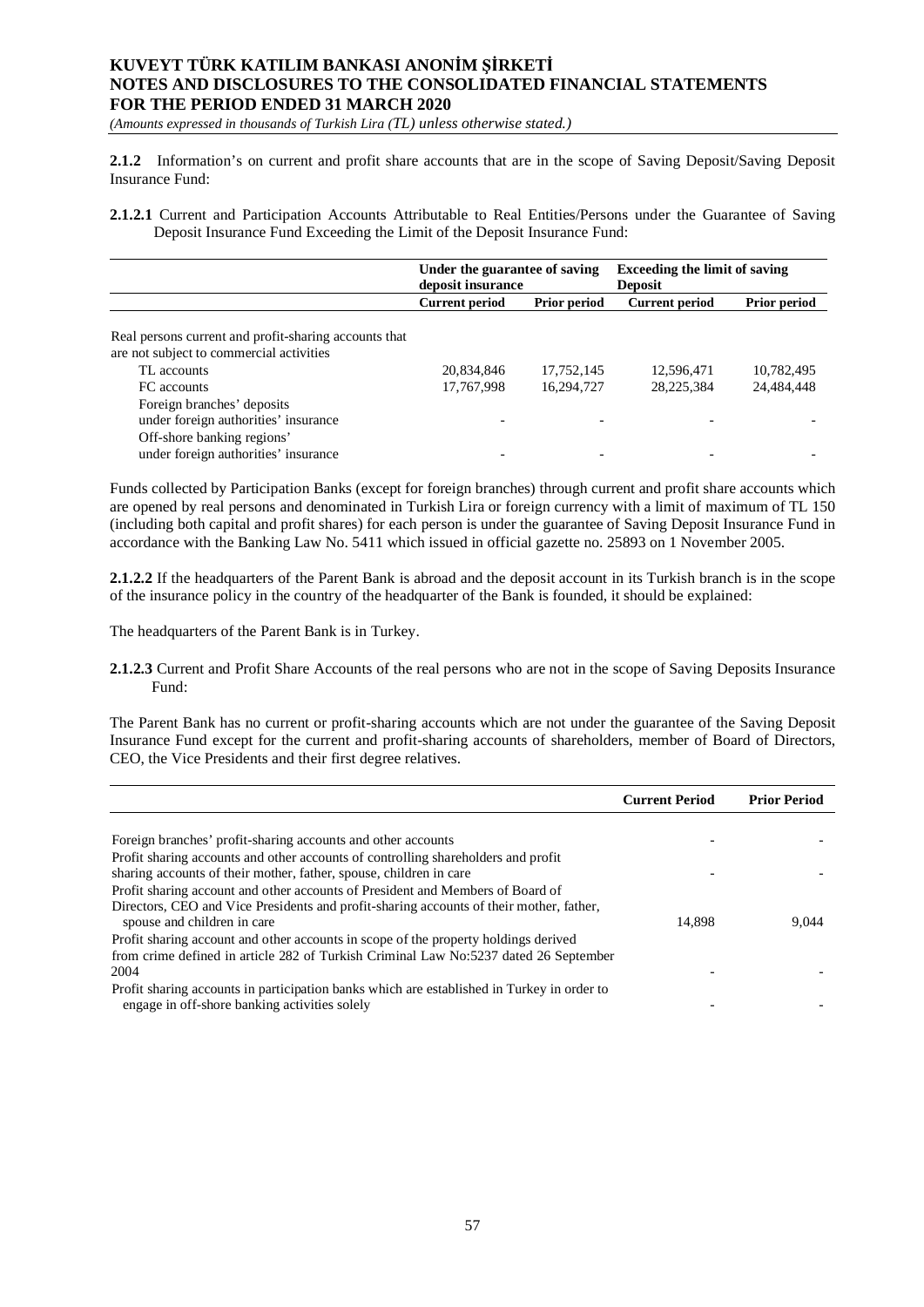**2.1.2** Information's on current and profit share accounts that are in the scope of Saving Deposit/Saving Deposit Insurance Fund:

**2.1.2.1** Current and Participation Accounts Attributable to Real Entities/Persons under the Guarantee of Saving Deposit Insurance Fund Exceeding the Limit of the Deposit Insurance Fund:

| | **Under the guarantee of saving deposit insurance** | | **Exceeding the limit of saving Deposit** | |
|---|---|---|---|---|
| | **Current period** | **Prior period** | **Current period** | **Prior period** |
| Real persons current and profit-sharing accounts that are not subject to commercial activities | | | | |
| TL accounts | 20,834,846 | 17,752,145 | 12,596,471 | 10,782,495 |
| FC accounts | 17,767,998 | 16,294,727 | 28,225,384 | 24,484,448 |
| Foreign branches' deposits under foreign authorities' insurance | - | - | - | - |
| Off-shore banking regions' under foreign authorities' insurance | - | - | - | - |

Funds collected by Participation Banks (except for foreign branches) through current and profit share accounts which are opened by real persons and denominated in Turkish Lira or foreign currency with a limit of maximum of TL 150 (including both capital and profit shares) for each person is under the guarantee of Saving Deposit Insurance Fund in accordance with the Banking Law No. 5411 which issued in official gazette no. 25893 on 1 November 2005.

**2.1.2.2** If the headquarters of the Parent Bank is abroad and the deposit account in its Turkish branch is in the scope of the insurance policy in the country of the headquarter of the Bank is founded, it should be explained:

The headquarters of the Parent Bank is in Turkey.

**2.1.2.3** Current and Profit Share Accounts of the real persons who are not in the scope of Saving Deposits Insurance Fund:

The Parent Bank has no current or profit-sharing accounts which are not under the guarantee of the Saving Deposit Insurance Fund except for the current and profit-sharing accounts of shareholders, member of Board of Directors, CEO, the Vice Presidents and their first degree relatives.

| | **Current Period** | **Prior Period** |
|---|---|---|
| Foreign branches' profit-sharing accounts and other accounts | - | - |
| Profit sharing accounts and other accounts of controlling shareholders and profit sharing accounts of their mother, father, spouse, children in care | - | - |
| Profit sharing account and other accounts of President and Members of Board of Directors, CEO and Vice Presidents and profit-sharing accounts of their mother, father, spouse and children in care | 14,898 | 9,044 |
| Profit sharing account and other accounts in scope of the property holdings derived from crime defined in article 282 of Turkish Criminal Law No:5237 dated 26 September 2004 | - | - |
| Profit sharing accounts in participation banks which are established in Turkey in order to engage in off-shore banking activities solely | - | - |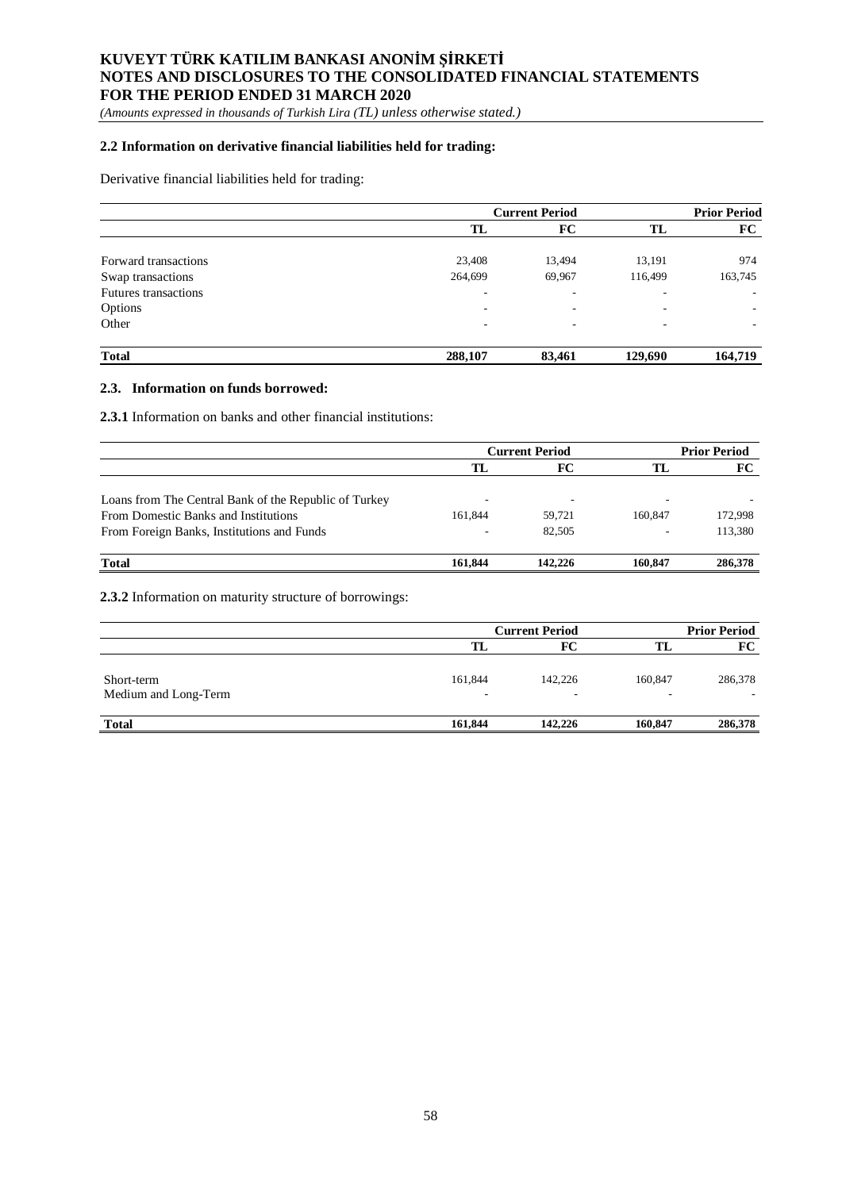### 2.2 Information on derivative financial liabilities held for trading:

Derivative financial liabilities held for trading:

| | Current Period | | Prior Period | |
|---|---|---|---|---|
| | TL | FC | TL | FC |
| Forward transactions | 23,408 | 13,494 | 13,191 | 974 |
| Swap transactions | 264,699 | 69,967 | 116,499 | 163,745 |
| Futures transactions | - | - | - | - |
| Options | - | - | - | - |
| Other | - | - | - | - |
| **Total** | **288,107** | **83,461** | **129,690** | **164,719** |

### 2.3. Information on funds borrowed:

**2.3.1** Information on banks and other financial institutions:

| | Current Period | | Prior Period | |
|---|---|---|---|---|
| | TL | FC | TL | FC |
| Loans from The Central Bank of the Republic of Turkey | - | - | - | - |
| From Domestic Banks and Institutions | 161,844 | 59,721 | 160,847 | 172,998 |
| From Foreign Banks, Institutions and Funds | - | 82,505 | - | 113,380 |
| **Total** | **161,844** | **142,226** | **160,847** | **286,378** |

**2.3.2** Information on maturity structure of borrowings:

| | Current Period | | Prior Period | |
|---|---|---|---|---|
| | TL | FC | TL | FC |
| Short-term | 161,844 | 142,226 | 160,847 | 286,378 |
| Medium and Long-Term | - | - | - | - |
| **Total** | **161,844** | **142,226** | **160,847** | **286,378** |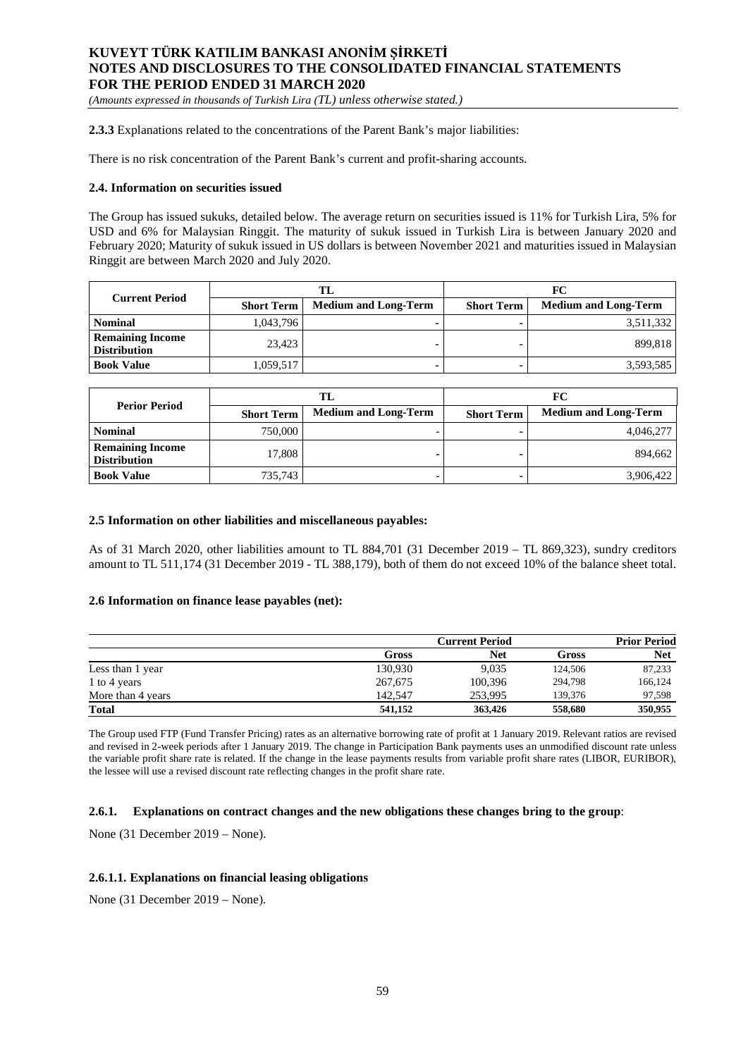**2.3.3** Explanations related to the concentrations of the Parent Bank's major liabilities:

There is no risk concentration of the Parent Bank's current and profit-sharing accounts.

#### 2.4. Information on securities issued

The Group has issued sukuks, detailed below. The average return on securities issued is 11% for Turkish Lira, 5% for USD and 6% for Malaysian Ringgit. The maturity of sukuk issued in Turkish Lira is between January 2020 and February 2020; Maturity of sukuk issued in US dollars is between November 2021 and maturities issued in Malaysian Ringgit are between March 2020 and July 2020.

| Current Period | TL | | FC | |
|---|---|---|---|---|
| | Short Term | Medium and Long-Term | Short Term | Medium and Long-Term |
| Nominal | 1,043,796 | - | - | 3,511,332 |
| Remaining Income Distribution | 23,423 | - | - | 899,818 |
| Book Value | 1,059,517 | - | - | 3,593,585 |

| Perior Period | TL | | FC | |
|---|---|---|---|---|
| | Short Term | Medium and Long-Term | Short Term | Medium and Long-Term |
| Nominal | 750,000 | - | - | 4,046,277 |
| Remaining Income Distribution | 17,808 | - | - | 894,662 |
| Book Value | 735,743 | - | - | 3,906,422 |

#### 2.5 Information on other liabilities and miscellaneous payables:

As of 31 March 2020, other liabilities amount to TL 884,701 (31 December 2019 – TL 869,323), sundry creditors amount to TL 511,174 (31 December 2019 - TL 388,179), both of them do not exceed 10% of the balance sheet total.

#### 2.6 Information on finance lease payables (net):

| | Current Period | | Prior Period | |
|---|---|---|---|---|
| | Gross | Net | Gross | Net |
| Less than 1 year | 130,930 | 9,035 | 124,506 | 87,233 |
| 1 to 4 years | 267,675 | 100,396 | 294,798 | 166,124 |
| More than 4 years | 142,547 | 253,995 | 139,376 | 97,598 |
| **Total** | **541,152** | **363,426** | **558,680** | **350,955** |

The Group used FTP (Fund Transfer Pricing) rates as an alternative borrowing rate of profit at 1 January 2019. Relevant ratios are revised and revised in 2-week periods after 1 January 2019. The change in Participation Bank payments uses an unmodified discount rate unless the variable profit share rate is related. If the change in the lease payments results from variable profit share rates (LIBOR, EURIBOR), the lessee will use a revised discount rate reflecting changes in the profit share rate.

#### 2.6.1. Explanations on contract changes and the new obligations these changes bring to the group:

None (31 December 2019 – None).

#### 2.6.1.1. Explanations on financial leasing obligations

None (31 December 2019 – None).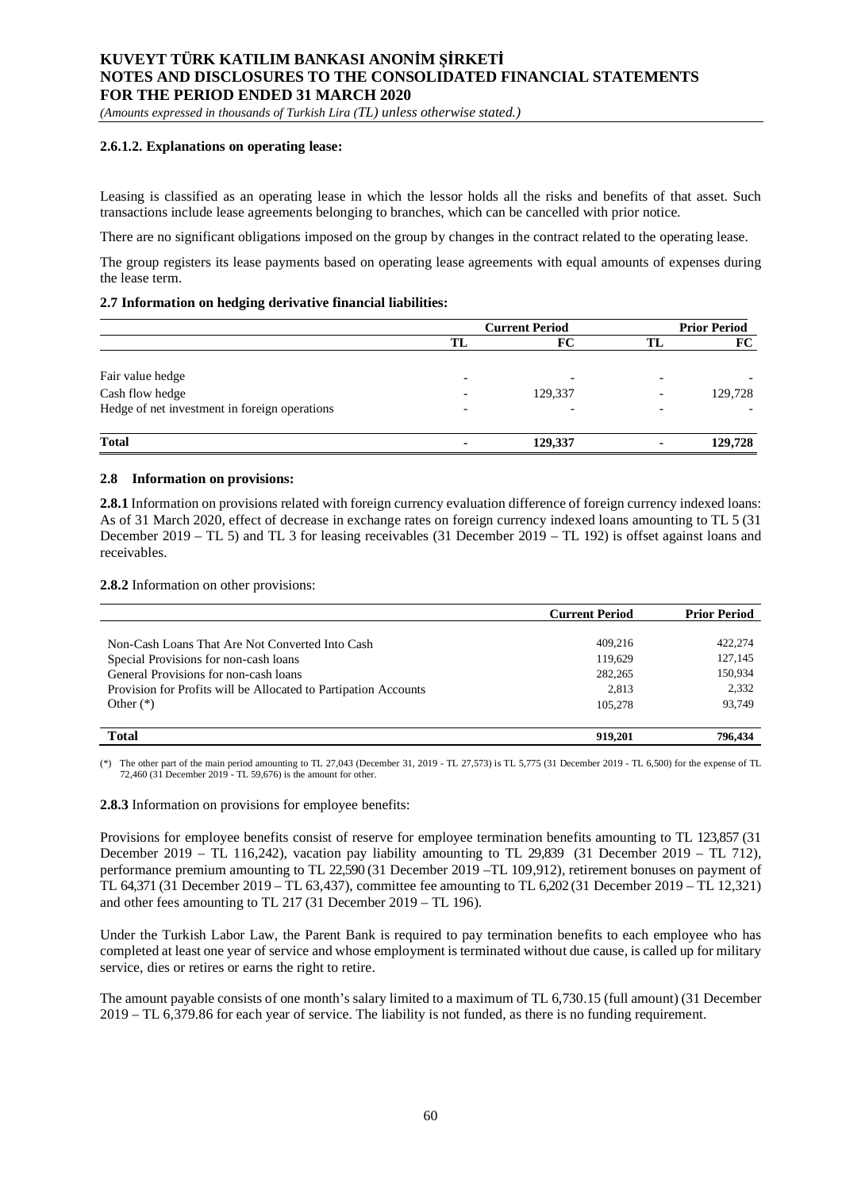#### 2.6.1.2. Explanations on operating lease:

Leasing is classified as an operating lease in which the lessor holds all the risks and benefits of that asset. Such transactions include lease agreements belonging to branches, which can be cancelled with prior notice.

There are no significant obligations imposed on the group by changes in the contract related to the operating lease.

The group registers its lease payments based on operating lease agreements with equal amounts of expenses during the lease term.

#### 2.7 Information on hedging derivative financial liabilities:

| | Current Period | | Prior Period | |
|---|---|---|---|---|
| | TL | FC | TL | FC |
| Fair value hedge | - | - | - | - |
| Cash flow hedge | - | 129,337 | - | 129,728 |
| Hedge of net investment in foreign operations | - | - | - | - |
| **Total** | **-** | **129,337** | **-** | **129,728** |

#### 2.8 Information on provisions:

**2.8.1** Information on provisions related with foreign currency evaluation difference of foreign currency indexed loans: As of 31 March 2020, effect of decrease in exchange rates on foreign currency indexed loans amounting to TL 5 (31 December 2019 – TL 5) and TL 3 for leasing receivables (31 December 2019 – TL 192) is offset against loans and receivables.

**2.8.2** Information on other provisions:

| | Current Period | Prior Period |
|---|---|---|
| Non-Cash Loans That Are Not Converted Into Cash | 409,216 | 422,274 |
| Special Provisions for non-cash loans | 119,629 | 127,145 |
| General Provisions for non-cash loans | 282,265 | 150,934 |
| Provision for Profits will be Allocated to Partipation Accounts | 2,813 | 2,332 |
| Other (*) | 105,278 | 93,749 |
| **Total** | **919,201** | **796,434** |

(*) The other part of the main period amounting to TL 27,043 (December 31, 2019 - TL 27,573) is TL 5,775 (31 December 2019 - TL 6,500) for the expense of TL 72,460 (31 December 2019 - TL 59,676) is the amount for other.

**2.8.3** Information on provisions for employee benefits:

Provisions for employee benefits consist of reserve for employee termination benefits amounting to TL 123,857 (31 December 2019 – TL 116,242), vacation pay liability amounting to TL 29,839 (31 December 2019 – TL 712), performance premium amounting to TL 22,590 (31 December 2019 –TL 109,912), retirement bonuses on payment of TL 64,371 (31 December 2019 – TL 63,437), committee fee amounting to TL 6,202 (31 December 2019 – TL 12,321) and other fees amounting to TL 217 (31 December 2019 – TL 196).

Under the Turkish Labor Law, the Parent Bank is required to pay termination benefits to each employee who has completed at least one year of service and whose employment is terminated without due cause, is called up for military service, dies or retires or earns the right to retire.

The amount payable consists of one month's salary limited to a maximum of TL 6,730.15 (full amount) (31 December 2019 – TL 6,379.86 for each year of service. The liability is not funded, as there is no funding requirement.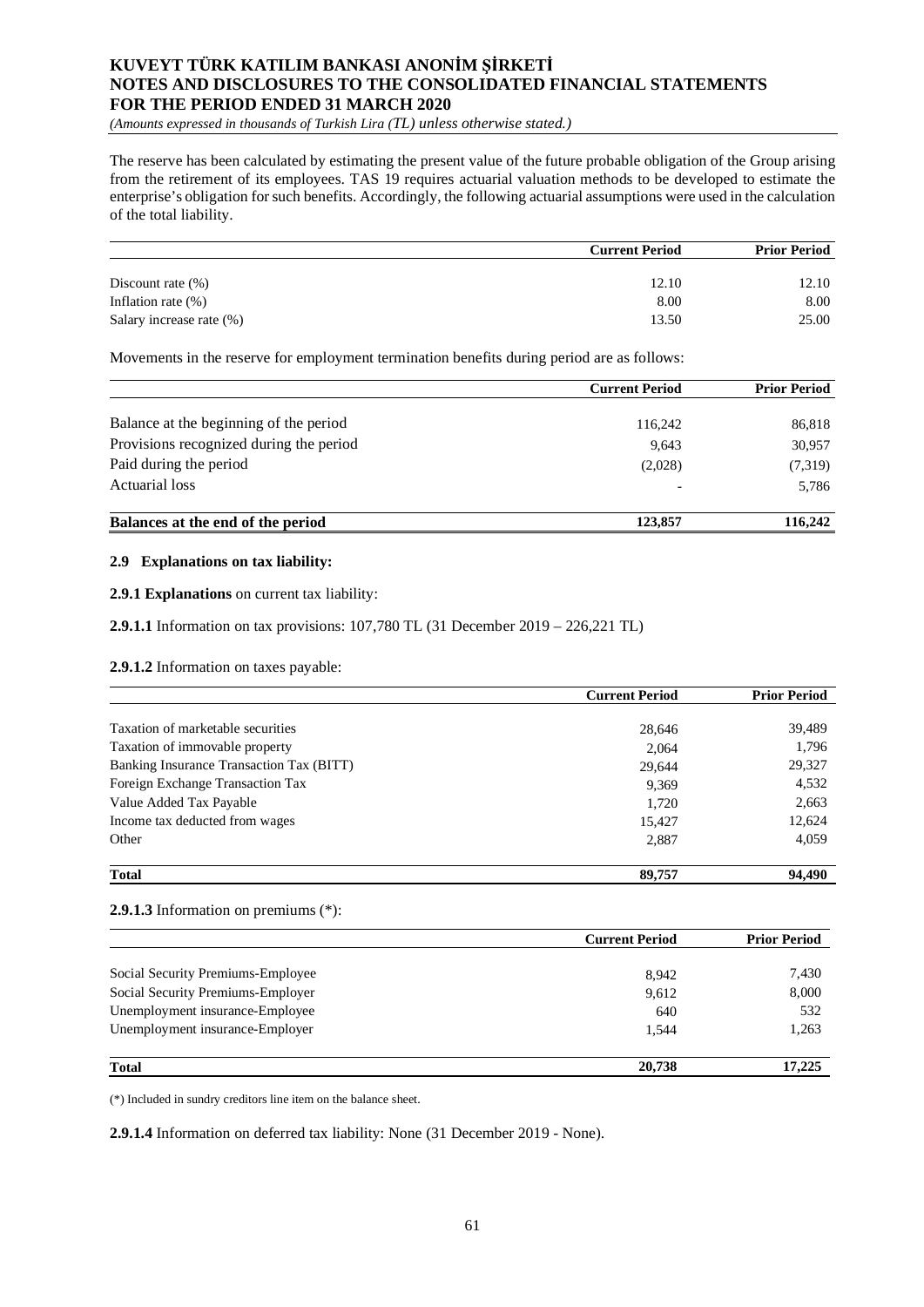The reserve has been calculated by estimating the present value of the future probable obligation of the Group arising from the retirement of its employees. TAS 19 requires actuarial valuation methods to be developed to estimate the enterprise's obligation for such benefits. Accordingly, the following actuarial assumptions were used in the calculation of the total liability.

| | Current Period | Prior Period |
|---|---|---|
| Discount rate (%) | 12.10 | 12.10 |
| Inflation rate (%) | 8.00 | 8.00 |
| Salary increase rate (%) | 13.50 | 25.00 |

Movements in the reserve for employment termination benefits during period are as follows:

| | Current Period | Prior Period |
|---|---|---|
| Balance at the beginning of the period | 116,242 | 86,818 |
| Provisions recognized during the period | 9,643 | 30,957 |
| Paid during the period | (2,028) | (7,319) |
| Actuarial loss | - | 5,786 |
| **Balances at the end of the period** | **123,857** | **116,242** |

### 2.9 Explanations on tax liability:

**2.9.1 Explanations** on current tax liability:

**2.9.1.1** Information on tax provisions: 107,780 TL (31 December 2019 – 226,221 TL)

**2.9.1.2** Information on taxes payable:

| | Current Period | Prior Period |
|---|---|---|
| Taxation of marketable securities | 28,646 | 39,489 |
| Taxation of immovable property | 2,064 | 1,796 |
| Banking Insurance Transaction Tax (BITT) | 29,644 | 29,327 |
| Foreign Exchange Transaction Tax | 9,369 | 4,532 |
| Value Added Tax Payable | 1,720 | 2,663 |
| Income tax deducted from wages | 15,427 | 12,624 |
| Other | 2,887 | 4,059 |
| **Total** | **89,757** | **94,490** |

**2.9.1.3** Information on premiums (*):

| | Current Period | Prior Period |
|---|---|---|
| Social Security Premiums-Employee | 8,942 | 7,430 |
| Social Security Premiums-Employer | 9,612 | 8,000 |
| Unemployment insurance-Employee | 640 | 532 |
| Unemployment insurance-Employer | 1,544 | 1,263 |
| **Total** | **20,738** | **17,225** |

(*) Included in sundry creditors line item on the balance sheet.

**2.9.1.4** Information on deferred tax liability: None (31 December 2019 - None).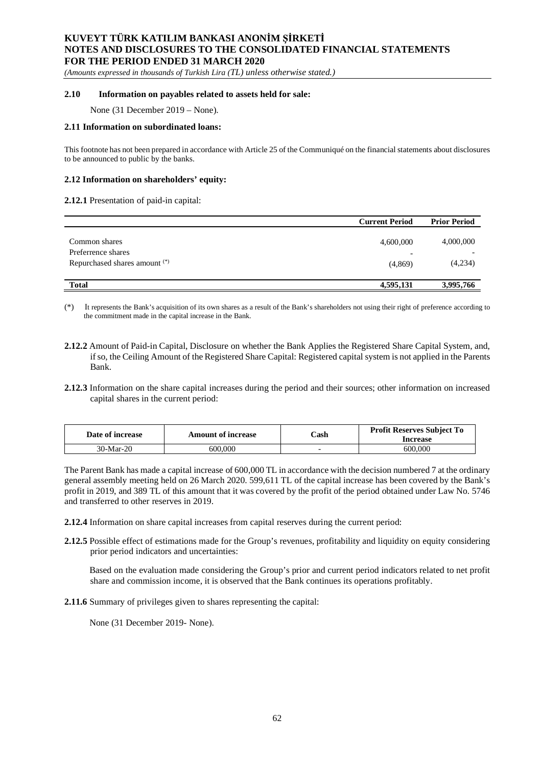### 2.10 Information on payables related to assets held for sale:

None (31 December 2019 – None).

### 2.11 Information on subordinated loans:

This footnote has not been prepared in accordance with Article 25 of the Communiqué on the financial statements about disclosures to be announced to public by the banks.

### 2.12 Information on shareholders' equity:

**2.12.1** Presentation of paid-in capital:

| | Current Period | Prior Period |
|---|---|---|
| Common shares | 4,600,000 | 4,000,000 |
| Preferrence shares | - | - |
| Repurchased shares amount (*) | (4,869) | (4,234) |
| **Total** | **4,595,131** | **3,995,766** |

(*) It represents the Bank's acquisition of its own shares as a result of the Bank's shareholders not using their right of preference according to the commitment made in the capital increase in the Bank.

**2.12.2** Amount of Paid-in Capital, Disclosure on whether the Bank Applies the Registered Share Capital System, and, if so, the Ceiling Amount of the Registered Share Capital: Registered capital system is not applied in the Parents Bank.

**2.12.3** Information on the share capital increases during the period and their sources; other information on increased capital shares in the current period:

| Date of increase | Amount of increase | Cash | Profit Reserves Subject To Increase |
|---|---|---|---|
| 30-Mar-20 | 600,000 | - | 600,000 |

The Parent Bank has made a capital increase of 600,000 TL in accordance with the decision numbered 7 at the ordinary general assembly meeting held on 26 March 2020. 599,611 TL of the capital increase has been covered by the Bank's profit in 2019, and 389 TL of this amount that it was covered by the profit of the period obtained under Law No. 5746 and transferred to other reserves in 2019.

**2.12.4** Information on share capital increases from capital reserves during the current period:

**2.12.5** Possible effect of estimations made for the Group's revenues, profitability and liquidity on equity considering prior period indicators and uncertainties:

Based on the evaluation made considering the Group's prior and current period indicators related to net profit share and commission income, it is observed that the Bank continues its operations profitably.

**2.11.6** Summary of privileges given to shares representing the capital:

None (31 December 2019- None).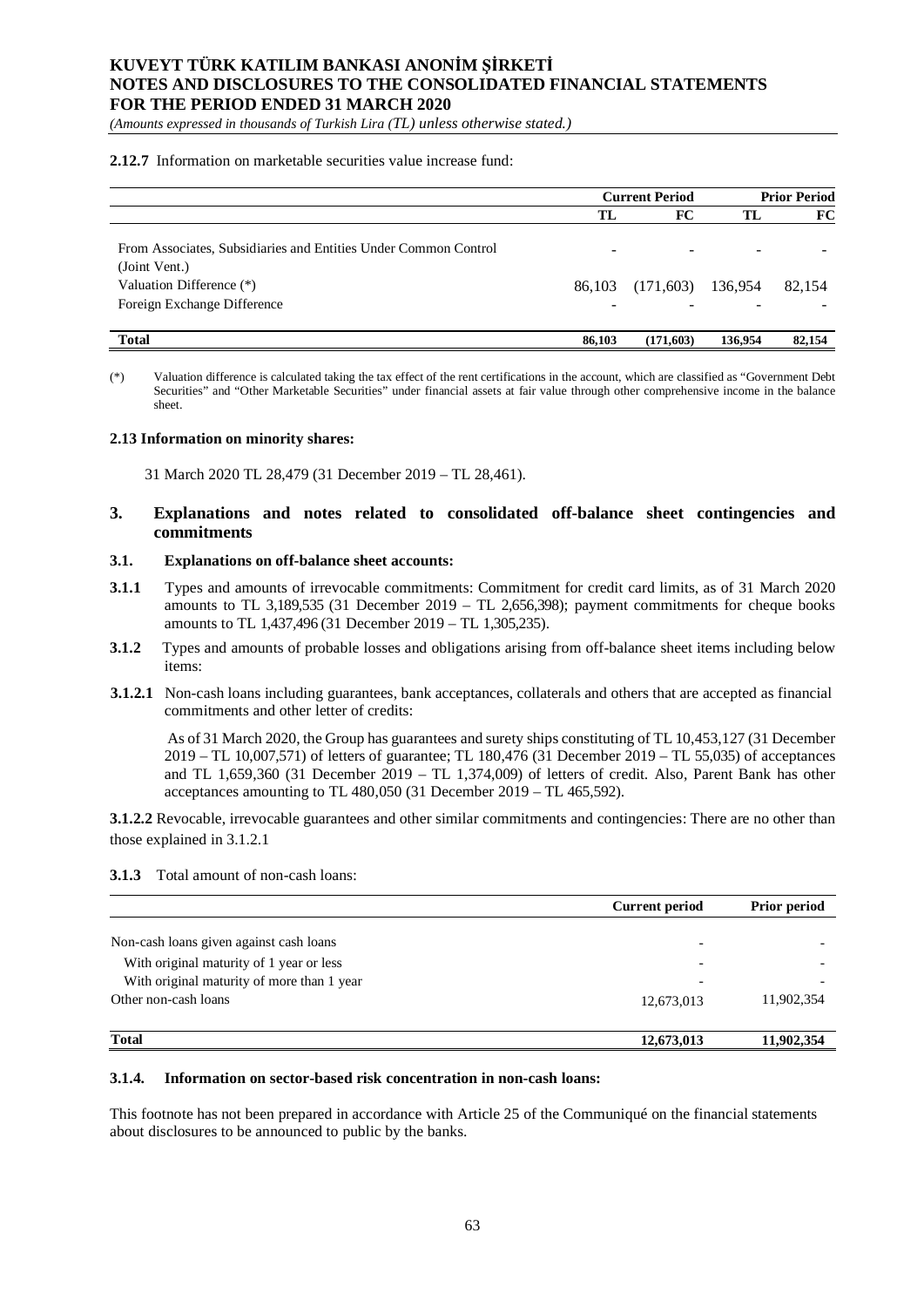**2.12.7** Information on marketable securities value increase fund:

| | Current Period | | Prior Period | |
|---|---|---|---|---|
| | TL | FC | TL | FC |
| From Associates, Subsidiaries and Entities Under Common Control (Joint Vent.) | - | - | - | - |
| Valuation Difference (*) | 86,103 | (171,603) | 136,954 | 82,154 |
| Foreign Exchange Difference | - | - | - | - |
| **Total** | **86,103** | **(171,603)** | **136,954** | **82,154** |

(*) Valuation difference is calculated taking the tax effect of the rent certifications in the account, which are classified as "Government Debt Securities" and "Other Marketable Securities" under financial assets at fair value through other comprehensive income in the balance sheet.

**2.13 Information on minority shares:**

31 March 2020 TL 28,479 (31 December 2019 – TL 28,461).

## 3. Explanations and notes related to consolidated off-balance sheet contingencies and commitments

### 3.1. Explanations on off-balance sheet accounts:

**3.1.1** Types and amounts of irrevocable commitments: Commitment for credit card limits, as of 31 March 2020 amounts to TL 3,189,535 (31 December 2019 – TL 2,656,398); payment commitments for cheque books amounts to TL 1,437,496 (31 December 2019 – TL 1,305,235).

**3.1.2** Types and amounts of probable losses and obligations arising from off-balance sheet items including below items:

**3.1.2.1** Non-cash loans including guarantees, bank acceptances, collaterals and others that are accepted as financial commitments and other letter of credits:

As of 31 March 2020, the Group has guarantees and surety ships constituting of TL 10,453,127 (31 December 2019 – TL 10,007,571) of letters of guarantee; TL 180,476 (31 December 2019 – TL 55,035) of acceptances and TL 1,659,360 (31 December 2019 – TL 1,374,009) of letters of credit. Also, Parent Bank has other acceptances amounting to TL 480,050 (31 December 2019 – TL 465,592).

**3.1.2.2** Revocable, irrevocable guarantees and other similar commitments and contingencies: There are no other than those explained in 3.1.2.1

**3.1.3** Total amount of non-cash loans:

| | Current period | Prior period |
|---|---|---|
| Non-cash loans given against cash loans | - | - |
| With original maturity of 1 year or less | - | - |
| With original maturity of more than 1 year | - | - |
| Other non-cash loans | 12,673,013 | 11,902,354 |
| **Total** | **12,673,013** | **11,902,354** |

**3.1.4. Information on sector-based risk concentration in non-cash loans:**

This footnote has not been prepared in accordance with Article 25 of the Communiqué on the financial statements about disclosures to be announced to public by the banks.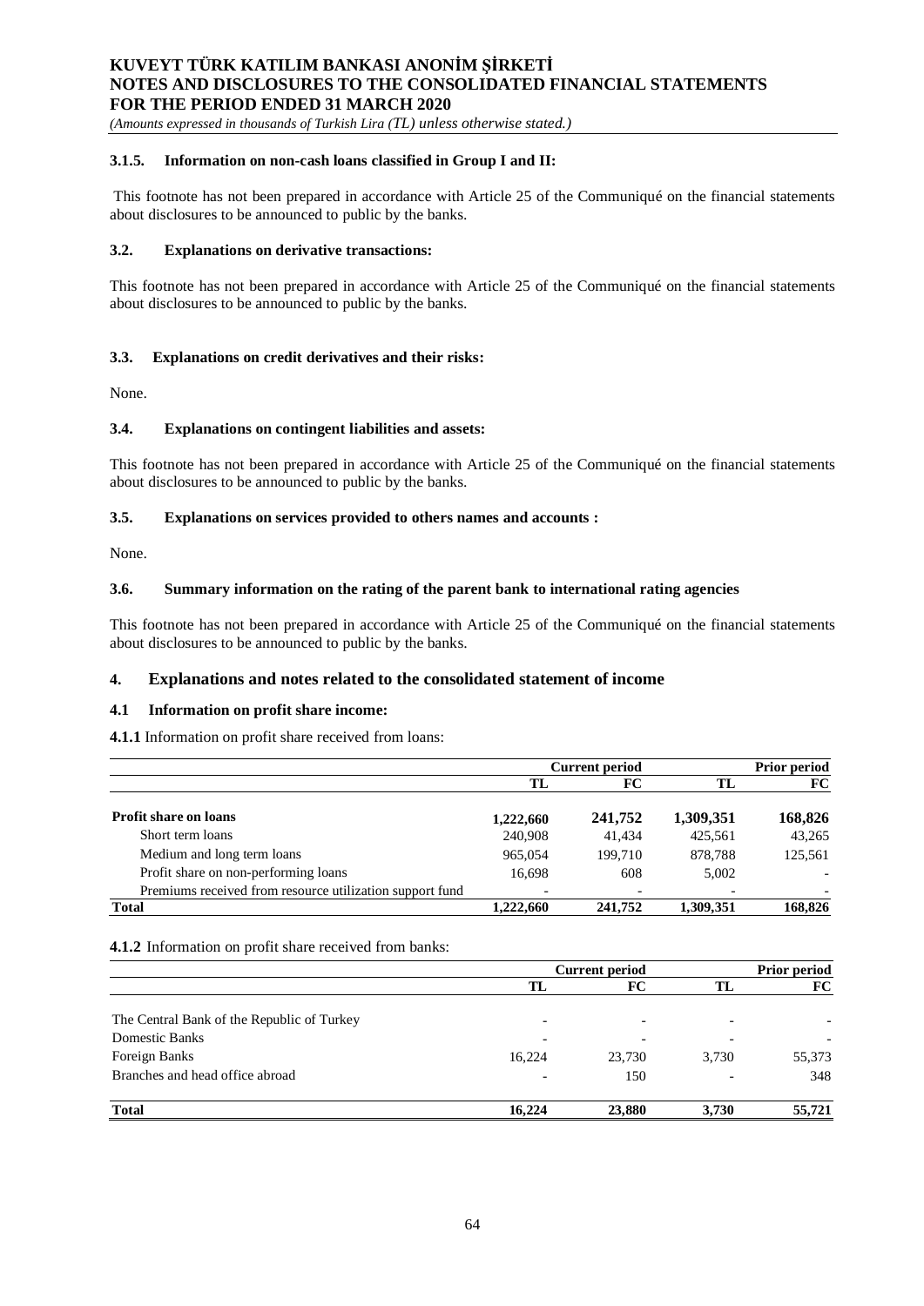### 3.1.5. Information on non-cash loans classified in Group I and II:

This footnote has not been prepared in accordance with Article 25 of the Communiqué on the financial statements about disclosures to be announced to public by the banks.

### 3.2. Explanations on derivative transactions:

This footnote has not been prepared in accordance with Article 25 of the Communiqué on the financial statements about disclosures to be announced to public by the banks.

### 3.3. Explanations on credit derivatives and their risks:

None.

### 3.4. Explanations on contingent liabilities and assets:

This footnote has not been prepared in accordance with Article 25 of the Communiqué on the financial statements about disclosures to be announced to public by the banks.

### 3.5. Explanations on services provided to others names and accounts :

None.

### 3.6. Summary information on the rating of the parent bank to international rating agencies

This footnote has not been prepared in accordance with Article 25 of the Communiqué on the financial statements about disclosures to be announced to public by the banks.

## 4. Explanations and notes related to the consolidated statement of income

### 4.1 Information on profit share income:

**4.1.1** Information on profit share received from loans:

| | Current period | | Prior period | |
|---|---|---|---|---|
| | TL | FC | TL | FC |
| **Profit share on loans** | 1,222,660 | 241,752 | 1,309,351 | 168,826 |
| Short term loans | 240,908 | 41,434 | 425,561 | 43,265 |
| Medium and long term loans | 965,054 | 199,710 | 878,788 | 125,561 |
| Profit share on non-performing loans | 16,698 | 608 | 5,002 | - |
| Premiums received from resource utilization support fund | - | - | - | - |
| **Total** | 1,222,660 | 241,752 | 1,309,351 | 168,826 |

**4.1.2** Information on profit share received from banks:

| | Current period | | Prior period | |
|---|---|---|---|---|
| | TL | FC | TL | FC |
| The Central Bank of the Republic of Turkey | - | - | - | - |
| Domestic Banks | - | - | - | - |
| Foreign Banks | 16,224 | 23,730 | 3,730 | 55,373 |
| Branches and head office abroad | - | 150 | - | 348 |
| **Total** | 16,224 | 23,880 | 3,730 | 55,721 |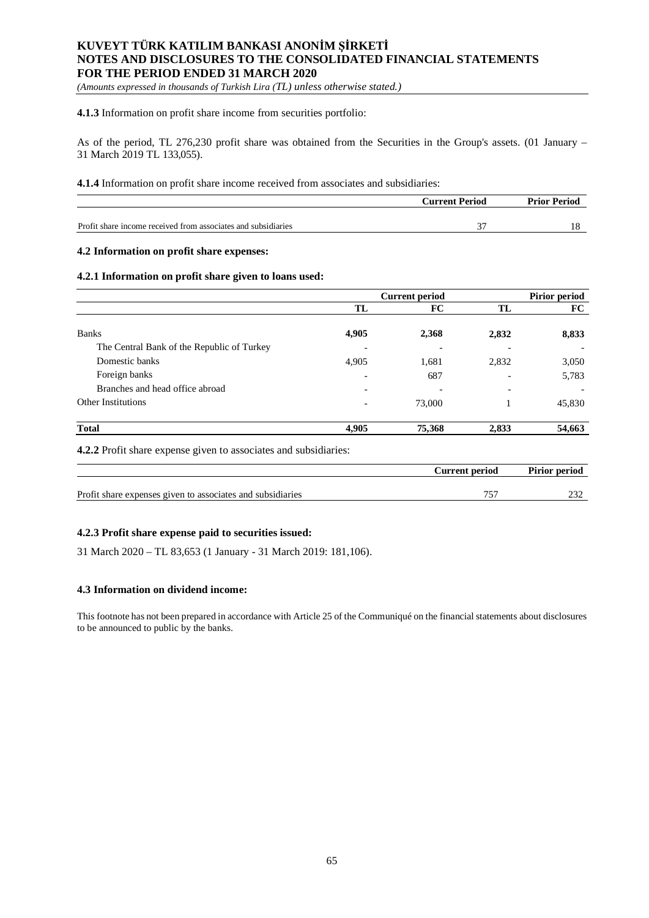**4.1.3** Information on profit share income from securities portfolio:

As of the period, TL 276,230 profit share was obtained from the Securities in the Group's assets. (01 January – 31 March 2019 TL 133,055).

**4.1.4** Information on profit share income received from associates and subsidiaries:

| | Current Period | Prior Period |
|---|---|---|
| Profit share income received from associates and subsidiaries | 37 | 18 |

**4.2 Information on profit share expenses:**

**4.2.1 Information on profit share given to loans used:**

| | Current period | | Pirior period | |
|---|---|---|---|---|
| | TL | FC | TL | FC |
| **Banks** | **4,905** | **2,368** | **2,832** | **8,833** |
| The Central Bank of the Republic of Turkey | - | - | - | - |
| Domestic banks | 4,905 | 1,681 | 2,832 | 3,050 |
| Foreign banks | - | 687 | - | 5,783 |
| Branches and head office abroad | - | - | - | - |
| Other Institutions | - | 73,000 | 1 | 45,830 |
| **Total** | **4,905** | **75,368** | **2,833** | **54,663** |

**4.2.2** Profit share expense given to associates and subsidiaries:

| | Current period | Pirior period |
|---|---|---|
| Profit share expenses given to associates and subsidiaries | 757 | 232 |

**4.2.3 Profit share expense paid to securities issued:**

31 March 2020 – TL 83,653 (1 January - 31 March 2019: 181,106).

**4.3 Information on dividend income:**

This footnote has not been prepared in accordance with Article 25 of the Communiqué on the financial statements about disclosures to be announced to public by the banks.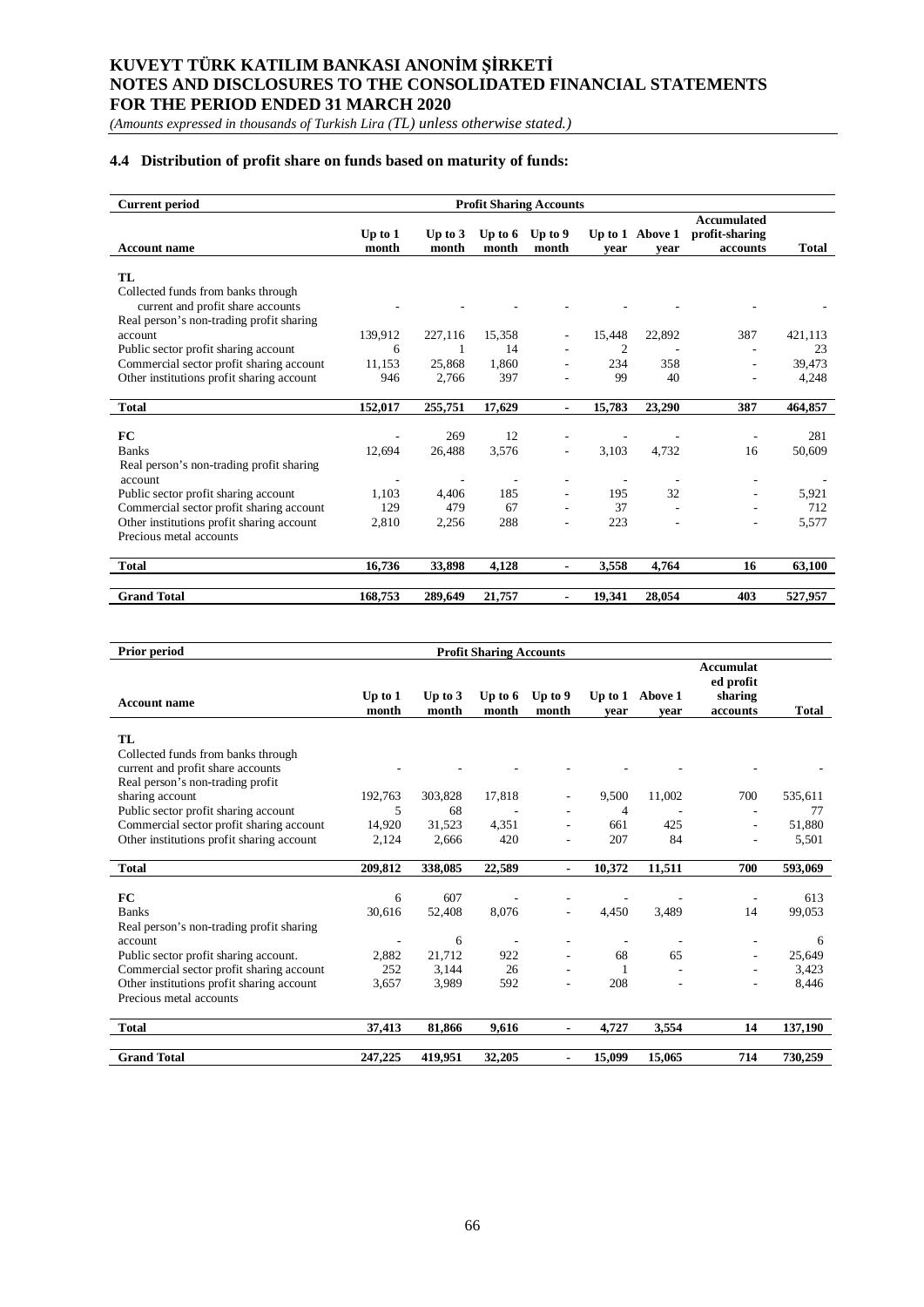## 4.4 Distribution of profit share on funds based on maturity of funds:

| Current period | Profit Sharing Accounts | | | | | | | |
|---|---|---|---|---|---|---|---|---|
| Account name | Up to 1 month | Up to 3 month | Up to 6 month | Up to 9 month | Up to 1 year | Above 1 year | Accumulated profit-sharing accounts | Total |
| **TL** | | | | | | | | |
| Collected funds from banks through current and profit share accounts | - | - | - | - | - | - | - | - |
| Real person's non-trading profit sharing account | 139,912 | 227,116 | 15,358 | - | 15,448 | 22,892 | 387 | 421,113 |
| Public sector profit sharing account | 6 | 1 | 14 | - | 2 | - | - | 23 |
| Commercial sector profit sharing account | 11,153 | 25,868 | 1,860 | - | 234 | 358 | - | 39,473 |
| Other institutions profit sharing account | 946 | 2,766 | 397 | - | 99 | 40 | - | 4,248 |
| **Total** | **152,017** | **255,751** | **17,629** | **-** | **15,783** | **23,290** | **387** | **464,857** |
| **FC** | - | 269 | 12 | - | - | - | - | 281 |
| Banks | 12,694 | 26,488 | 3,576 | - | 3,103 | 4,732 | 16 | 50,609 |
| Real person's non-trading profit sharing account | - | - | - | - | - | - | - | - |
| Public sector profit sharing account | 1,103 | 4,406 | 185 | - | 195 | 32 | - | 5,921 |
| Commercial sector profit sharing account | 129 | 479 | 67 | - | 37 | - | - | 712 |
| Other institutions profit sharing account | 2,810 | 2,256 | 288 | - | 223 | - | - | 5,577 |
| Precious metal accounts | | | | | | | | |
| **Total** | **16,736** | **33,898** | **4,128** | **-** | **3,558** | **4,764** | **16** | **63,100** |
| **Grand Total** | **168,753** | **289,649** | **21,757** | **-** | **19,341** | **28,054** | **403** | **527,957** |

| Prior period | Profit Sharing Accounts | | | | | | | |
|---|---|---|---|---|---|---|---|---|
| Account name | Up to 1 month | Up to 3 month | Up to 6 month | Up to 9 month | Up to 1 year | Above 1 year | Accumulated profit sharing accounts | Total |
| **TL** | | | | | | | | |
| Collected funds from banks through current and profit share accounts | - | - | - | - | - | - | - | - |
| Real person's non-trading profit sharing account | 192,763 | 303,828 | 17,818 | - | 9,500 | 11,002 | 700 | 535,611 |
| Public sector profit sharing account | 5 | 68 | - | - | 4 | - | - | 77 |
| Commercial sector profit sharing account | 14,920 | 31,523 | 4,351 | - | 661 | 425 | - | 51,880 |
| Other institutions profit sharing account | 2,124 | 2,666 | 420 | - | 207 | 84 | - | 5,501 |
| **Total** | **209,812** | **338,085** | **22,589** | **-** | **10,372** | **11,511** | **700** | **593,069** |
| **FC** | 6 | 607 | - | - | - | - | - | 613 |
| Banks | 30,616 | 52,408 | 8,076 | - | 4,450 | 3,489 | 14 | 99,053 |
| Real person's non-trading profit sharing account | - | 6 | - | - | - | - | - | 6 |
| Public sector profit sharing account. | 2,882 | 21,712 | 922 | - | 68 | 65 | - | 25,649 |
| Commercial sector profit sharing account | 252 | 3,144 | 26 | - | 1 | - | - | 3,423 |
| Other institutions profit sharing account | 3,657 | 3,989 | 592 | - | 208 | - | - | 8,446 |
| Precious metal accounts | | | | | | | | |
| **Total** | **37,413** | **81,866** | **9,616** | **-** | **4,727** | **3,554** | **14** | **137,190** |
| **Grand Total** | **247,225** | **419,951** | **32,205** | **-** | **15,099** | **15,065** | **714** | **730,259** |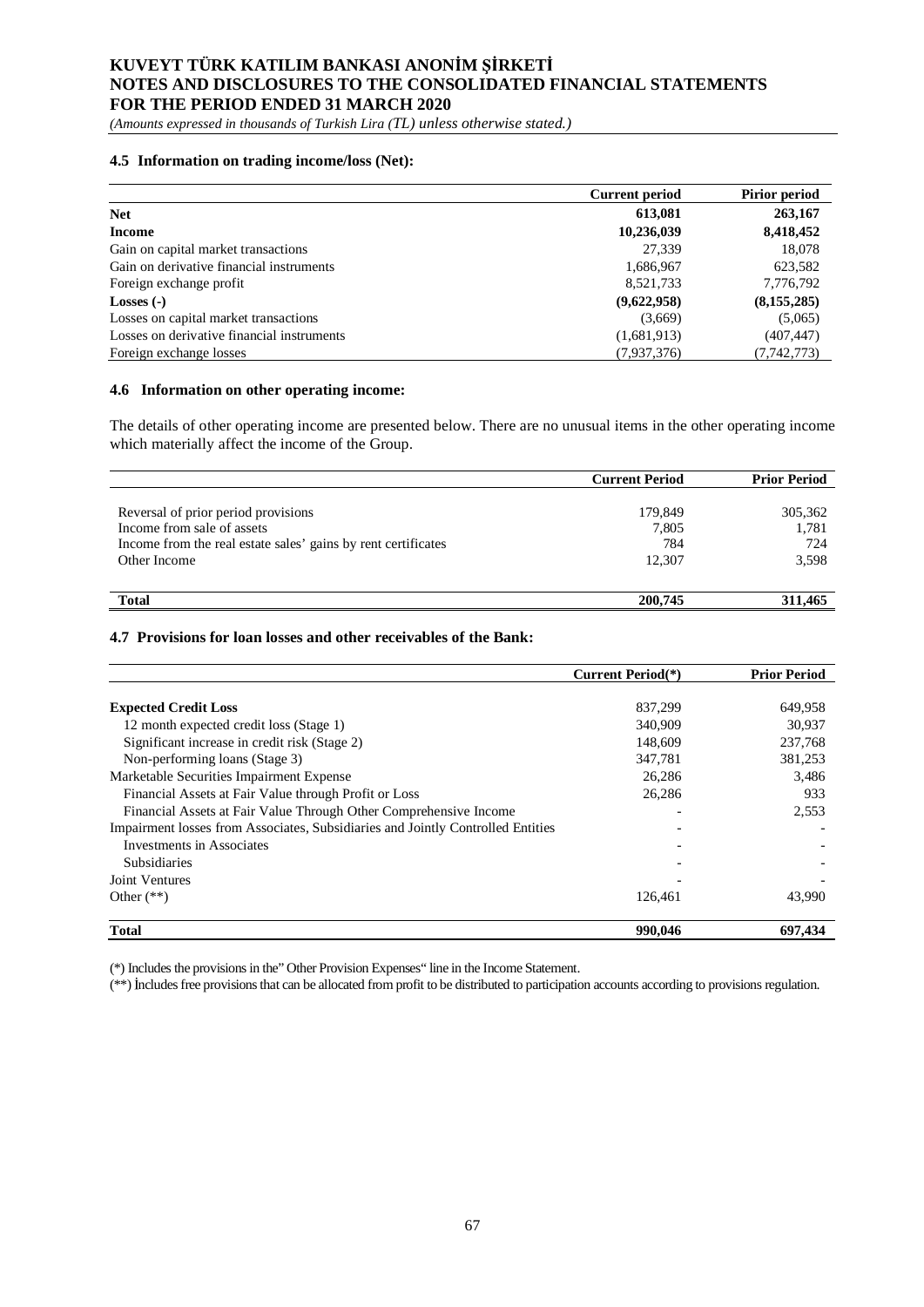#### 4.5 Information on trading income/loss (Net):

| | Current period | Pirior period |
|---|---|---|
| **Net** | **613,081** | **263,167** |
| **Income** | **10,236,039** | **8,418,452** |
| Gain on capital market transactions | 27,339 | 18,078 |
| Gain on derivative financial instruments | 1,686,967 | 623,582 |
| Foreign exchange profit | 8,521,733 | 7,776,792 |
| **Losses (-)** | **(9,622,958)** | **(8,155,285)** |
| Losses on capital market transactions | (3,669) | (5,065) |
| Losses on derivative financial instruments | (1,681,913) | (407,447) |
| Foreign exchange losses | (7,937,376) | (7,742,773) |

#### 4.6 Information on other operating income:

The details of other operating income are presented below. There are no unusual items in the other operating income which materially affect the income of the Group.

| | Current Period | Prior Period |
|---|---|---|
| Reversal of prior period provisions | 179,849 | 305,362 |
| Income from sale of assets | 7,805 | 1,781 |
| Income from the real estate sales' gains by rent certificates | 784 | 724 |
| Other Income | 12,307 | 3,598 |
| **Total** | **200,745** | **311,465** |

#### 4.7 Provisions for loan losses and other receivables of the Bank:

| | Current Period(*) | Prior Period |
|---|---|---|
| **Expected Credit Loss** | 837,299 | 649,958 |
| 12 month expected credit loss (Stage 1) | 340,909 | 30,937 |
| Significant increase in credit risk (Stage 2) | 148,609 | 237,768 |
| Non-performing loans (Stage 3) | 347,781 | 381,253 |
| Marketable Securities Impairment Expense | 26,286 | 3,486 |
| Financial Assets at Fair Value through Profit or Loss | 26,286 | 933 |
| Financial Assets at Fair Value Through Other Comprehensive Income | - | 2,553 |
| Impairment losses from Associates, Subsidiaries and Jointly Controlled Entities | - | - |
| Investments in Associates | - | - |
| Subsidiaries | - | - |
| Joint Ventures | - | - |
| Other (**) | 126,461 | 43,990 |
| **Total** | **990,046** | **697,434** |

(*) Includes the provisions in the" Other Provision Expenses" line in the Income Statement.

(**) İncludes free provisions that can be allocated from profit to be distributed to participation accounts according to provisions regulation.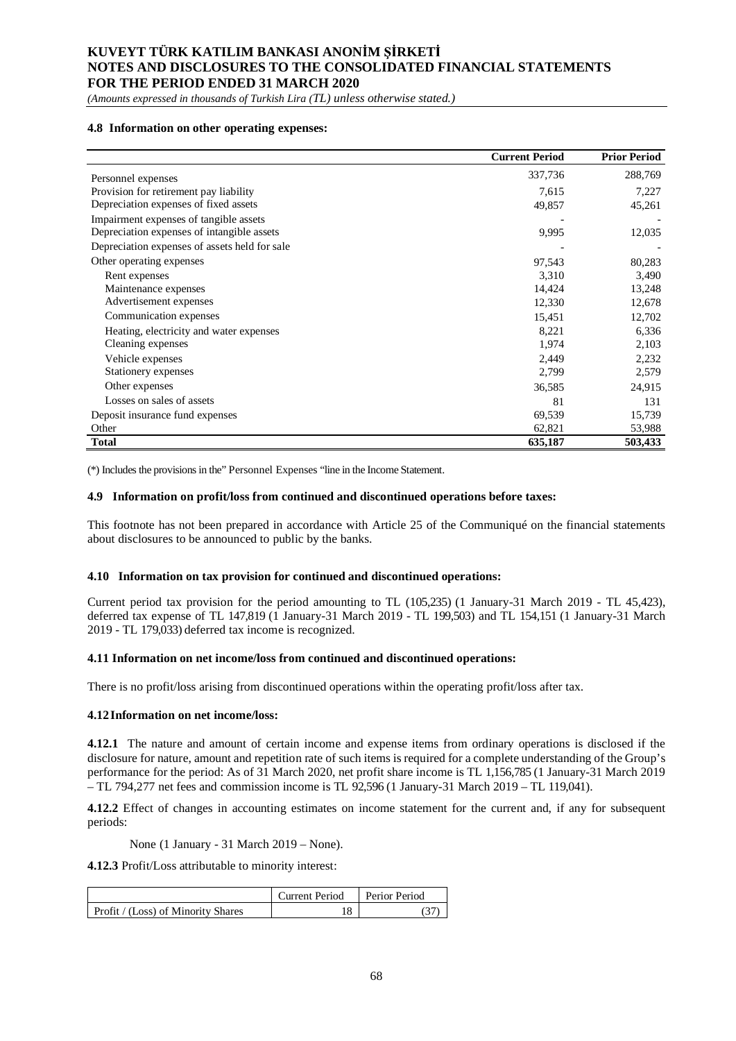#### 4.8 Information on other operating expenses:

| | Current Period | Prior Period |
|---|---|---|
| Personnel expenses | 337,736 | 288,769 |
| Provision for retirement pay liability | 7,615 | 7,227 |
| Depreciation expenses of fixed assets | 49,857 | 45,261 |
| Impairment expenses of tangible assets | - | - |
| Depreciation expenses of intangible assets | 9,995 | 12,035 |
| Depreciation expenses of assets held for sale | - | - |
| Other operating expenses | 97,543 | 80,283 |
| Rent expenses | 3,310 | 3,490 |
| Maintenance expenses | 14,424 | 13,248 |
| Advertisement expenses | 12,330 | 12,678 |
| Communication expenses | 15,451 | 12,702 |
| Heating, electricity and water expenses | 8,221 | 6,336 |
| Cleaning expenses | 1,974 | 2,103 |
| Vehicle expenses | 2,449 | 2,232 |
| Stationery expenses | 2,799 | 2,579 |
| Other expenses | 36,585 | 24,915 |
| Losses on sales of assets | 81 | 131 |
| Deposit insurance fund expenses | 69,539 | 15,739 |
| Other | 62,821 | 53,988 |
| **Total** | **635,187** | **503,433** |

(*) Includes the provisions in the" Personnel Expenses "line in the Income Statement.

#### 4.9 Information on profit/loss from continued and discontinued operations before taxes:

This footnote has not been prepared in accordance with Article 25 of the Communiqué on the financial statements about disclosures to be announced to public by the banks.

#### 4.10 Information on tax provision for continued and discontinued operations:

Current period tax provision for the period amounting to TL (105,235) (1 January-31 March 2019 - TL 45,423), deferred tax expense of TL 147,819 (1 January-31 March 2019 - TL 199,503) and TL 154,151 (1 January-31 March 2019 - TL 179,033) deferred tax income is recognized.

#### 4.11 Information on net income/loss from continued and discontinued operations:

There is no profit/loss arising from discontinued operations within the operating profit/loss after tax.

#### 4.12 Information on net income/loss:

**4.12.1** The nature and amount of certain income and expense items from ordinary operations is disclosed if the disclosure for nature, amount and repetition rate of such items is required for a complete understanding of the Group's performance for the period: As of 31 March 2020, net profit share income is TL 1,156,785 (1 January-31 March 2019 – TL 794,277 net fees and commission income is TL 92,596 (1 January-31 March 2019 – TL 119,041).

**4.12.2** Effect of changes in accounting estimates on income statement for the current and, if any for subsequent periods:

None (1 January - 31 March 2019 – None).

**4.12.3** Profit/Loss attributable to minority interest:

| | Current Period | Perior Period |
|---|---|---|
| Profit / (Loss) of Minority Shares | 18 | (37) |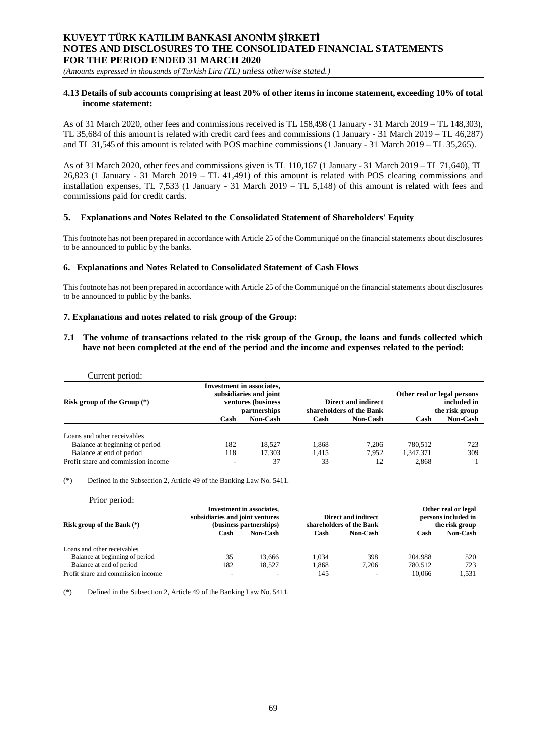### 4.13 Details of sub accounts comprising at least 20% of other items in income statement, exceeding 10% of total income statement:

As of 31 March 2020, other fees and commissions received is TL 158,498 (1 January - 31 March 2019 – TL 148,303), TL 35,684 of this amount is related with credit card fees and commissions (1 January - 31 March 2019 – TL 46,287) and TL 31,545 of this amount is related with POS machine commissions (1 January - 31 March 2019 – TL 35,265).

As of 31 March 2020, other fees and commissions given is TL 110,167 (1 January - 31 March 2019 – TL 71,640), TL 26,823 (1 January - 31 March 2019 – TL 41,491) of this amount is related with POS clearing commissions and installation expenses, TL 7,533 (1 January - 31 March 2019 – TL 5,148) of this amount is related with fees and commissions paid for credit cards.

## 5. Explanations and Notes Related to the Consolidated Statement of Shareholders' Equity

This footnote has not been prepared in accordance with Article 25 of the Communiqué on the financial statements about disclosures to be announced to public by the banks.

## 6. Explanations and Notes Related to Consolidated Statement of Cash Flows

This footnote has not been prepared in accordance with Article 25 of the Communiqué on the financial statements about disclosures to be announced to public by the banks.

## 7. Explanations and notes related to risk group of the Group:

### 7.1 The volume of transactions related to the risk group of the Group, the loans and funds collected which have not been completed at the end of the period and the income and expenses related to the period:

Current period:

| Risk group of the Group (*) | Investment in associates, subsidiaries and joint ventures (business partnerships | | Direct and indirect shareholders of the Bank | | Other real or legal persons included in the risk group | |
|---|---|---|---|---|---|---|
| | Cash | Non-Cash | Cash | Non-Cash | Cash | Non-Cash |
| Loans and other receivables | | | | | | |
| Balance at beginning of period | 182 | 18,527 | 1,868 | 7,206 | 780,512 | 723 |
| Balance at end of period | 118 | 17,303 | 1,415 | 7,952 | 1,347,371 | 309 |
| Profit share and commission income | - | 37 | 33 | 12 | 2,868 | 1 |

(*) Defined in the Subsection 2, Article 49 of the Banking Law No. 5411.

Prior period:

| Risk group of the Bank (*) | Investment in associates, subsidiaries and joint ventures (business partnerships) | | Direct and indirect shareholders of the Bank | | Other real or legal persons included in the risk group | |
|---|---|---|---|---|---|---|
| | Cash | Non-Cash | Cash | Non-Cash | Cash | Non-Cash |
| Loans and other receivables | | | | | | |
| Balance at beginning of period | 35 | 13,666 | 1,034 | 398 | 204,988 | 520 |
| Balance at end of period | 182 | 18,527 | 1,868 | 7,206 | 780,512 | 723 |
| Profit share and commission income | - | - | 145 | - | 10,066 | 1,531 |

(*) Defined in the Subsection 2, Article 49 of the Banking Law No. 5411.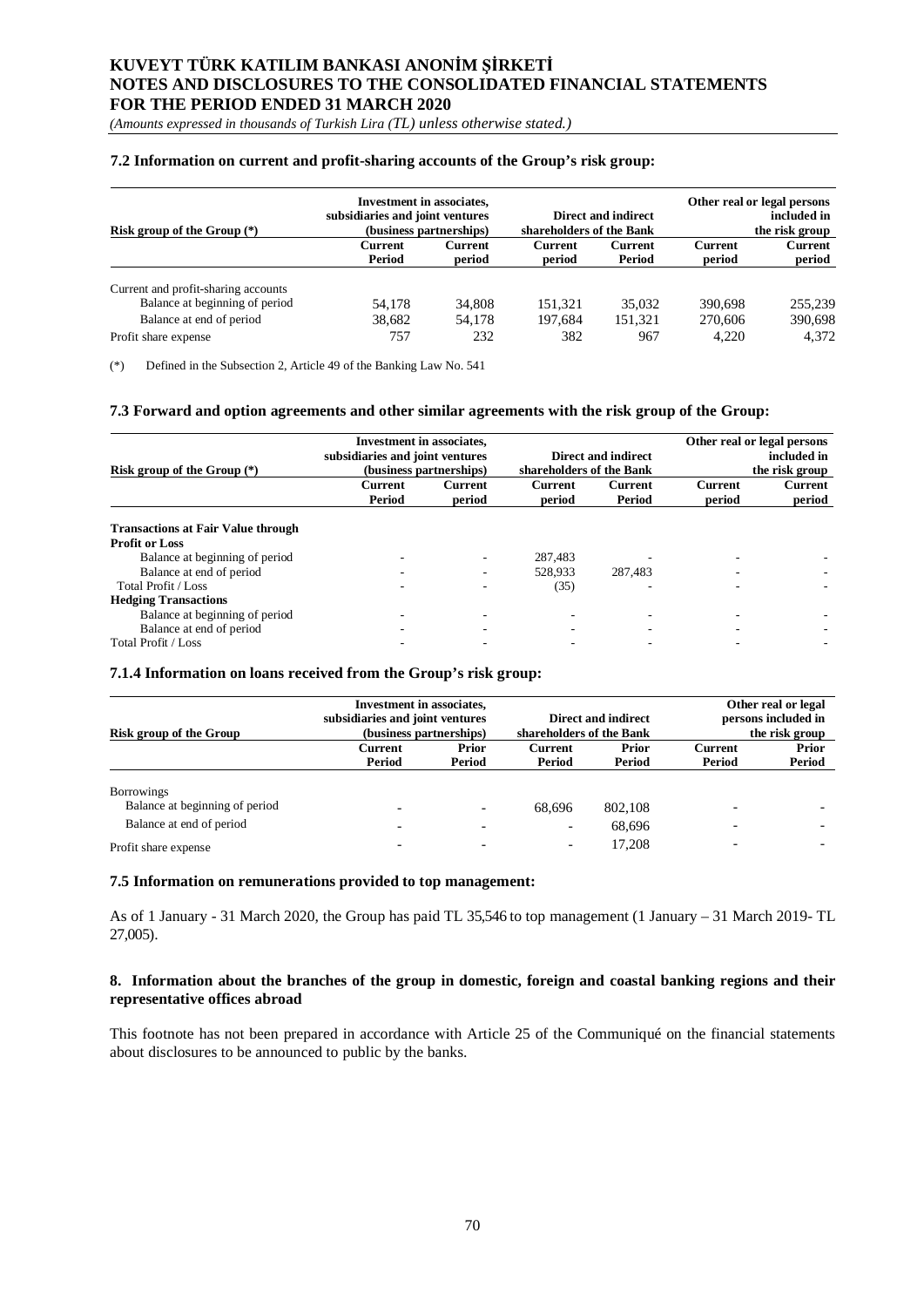### 7.2 Information on current and profit-sharing accounts of the Group's risk group:

| Risk group of the Group (*) | Investment in associates, subsidiaries and joint ventures (business partnerships) | | Direct and indirect shareholders of the Bank | | Other real or legal persons included in the risk group | |
|---|---|---|---|---|---|---|
| | Current Period | Current period | Current period | Current Period | Current period | Current period |
| Current and profit-sharing accounts | | | | | | |
| Balance at beginning of period | 54,178 | 34,808 | 151,321 | 35,032 | 390,698 | 255,239 |
| Balance at end of period | 38,682 | 54,178 | 197,684 | 151,321 | 270,606 | 390,698 |
| Profit share expense | 757 | 232 | 382 | 967 | 4,220 | 4,372 |

(*) Defined in the Subsection 2, Article 49 of the Banking Law No. 541

### 7.3 Forward and option agreements and other similar agreements with the risk group of the Group:

| Risk group of the Group (*) | Investment in associates, subsidiaries and joint ventures (business partnerships) | | Direct and indirect shareholders of the Bank | | Other real or legal persons included in the risk group | |
|---|---|---|---|---|---|---|
| | Current Period | Current period | Current period | Current Period | Current period | Current period |
| **Transactions at Fair Value through Profit or Loss** | | | | | | |
| Balance at beginning of period | - | - | 287,483 | - | - | - |
| Balance at end of period | - | - | 528,933 | 287,483 | - | - |
| Total Profit / Loss | - | - | (35) | - | - | - |
| **Hedging Transactions** | | | | | | |
| Balance at beginning of period | - | - | - | - | - | - |
| Balance at end of period | - | - | - | - | - | - |
| Total Profit / Loss | - | - | - | - | - | - |

### 7.1.4 Information on loans received from the Group's risk group:

| Risk group of the Group | Investment in associates, subsidiaries and joint ventures (business partnerships) | | Direct and indirect shareholders of the Bank | | Other real or legal persons included in the risk group | |
|---|---|---|---|---|---|---|
| | Current Period | Prior Period | Current Period | Prior Period | Current Period | Prior Period |
| Borrowings | | | | | | |
| Balance at beginning of period | - | - | 68,696 | 802,108 | - | - |
| Balance at end of period | - | - | - | 68,696 | - | - |
| Profit share expense | - | - | - | 17,208 | - | - |

### 7.5 Information on remunerations provided to top management:

As of 1 January - 31 March 2020, the Group has paid TL 35,546 to top management (1 January – 31 March 2019- TL 27,005).

### 8. Information about the branches of the group in domestic, foreign and coastal banking regions and their representative offices abroad

This footnote has not been prepared in accordance with Article 25 of the Communiqué on the financial statements about disclosures to be announced to public by the banks.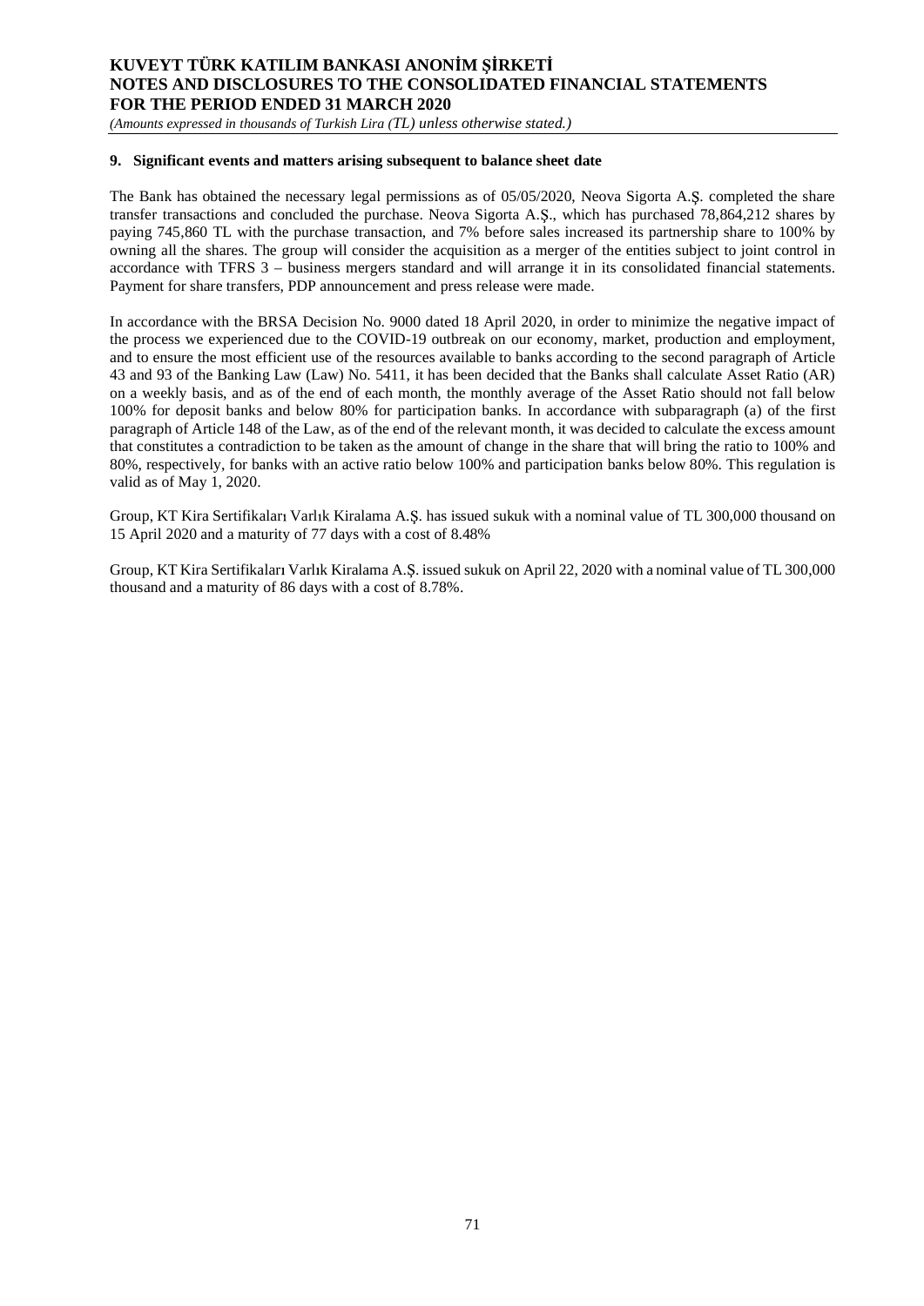## 9. Significant events and matters arising subsequent to balance sheet date

The Bank has obtained the necessary legal permissions as of 05/05/2020, Neova Sigorta A.Ş. completed the share transfer transactions and concluded the purchase. Neova Sigorta A.Ş., which has purchased 78,864,212 shares by paying 745,860 TL with the purchase transaction, and 7% before sales increased its partnership share to 100% by owning all the shares. The group will consider the acquisition as a merger of the entities subject to joint control in accordance with TFRS 3 – business mergers standard and will arrange it in its consolidated financial statements. Payment for share transfers, PDP announcement and press release were made.

In accordance with the BRSA Decision No. 9000 dated 18 April 2020, in order to minimize the negative impact of the process we experienced due to the COVID-19 outbreak on our economy, market, production and employment, and to ensure the most efficient use of the resources available to banks according to the second paragraph of Article 43 and 93 of the Banking Law (Law) No. 5411, it has been decided that the Banks shall calculate Asset Ratio (AR) on a weekly basis, and as of the end of each month, the monthly average of the Asset Ratio should not fall below 100% for deposit banks and below 80% for participation banks. In accordance with subparagraph (a) of the first paragraph of Article 148 of the Law, as of the end of the relevant month, it was decided to calculate the excess amount that constitutes a contradiction to be taken as the amount of change in the share that will bring the ratio to 100% and 80%, respectively, for banks with an active ratio below 100% and participation banks below 80%. This regulation is valid as of May 1, 2020.

Group, KT Kira Sertifikaları Varlık Kiralama A.Ş. has issued sukuk with a nominal value of TL 300,000 thousand on 15 April 2020 and a maturity of 77 days with a cost of 8.48%

Group, KT Kira Sertifikaları Varlık Kiralama A.Ş. issued sukuk on April 22, 2020 with a nominal value of TL 300,000 thousand and a maturity of 86 days with a cost of 8.78%.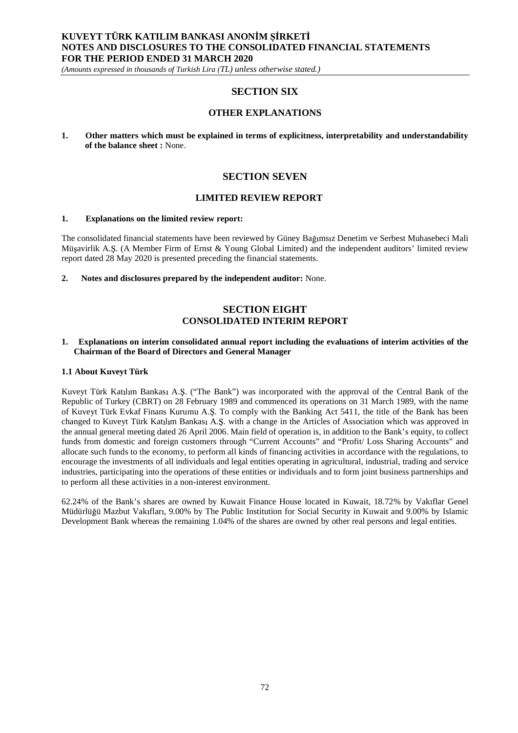# SECTION SIX

## OTHER EXPLANATIONS

**1. Other matters which must be explained in terms of explicitness, interpretability and understandability of the balance sheet :** None.

# SECTION SEVEN

## LIMITED REVIEW REPORT

**1. Explanations on the limited review report:**

The consolidated financial statements have been reviewed by Güney Bağımsız Denetim ve Serbest Muhasebeci Mali Müşavirlik A.Ş. (A Member Firm of Ernst & Young Global Limited) and the independent auditors' limited review report dated 28 May 2020 is presented preceding the financial statements.

**2. Notes and disclosures prepared by the independent auditor:** None.

# SECTION EIGHT
## CONSOLIDATED INTERIM REPORT

**1. Explanations on interim consolidated annual report including the evaluations of interim activities of the Chairman of the Board of Directors and General Manager**

**1.1 About Kuveyt Türk**

Kuveyt Türk Katılım Bankası A.Ş. ("The Bank") was incorporated with the approval of the Central Bank of the Republic of Turkey (CBRT) on 28 February 1989 and commenced its operations on 31 March 1989, with the name of Kuveyt Türk Evkaf Finans Kurumu A.Ş. To comply with the Banking Act 5411, the title of the Bank has been changed to Kuveyt Türk Katılım Bankası A.Ş. with a change in the Articles of Association which was approved in the annual general meeting dated 26 April 2006. Main field of operation is, in addition to the Bank's equity, to collect funds from domestic and foreign customers through "Current Accounts" and "Profit/ Loss Sharing Accounts" and allocate such funds to the economy, to perform all kinds of financing activities in accordance with the regulations, to encourage the investments of all individuals and legal entities operating in agricultural, industrial, trading and service industries, participating into the operations of these entities or individuals and to form joint business partnerships and to perform all these activities in a non-interest environment.

62.24% of the Bank's shares are owned by Kuwait Finance House located in Kuwait, 18.72% by Vakıflar Genel Müdürlüğü Mazbut Vakıfları, 9.00% by The Public Institution for Social Security in Kuwait and 9.00% by Islamic Development Bank whereas the remaining 1.04% of the shares are owned by other real persons and legal entities.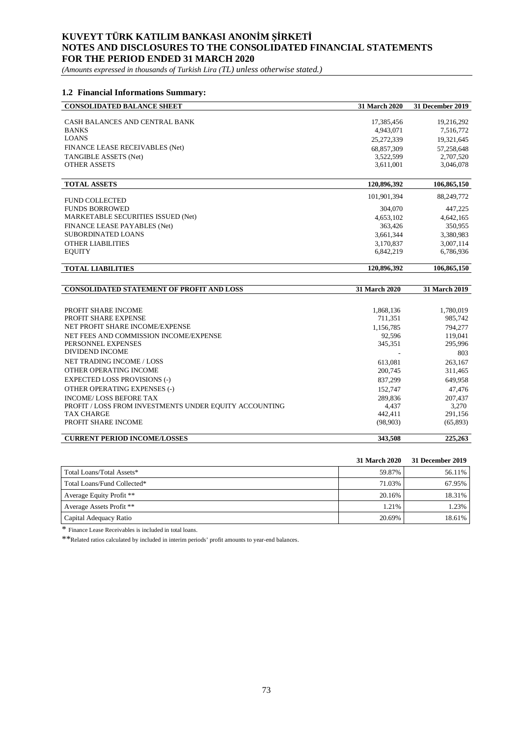## 1.2 Financial Informations Summary:

| CONSOLIDATED BALANCE SHEET | 31 March 2020 | 31 December 2019 |
|---|---|---|
| CASH BALANCES AND CENTRAL BANK | 17,385,456 | 19,216,292 |
| BANKS | 4,943,071 | 7,516,772 |
| LOANS | 25,272,339 | 19,321,645 |
| FINANCE LEASE RECEIVABLES (Net) | 68,857,309 | 57,258,648 |
| TANGIBLE ASSETS (Net) | 3,522,599 | 2,707,520 |
| OTHER ASSETS | 3,611,001 | 3,046,078 |
| **TOTAL ASSETS** | **120,896,392** | **106,865,150** |
| FUND COLLECTED | 101,901,394 | 88,249,772 |
| FUNDS BORROWED | 304,070 | 447,225 |
| MARKETABLE SECURITIES ISSUED (Net) | 4,653,102 | 4,642,165 |
| FINANCE LEASE PAYABLES (Net) | 363,426 | 350,955 |
| SUBORDINATED LOANS | 3,661,344 | 3,380,983 |
| OTHER LIABILITIES | 3,170,837 | 3,007,114 |
| EQUITY | 6,842,219 | 6,786,936 |
| **TOTAL LIABILITIES** | **120,896,392** | **106,865,150** |

| CONSOLIDATED STATEMENT OF PROFIT AND LOSS | 31 March 2020 | 31 March 2019 |
|---|---|---|
| PROFIT SHARE INCOME | 1,868,136 | 1,780,019 |
| PROFIT SHARE EXPENSE | 711,351 | 985,742 |
| NET PROFIT SHARE INCOME/EXPENSE | 1,156,785 | 794,277 |
| NET FEES AND COMMISSION INCOME/EXPENSE | 92,596 | 119,041 |
| PERSONNEL EXPENSES | 345,351 | 295,996 |
| DIVIDEND INCOME | - | 803 |
| NET TRADING INCOME / LOSS | 613,081 | 263,167 |
| OTHER OPERATING INCOME | 200,745 | 311,465 |
| EXPECTED LOSS PROVISIONS (-) | 837,299 | 649,958 |
| OTHER OPERATING EXPENSES (-) | 152,747 | 47,476 |
| INCOME/ LOSS BEFORE TAX | 289,836 | 207,437 |
| PROFIT / LOSS FROM INVESTMENTS UNDER EQUITY ACCOUNTING | 4,437 | 3,270 |
| TAX CHARGE | 442,411 | 291,156 |
| PROFIT SHARE INCOME | (98,903) | (65,893) |
| **CURRENT PERIOD INCOME/LOSSES** | **343,508** | **225,263** |

| | 31 March 2020 | 31 December 2019 |
|---|---|---|
| Total Loans/Total Assets* | 59.87% | 56.11% |
| Total Loans/Fund Collected* | 71.03% | 67.95% |
| Average Equity Profit ** | 20.16% | 18.31% |
| Average Assets Profit ** | 1.21% | 1.23% |
| Capital Adequacy Ratio | 20.69% | 18.61% |

* Finance Lease Receivables is included in total loans.

**Related ratios calculated by included in interim periods' profit amounts to year-end balances.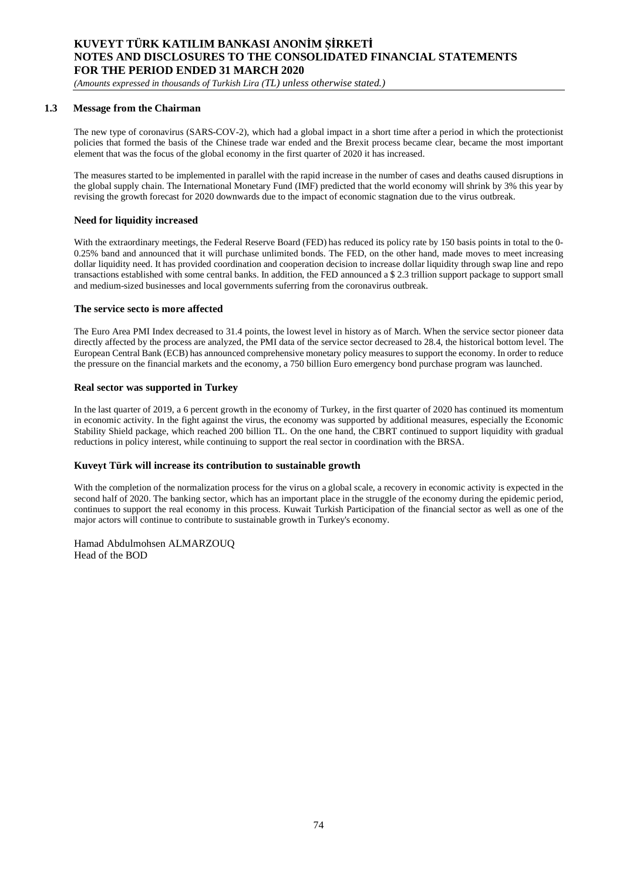## 1.3 Message from the Chairman

The new type of coronavirus (SARS-COV-2), which had a global impact in a short time after a period in which the protectionist policies that formed the basis of the Chinese trade war ended and the Brexit process became clear, became the most important element that was the focus of the global economy in the first quarter of 2020 it has increased.

The measures started to be implemented in parallel with the rapid increase in the number of cases and deaths caused disruptions in the global supply chain. The International Monetary Fund (IMF) predicted that the world economy will shrink by 3% this year by revising the growth forecast for 2020 downwards due to the impact of economic stagnation due to the virus outbreak.

### Need for liquidity increased

With the extraordinary meetings, the Federal Reserve Board (FED) has reduced its policy rate by 150 basis points in total to the 0-0.25% band and announced that it will purchase unlimited bonds. The FED, on the other hand, made moves to meet increasing dollar liquidity need. It has provided coordination and cooperation decision to increase dollar liquidity through swap line and repo transactions established with some central banks. In addition, the FED announced a $ 2.3 trillion support package to support small and medium-sized businesses and local governments suferring from the coronavirus outbreak.

### The service secto is more affected

The Euro Area PMI Index decreased to 31.4 points, the lowest level in history as of March. When the service sector pioneer data directly affected by the process are analyzed, the PMI data of the service sector decreased to 28.4, the historical bottom level. The European Central Bank (ECB) has announced comprehensive monetary policy measures to support the economy. In order to reduce the pressure on the financial markets and the economy, a 750 billion Euro emergency bond purchase program was launched.

### Real sector was supported in Turkey

In the last quarter of 2019, a 6 percent growth in the economy of Turkey, in the first quarter of 2020 has continued its momentum in economic activity. In the fight against the virus, the economy was supported by additional measures, especially the Economic Stability Shield package, which reached 200 billion TL. On the one hand, the CBRT continued to support liquidity with gradual reductions in policy interest, while continuing to support the real sector in coordination with the BRSA.

### Kuveyt Türk will increase its contribution to sustainable growth

With the completion of the normalization process for the virus on a global scale, a recovery in economic activity is expected in the second half of 2020. The banking sector, which has an important place in the struggle of the economy during the epidemic period, continues to support the real economy in this process. Kuwait Turkish Participation of the financial sector as well as one of the major actors will continue to contribute to sustainable growth in Turkey's economy.

Hamad Abdulmohsen ALMARZOUQ
Head of the BOD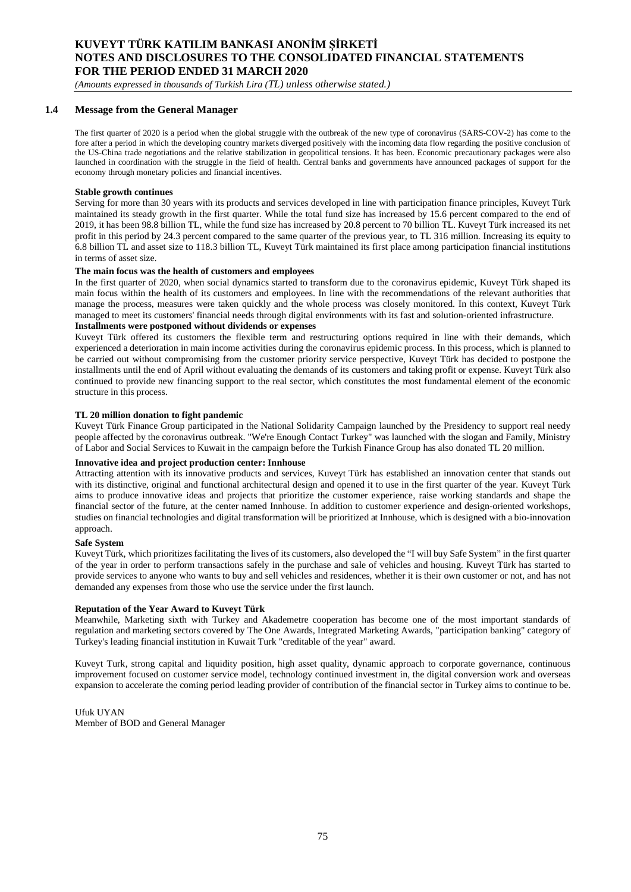## 1.4 Message from the General Manager

The first quarter of 2020 is a period when the global struggle with the outbreak of the new type of coronavirus (SARS-COV-2) has come to the fore after a period in which the developing country markets diverged positively with the incoming data flow regarding the positive conclusion of the US-China trade negotiations and the relative stabilization in geopolitical tensions. It has been. Economic precautionary packages were also launched in coordination with the struggle in the field of health. Central banks and governments have announced packages of support for the economy through monetary policies and financial incentives.

**Stable growth continues**

Serving for more than 30 years with its products and services developed in line with participation finance principles, Kuveyt Türk maintained its steady growth in the first quarter. While the total fund size has increased by 15.6 percent compared to the end of 2019, it has been 98.8 billion TL, while the fund size has increased by 20.8 percent to 70 billion TL. Kuveyt Türk increased its net profit in this period by 24.3 percent compared to the same quarter of the previous year, to TL 316 million. Increasing its equity to 6.8 billion TL and asset size to 118.3 billion TL, Kuveyt Türk maintained its first place among participation financial institutions in terms of asset size.

**The main focus was the health of customers and employees**

In the first quarter of 2020, when social dynamics started to transform due to the coronavirus epidemic, Kuveyt Türk shaped its main focus within the health of its customers and employees. In line with the recommendations of the relevant authorities that manage the process, measures were taken quickly and the whole process was closely monitored. In this context, Kuveyt Türk managed to meet its customers' financial needs through digital environments with its fast and solution-oriented infrastructure.

**Installments were postponed without dividends or expenses**

Kuveyt Türk offered its customers the flexible term and restructuring options required in line with their demands, which experienced a deterioration in main income activities during the coronavirus epidemic process. In this process, which is planned to be carried out without compromising from the customer priority service perspective, Kuveyt Türk has decided to postpone the installments until the end of April without evaluating the demands of its customers and taking profit or expense. Kuveyt Türk also continued to provide new financing support to the real sector, which constitutes the most fundamental element of the economic structure in this process.

**TL 20 million donation to fight pandemic**

Kuveyt Türk Finance Group participated in the National Solidarity Campaign launched by the Presidency to support real needy people affected by the coronavirus outbreak. "We're Enough Contact Turkey" was launched with the slogan and Family, Ministry of Labor and Social Services to Kuwait in the campaign before the Turkish Finance Group has also donated TL 20 million.

**Innovative idea and project production center: Innhouse**

Attracting attention with its innovative products and services, Kuveyt Türk has established an innovation center that stands out with its distinctive, original and functional architectural design and opened it to use in the first quarter of the year. Kuveyt Türk aims to produce innovative ideas and projects that prioritize the customer experience, raise working standards and shape the financial sector of the future, at the center named Innhouse. In addition to customer experience and design-oriented workshops, studies on financial technologies and digital transformation will be prioritized at Innhouse, which is designed with a bio-innovation approach.

**Safe System**

Kuveyt Türk, which prioritizes facilitating the lives of its customers, also developed the "I will buy Safe System" in the first quarter of the year in order to perform transactions safely in the purchase and sale of vehicles and housing. Kuveyt Türk has started to provide services to anyone who wants to buy and sell vehicles and residences, whether it is their own customer or not, and has not demanded any expenses from those who use the service under the first launch.

**Reputation of the Year Award to Kuveyt Türk**

Meanwhile, Marketing sixth with Turkey and Akademetre cooperation has become one of the most important standards of regulation and marketing sectors covered by The One Awards, Integrated Marketing Awards, "participation banking" category of Turkey's leading financial institution in Kuwait Turk "creditable of the year" award.

Kuveyt Turk, strong capital and liquidity position, high asset quality, dynamic approach to corporate governance, continuous improvement focused on customer service model, technology continued investment in, the digital conversion work and overseas expansion to accelerate the coming period leading provider of contribution of the financial sector in Turkey aims to continue to be.

Ufuk UYAN
Member of BOD and General Manager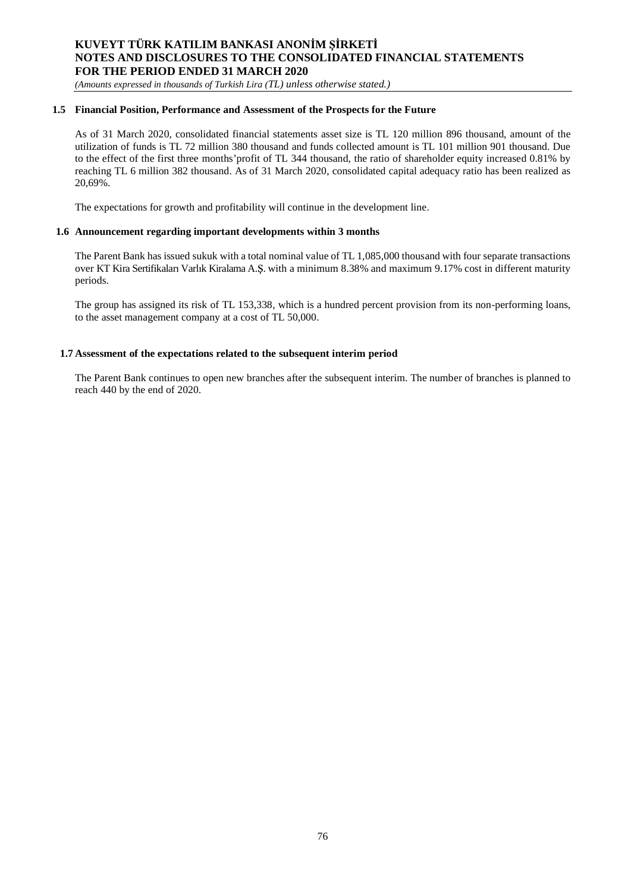### 1.5 Financial Position, Performance and Assessment of the Prospects for the Future

As of 31 March 2020, consolidated financial statements asset size is TL 120 million 896 thousand, amount of the utilization of funds is TL 72 million 380 thousand and funds collected amount is TL 101 million 901 thousand. Due to the effect of the first three months'profit of TL 344 thousand, the ratio of shareholder equity increased 0.81% by reaching TL 6 million 382 thousand. As of 31 March 2020, consolidated capital adequacy ratio has been realized as 20,69%.

The expectations for growth and profitability will continue in the development line.

### 1.6 Announcement regarding important developments within 3 months

The Parent Bank has issued sukuk with a total nominal value of TL 1,085,000 thousand with four separate transactions over KT Kira Sertifikaları Varlık Kiralama A.Ş. with a minimum 8.38% and maximum 9.17% cost in different maturity periods.

The group has assigned its risk of TL 153,338, which is a hundred percent provision from its non-performing loans, to the asset management company at a cost of TL 50,000.

### 1.7 Assessment of the expectations related to the subsequent interim period

The Parent Bank continues to open new branches after the subsequent interim. The number of branches is planned to reach 440 by the end of 2020.